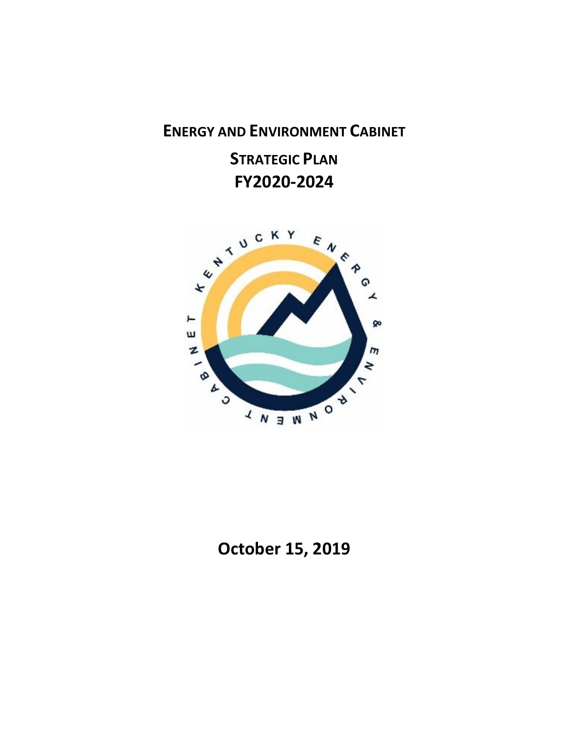# ENERGY AND ENVIRONMENT CABINET

## STRATEGIC PLAN
## FY2020-2024

**October 15, 2019**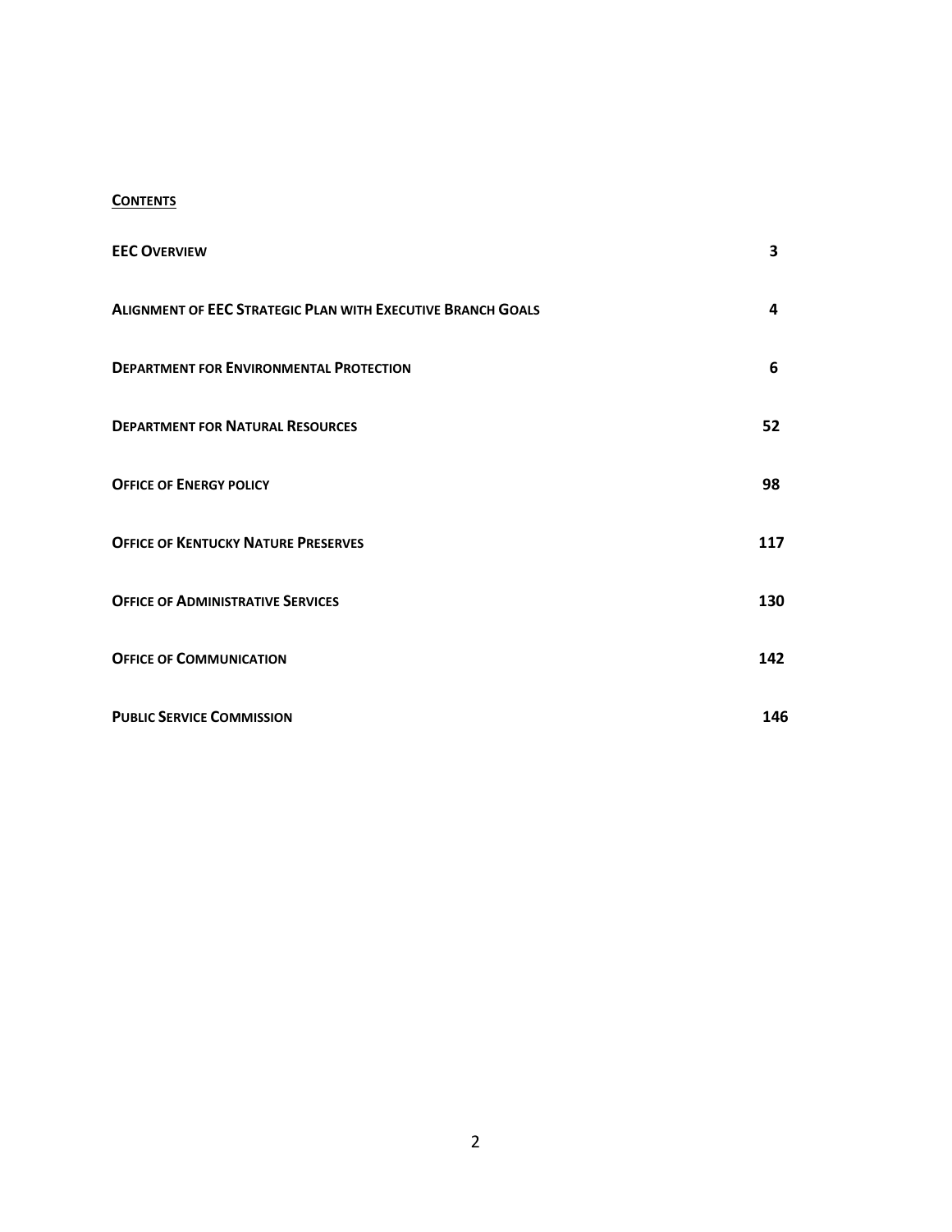**CONTENTS**

| | |
|---|---|
| **EEC OVERVIEW** | **3** |
| **ALIGNMENT OF EEC STRATEGIC PLAN WITH EXECUTIVE BRANCH GOALS** | **4** |
| **DEPARTMENT FOR ENVIRONMENTAL PROTECTION** | **6** |
| **DEPARTMENT FOR NATURAL RESOURCES** | **52** |
| **OFFICE OF ENERGY POLICY** | **98** |
| **OFFICE OF KENTUCKY NATURE PRESERVES** | **117** |
| **OFFICE OF ADMINISTRATIVE SERVICES** | **130** |
| **OFFICE OF COMMUNICATION** | **142** |
| **PUBLIC SERVICE COMMISSION** | **146** |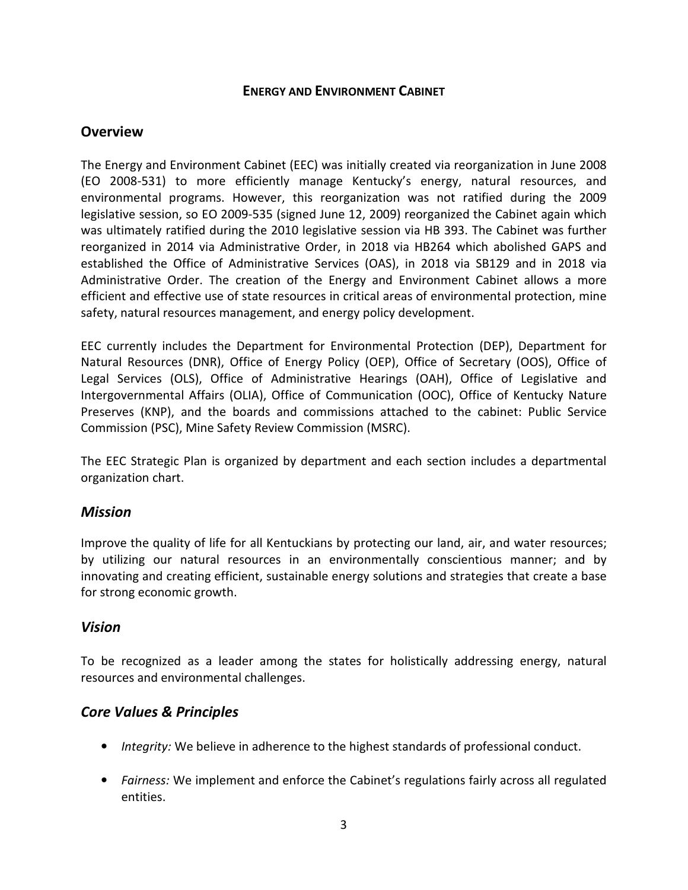# ENERGY AND ENVIRONMENT CABINET

## Overview

The Energy and Environment Cabinet (EEC) was initially created via reorganization in June 2008 (EO 2008-531) to more efficiently manage Kentucky's energy, natural resources, and environmental programs. However, this reorganization was not ratified during the 2009 legislative session, so EO 2009-535 (signed June 12, 2009) reorganized the Cabinet again which was ultimately ratified during the 2010 legislative session via HB 393. The Cabinet was further reorganized in 2014 via Administrative Order, in 2018 via HB264 which abolished GAPS and established the Office of Administrative Services (OAS), in 2018 via SB129 and in 2018 via Administrative Order. The creation of the Energy and Environment Cabinet allows a more efficient and effective use of state resources in critical areas of environmental protection, mine safety, natural resources management, and energy policy development.

EEC currently includes the Department for Environmental Protection (DEP), Department for Natural Resources (DNR), Office of Energy Policy (OEP), Office of Secretary (OOS), Office of Legal Services (OLS), Office of Administrative Hearings (OAH), Office of Legislative and Intergovernmental Affairs (OLIA), Office of Communication (OOC), Office of Kentucky Nature Preserves (KNP), and the boards and commissions attached to the cabinet: Public Service Commission (PSC), Mine Safety Review Commission (MSRC).

The EEC Strategic Plan is organized by department and each section includes a departmental organization chart.

## *Mission*

Improve the quality of life for all Kentuckians by protecting our land, air, and water resources; by utilizing our natural resources in an environmentally conscientious manner; and by innovating and creating efficient, sustainable energy solutions and strategies that create a base for strong economic growth.

## *Vision*

To be recognized as a leader among the states for holistically addressing energy, natural resources and environmental challenges.

## *Core Values & Principles*

- *Integrity:* We believe in adherence to the highest standards of professional conduct.
- *Fairness:* We implement and enforce the Cabinet's regulations fairly across all regulated entities.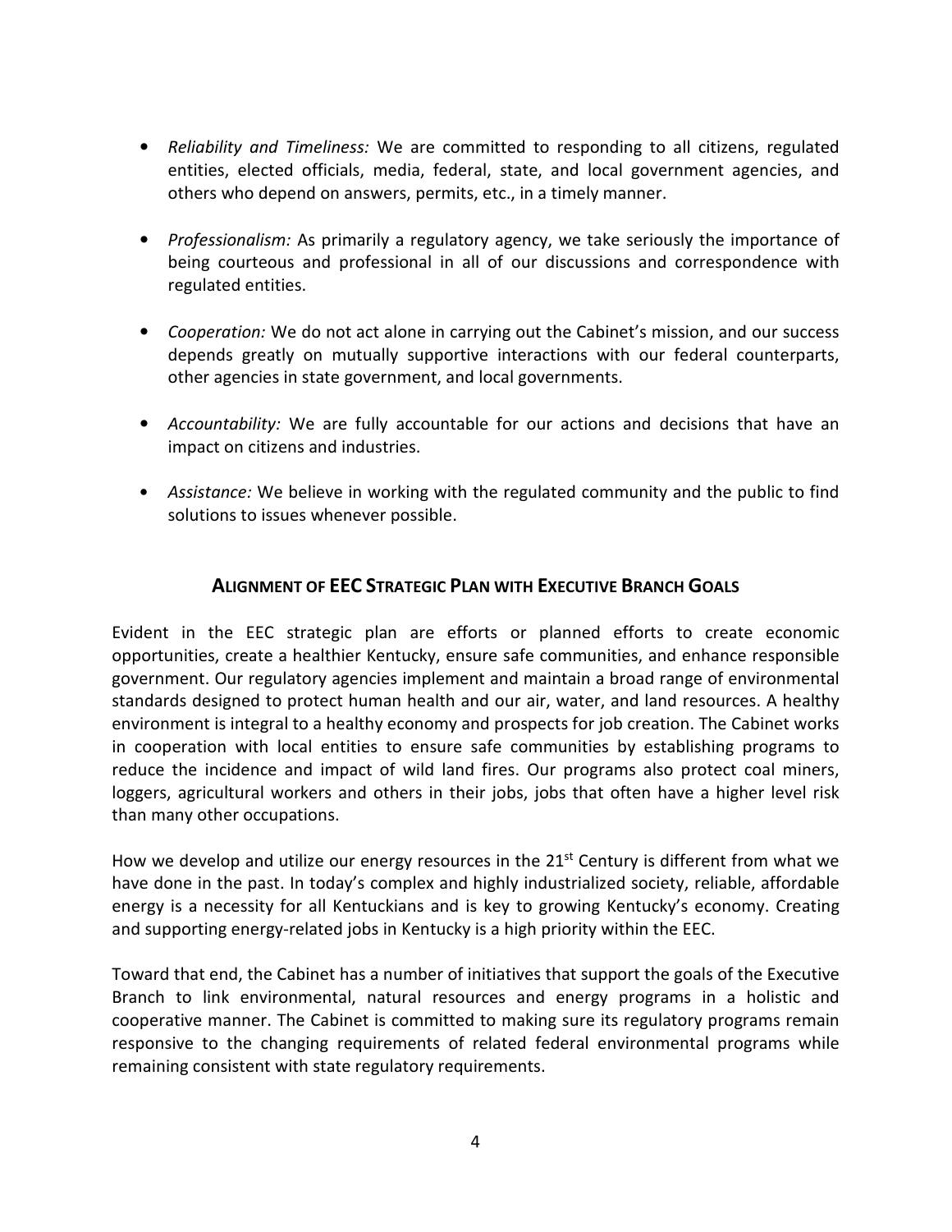- *Reliability and Timeliness:* We are committed to responding to all citizens, regulated entities, elected officials, media, federal, state, and local government agencies, and others who depend on answers, permits, etc., in a timely manner.

- *Professionalism:* As primarily a regulatory agency, we take seriously the importance of being courteous and professional in all of our discussions and correspondence with regulated entities.

- *Cooperation:* We do not act alone in carrying out the Cabinet's mission, and our success depends greatly on mutually supportive interactions with our federal counterparts, other agencies in state government, and local governments.

- *Accountability:* We are fully accountable for our actions and decisions that have an impact on citizens and industries.

- *Assistance:* We believe in working with the regulated community and the public to find solutions to issues whenever possible.

## ALIGNMENT OF EEC STRATEGIC PLAN WITH EXECUTIVE BRANCH GOALS

Evident in the EEC strategic plan are efforts or planned efforts to create economic opportunities, create a healthier Kentucky, ensure safe communities, and enhance responsible government. Our regulatory agencies implement and maintain a broad range of environmental standards designed to protect human health and our air, water, and land resources. A healthy environment is integral to a healthy economy and prospects for job creation. The Cabinet works in cooperation with local entities to ensure safe communities by establishing programs to reduce the incidence and impact of wild land fires. Our programs also protect coal miners, loggers, agricultural workers and others in their jobs, jobs that often have a higher level risk than many other occupations.

How we develop and utilize our energy resources in the 21st Century is different from what we have done in the past. In today's complex and highly industrialized society, reliable, affordable energy is a necessity for all Kentuckians and is key to growing Kentucky's economy. Creating and supporting energy-related jobs in Kentucky is a high priority within the EEC.

Toward that end, the Cabinet has a number of initiatives that support the goals of the Executive Branch to link environmental, natural resources and energy programs in a holistic and cooperative manner. The Cabinet is committed to making sure its regulatory programs remain responsive to the changing requirements of related federal environmental programs while remaining consistent with state regulatory requirements.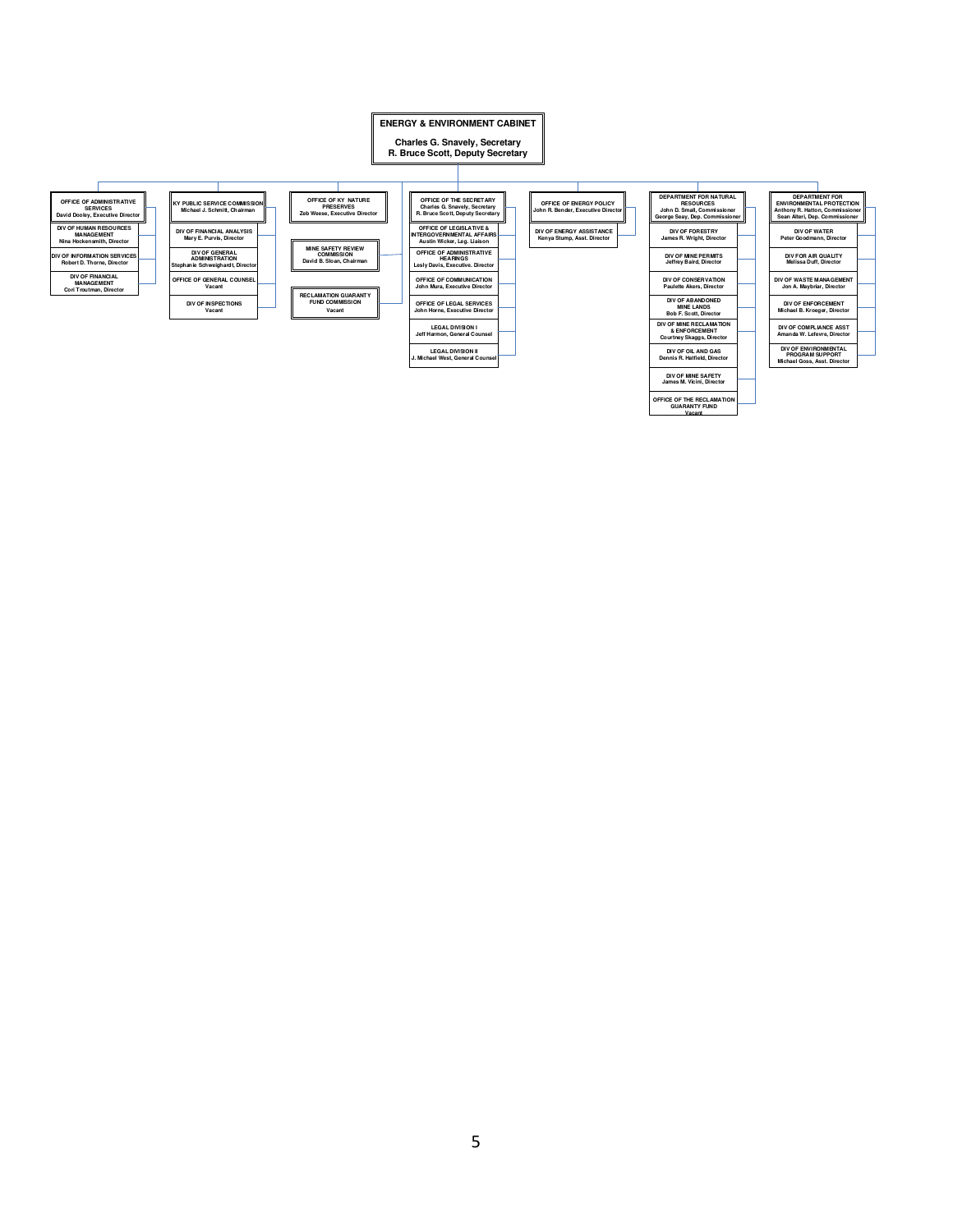# ENERGY & ENVIRONMENT CABINET

**Charles G. Snavely, Secretary**
**R. Bruce Scott, Deputy Secretary**

## OFFICE OF ADMINISTRATIVE SERVICES
David Dooley, Executive Director

- DIV OF HUMAN RESOURCES MANAGEMENT — Nina Hockensmith, Director
- DIV OF INFORMATION SERVICES — Robert D. Thorne, Director
- DIV OF FINANCIAL MANAGEMENT — Cori Troutman, Director

## KY PUBLIC SERVICE COMMISSION
Michael J. Schmitt, Chairman

- DIV OF FINANCIAL ANALYSIS — Mary E. Purvis, Director
- DIV OF GENERAL ADMINISTRATION — Stephanie Schweighardt, Director
- OFFICE OF GENERAL COUNSEL — Vacant
- DIV OF INSPECTIONS — Vacant

## OFFICE OF KY NATURE PRESERVES
Zeb Weese, Executive Director

## MINE SAFETY REVIEW COMMISSION
David B. Sloan, Chairman

## RECLAMATION GUARANTY FUND COMMISSION
Vacant

## OFFICE OF THE SECRETARY
Charles G. Snavely, Secretary
R. Bruce Scott, Deputy Secretary

- OFFICE OF LEGISLATIVE & INTERGOVERNMENTAL AFFAIRS — Austin Wicker, Leg. Liaison
- OFFICE OF ADMINISTRATIVE HEARINGS — Lesly Davis, Executive. Director
- OFFICE OF COMMUNICATION — John Mura, Executive Director
- OFFICE OF LEGAL SERVICES — John Horne, Executive Director
- LEGAL DIVISION I — Jeff Harmon, General Counsel
- LEGAL DIVISION II — J. Michael West, General Counsel

## OFFICE OF ENERGY POLICY
John R. Bender, Executive Director

- DIV OF ENERGY ASSISTANCE — Kenya Stump, Asst. Director

## DEPARTMENT FOR NATURAL RESOURCES
John D. Small, Commissioner
George Seay, Dep. Commissioner

- DIV OF FORESTRY — James R. Wright, Director
- DIV OF MINE PERMITS — Jeffrey Baird, Director
- DIV OF CONSERVATION — Paulette Akers, Director
- DIV OF ABANDONED MINE LANDS — Bob F. Scott, Director
- DIV OF MINE RECLAMATION & ENFORCEMENT — Courtney Skaggs, Director
- DIV OF OIL AND GAS — Dennis R. Hatfield, Director
- DIV OF MINE SAFETY — James M. Vicini, Director
- OFFICE OF THE RECLAMATION GUARANTY FUND — Vacant

## DEPARTMENT FOR ENVIRONMENTAL PROTECTION
Anthony R. Hatton, Commissioner
Sean Alteri, Dep. Commissioner

- DIV OF WATER — Peter Goodmann, Director
- DIV FOR AIR QUALITY — Melissa Duff, Director
- DIV OF WASTE MANAGEMENT — Jon A. Maybriar, Director
- DIV OF ENFORCEMENT — Michael B. Kroeger, Director
- DIV OF COMPLIANCE ASST — Amanda W. Lefevre, Director
- DIV OF ENVIRONMENTAL PROGRAM SUPPORT — Michael Goss, Asst. Director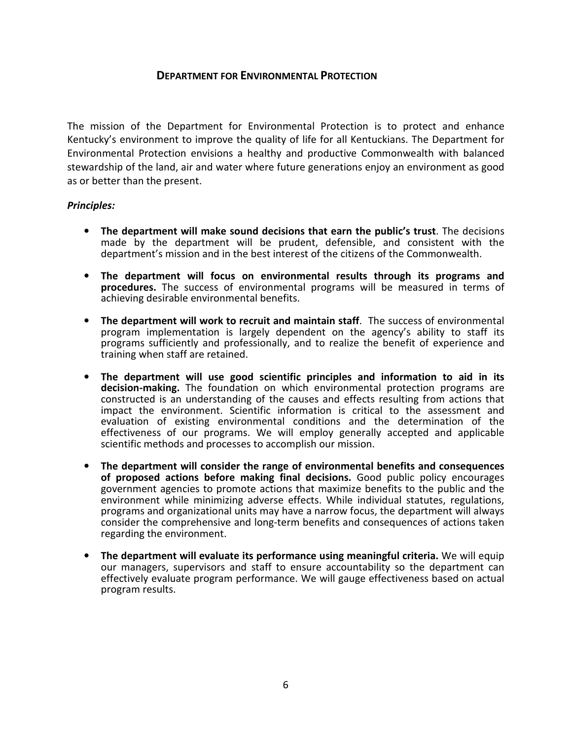## DEPARTMENT FOR ENVIRONMENTAL PROTECTION

The mission of the Department for Environmental Protection is to protect and enhance Kentucky's environment to improve the quality of life for all Kentuckians. The Department for Environmental Protection envisions a healthy and productive Commonwealth with balanced stewardship of the land, air and water where future generations enjoy an environment as good as or better than the present.

***Principles:***

- **The department will make sound decisions that earn the public's trust**. The decisions made by the department will be prudent, defensible, and consistent with the department's mission and in the best interest of the citizens of the Commonwealth.

- **The department will focus on environmental results through its programs and procedures.** The success of environmental programs will be measured in terms of achieving desirable environmental benefits.

- **The department will work to recruit and maintain staff**. The success of environmental program implementation is largely dependent on the agency's ability to staff its programs sufficiently and professionally, and to realize the benefit of experience and training when staff are retained.

- **The department will use good scientific principles and information to aid in its decision-making.** The foundation on which environmental protection programs are constructed is an understanding of the causes and effects resulting from actions that impact the environment. Scientific information is critical to the assessment and evaluation of existing environmental conditions and the determination of the effectiveness of our programs. We will employ generally accepted and applicable scientific methods and processes to accomplish our mission.

- **The department will consider the range of environmental benefits and consequences of proposed actions before making final decisions.** Good public policy encourages government agencies to promote actions that maximize benefits to the public and the environment while minimizing adverse effects. While individual statutes, regulations, programs and organizational units may have a narrow focus, the department will always consider the comprehensive and long-term benefits and consequences of actions taken regarding the environment.

- **The department will evaluate its performance using meaningful criteria.** We will equip our managers, supervisors and staff to ensure accountability so the department can effectively evaluate program performance. We will gauge effectiveness based on actual program results.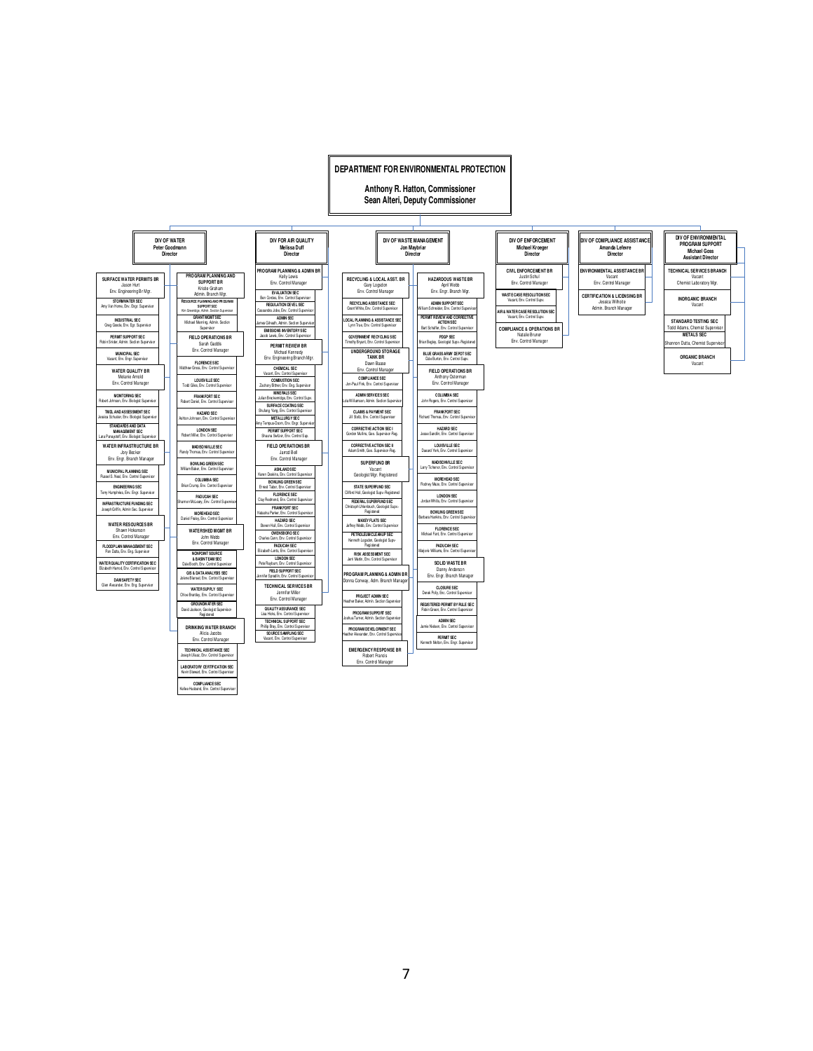# DEPARTMENT FOR ENVIRONMENTAL PROTECTION

**Anthony R. Hatton, Commissioner**
**Sean Alteri, Deputy Commissioner**

## DIV OF WATER
**Peter Goodmann, Director**

- **SURFACE WATER PERMITS BR** – Jason Hurt, Env. Engineering Br Mgr.
  - STORMWATER SEC – Amy Van Horne, Env. Engr. Supervisor
  - INDUSTRIAL SEC – Greg Goode, Env. Engr. Supervisor
  - PERMIT SUPPORT SEC – Robin Snyder, Admin. Section Supervisor
  - MUNICIPAL SEC – Vacant, Env. Engr. Supervisor
- **WATER QUALITY BR** – Melanie Arnold, Env. Control Manager
  - MONITORING SEC – Robert Johnson, Env. Biologist Supervisor
  - TMDL AND ASSESSMENT SEC – Jessica Schuster, Env. Biologist Supervisor
  - STANDARDS AND DATA MANAGEMENT SEC – Lara Panayotoff, Env. Biologist Supervisor
- **WATER INFRASTRUCTURE BR** – Jory Becker, Env. Engr. Branch Manager
  - MUNICIPAL PLANNING SEC – Russell S. Neal, Env. Control Supervisor
  - ENGINEERING SEC – Terry Humphries, Env. Engr. Supervisor
  - INFRASTRUCTURE FUNDING SEC – Joseph Griffin, Admin Sec. Supervisor
- **WATER RESOURCES BR** – Shawn Hokanson, Env. Control Manager
  - FLOODPLAIN MANAGEMENT SEC – Ron Dutta, Env. Eng. Supervisor
  - WATER QUALITY CERTIFICATION SEC – Elizabeth Harrod, Env. Control Supervisor
  - DAM SAFETY SEC – Glen Alexander, Env. Eng. Supervisor
- **PROGRAM PLANNING AND SUPPORT BR** – Kristie Graham, Admin. Branch Mgr.
  - RESOURCE PLANNING AND PROGRAM SUPPORT SEC – Kim Greenidge, Admin. Section Supervisor
  - GRANT MGMT SEC – Michael Manning, Admin. Section Supervisor
- **FIELD OPERATIONS BR** – Sarah Gaddis, Env. Control Manager
  - FLORENCE SEC – Matthew Gross, Env. Control Supervisor
  - LOUISVILLE SEC – Todd Giles, Env. Control Supervisor
  - FRANKFORT SEC – Robert Daniel, Env. Control Supervisor
  - HAZARD SEC – Ashton Johnson, Env. Control Supervisor
  - LONDON SEC – Robert Miller, Env. Control Supervisor
  - MADISONVILLE SEC – Randy Thomas, Env. Control Supervisor
  - BOWLING GREEN SEC – William Baker, Env. Control Supervisor
  - COLUMBIA SEC – Brian Crump, Env. Control Supervisor
  - PADUCAH SEC – Shannon McLeary, Env. Control Supervisor
  - MOREHEAD SEC – Daniel Fraley, Env. Control Supervisor
- **WATERSHED MGMT BR** – John Webb, Env. Control Manager
  - NONPOINT SOURCE & BASIN TEAM SEC – Dale Booth, Env. Control Supervisor
  - GIS & DATA ANALYSIS SEC – Jolene Blanset, Env. Control Supervisor
  - WATER SUPPLY SEC – Chloe Brantley, Env. Control Supervisor
  - GROUNDWATER SEC – David Jackson, Geologist Supervisor-Registered
- **DRINKING WATER BRANCH** – Alicia Jacobs, Env. Control Manager
  - TECHNICAL ASSISTANCE SEC – Joseph Ulasz, Env. Control Supervisor
  - LABORATORY CERTIFICATION SEC – Kevin Stewart, Env. Control Supervisor
  - COMPLIANCE SEC – Kellee Husband, Env. Control Supervisor

## DIV FOR AIR QUALITY
**Melissa Duff, Director**

- **PROGRAM PLANNING & ADMIN BR** – Kelly Lewis, Env. Control Manager
  - EVALUATION SEC – Ben Cordes, Env. Control Supervisor
  - REGULATION DEVEL SEC – Cassandra Jobe, Env. Control Supervisor
  - ADMIN SEC – James Gilreath, Admin. Section Supervisor
  - EMISSIONS INVENTORY SEC – Jacob Lewis, Env. Control Supervisor
- **PERMIT REVIEW BR** – Michael Kennedy, Env. Engineering Branch Mgr.
  - CHEMICAL SEC – Vacant, Env. Control Supervisor
  - COMBUSTION SEC – Zachary Bittner, Env. Eng. Supervisor
  - MINERALS SEC – Julian Breckenridge, Env. Control Supv.
  - SURFACE COATING SEC – Shuliang Yang, Env. Control Supervisor
  - METALLURGY SEC – Amy Tempus-Doom, Env. Engr. Supervisor
  - PERMIT SUPPORT SEC – Shauna Seltzer, Env. Control Sup.
- **FIELD OPERATIONS BR** – Jarrod Bell, Env. Control Manager
  - ASHLAND SEC – Karen Deakins, Env. Control Supervisor
  - BOWLING GREEN SEC – Ernest Tabor, Env. Control Supervisor
  - FLORENCE SEC – Clay Redmond, Env. Control Supervisor
  - FRANKFORT SEC – Natasha Parker, Env. Control Supervisor
  - HAZARD SEC – Steven Hall, Env. Control Supervisor
  - OWENSBORO SEC – Charles Cann, Env. Control Supervisor
  - PADUCAH SEC – Elizabeth Lents, Env. Control Supervisor
  - LONDON SEC – Pete Rayburn, Env. Control Supervisor
  - FIELD SUPPORT SEC – Jennifer Spradlin, Env. Control Supervisor
- **TECHNICAL SERVICES BR** – Jennifer Miller, Env. Control Manager
  - QUALITY ASSURANCE SEC – Lisa Hicks, Env. Control Supervisor
  - TECHNICAL SUPPORT SEC – Phillip Bray, Env. Control Supervisor
  - SOURCE SAMPLING SEC – Vacant, Env. Control Supervisor

## DIV OF WASTE MANAGEMENT
**Jon Maybriar, Director**

- **RECYCLING & LOCAL ASST. BR** – Gary Logsdon, Env. Control Manager
  - RECYCLING ASSISTANCE SEC – Grant White, Env. Control Supervisor
  - LOCAL PLANNING & ASSISTANCE SEC – Lynn True, Env. Control Supervisor
  - GOVERNMENT RECYCLING SEC – Timothy Bryant, Env. Control Supervisor
- **UNDERGROUND STORAGE TANK BR** – Dawn Blaise, Env. Control Manager
  - COMPLIANCE SEC – Jon-Paul Fink, Env. Control Supervisor
  - ADMIN SERVICES SEC – Lola Williamson, Admin. Section Supervisor
  - CLAIMS & PAYMENT SEC – Jill Stoltz, Env. Control Supervisor
  - CORRECTIVE ACTION SEC I – Gordon Mullins, Geo. Supervisor-Reg.
  - CORRECTIVE ACTION SEC II – Adam Smith, Geo. Supervisor-Reg.
- **SUPERFUND BR** – Vacant, Geologist Mgr. Registered
  - STATE SUPERFUND SEC – Clifford Hall, Geologist Supv.-Registered
  - FEDERAL SUPERFUND SEC – Christoph Uhlenbruch, Geologist Supv.-Registered
  - MAXEY FLATS SEC – Jeffrey Webb, Env. Control Supervisor
  - PETROLEUM CLEANUP SEC – Kenneth Logsdon, Geologist Supv-Registered
  - RISK ASSESSMENT SEC – Jerri Martin, Env. Control Supervisor
- **PROGRAM PLANNING & ADMIN BR** – Donna Conway, Adm. Branch Manager
  - PROJECT ADMIN SEC – Heather Baker, Admin. Section Supervisor
  - PROGRAM SUPPORT SEC – Joshua Turner, Admin. Section Supervisor
  - PROGRAM DEVELOPMENT SEC – Heather Alexander, Env. Control Supervisor
- **EMERGENCY RESPONSE BR** – Robert Francis, Env. Control Manager
- **HAZARDOUS WASTE BR** – April Webb, Env. Engr. Branch Mgr.
  - ADMIN SUPPORT SEC – William Schneider, Env. Control Supervisor
  - PERMIT REVIEW AND CORRECTIVE ACTION SEC – Bart Schaffer, Env. Control Supervisor
  - PDGP SEC – Brian Begley, Geologist Supv.-Registered
  - BLUE GRASS ARMY DEPOT SEC – Cale Burton, Env. Control Supv.
- **FIELD OPERATIONS BR** – Anthony Osterman, Env. Control Manager
  - COLUMBIA SEC – John Rogers, Env. Control Supervisor
  - FRANKFORT SEC – Richard Thomas, Env. Control Supervisor
  - HAZARD SEC – Jesse Sandlin, Env. Control Supervisor
  - LOUISVILLE SEC – Daniel York, Env. Control Supervisor
  - MADISONVILLE SEC – Larry Tichenor, Env. Control Supervisor
  - MOREHEAD SEC – Rodney Maze, Env. Control Supervisor
  - LONDON SEC – Jordan White, Env. Control Supervisor
  - BOWLING GREEN SEC – Barbara Hawkins, Env. Control Supervisor
  - FLORENCE SEC – Michael Fant, Env. Control Supervisor
  - PADUCAH SEC – Marjorie Williams, Env. Control Supervisor
- **SOLID WASTE BR** – Danny Anderson, Env. Engr. Branch Manager
  - CLOSURE SEC – Derek Polly, Env. Control Supervisor
  - REGISTERED PERMIT BY RULE SEC – Robin Green, Env. Control Supervisor
  - ADMIN SEC – Jamie Nielsen, Env. Control Supervisor
  - PERMIT SEC – Kenneth Melton, Env. Engr. Supervisor

## DIV OF ENFORCEMENT
**Michael Kroeger, Director**

- **CIVIL ENFORCEMENT BR** – Justin Schul, Env. Control Manager
  - WASTE CASE RESOLUTION SEC – Vacant, Env. Control Supv.
  - AIR & WATER CASE RESOLUTION SEC – Vacant, Env. Control Supv.
- **COMPLIANCE & OPERATIONS BR** – Natalie Bruner, Env. Control Manager

## DIV OF COMPLIANCE ASSISTANCE
**Amanda Lefevre, Director**

- **ENVIRONMENTAL ASSISTANCE BR** – Vacant, Env. Control Manager
- **CERTIFICATION & LICENSING BR** – Jessica Wilhoite, Admin. Branch Manager

## DIV OF ENVIRONMENTAL PROGRAM SUPPORT
**Michael Goss, Assistant Director**

- **TECHNICAL SERVICES BRANCH** – Vacant, Chemist Laboratory Mgr.
- **INORGANIC BRANCH** – Vacant
  - STANDARD TESTING SEC – Todd Adams, Chemist Supervisor
  - METALS SEC – Shannon Dutta, Chemist Supervisor
- **ORGANIC BRANCH** – Vacant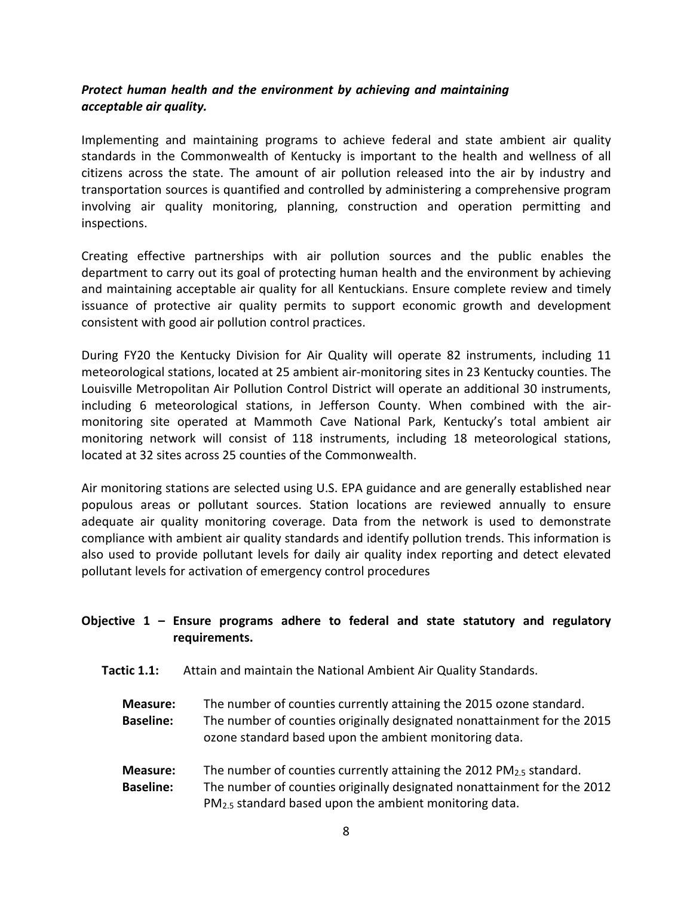***Protect human health and the environment by achieving and maintaining acceptable air quality.***

Implementing and maintaining programs to achieve federal and state ambient air quality standards in the Commonwealth of Kentucky is important to the health and wellness of all citizens across the state. The amount of air pollution released into the air by industry and transportation sources is quantified and controlled by administering a comprehensive program involving air quality monitoring, planning, construction and operation permitting and inspections.

Creating effective partnerships with air pollution sources and the public enables the department to carry out its goal of protecting human health and the environment by achieving and maintaining acceptable air quality for all Kentuckians. Ensure complete review and timely issuance of protective air quality permits to support economic growth and development consistent with good air pollution control practices.

During FY20 the Kentucky Division for Air Quality will operate 82 instruments, including 11 meteorological stations, located at 25 ambient air-monitoring sites in 23 Kentucky counties. The Louisville Metropolitan Air Pollution Control District will operate an additional 30 instruments, including 6 meteorological stations, in Jefferson County. When combined with the air-monitoring site operated at Mammoth Cave National Park, Kentucky's total ambient air monitoring network will consist of 118 instruments, including 18 meteorological stations, located at 32 sites across 25 counties of the Commonwealth.

Air monitoring stations are selected using U.S. EPA guidance and are generally established near populous areas or pollutant sources. Station locations are reviewed annually to ensure adequate air quality monitoring coverage. Data from the network is used to demonstrate compliance with ambient air quality standards and identify pollution trends. This information is also used to provide pollutant levels for daily air quality index reporting and detect elevated pollutant levels for activation of emergency control procedures

**Objective 1 – Ensure programs adhere to federal and state statutory and regulatory requirements.**

**Tactic 1.1:** Attain and maintain the National Ambient Air Quality Standards.

**Measure:** The number of counties currently attaining the 2015 ozone standard.
**Baseline:** The number of counties originally designated nonattainment for the 2015 ozone standard based upon the ambient monitoring data.

**Measure:** The number of counties currently attaining the 2012 $PM_{2.5}$ standard.
**Baseline:** The number of counties originally designated nonattainment for the 2012 $PM_{2.5}$ standard based upon the ambient monitoring data.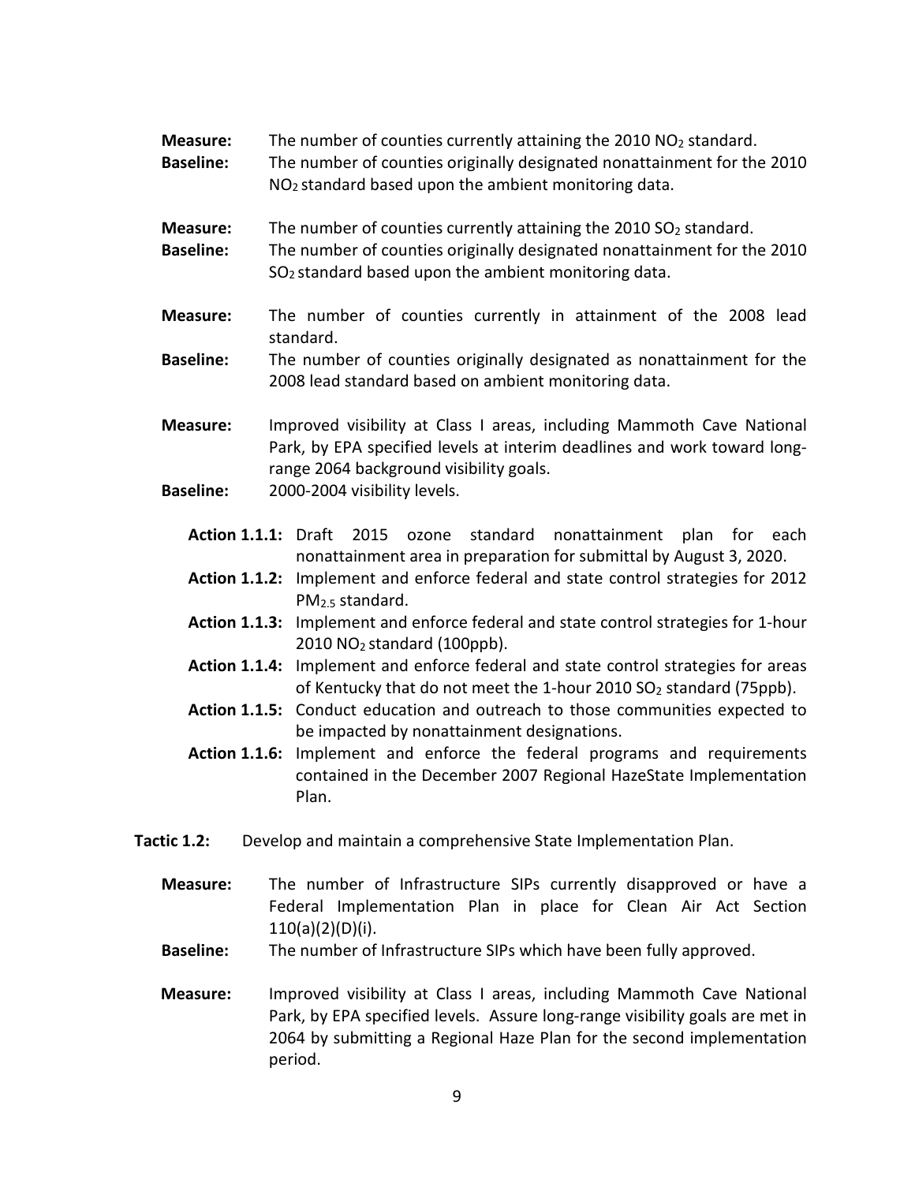**Measure:** The number of counties currently attaining the 2010 $NO_2$ standard.

**Baseline:** The number of counties originally designated nonattainment for the 2010 $NO_2$ standard based upon the ambient monitoring data.

**Measure:** The number of counties currently attaining the 2010 $SO_2$ standard.

**Baseline:** The number of counties originally designated nonattainment for the 2010 $SO_2$ standard based upon the ambient monitoring data.

**Measure:** The number of counties currently in attainment of the 2008 lead standard.

**Baseline:** The number of counties originally designated as nonattainment for the 2008 lead standard based on ambient monitoring data.

**Measure:** Improved visibility at Class I areas, including Mammoth Cave National Park, by EPA specified levels at interim deadlines and work toward long-range 2064 background visibility goals.

**Baseline:** 2000-2004 visibility levels.

**Action 1.1.1:** Draft 2015 ozone standard nonattainment plan for each nonattainment area in preparation for submittal by August 3, 2020.

**Action 1.1.2:** Implement and enforce federal and state control strategies for 2012 $PM_{2.5}$ standard.

**Action 1.1.3:** Implement and enforce federal and state control strategies for 1-hour 2010 $NO_2$ standard (100ppb).

**Action 1.1.4:** Implement and enforce federal and state control strategies for areas of Kentucky that do not meet the 1-hour 2010 $SO_2$ standard (75ppb).

**Action 1.1.5:** Conduct education and outreach to those communities expected to be impacted by nonattainment designations.

**Action 1.1.6:** Implement and enforce the federal programs and requirements contained in the December 2007 Regional HazeState Implementation Plan.

**Tactic 1.2:** Develop and maintain a comprehensive State Implementation Plan.

**Measure:** The number of Infrastructure SIPs currently disapproved or have a Federal Implementation Plan in place for Clean Air Act Section 110(a)(2)(D)(i).

**Baseline:** The number of Infrastructure SIPs which have been fully approved.

**Measure:** Improved visibility at Class I areas, including Mammoth Cave National Park, by EPA specified levels. Assure long-range visibility goals are met in 2064 by submitting a Regional Haze Plan for the second implementation period.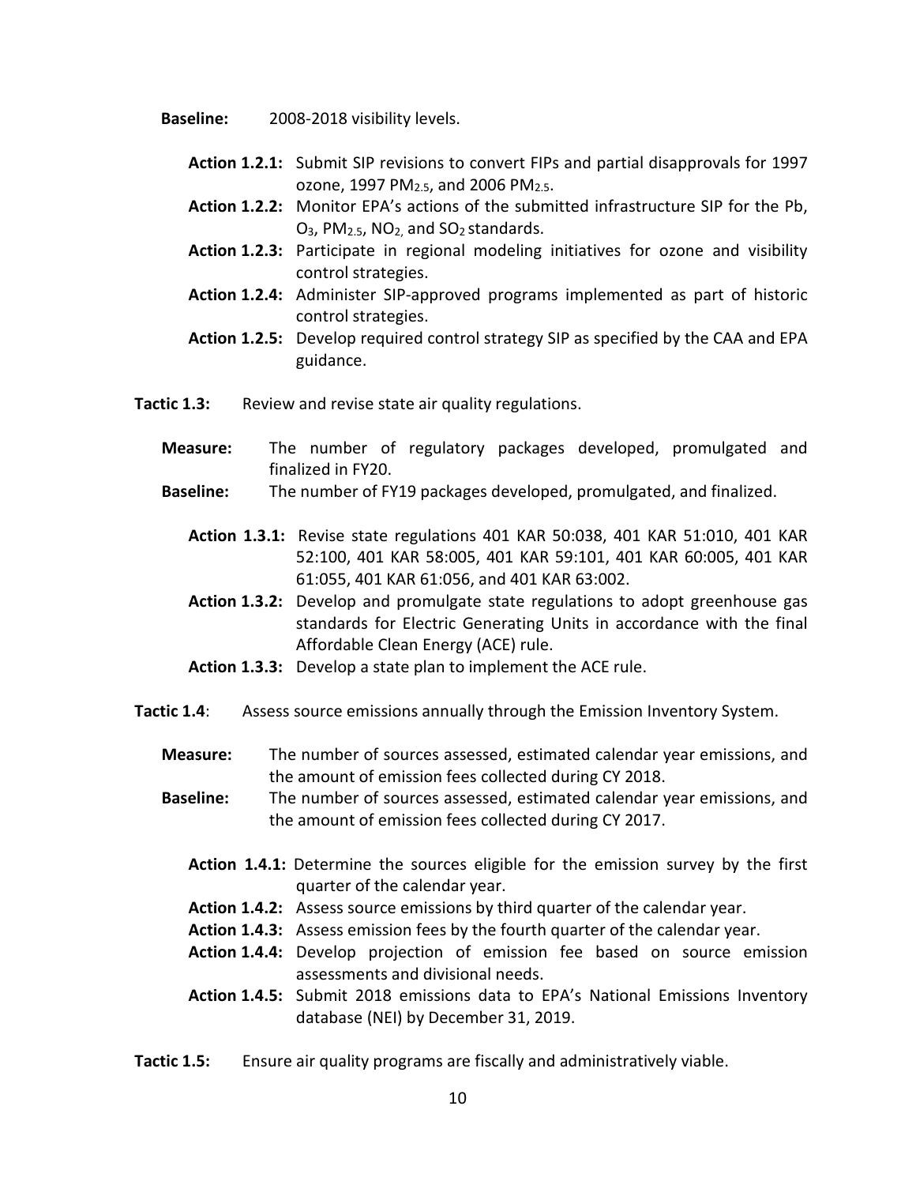**Baseline:** 2008-2018 visibility levels.

**Action 1.2.1:** Submit SIP revisions to convert FIPs and partial disapprovals for 1997 ozone, 1997 $PM_{2.5}$, and 2006 $PM_{2.5}$.

**Action 1.2.2:** Monitor EPA's actions of the submitted infrastructure SIP for the Pb, $O_3$, $PM_{2.5}$, $NO_2$, and $SO_2$ standards.

**Action 1.2.3:** Participate in regional modeling initiatives for ozone and visibility control strategies.

**Action 1.2.4:** Administer SIP-approved programs implemented as part of historic control strategies.

**Action 1.2.5:** Develop required control strategy SIP as specified by the CAA and EPA guidance.

**Tactic 1.3:** Review and revise state air quality regulations.

**Measure:** The number of regulatory packages developed, promulgated and finalized in FY20.

**Baseline:** The number of FY19 packages developed, promulgated, and finalized.

**Action 1.3.1:** Revise state regulations 401 KAR 50:038, 401 KAR 51:010, 401 KAR 52:100, 401 KAR 58:005, 401 KAR 59:101, 401 KAR 60:005, 401 KAR 61:055, 401 KAR 61:056, and 401 KAR 63:002.

**Action 1.3.2:** Develop and promulgate state regulations to adopt greenhouse gas standards for Electric Generating Units in accordance with the final Affordable Clean Energy (ACE) rule.

**Action 1.3.3:** Develop a state plan to implement the ACE rule.

**Tactic 1.4**: Assess source emissions annually through the Emission Inventory System.

**Measure:** The number of sources assessed, estimated calendar year emissions, and the amount of emission fees collected during CY 2018.

**Baseline:** The number of sources assessed, estimated calendar year emissions, and the amount of emission fees collected during CY 2017.

**Action 1.4.1:** Determine the sources eligible for the emission survey by the first quarter of the calendar year.

**Action 1.4.2:** Assess source emissions by third quarter of the calendar year.

**Action 1.4.3:** Assess emission fees by the fourth quarter of the calendar year.

**Action 1.4.4:** Develop projection of emission fee based on source emission assessments and divisional needs.

**Action 1.4.5:** Submit 2018 emissions data to EPA's National Emissions Inventory database (NEI) by December 31, 2019.

**Tactic 1.5:** Ensure air quality programs are fiscally and administratively viable.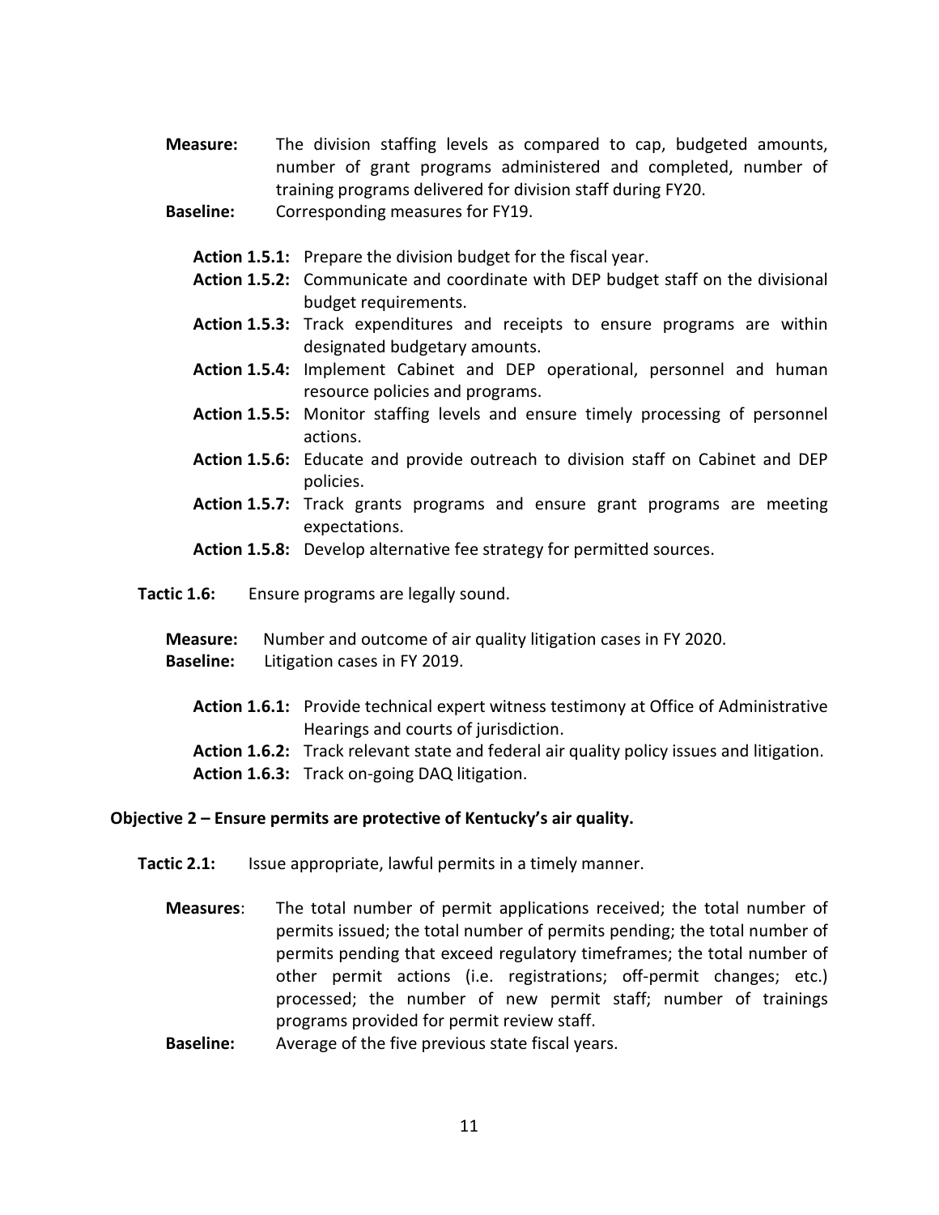**Measure:** The division staffing levels as compared to cap, budgeted amounts, number of grant programs administered and completed, number of training programs delivered for division staff during FY20.

**Baseline:** Corresponding measures for FY19.

- **Action 1.5.1:** Prepare the division budget for the fiscal year.
- **Action 1.5.2:** Communicate and coordinate with DEP budget staff on the divisional budget requirements.
- **Action 1.5.3:** Track expenditures and receipts to ensure programs are within designated budgetary amounts.
- **Action 1.5.4:** Implement Cabinet and DEP operational, personnel and human resource policies and programs.
- **Action 1.5.5:** Monitor staffing levels and ensure timely processing of personnel actions.
- **Action 1.5.6:** Educate and provide outreach to division staff on Cabinet and DEP policies.
- **Action 1.5.7:** Track grants programs and ensure grant programs are meeting expectations.
- **Action 1.5.8:** Develop alternative fee strategy for permitted sources.

**Tactic 1.6:** Ensure programs are legally sound.

**Measure:** Number and outcome of air quality litigation cases in FY 2020.

**Baseline:** Litigation cases in FY 2019.

- **Action 1.6.1:** Provide technical expert witness testimony at Office of Administrative Hearings and courts of jurisdiction.
- **Action 1.6.2:** Track relevant state and federal air quality policy issues and litigation.
- **Action 1.6.3:** Track on-going DAQ litigation.

### Objective 2 – Ensure permits are protective of Kentucky's air quality.

**Tactic 2.1:** Issue appropriate, lawful permits in a timely manner.

**Measures**: The total number of permit applications received; the total number of permits issued; the total number of permits pending; the total number of permits pending that exceed regulatory timeframes; the total number of other permit actions (i.e. registrations; off-permit changes; etc.) processed; the number of new permit staff; number of trainings programs provided for permit review staff.

**Baseline:** Average of the five previous state fiscal years.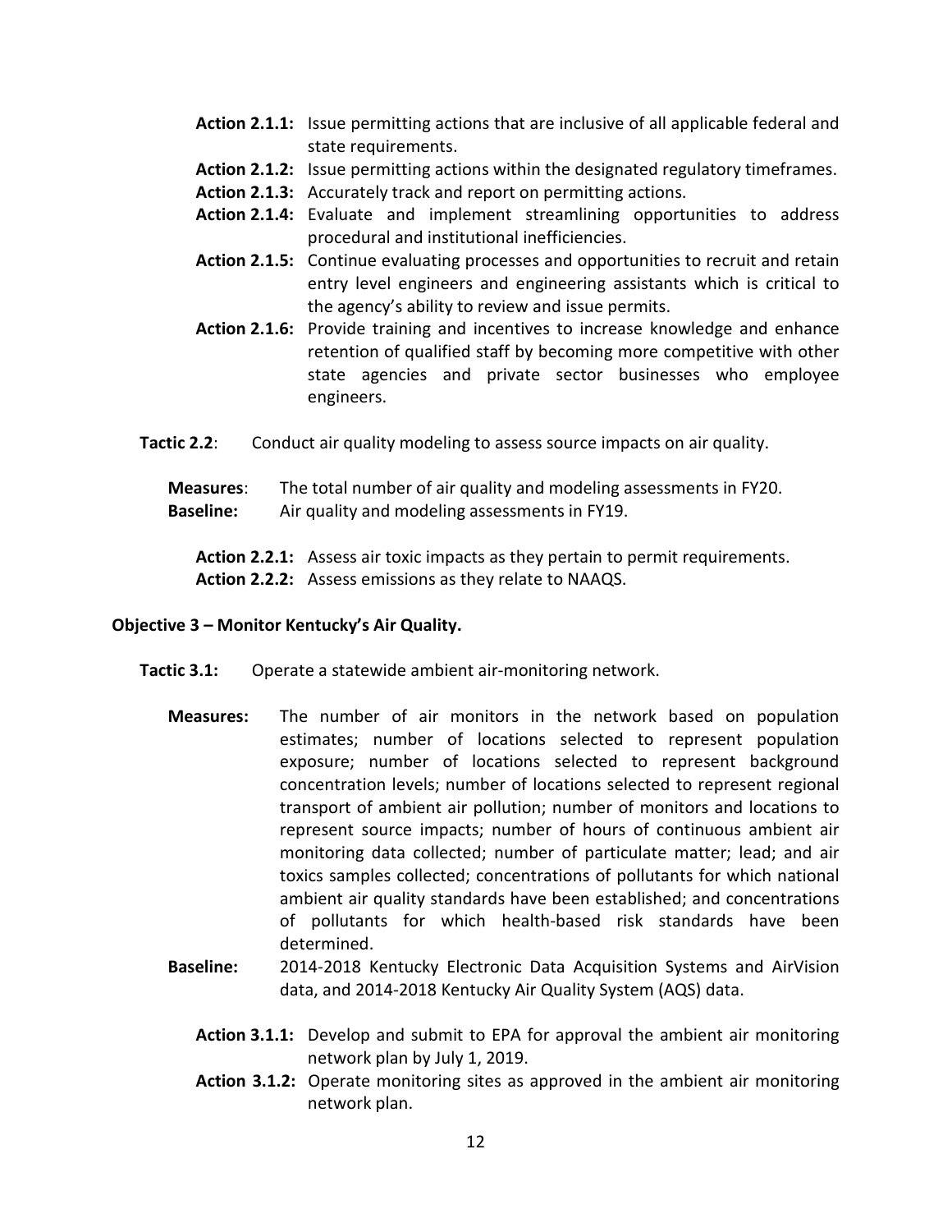**Action 2.1.1:** Issue permitting actions that are inclusive of all applicable federal and state requirements.

**Action 2.1.2:** Issue permitting actions within the designated regulatory timeframes.

**Action 2.1.3:** Accurately track and report on permitting actions.

**Action 2.1.4:** Evaluate and implement streamlining opportunities to address procedural and institutional inefficiencies.

**Action 2.1.5:** Continue evaluating processes and opportunities to recruit and retain entry level engineers and engineering assistants which is critical to the agency's ability to review and issue permits.

**Action 2.1.6:** Provide training and incentives to increase knowledge and enhance retention of qualified staff by becoming more competitive with other state agencies and private sector businesses who employee engineers.

**Tactic 2.2**: Conduct air quality modeling to assess source impacts on air quality.

**Measures**: The total number of air quality and modeling assessments in FY20.

**Baseline:** Air quality and modeling assessments in FY19.

**Action 2.2.1:** Assess air toxic impacts as they pertain to permit requirements.

**Action 2.2.2:** Assess emissions as they relate to NAAQS.

**Objective 3 – Monitor Kentucky's Air Quality.**

**Tactic 3.1:** Operate a statewide ambient air-monitoring network.

**Measures:** The number of air monitors in the network based on population estimates; number of locations selected to represent population exposure; number of locations selected to represent background concentration levels; number of locations selected to represent regional transport of ambient air pollution; number of monitors and locations to represent source impacts; number of hours of continuous ambient air monitoring data collected; number of particulate matter; lead; and air toxics samples collected; concentrations of pollutants for which national ambient air quality standards have been established; and concentrations of pollutants for which health-based risk standards have been determined.

**Baseline:** 2014-2018 Kentucky Electronic Data Acquisition Systems and AirVision data, and 2014-2018 Kentucky Air Quality System (AQS) data.

**Action 3.1.1:** Develop and submit to EPA for approval the ambient air monitoring network plan by July 1, 2019.

**Action 3.1.2:** Operate monitoring sites as approved in the ambient air monitoring network plan.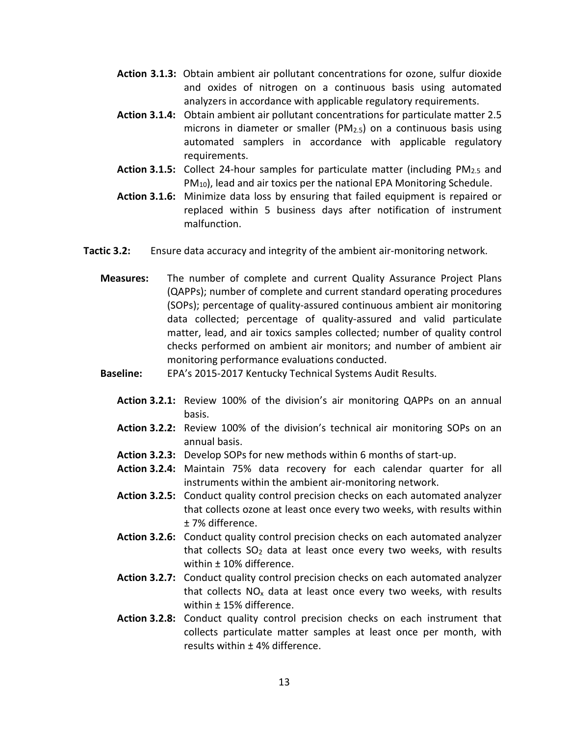**Action 3.1.3:** Obtain ambient air pollutant concentrations for ozone, sulfur dioxide and oxides of nitrogen on a continuous basis using automated analyzers in accordance with applicable regulatory requirements.

**Action 3.1.4:** Obtain ambient air pollutant concentrations for particulate matter 2.5 microns in diameter or smaller ($PM_{2.5}$) on a continuous basis using automated samplers in accordance with applicable regulatory requirements.

**Action 3.1.5:** Collect 24-hour samples for particulate matter (including $PM_{2.5}$ and $PM_{10}$), lead and air toxics per the national EPA Monitoring Schedule.

**Action 3.1.6:** Minimize data loss by ensuring that failed equipment is repaired or replaced within 5 business days after notification of instrument malfunction.

**Tactic 3.2:** Ensure data accuracy and integrity of the ambient air-monitoring network.

**Measures:** The number of complete and current Quality Assurance Project Plans (QAPPs); number of complete and current standard operating procedures (SOPs); percentage of quality-assured continuous ambient air monitoring data collected; percentage of quality-assured and valid particulate matter, lead, and air toxics samples collected; number of quality control checks performed on ambient air monitors; and number of ambient air monitoring performance evaluations conducted.

**Baseline:** EPA's 2015-2017 Kentucky Technical Systems Audit Results.

**Action 3.2.1:** Review 100% of the division's air monitoring QAPPs on an annual basis.

**Action 3.2.2:** Review 100% of the division's technical air monitoring SOPs on an annual basis.

**Action 3.2.3:** Develop SOPs for new methods within 6 months of start-up.

**Action 3.2.4:** Maintain 75% data recovery for each calendar quarter for all instruments within the ambient air-monitoring network.

**Action 3.2.5:** Conduct quality control precision checks on each automated analyzer that collects ozone at least once every two weeks, with results within ± 7% difference.

**Action 3.2.6:** Conduct quality control precision checks on each automated analyzer that collects $SO_2$ data at least once every two weeks, with results within ± 10% difference.

**Action 3.2.7:** Conduct quality control precision checks on each automated analyzer that collects $NO_x$ data at least once every two weeks, with results within ± 15% difference.

**Action 3.2.8:** Conduct quality control precision checks on each instrument that collects particulate matter samples at least once per month, with results within ± 4% difference.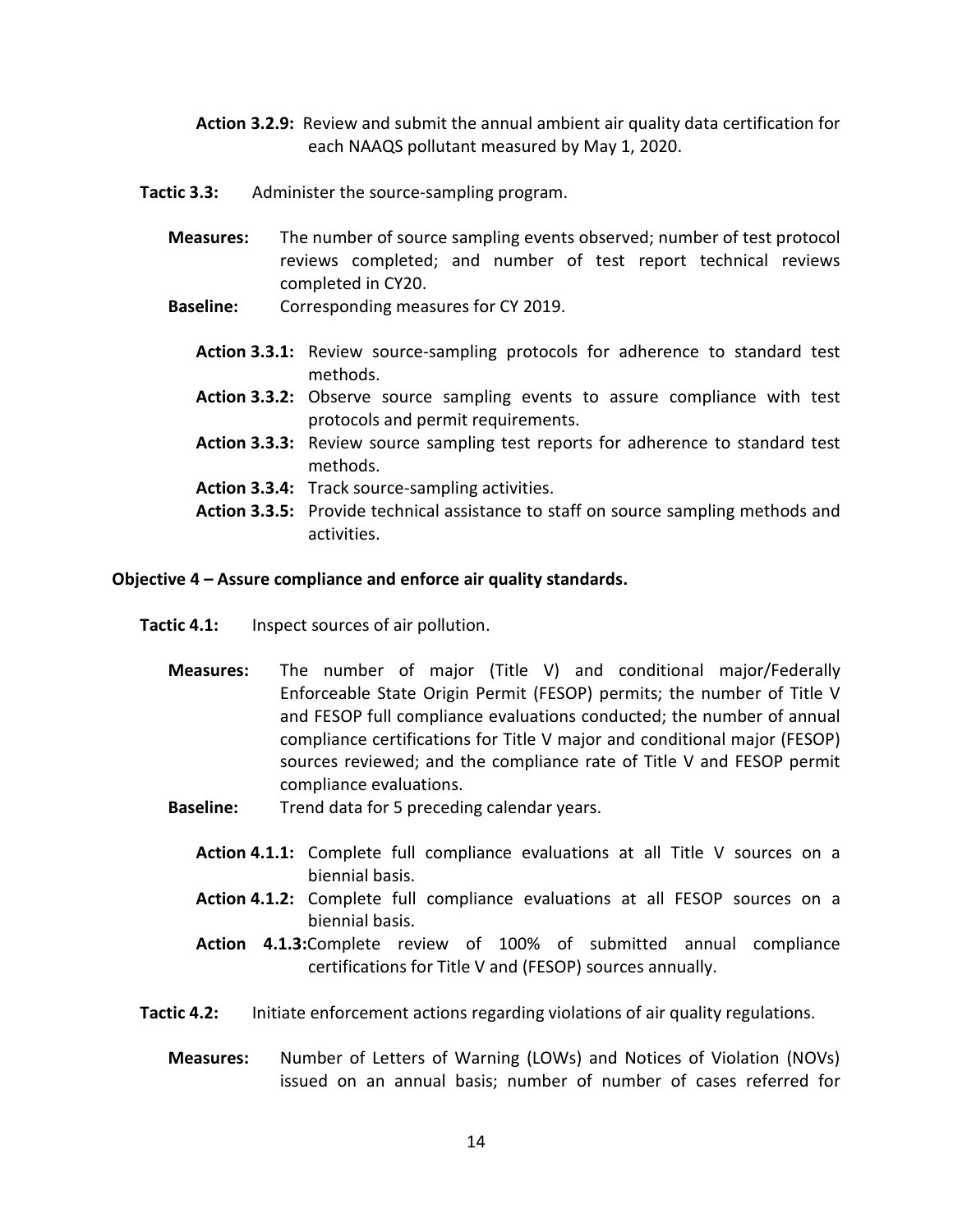**Action 3.2.9:** Review and submit the annual ambient air quality data certification for each NAAQS pollutant measured by May 1, 2020.

**Tactic 3.3:** Administer the source-sampling program.

**Measures:** The number of source sampling events observed; number of test protocol reviews completed; and number of test report technical reviews completed in CY20.

**Baseline:** Corresponding measures for CY 2019.

**Action 3.3.1:** Review source-sampling protocols for adherence to standard test methods.

**Action 3.3.2:** Observe source sampling events to assure compliance with test protocols and permit requirements.

**Action 3.3.3:** Review source sampling test reports for adherence to standard test methods.

**Action 3.3.4:** Track source-sampling activities.

**Action 3.3.5:** Provide technical assistance to staff on source sampling methods and activities.

**Objective 4 – Assure compliance and enforce air quality standards.**

**Tactic 4.1:** Inspect sources of air pollution.

**Measures:** The number of major (Title V) and conditional major/Federally Enforceable State Origin Permit (FESOP) permits; the number of Title V and FESOP full compliance evaluations conducted; the number of annual compliance certifications for Title V major and conditional major (FESOP) sources reviewed; and the compliance rate of Title V and FESOP permit compliance evaluations.

**Baseline:** Trend data for 5 preceding calendar years.

**Action 4.1.1:** Complete full compliance evaluations at all Title V sources on a biennial basis.

**Action 4.1.2:** Complete full compliance evaluations at all FESOP sources on a biennial basis.

**Action 4.1.3:** Complete review of 100% of submitted annual compliance certifications for Title V and (FESOP) sources annually.

**Tactic 4.2:** Initiate enforcement actions regarding violations of air quality regulations.

**Measures:** Number of Letters of Warning (LOWs) and Notices of Violation (NOVs) issued on an annual basis; number of number of cases referred for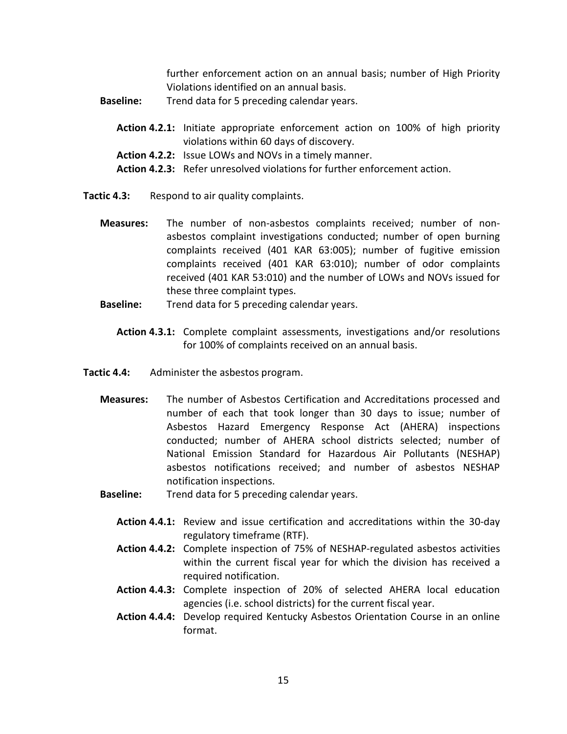further enforcement action on an annual basis; number of High Priority Violations identified on an annual basis.

**Baseline:** Trend data for 5 preceding calendar years.

**Action 4.2.1:** Initiate appropriate enforcement action on 100% of high priority violations within 60 days of discovery.

**Action 4.2.2:** Issue LOWs and NOVs in a timely manner.

**Action 4.2.3:** Refer unresolved violations for further enforcement action.

**Tactic 4.3:** Respond to air quality complaints.

**Measures:** The number of non-asbestos complaints received; number of non-asbestos complaint investigations conducted; number of open burning complaints received (401 KAR 63:005); number of fugitive emission complaints received (401 KAR 63:010); number of odor complaints received (401 KAR 53:010) and the number of LOWs and NOVs issued for these three complaint types.

**Baseline:** Trend data for 5 preceding calendar years.

**Action 4.3.1:** Complete complaint assessments, investigations and/or resolutions for 100% of complaints received on an annual basis.

**Tactic 4.4:** Administer the asbestos program.

**Measures:** The number of Asbestos Certification and Accreditations processed and number of each that took longer than 30 days to issue; number of Asbestos Hazard Emergency Response Act (AHERA) inspections conducted; number of AHERA school districts selected; number of National Emission Standard for Hazardous Air Pollutants (NESHAP) asbestos notifications received; and number of asbestos NESHAP notification inspections.

**Baseline:** Trend data for 5 preceding calendar years.

**Action 4.4.1:** Review and issue certification and accreditations within the 30-day regulatory timeframe (RTF).

**Action 4.4.2:** Complete inspection of 75% of NESHAP-regulated asbestos activities within the current fiscal year for which the division has received a required notification.

**Action 4.4.3:** Complete inspection of 20% of selected AHERA local education agencies (i.e. school districts) for the current fiscal year.

**Action 4.4.4:** Develop required Kentucky Asbestos Orientation Course in an online format.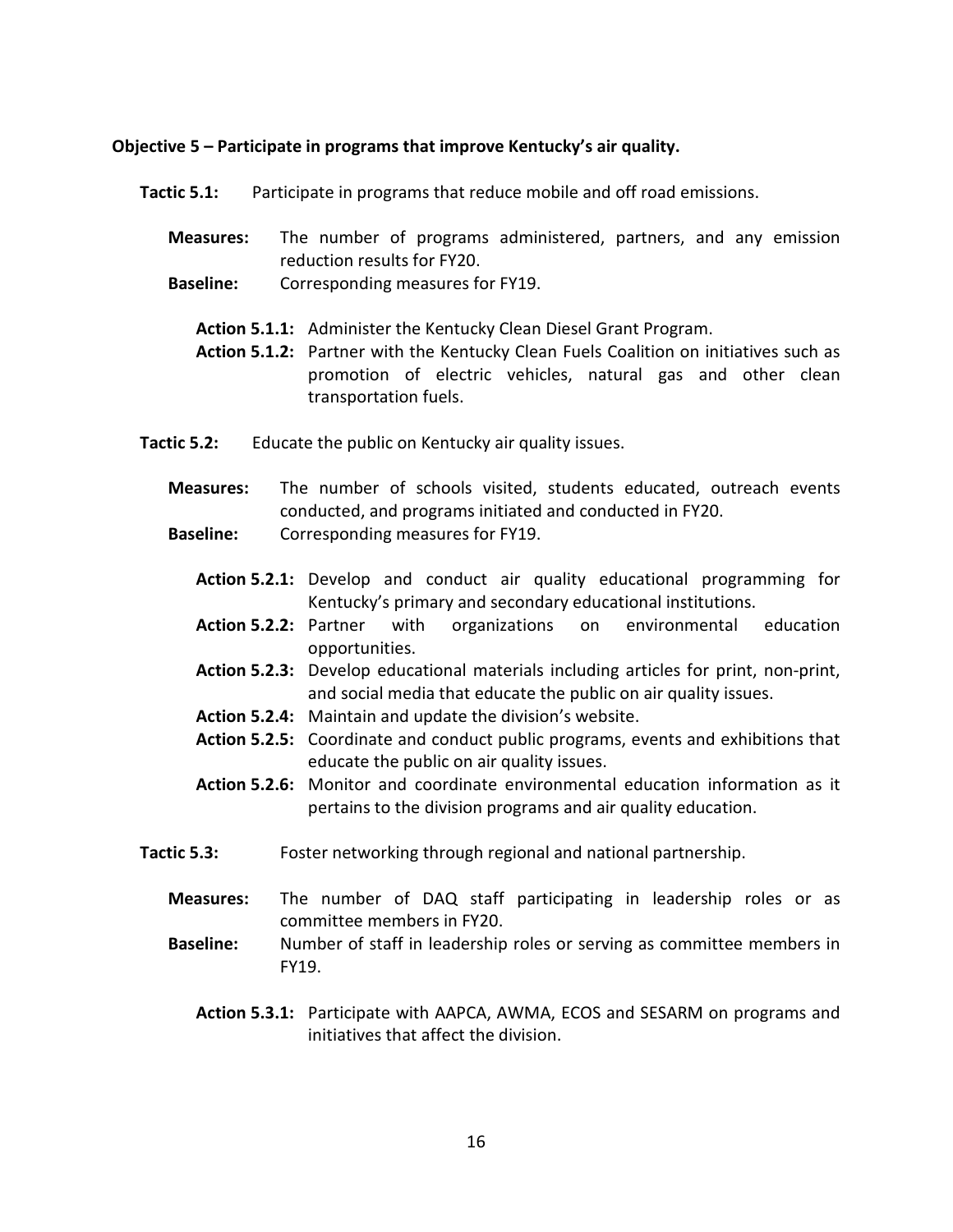**Objective 5 – Participate in programs that improve Kentucky's air quality.**

**Tactic 5.1:** Participate in programs that reduce mobile and off road emissions.

**Measures:** The number of programs administered, partners, and any emission reduction results for FY20.

**Baseline:** Corresponding measures for FY19.

**Action 5.1.1:** Administer the Kentucky Clean Diesel Grant Program.

**Action 5.1.2:** Partner with the Kentucky Clean Fuels Coalition on initiatives such as promotion of electric vehicles, natural gas and other clean transportation fuels.

**Tactic 5.2:** Educate the public on Kentucky air quality issues.

**Measures:** The number of schools visited, students educated, outreach events conducted, and programs initiated and conducted in FY20.

**Baseline:** Corresponding measures for FY19.

**Action 5.2.1:** Develop and conduct air quality educational programming for Kentucky's primary and secondary educational institutions.

**Action 5.2.2:** Partner with organizations on environmental education opportunities.

**Action 5.2.3:** Develop educational materials including articles for print, non-print, and social media that educate the public on air quality issues.

**Action 5.2.4:** Maintain and update the division's website.

**Action 5.2.5:** Coordinate and conduct public programs, events and exhibitions that educate the public on air quality issues.

**Action 5.2.6:** Monitor and coordinate environmental education information as it pertains to the division programs and air quality education.

**Tactic 5.3:** Foster networking through regional and national partnership.

**Measures:** The number of DAQ staff participating in leadership roles or as committee members in FY20.

**Baseline:** Number of staff in leadership roles or serving as committee members in FY19.

**Action 5.3.1:** Participate with AAPCA, AWMA, ECOS and SESARM on programs and initiatives that affect the division.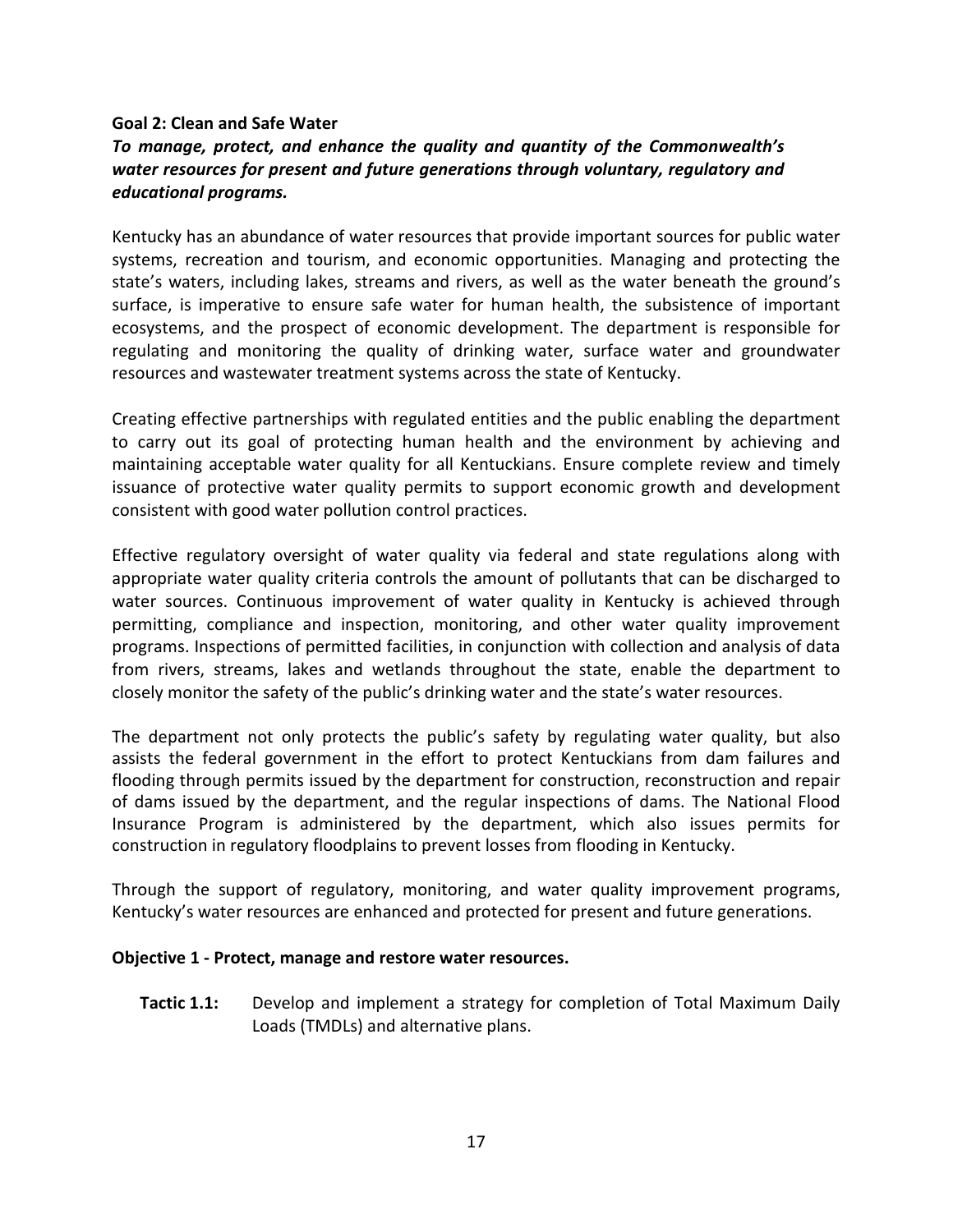**Goal 2: Clean and Safe Water**

***To manage, protect, and enhance the quality and quantity of the Commonwealth's water resources for present and future generations through voluntary, regulatory and educational programs.***

Kentucky has an abundance of water resources that provide important sources for public water systems, recreation and tourism, and economic opportunities. Managing and protecting the state's waters, including lakes, streams and rivers, as well as the water beneath the ground's surface, is imperative to ensure safe water for human health, the subsistence of important ecosystems, and the prospect of economic development. The department is responsible for regulating and monitoring the quality of drinking water, surface water and groundwater resources and wastewater treatment systems across the state of Kentucky.

Creating effective partnerships with regulated entities and the public enabling the department to carry out its goal of protecting human health and the environment by achieving and maintaining acceptable water quality for all Kentuckians. Ensure complete review and timely issuance of protective water quality permits to support economic growth and development consistent with good water pollution control practices.

Effective regulatory oversight of water quality via federal and state regulations along with appropriate water quality criteria controls the amount of pollutants that can be discharged to water sources. Continuous improvement of water quality in Kentucky is achieved through permitting, compliance and inspection, monitoring, and other water quality improvement programs. Inspections of permitted facilities, in conjunction with collection and analysis of data from rivers, streams, lakes and wetlands throughout the state, enable the department to closely monitor the safety of the public's drinking water and the state's water resources.

The department not only protects the public's safety by regulating water quality, but also assists the federal government in the effort to protect Kentuckians from dam failures and flooding through permits issued by the department for construction, reconstruction and repair of dams issued by the department, and the regular inspections of dams. The National Flood Insurance Program is administered by the department, which also issues permits for construction in regulatory floodplains to prevent losses from flooding in Kentucky.

Through the support of regulatory, monitoring, and water quality improvement programs, Kentucky's water resources are enhanced and protected for present and future generations.

**Objective 1 - Protect, manage and restore water resources.**

**Tactic 1.1:** Develop and implement a strategy for completion of Total Maximum Daily Loads (TMDLs) and alternative plans.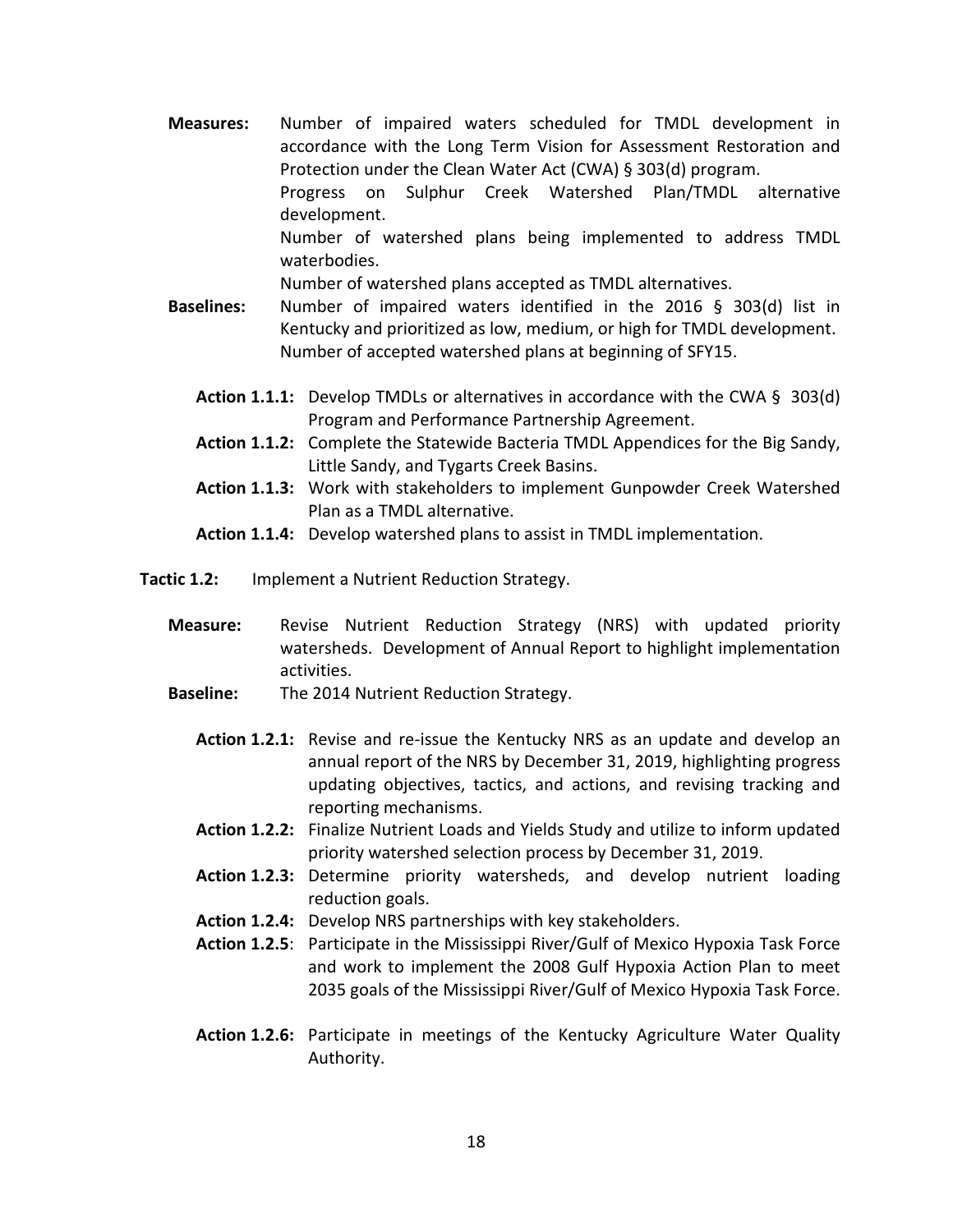**Measures:** Number of impaired waters scheduled for TMDL development in accordance with the Long Term Vision for Assessment Restoration and Protection under the Clean Water Act (CWA) § 303(d) program.
Progress on Sulphur Creek Watershed Plan/TMDL alternative development.
Number of watershed plans being implemented to address TMDL waterbodies.
Number of watershed plans accepted as TMDL alternatives.

**Baselines:** Number of impaired waters identified in the 2016 § 303(d) list in Kentucky and prioritized as low, medium, or high for TMDL development.
Number of accepted watershed plans at beginning of SFY15.

**Action 1.1.1:** Develop TMDLs or alternatives in accordance with the CWA § 303(d) Program and Performance Partnership Agreement.

**Action 1.1.2:** Complete the Statewide Bacteria TMDL Appendices for the Big Sandy, Little Sandy, and Tygarts Creek Basins.

**Action 1.1.3:** Work with stakeholders to implement Gunpowder Creek Watershed Plan as a TMDL alternative.

**Action 1.1.4:** Develop watershed plans to assist in TMDL implementation.

**Tactic 1.2:** Implement a Nutrient Reduction Strategy.

**Measure:** Revise Nutrient Reduction Strategy (NRS) with updated priority watersheds. Development of Annual Report to highlight implementation activities.

**Baseline:** The 2014 Nutrient Reduction Strategy.

**Action 1.2.1:** Revise and re-issue the Kentucky NRS as an update and develop an annual report of the NRS by December 31, 2019, highlighting progress updating objectives, tactics, and actions, and revising tracking and reporting mechanisms.

**Action 1.2.2:** Finalize Nutrient Loads and Yields Study and utilize to inform updated priority watershed selection process by December 31, 2019.

**Action 1.2.3:** Determine priority watersheds, and develop nutrient loading reduction goals.

**Action 1.2.4:** Develop NRS partnerships with key stakeholders.

**Action 1.2.5**: Participate in the Mississippi River/Gulf of Mexico Hypoxia Task Force and work to implement the 2008 Gulf Hypoxia Action Plan to meet 2035 goals of the Mississippi River/Gulf of Mexico Hypoxia Task Force.

**Action 1.2.6:** Participate in meetings of the Kentucky Agriculture Water Quality Authority.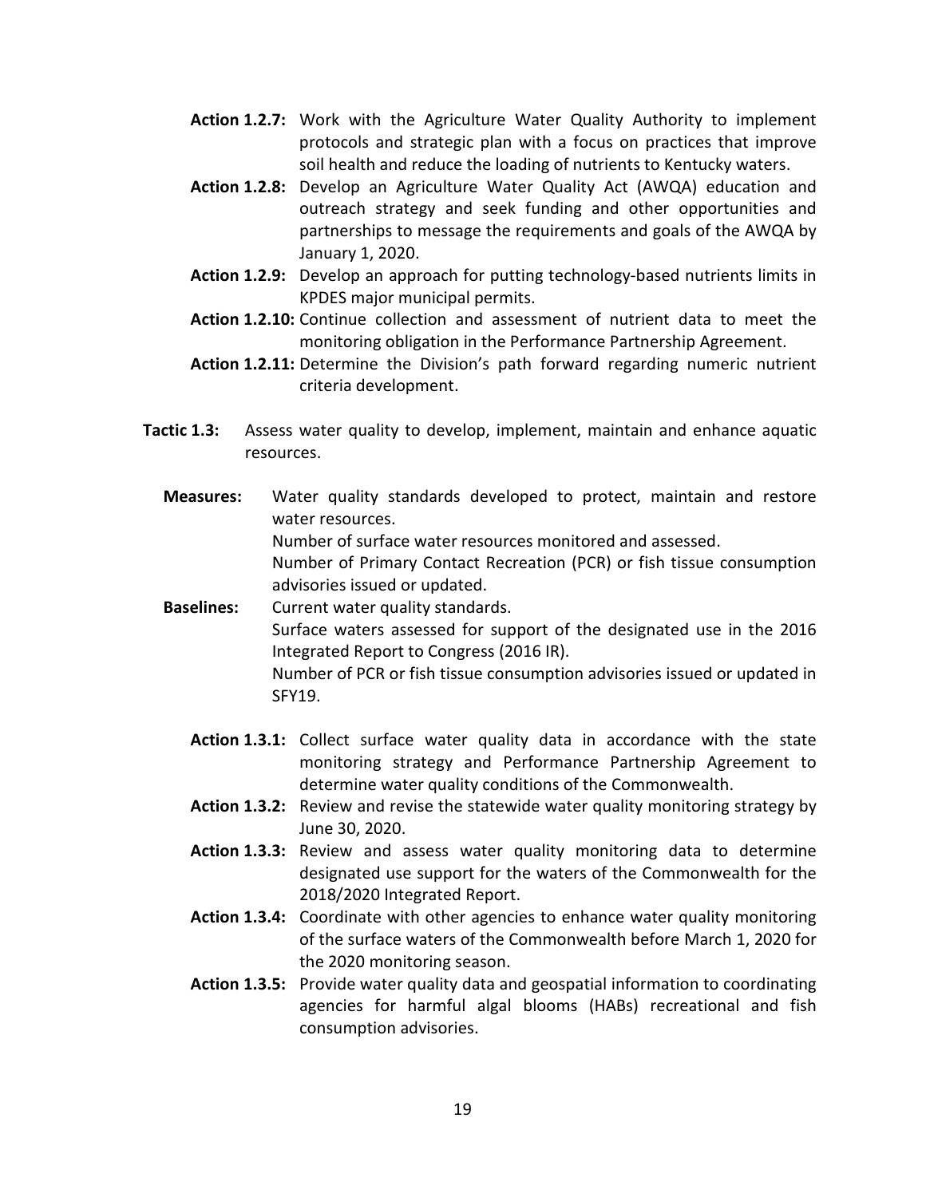**Action 1.2.7:** Work with the Agriculture Water Quality Authority to implement protocols and strategic plan with a focus on practices that improve soil health and reduce the loading of nutrients to Kentucky waters.

**Action 1.2.8:** Develop an Agriculture Water Quality Act (AWQA) education and outreach strategy and seek funding and other opportunities and partnerships to message the requirements and goals of the AWQA by January 1, 2020.

**Action 1.2.9:** Develop an approach for putting technology-based nutrients limits in KPDES major municipal permits.

**Action 1.2.10:** Continue collection and assessment of nutrient data to meet the monitoring obligation in the Performance Partnership Agreement.

**Action 1.2.11:** Determine the Division's path forward regarding numeric nutrient criteria development.

**Tactic 1.3:** Assess water quality to develop, implement, maintain and enhance aquatic resources.

**Measures:** Water quality standards developed to protect, maintain and restore water resources.
Number of surface water resources monitored and assessed.
Number of Primary Contact Recreation (PCR) or fish tissue consumption advisories issued or updated.

**Baselines:** Current water quality standards.
Surface waters assessed for support of the designated use in the 2016 Integrated Report to Congress (2016 IR).
Number of PCR or fish tissue consumption advisories issued or updated in SFY19.

**Action 1.3.1:** Collect surface water quality data in accordance with the state monitoring strategy and Performance Partnership Agreement to determine water quality conditions of the Commonwealth.

**Action 1.3.2:** Review and revise the statewide water quality monitoring strategy by June 30, 2020.

**Action 1.3.3:** Review and assess water quality monitoring data to determine designated use support for the waters of the Commonwealth for the 2018/2020 Integrated Report.

**Action 1.3.4:** Coordinate with other agencies to enhance water quality monitoring of the surface waters of the Commonwealth before March 1, 2020 for the 2020 monitoring season.

**Action 1.3.5:** Provide water quality data and geospatial information to coordinating agencies for harmful algal blooms (HABs) recreational and fish consumption advisories.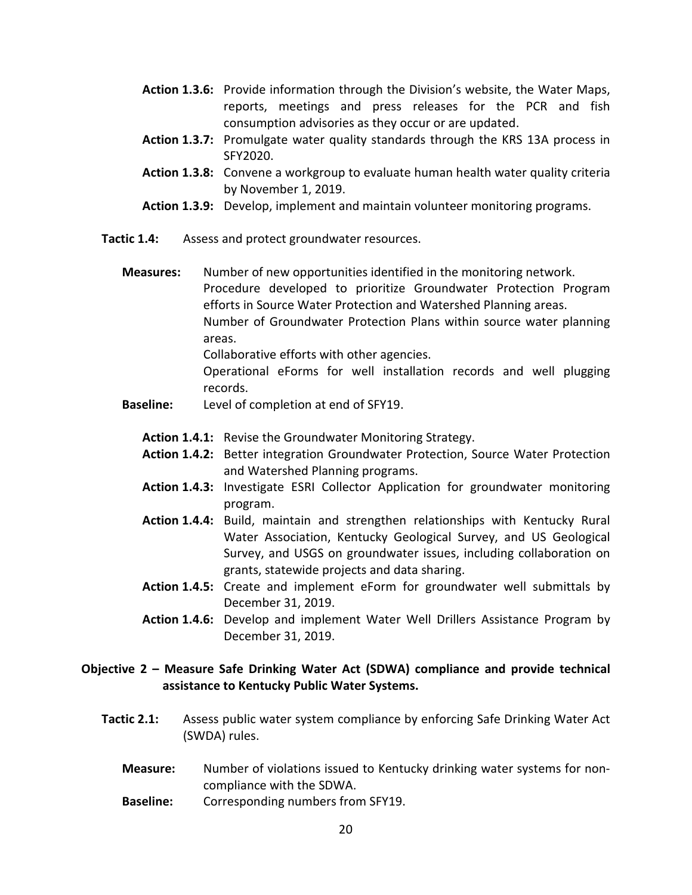**Action 1.3.6:** Provide information through the Division's website, the Water Maps, reports, meetings and press releases for the PCR and fish consumption advisories as they occur or are updated.

**Action 1.3.7:** Promulgate water quality standards through the KRS 13A process in SFY2020.

**Action 1.3.8:** Convene a workgroup to evaluate human health water quality criteria by November 1, 2019.

**Action 1.3.9:** Develop, implement and maintain volunteer monitoring programs.

**Tactic 1.4:** Assess and protect groundwater resources.

**Measures:** Number of new opportunities identified in the monitoring network.
Procedure developed to prioritize Groundwater Protection Program efforts in Source Water Protection and Watershed Planning areas.
Number of Groundwater Protection Plans within source water planning areas.
Collaborative efforts with other agencies.
Operational eForms for well installation records and well plugging records.

**Baseline:** Level of completion at end of SFY19.

**Action 1.4.1:** Revise the Groundwater Monitoring Strategy.

**Action 1.4.2:** Better integration Groundwater Protection, Source Water Protection and Watershed Planning programs.

**Action 1.4.3:** Investigate ESRI Collector Application for groundwater monitoring program.

**Action 1.4.4:** Build, maintain and strengthen relationships with Kentucky Rural Water Association, Kentucky Geological Survey, and US Geological Survey, and USGS on groundwater issues, including collaboration on grants, statewide projects and data sharing.

**Action 1.4.5:** Create and implement eForm for groundwater well submittals by December 31, 2019.

**Action 1.4.6:** Develop and implement Water Well Drillers Assistance Program by December 31, 2019.

**Objective 2 – Measure Safe Drinking Water Act (SDWA) compliance and provide technical assistance to Kentucky Public Water Systems.**

**Tactic 2.1:** Assess public water system compliance by enforcing Safe Drinking Water Act (SWDA) rules.

**Measure:** Number of violations issued to Kentucky drinking water systems for non-compliance with the SDWA.

**Baseline:** Corresponding numbers from SFY19.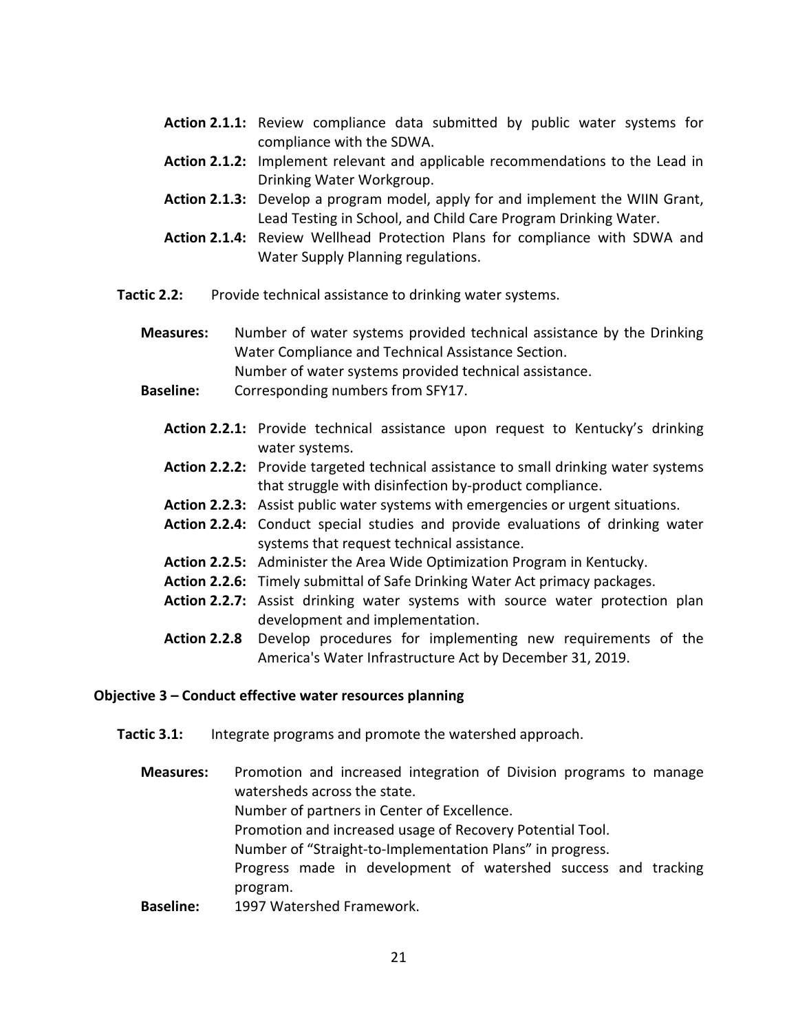**Action 2.1.1:** Review compliance data submitted by public water systems for compliance with the SDWA.

**Action 2.1.2:** Implement relevant and applicable recommendations to the Lead in Drinking Water Workgroup.

**Action 2.1.3:** Develop a program model, apply for and implement the WIIN Grant, Lead Testing in School, and Child Care Program Drinking Water.

**Action 2.1.4:** Review Wellhead Protection Plans for compliance with SDWA and Water Supply Planning regulations.

**Tactic 2.2:** Provide technical assistance to drinking water systems.

**Measures:** Number of water systems provided technical assistance by the Drinking Water Compliance and Technical Assistance Section.
Number of water systems provided technical assistance.

**Baseline:** Corresponding numbers from SFY17.

**Action 2.2.1:** Provide technical assistance upon request to Kentucky's drinking water systems.

**Action 2.2.2:** Provide targeted technical assistance to small drinking water systems that struggle with disinfection by-product compliance.

**Action 2.2.3:** Assist public water systems with emergencies or urgent situations.

**Action 2.2.4:** Conduct special studies and provide evaluations of drinking water systems that request technical assistance.

**Action 2.2.5:** Administer the Area Wide Optimization Program in Kentucky.

**Action 2.2.6:** Timely submittal of Safe Drinking Water Act primacy packages.

**Action 2.2.7:** Assist drinking water systems with source water protection plan development and implementation.

**Action 2.2.8** Develop procedures for implementing new requirements of the America's Water Infrastructure Act by December 31, 2019.

## Objective 3 – Conduct effective water resources planning

**Tactic 3.1:** Integrate programs and promote the watershed approach.

**Measures:** Promotion and increased integration of Division programs to manage watersheds across the state.
Number of partners in Center of Excellence.
Promotion and increased usage of Recovery Potential Tool.
Number of "Straight-to-Implementation Plans" in progress.
Progress made in development of watershed success and tracking program.

**Baseline:** 1997 Watershed Framework.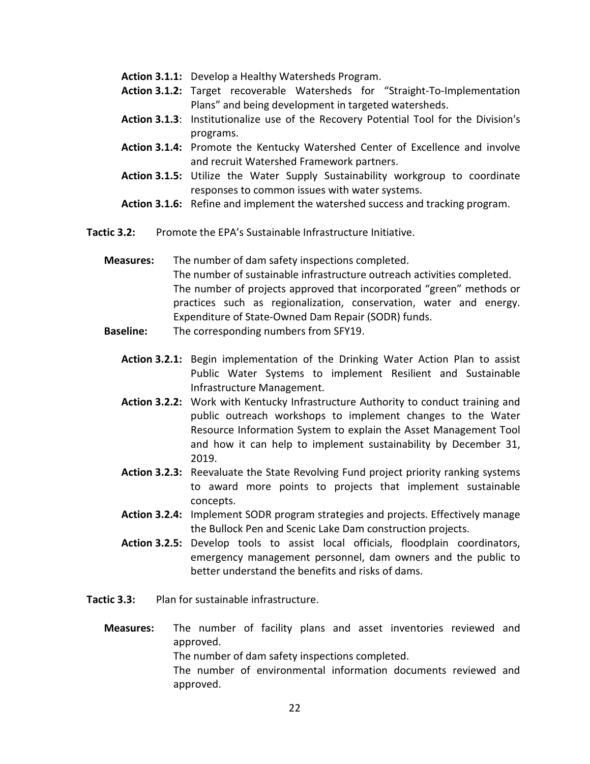**Action 3.1.1:** Develop a Healthy Watersheds Program.

**Action 3.1.2:** Target recoverable Watersheds for “Straight-To-Implementation Plans” and being development in targeted watersheds.

**Action 3.1.3**: Institutionalize use of the Recovery Potential Tool for the Division's programs.

**Action 3.1.4:** Promote the Kentucky Watershed Center of Excellence and involve and recruit Watershed Framework partners.

**Action 3.1.5:** Utilize the Water Supply Sustainability workgroup to coordinate responses to common issues with water systems.

**Action 3.1.6:** Refine and implement the watershed success and tracking program.

**Tactic 3.2:** Promote the EPA’s Sustainable Infrastructure Initiative.

**Measures:** The number of dam safety inspections completed.
The number of sustainable infrastructure outreach activities completed.
The number of projects approved that incorporated “green” methods or practices such as regionalization, conservation, water and energy.
Expenditure of State-Owned Dam Repair (SODR) funds.

**Baseline:** The corresponding numbers from SFY19.

**Action 3.2.1:** Begin implementation of the Drinking Water Action Plan to assist Public Water Systems to implement Resilient and Sustainable Infrastructure Management.

**Action 3.2.2:** Work with Kentucky Infrastructure Authority to conduct training and public outreach workshops to implement changes to the Water Resource Information System to explain the Asset Management Tool and how it can help to implement sustainability by December 31, 2019.

**Action 3.2.3:** Reevaluate the State Revolving Fund project priority ranking systems to award more points to projects that implement sustainable concepts.

**Action 3.2.4:** Implement SODR program strategies and projects. Effectively manage the Bullock Pen and Scenic Lake Dam construction projects.

**Action 3.2.5:** Develop tools to assist local officials, floodplain coordinators, emergency management personnel, dam owners and the public to better understand the benefits and risks of dams.

**Tactic 3.3:** Plan for sustainable infrastructure.

**Measures:** The number of facility plans and asset inventories reviewed and approved.
The number of dam safety inspections completed.
The number of environmental information documents reviewed and approved.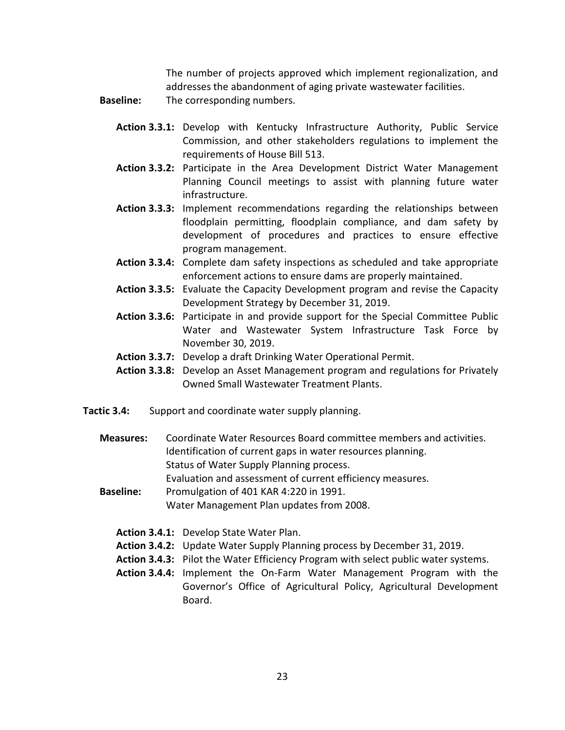The number of projects approved which implement regionalization, and addresses the abandonment of aging private wastewater facilities.

**Baseline:** The corresponding numbers.

**Action 3.3.1:** Develop with Kentucky Infrastructure Authority, Public Service Commission, and other stakeholders regulations to implement the requirements of House Bill 513.

**Action 3.3.2:** Participate in the Area Development District Water Management Planning Council meetings to assist with planning future water infrastructure.

**Action 3.3.3:** Implement recommendations regarding the relationships between floodplain permitting, floodplain compliance, and dam safety by development of procedures and practices to ensure effective program management.

**Action 3.3.4:** Complete dam safety inspections as scheduled and take appropriate enforcement actions to ensure dams are properly maintained.

**Action 3.3.5:** Evaluate the Capacity Development program and revise the Capacity Development Strategy by December 31, 2019.

**Action 3.3.6:** Participate in and provide support for the Special Committee Public Water and Wastewater System Infrastructure Task Force by November 30, 2019.

**Action 3.3.7:** Develop a draft Drinking Water Operational Permit.

**Action 3.3.8:** Develop an Asset Management program and regulations for Privately Owned Small Wastewater Treatment Plants.

**Tactic 3.4:** Support and coordinate water supply planning.

**Measures:** Coordinate Water Resources Board committee members and activities.
Identification of current gaps in water resources planning.
Status of Water Supply Planning process.
Evaluation and assessment of current efficiency measures.

**Baseline:** Promulgation of 401 KAR 4:220 in 1991.
Water Management Plan updates from 2008.

**Action 3.4.1:** Develop State Water Plan.

**Action 3.4.2:** Update Water Supply Planning process by December 31, 2019.

**Action 3.4.3:** Pilot the Water Efficiency Program with select public water systems.

**Action 3.4.4:** Implement the On-Farm Water Management Program with the Governor's Office of Agricultural Policy, Agricultural Development Board.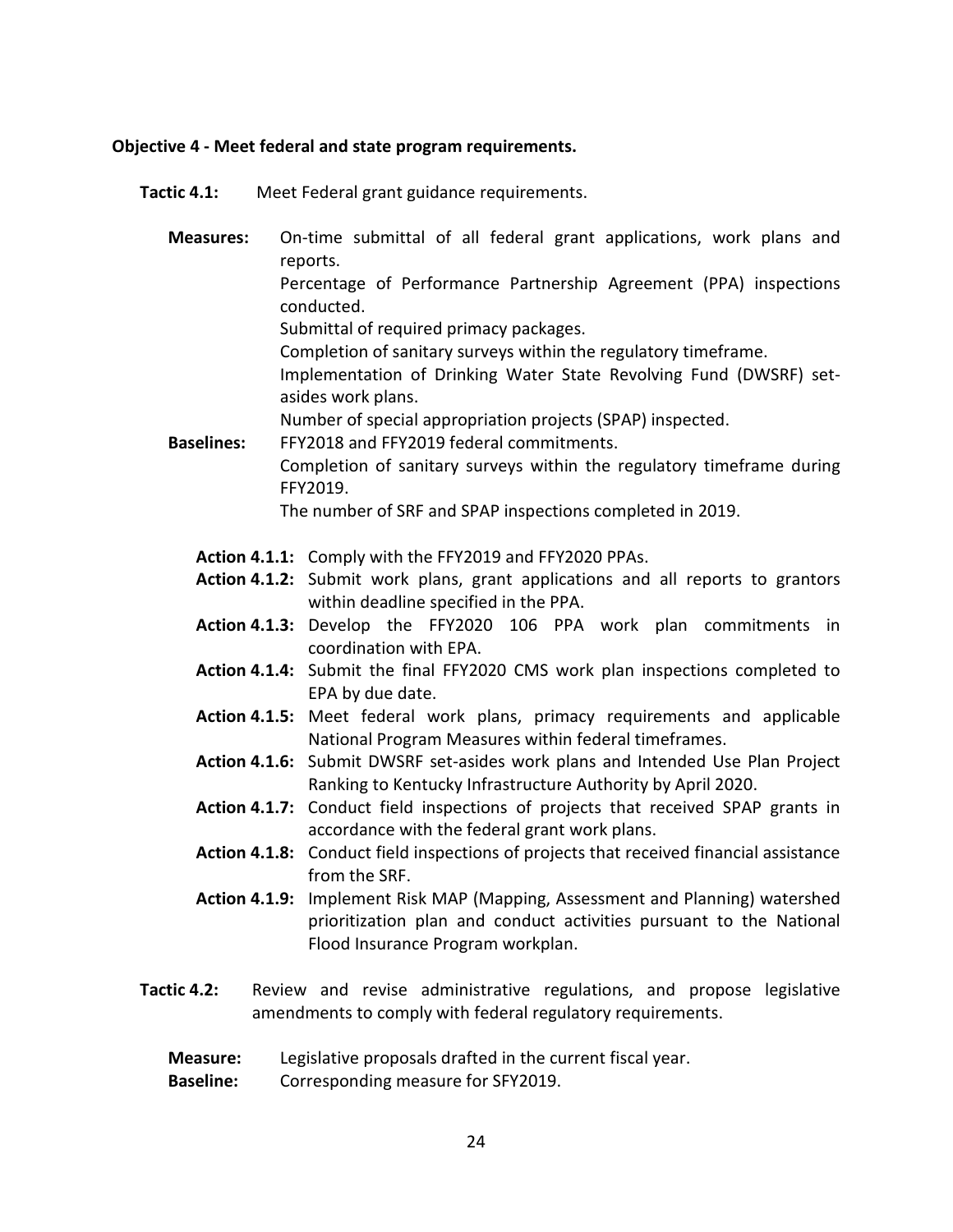**Objective 4 - Meet federal and state program requirements.**

**Tactic 4.1:** Meet Federal grant guidance requirements.

**Measures:** On-time submittal of all federal grant applications, work plans and reports.
Percentage of Performance Partnership Agreement (PPA) inspections conducted.
Submittal of required primacy packages.
Completion of sanitary surveys within the regulatory timeframe.
Implementation of Drinking Water State Revolving Fund (DWSRF) set-asides work plans.
Number of special appropriation projects (SPAP) inspected.

**Baselines:** FFY2018 and FFY2019 federal commitments.
Completion of sanitary surveys within the regulatory timeframe during FFY2019.
The number of SRF and SPAP inspections completed in 2019.

**Action 4.1.1:** Comply with the FFY2019 and FFY2020 PPAs.
**Action 4.1.2:** Submit work plans, grant applications and all reports to grantors within deadline specified in the PPA.
**Action 4.1.3:** Develop the FFY2020 106 PPA work plan commitments in coordination with EPA.
**Action 4.1.4:** Submit the final FFY2020 CMS work plan inspections completed to EPA by due date.
**Action 4.1.5:** Meet federal work plans, primacy requirements and applicable National Program Measures within federal timeframes.
**Action 4.1.6:** Submit DWSRF set-asides work plans and Intended Use Plan Project Ranking to Kentucky Infrastructure Authority by April 2020.
**Action 4.1.7:** Conduct field inspections of projects that received SPAP grants in accordance with the federal grant work plans.
**Action 4.1.8:** Conduct field inspections of projects that received financial assistance from the SRF.
**Action 4.1.9:** Implement Risk MAP (Mapping, Assessment and Planning) watershed prioritization plan and conduct activities pursuant to the National Flood Insurance Program workplan.

**Tactic 4.2:** Review and revise administrative regulations, and propose legislative amendments to comply with federal regulatory requirements.

**Measure:** Legislative proposals drafted in the current fiscal year.
**Baseline:** Corresponding measure for SFY2019.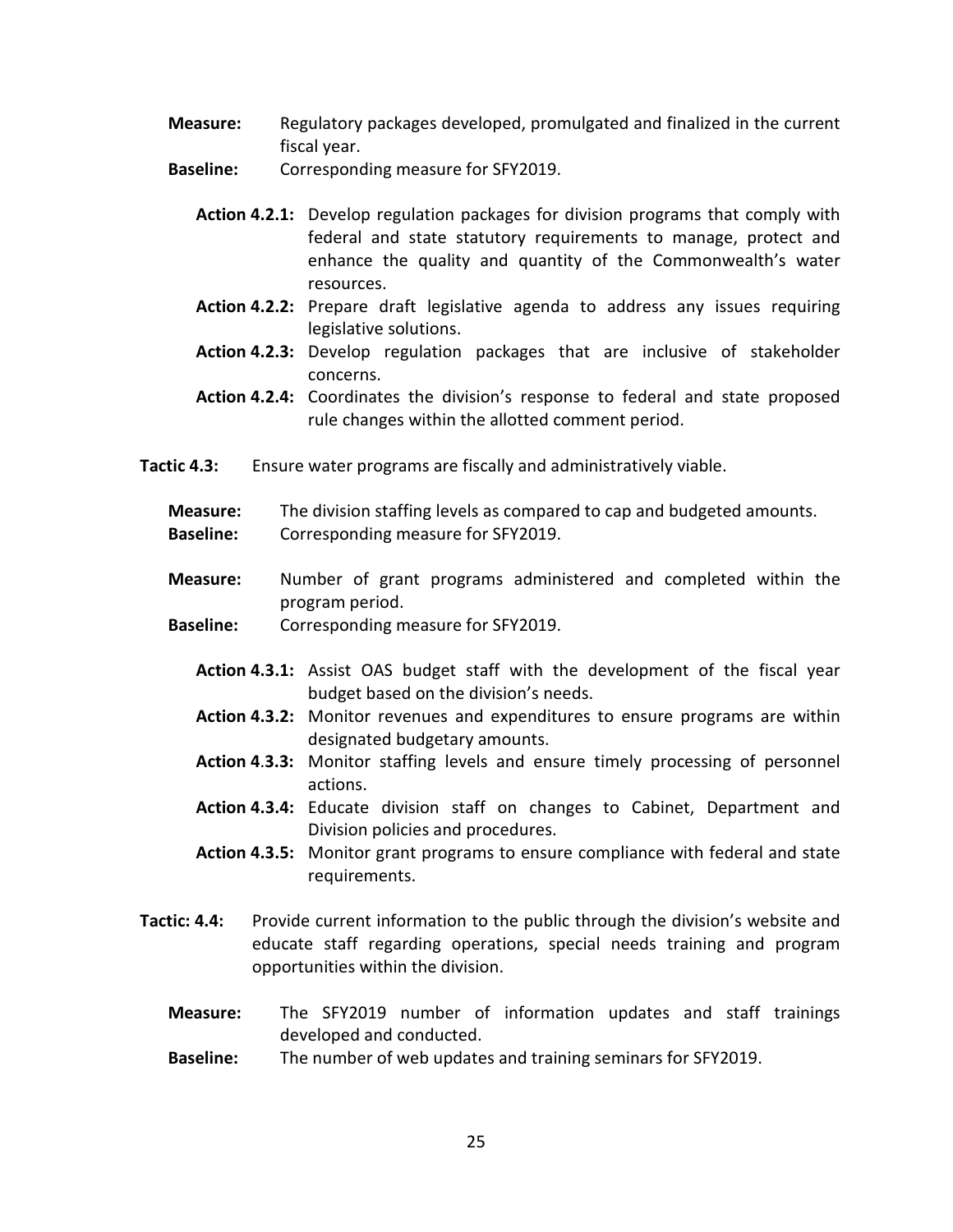**Measure:** Regulatory packages developed, promulgated and finalized in the current fiscal year.

**Baseline:** Corresponding measure for SFY2019.

**Action 4.2.1:** Develop regulation packages for division programs that comply with federal and state statutory requirements to manage, protect and enhance the quality and quantity of the Commonwealth's water resources.

**Action 4.2.2:** Prepare draft legislative agenda to address any issues requiring legislative solutions.

**Action 4.2.3:** Develop regulation packages that are inclusive of stakeholder concerns.

**Action 4.2.4:** Coordinates the division's response to federal and state proposed rule changes within the allotted comment period.

**Tactic 4.3:** Ensure water programs are fiscally and administratively viable.

**Measure:** The division staffing levels as compared to cap and budgeted amounts.

**Baseline:** Corresponding measure for SFY2019.

**Measure:** Number of grant programs administered and completed within the program period.

**Baseline:** Corresponding measure for SFY2019.

**Action 4.3.1:** Assist OAS budget staff with the development of the fiscal year budget based on the division's needs.

**Action 4.3.2:** Monitor revenues and expenditures to ensure programs are within designated budgetary amounts.

**Action 4.3.3:** Monitor staffing levels and ensure timely processing of personnel actions.

**Action 4.3.4:** Educate division staff on changes to Cabinet, Department and Division policies and procedures.

**Action 4.3.5:** Monitor grant programs to ensure compliance with federal and state requirements.

**Tactic: 4.4:** Provide current information to the public through the division's website and educate staff regarding operations, special needs training and program opportunities within the division.

**Measure:** The SFY2019 number of information updates and staff trainings developed and conducted.

**Baseline:** The number of web updates and training seminars for SFY2019.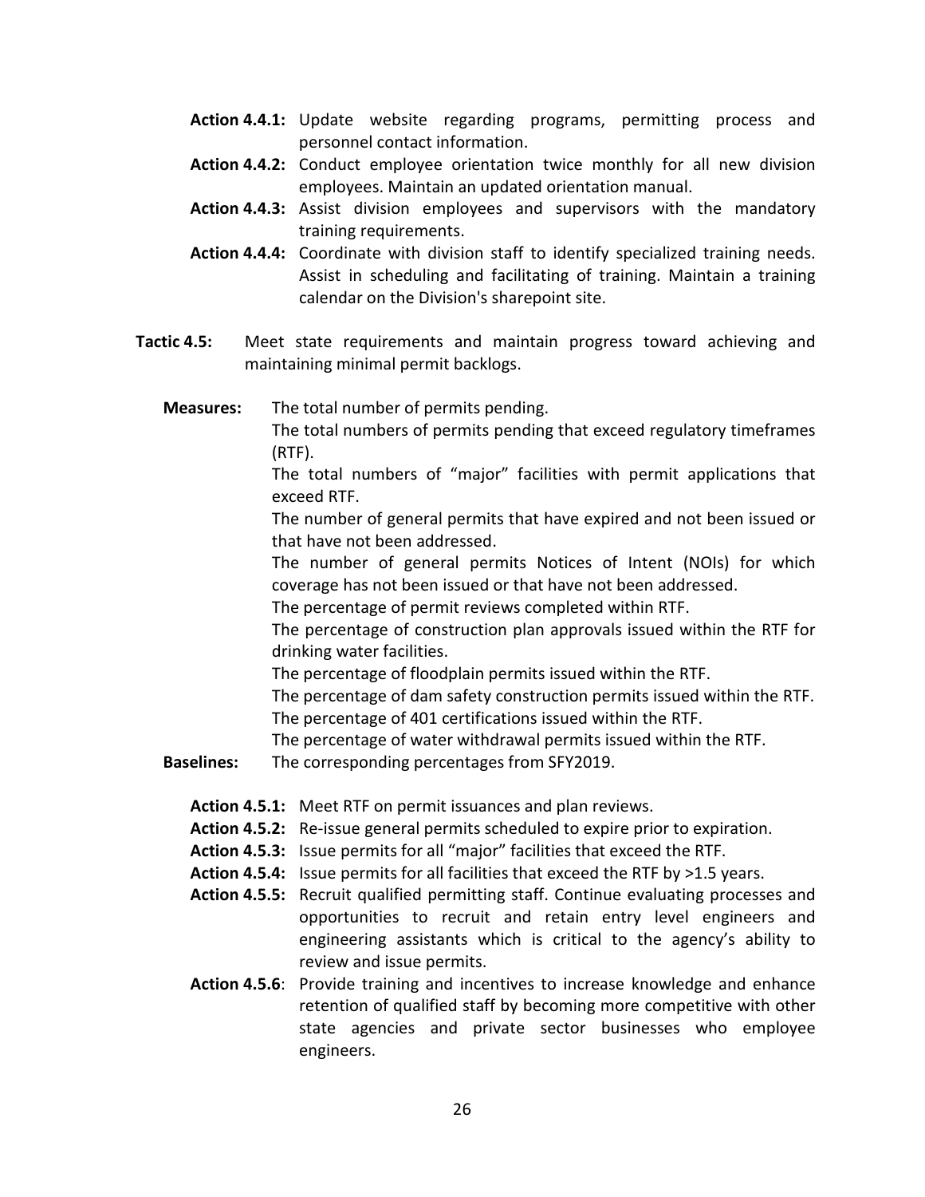**Action 4.4.1:** Update website regarding programs, permitting process and personnel contact information.

**Action 4.4.2:** Conduct employee orientation twice monthly for all new division employees. Maintain an updated orientation manual.

**Action 4.4.3:** Assist division employees and supervisors with the mandatory training requirements.

**Action 4.4.4:** Coordinate with division staff to identify specialized training needs. Assist in scheduling and facilitating of training. Maintain a training calendar on the Division's sharepoint site.

**Tactic 4.5:** Meet state requirements and maintain progress toward achieving and maintaining minimal permit backlogs.

**Measures:** The total number of permits pending.
The total numbers of permits pending that exceed regulatory timeframes (RTF).
The total numbers of "major" facilities with permit applications that exceed RTF.
The number of general permits that have expired and not been issued or that have not been addressed.
The number of general permits Notices of Intent (NOIs) for which coverage has not been issued or that have not been addressed.
The percentage of permit reviews completed within RTF.
The percentage of construction plan approvals issued within the RTF for drinking water facilities.
The percentage of floodplain permits issued within the RTF.
The percentage of dam safety construction permits issued within the RTF.
The percentage of 401 certifications issued within the RTF.
The percentage of water withdrawal permits issued within the RTF.

**Baselines:** The corresponding percentages from SFY2019.

**Action 4.5.1:** Meet RTF on permit issuances and plan reviews.

**Action 4.5.2:** Re-issue general permits scheduled to expire prior to expiration.

**Action 4.5.3:** Issue permits for all "major" facilities that exceed the RTF.

**Action 4.5.4:** Issue permits for all facilities that exceed the RTF by >1.5 years.

**Action 4.5.5:** Recruit qualified permitting staff. Continue evaluating processes and opportunities to recruit and retain entry level engineers and engineering assistants which is critical to the agency's ability to review and issue permits.

**Action 4.5.6**: Provide training and incentives to increase knowledge and enhance retention of qualified staff by becoming more competitive with other state agencies and private sector businesses who employee engineers.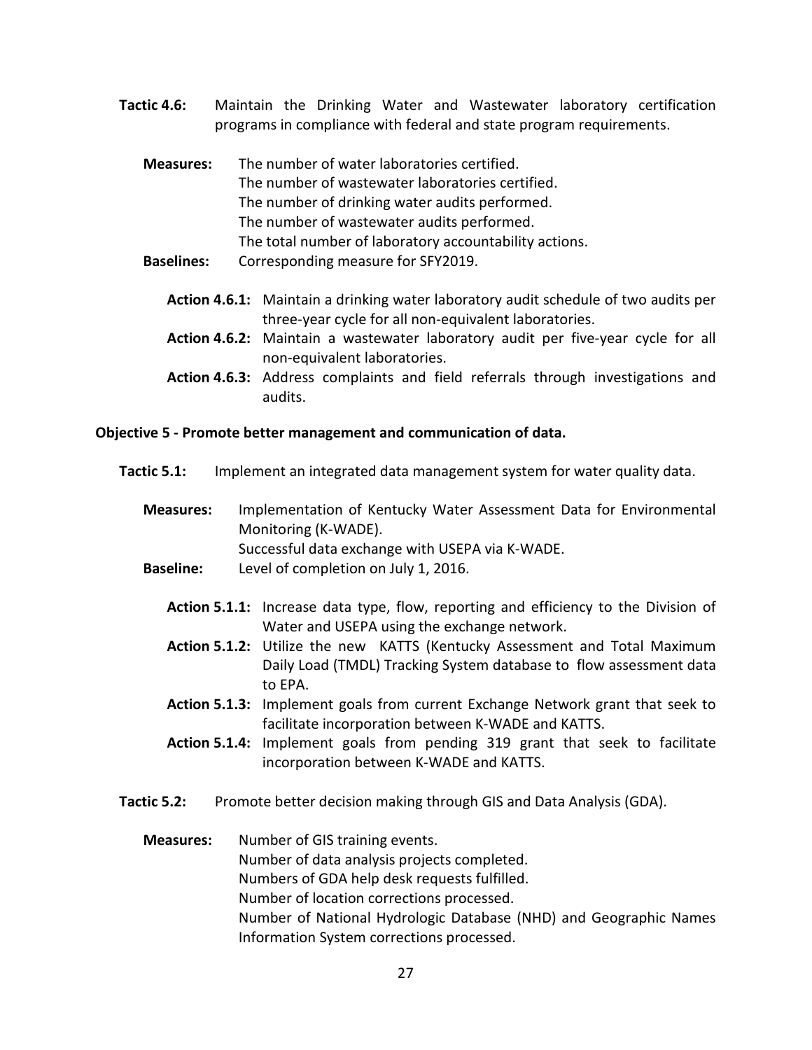**Tactic 4.6:** Maintain the Drinking Water and Wastewater laboratory certification programs in compliance with federal and state program requirements.

**Measures:** The number of water laboratories certified.
The number of wastewater laboratories certified.
The number of drinking water audits performed.
The number of wastewater audits performed.
The total number of laboratory accountability actions.

**Baselines:** Corresponding measure for SFY2019.

**Action 4.6.1:** Maintain a drinking water laboratory audit schedule of two audits per three-year cycle for all non-equivalent laboratories.

**Action 4.6.2:** Maintain a wastewater laboratory audit per five-year cycle for all non-equivalent laboratories.

**Action 4.6.3:** Address complaints and field referrals through investigations and audits.

**Objective 5 - Promote better management and communication of data.**

**Tactic 5.1:** Implement an integrated data management system for water quality data.

**Measures:** Implementation of Kentucky Water Assessment Data for Environmental Monitoring (K-WADE).
Successful data exchange with USEPA via K-WADE.

**Baseline:** Level of completion on July 1, 2016.

**Action 5.1.1:** Increase data type, flow, reporting and efficiency to the Division of Water and USEPA using the exchange network.

**Action 5.1.2:** Utilize the new KATTS (Kentucky Assessment and Total Maximum Daily Load (TMDL) Tracking System database to flow assessment data to EPA.

**Action 5.1.3:** Implement goals from current Exchange Network grant that seek to facilitate incorporation between K-WADE and KATTS.

**Action 5.1.4:** Implement goals from pending 319 grant that seek to facilitate incorporation between K-WADE and KATTS.

**Tactic 5.2:** Promote better decision making through GIS and Data Analysis (GDA).

**Measures:** Number of GIS training events.
Number of data analysis projects completed.
Numbers of GDA help desk requests fulfilled.
Number of location corrections processed.
Number of National Hydrologic Database (NHD) and Geographic Names Information System corrections processed.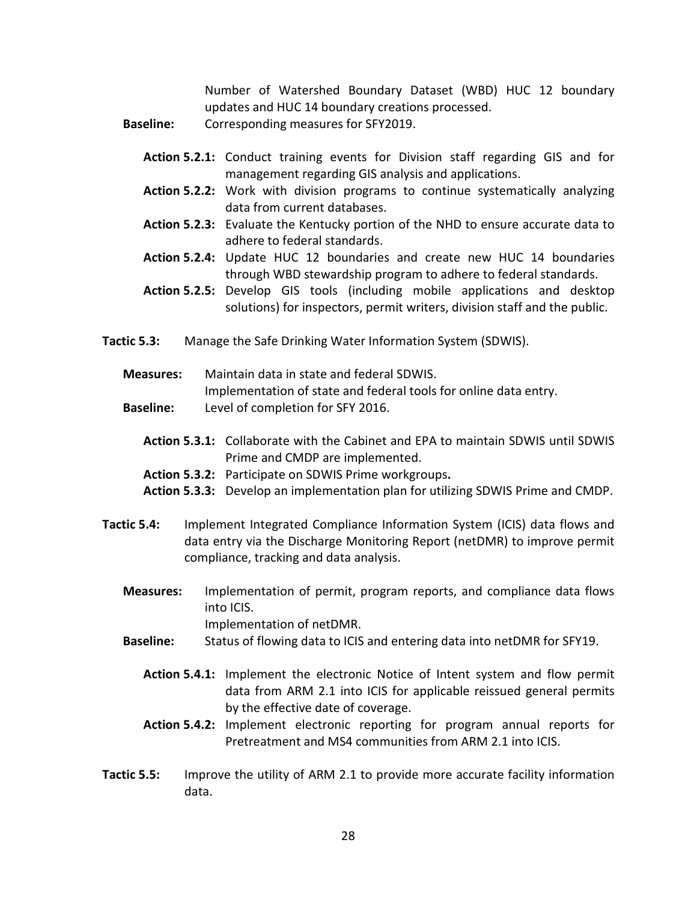Number of Watershed Boundary Dataset (WBD) HUC 12 boundary updates and HUC 14 boundary creations processed.

**Baseline:** Corresponding measures for SFY2019.

**Action 5.2.1:** Conduct training events for Division staff regarding GIS and for management regarding GIS analysis and applications.

**Action 5.2.2:** Work with division programs to continue systematically analyzing data from current databases.

**Action 5.2.3:** Evaluate the Kentucky portion of the NHD to ensure accurate data to adhere to federal standards.

**Action 5.2.4:** Update HUC 12 boundaries and create new HUC 14 boundaries through WBD stewardship program to adhere to federal standards.

**Action 5.2.5:** Develop GIS tools (including mobile applications and desktop solutions) for inspectors, permit writers, division staff and the public.

**Tactic 5.3:** Manage the Safe Drinking Water Information System (SDWIS).

**Measures:** Maintain data in state and federal SDWIS.
Implementation of state and federal tools for online data entry.

**Baseline:** Level of completion for SFY 2016.

**Action 5.3.1:** Collaborate with the Cabinet and EPA to maintain SDWIS until SDWIS Prime and CMDP are implemented.

**Action 5.3.2:** Participate on SDWIS Prime workgroups**.**

**Action 5.3.3:** Develop an implementation plan for utilizing SDWIS Prime and CMDP.

**Tactic 5.4:** Implement Integrated Compliance Information System (ICIS) data flows and data entry via the Discharge Monitoring Report (netDMR) to improve permit compliance, tracking and data analysis.

**Measures:** Implementation of permit, program reports, and compliance data flows into ICIS.
Implementation of netDMR.

**Baseline:** Status of flowing data to ICIS and entering data into netDMR for SFY19.

**Action 5.4.1:** Implement the electronic Notice of Intent system and flow permit data from ARM 2.1 into ICIS for applicable reissued general permits by the effective date of coverage.

**Action 5.4.2:** Implement electronic reporting for program annual reports for Pretreatment and MS4 communities from ARM 2.1 into ICIS.

**Tactic 5.5:** Improve the utility of ARM 2.1 to provide more accurate facility information data.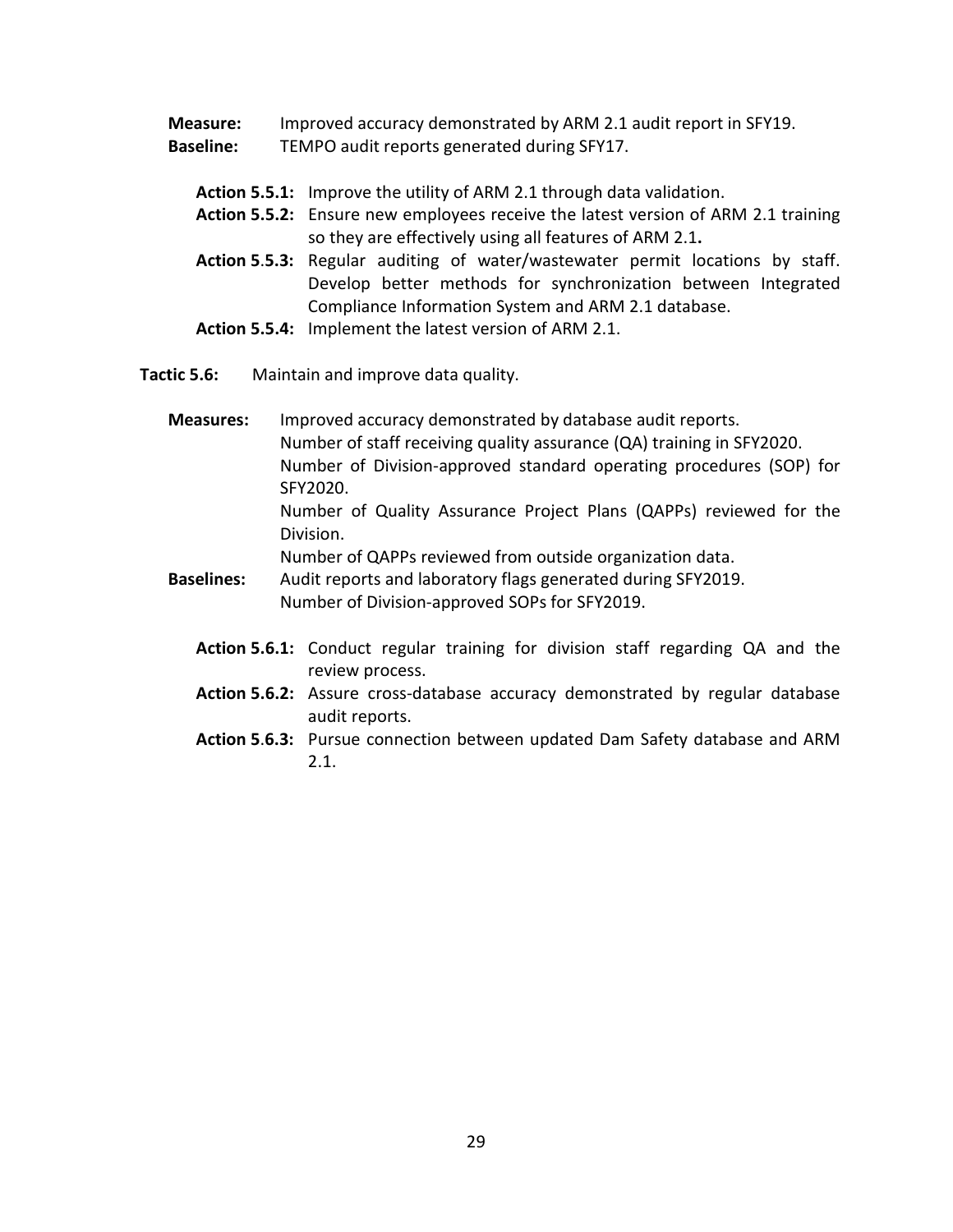**Measure:** Improved accuracy demonstrated by ARM 2.1 audit report in SFY19.
**Baseline:** TEMPO audit reports generated during SFY17.

**Action 5.5.1:** Improve the utility of ARM 2.1 through data validation.
**Action 5.5.2:** Ensure new employees receive the latest version of ARM 2.1 training so they are effectively using all features of ARM 2.1**.**
**Action 5.5.3:** Regular auditing of water/wastewater permit locations by staff. Develop better methods for synchronization between Integrated Compliance Information System and ARM 2.1 database.
**Action 5.5.4:** Implement the latest version of ARM 2.1.

**Tactic 5.6:** Maintain and improve data quality.

**Measures:** Improved accuracy demonstrated by database audit reports.
Number of staff receiving quality assurance (QA) training in SFY2020.
Number of Division-approved standard operating procedures (SOP) for SFY2020.
Number of Quality Assurance Project Plans (QAPPs) reviewed for the Division.
Number of QAPPs reviewed from outside organization data.
**Baselines:** Audit reports and laboratory flags generated during SFY2019.
Number of Division-approved SOPs for SFY2019.

**Action 5.6.1:** Conduct regular training for division staff regarding QA and the review process.
**Action 5.6.2:** Assure cross-database accuracy demonstrated by regular database audit reports.
**Action 5.6.3:** Pursue connection between updated Dam Safety database and ARM 2.1.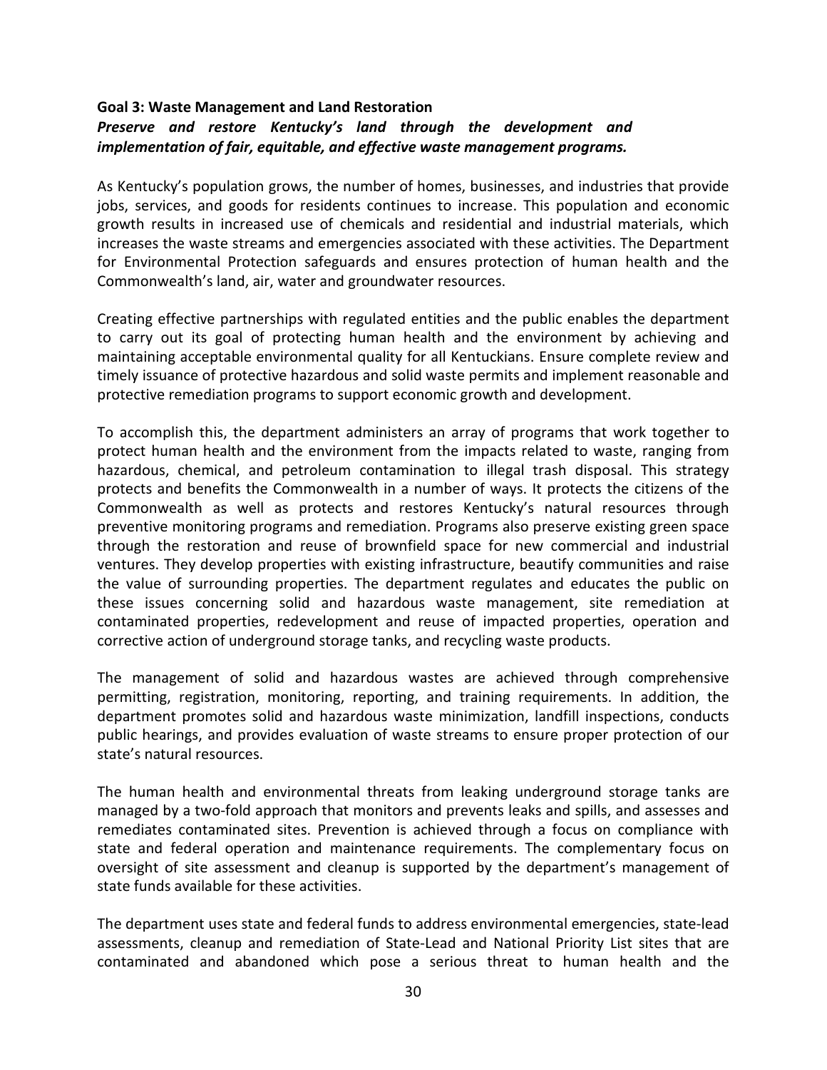**Goal 3: Waste Management and Land Restoration**

***Preserve and restore Kentucky's land through the development and implementation of fair, equitable, and effective waste management programs.***

As Kentucky's population grows, the number of homes, businesses, and industries that provide jobs, services, and goods for residents continues to increase. This population and economic growth results in increased use of chemicals and residential and industrial materials, which increases the waste streams and emergencies associated with these activities. The Department for Environmental Protection safeguards and ensures protection of human health and the Commonwealth's land, air, water and groundwater resources.

Creating effective partnerships with regulated entities and the public enables the department to carry out its goal of protecting human health and the environment by achieving and maintaining acceptable environmental quality for all Kentuckians. Ensure complete review and timely issuance of protective hazardous and solid waste permits and implement reasonable and protective remediation programs to support economic growth and development.

To accomplish this, the department administers an array of programs that work together to protect human health and the environment from the impacts related to waste, ranging from hazardous, chemical, and petroleum contamination to illegal trash disposal. This strategy protects and benefits the Commonwealth in a number of ways. It protects the citizens of the Commonwealth as well as protects and restores Kentucky's natural resources through preventive monitoring programs and remediation. Programs also preserve existing green space through the restoration and reuse of brownfield space for new commercial and industrial ventures. They develop properties with existing infrastructure, beautify communities and raise the value of surrounding properties. The department regulates and educates the public on these issues concerning solid and hazardous waste management, site remediation at contaminated properties, redevelopment and reuse of impacted properties, operation and corrective action of underground storage tanks, and recycling waste products.

The management of solid and hazardous wastes are achieved through comprehensive permitting, registration, monitoring, reporting, and training requirements. In addition, the department promotes solid and hazardous waste minimization, landfill inspections, conducts public hearings, and provides evaluation of waste streams to ensure proper protection of our state's natural resources.

The human health and environmental threats from leaking underground storage tanks are managed by a two-fold approach that monitors and prevents leaks and spills, and assesses and remediates contaminated sites. Prevention is achieved through a focus on compliance with state and federal operation and maintenance requirements. The complementary focus on oversight of site assessment and cleanup is supported by the department's management of state funds available for these activities.

The department uses state and federal funds to address environmental emergencies, state-lead assessments, cleanup and remediation of State-Lead and National Priority List sites that are contaminated and abandoned which pose a serious threat to human health and the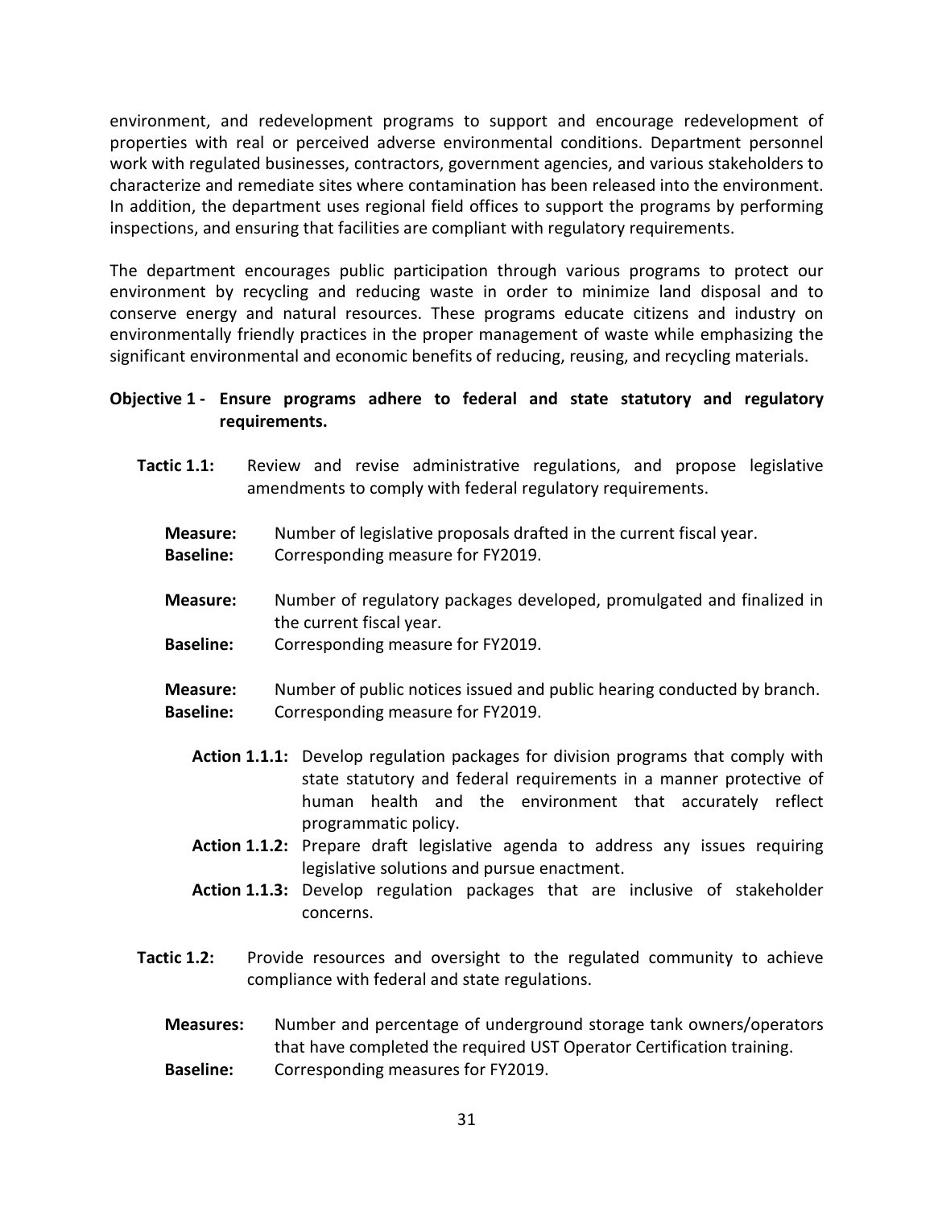environment, and redevelopment programs to support and encourage redevelopment of properties with real or perceived adverse environmental conditions. Department personnel work with regulated businesses, contractors, government agencies, and various stakeholders to characterize and remediate sites where contamination has been released into the environment. In addition, the department uses regional field offices to support the programs by performing inspections, and ensuring that facilities are compliant with regulatory requirements.

The department encourages public participation through various programs to protect our environment by recycling and reducing waste in order to minimize land disposal and to conserve energy and natural resources. These programs educate citizens and industry on environmentally friendly practices in the proper management of waste while emphasizing the significant environmental and economic benefits of reducing, reusing, and recycling materials.

**Objective 1 - Ensure programs adhere to federal and state statutory and regulatory requirements.**

**Tactic 1.1:** Review and revise administrative regulations, and propose legislative amendments to comply with federal regulatory requirements.

**Measure:** Number of legislative proposals drafted in the current fiscal year.
**Baseline:** Corresponding measure for FY2019.

**Measure:** Number of regulatory packages developed, promulgated and finalized in the current fiscal year.
**Baseline:** Corresponding measure for FY2019.

**Measure:** Number of public notices issued and public hearing conducted by branch.
**Baseline:** Corresponding measure for FY2019.

**Action 1.1.1:** Develop regulation packages for division programs that comply with state statutory and federal requirements in a manner protective of human health and the environment that accurately reflect programmatic policy.
**Action 1.1.2:** Prepare draft legislative agenda to address any issues requiring legislative solutions and pursue enactment.
**Action 1.1.3:** Develop regulation packages that are inclusive of stakeholder concerns.

**Tactic 1.2:** Provide resources and oversight to the regulated community to achieve compliance with federal and state regulations.

**Measures:** Number and percentage of underground storage tank owners/operators that have completed the required UST Operator Certification training.
**Baseline:** Corresponding measures for FY2019.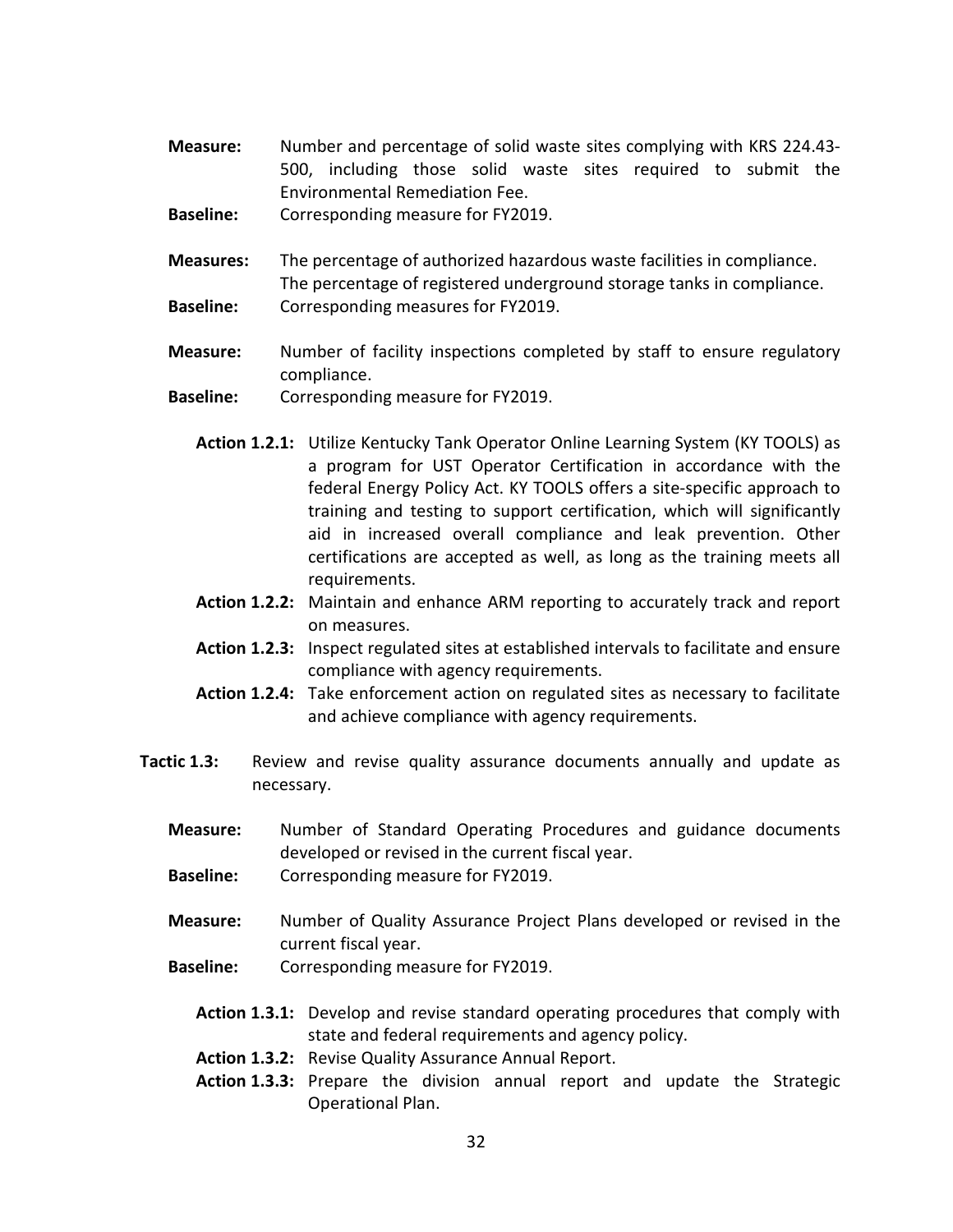**Measure:** Number and percentage of solid waste sites complying with KRS 224.43-500, including those solid waste sites required to submit the Environmental Remediation Fee.

**Baseline:** Corresponding measure for FY2019.

**Measures:** The percentage of authorized hazardous waste facilities in compliance. The percentage of registered underground storage tanks in compliance.

**Baseline:** Corresponding measures for FY2019.

**Measure:** Number of facility inspections completed by staff to ensure regulatory compliance.

**Baseline:** Corresponding measure for FY2019.

**Action 1.2.1:** Utilize Kentucky Tank Operator Online Learning System (KY TOOLS) as a program for UST Operator Certification in accordance with the federal Energy Policy Act. KY TOOLS offers a site-specific approach to training and testing to support certification, which will significantly aid in increased overall compliance and leak prevention. Other certifications are accepted as well, as long as the training meets all requirements.

**Action 1.2.2:** Maintain and enhance ARM reporting to accurately track and report on measures.

**Action 1.2.3:** Inspect regulated sites at established intervals to facilitate and ensure compliance with agency requirements.

**Action 1.2.4:** Take enforcement action on regulated sites as necessary to facilitate and achieve compliance with agency requirements.

**Tactic 1.3:** Review and revise quality assurance documents annually and update as necessary.

**Measure:** Number of Standard Operating Procedures and guidance documents developed or revised in the current fiscal year.

**Baseline:** Corresponding measure for FY2019.

**Measure:** Number of Quality Assurance Project Plans developed or revised in the current fiscal year.

**Baseline:** Corresponding measure for FY2019.

**Action 1.3.1:** Develop and revise standard operating procedures that comply with state and federal requirements and agency policy.

**Action 1.3.2:** Revise Quality Assurance Annual Report.

**Action 1.3.3:** Prepare the division annual report and update the Strategic Operational Plan.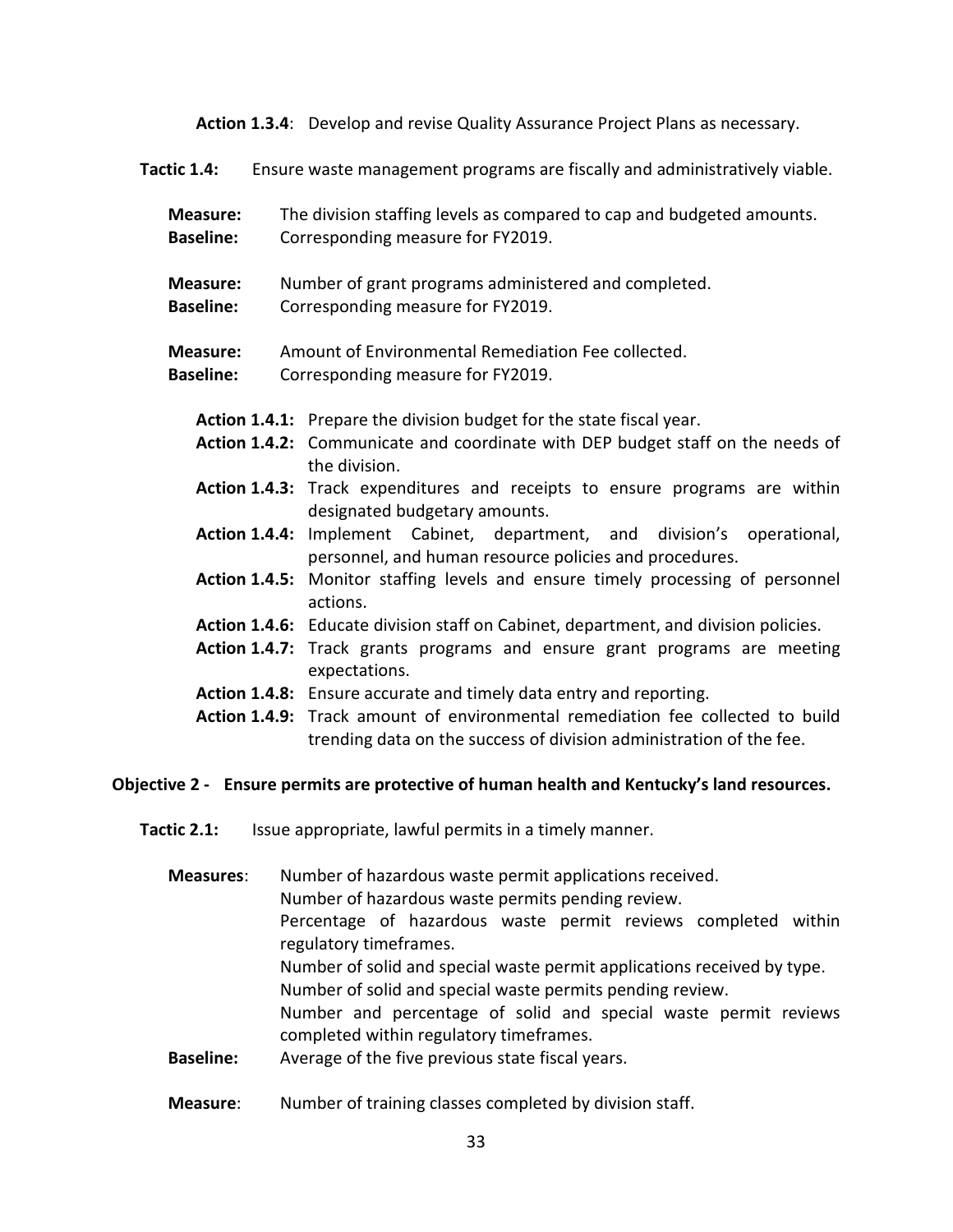**Action 1.3.4**: Develop and revise Quality Assurance Project Plans as necessary.

**Tactic 1.4:** Ensure waste management programs are fiscally and administratively viable.

**Measure:** The division staffing levels as compared to cap and budgeted amounts.
**Baseline:** Corresponding measure for FY2019.

**Measure:** Number of grant programs administered and completed.
**Baseline:** Corresponding measure for FY2019.

**Measure:** Amount of Environmental Remediation Fee collected.
**Baseline:** Corresponding measure for FY2019.

**Action 1.4.1:** Prepare the division budget for the state fiscal year.
**Action 1.4.2:** Communicate and coordinate with DEP budget staff on the needs of the division.
**Action 1.4.3:** Track expenditures and receipts to ensure programs are within designated budgetary amounts.
**Action 1.4.4:** Implement Cabinet, department, and division's operational, personnel, and human resource policies and procedures.
**Action 1.4.5:** Monitor staffing levels and ensure timely processing of personnel actions.
**Action 1.4.6:** Educate division staff on Cabinet, department, and division policies.
**Action 1.4.7:** Track grants programs and ensure grant programs are meeting expectations.
**Action 1.4.8:** Ensure accurate and timely data entry and reporting.
**Action 1.4.9:** Track amount of environmental remediation fee collected to build trending data on the success of division administration of the fee.

**Objective 2 - Ensure permits are protective of human health and Kentucky's land resources.**

**Tactic 2.1:** Issue appropriate, lawful permits in a timely manner.

**Measures**: Number of hazardous waste permit applications received.
Number of hazardous waste permits pending review.
Percentage of hazardous waste permit reviews completed within regulatory timeframes.
Number of solid and special waste permit applications received by type.
Number of solid and special waste permits pending review.
Number and percentage of solid and special waste permit reviews completed within regulatory timeframes.
**Baseline:** Average of the five previous state fiscal years.

**Measure**: Number of training classes completed by division staff.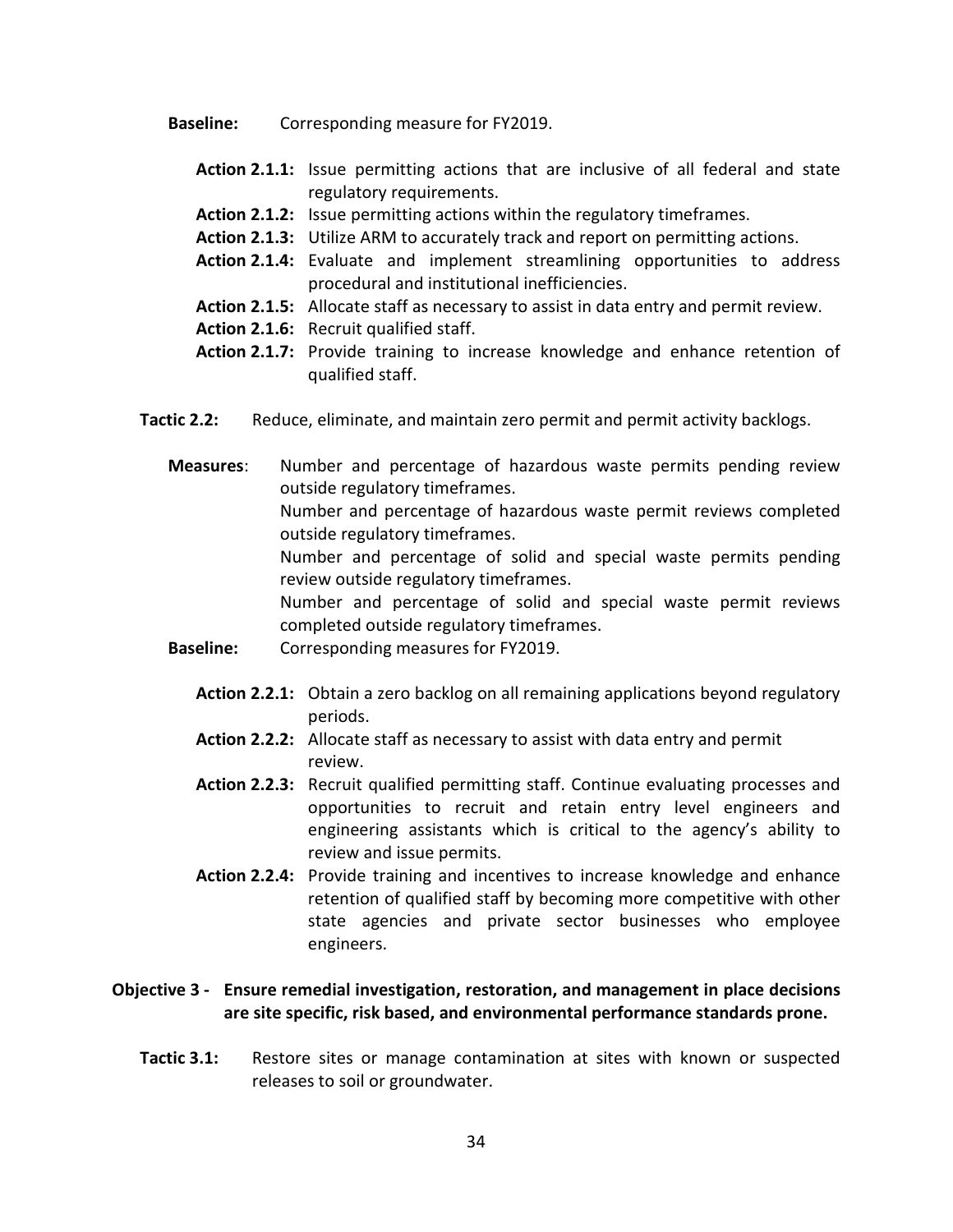**Baseline:** Corresponding measure for FY2019.

- **Action 2.1.1:** Issue permitting actions that are inclusive of all federal and state regulatory requirements.
- **Action 2.1.2:** Issue permitting actions within the regulatory timeframes.
- **Action 2.1.3:** Utilize ARM to accurately track and report on permitting actions.
- **Action 2.1.4:** Evaluate and implement streamlining opportunities to address procedural and institutional inefficiencies.
- **Action 2.1.5:** Allocate staff as necessary to assist in data entry and permit review.
- **Action 2.1.6:** Recruit qualified staff.
- **Action 2.1.7:** Provide training to increase knowledge and enhance retention of qualified staff.

**Tactic 2.2:** Reduce, eliminate, and maintain zero permit and permit activity backlogs.

**Measures**: Number and percentage of hazardous waste permits pending review outside regulatory timeframes.
Number and percentage of hazardous waste permit reviews completed outside regulatory timeframes.
Number and percentage of solid and special waste permits pending review outside regulatory timeframes.
Number and percentage of solid and special waste permit reviews completed outside regulatory timeframes.

**Baseline:** Corresponding measures for FY2019.

- **Action 2.2.1:** Obtain a zero backlog on all remaining applications beyond regulatory periods.
- **Action 2.2.2:** Allocate staff as necessary to assist with data entry and permit review.
- **Action 2.2.3:** Recruit qualified permitting staff. Continue evaluating processes and opportunities to recruit and retain entry level engineers and engineering assistants which is critical to the agency's ability to review and issue permits.
- **Action 2.2.4:** Provide training and incentives to increase knowledge and enhance retention of qualified staff by becoming more competitive with other state agencies and private sector businesses who employee engineers.

**Objective 3 - Ensure remedial investigation, restoration, and management in place decisions are site specific, risk based, and environmental performance standards prone.**

**Tactic 3.1:** Restore sites or manage contamination at sites with known or suspected releases to soil or groundwater.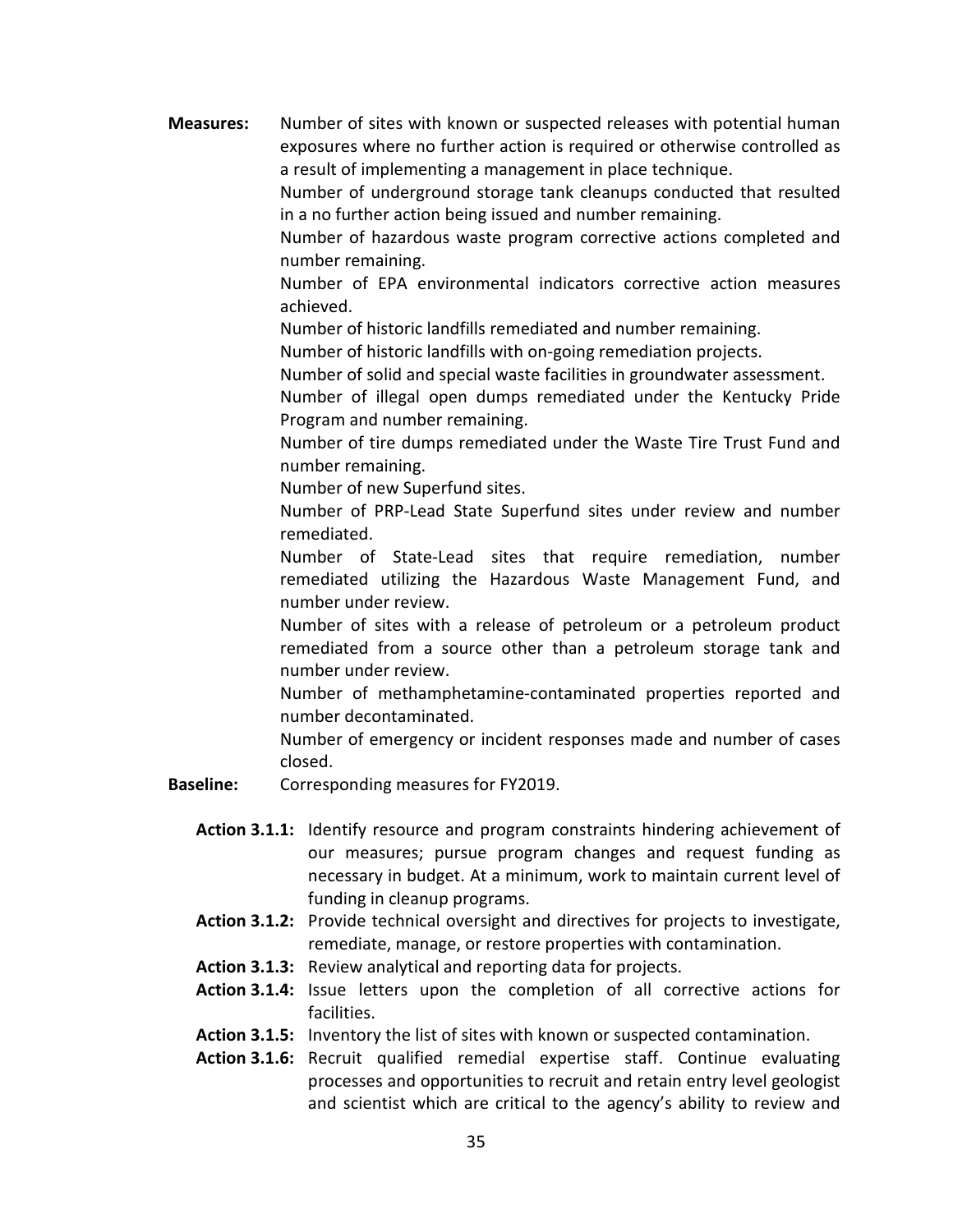**Measures:** Number of sites with known or suspected releases with potential human exposures where no further action is required or otherwise controlled as a result of implementing a management in place technique.
Number of underground storage tank cleanups conducted that resulted in a no further action being issued and number remaining.
Number of hazardous waste program corrective actions completed and number remaining.
Number of EPA environmental indicators corrective action measures achieved.
Number of historic landfills remediated and number remaining.
Number of historic landfills with on-going remediation projects.
Number of solid and special waste facilities in groundwater assessment.
Number of illegal open dumps remediated under the Kentucky Pride Program and number remaining.
Number of tire dumps remediated under the Waste Tire Trust Fund and number remaining.
Number of new Superfund sites.
Number of PRP-Lead State Superfund sites under review and number remediated.
Number of State-Lead sites that require remediation, number remediated utilizing the Hazardous Waste Management Fund, and number under review.
Number of sites with a release of petroleum or a petroleum product remediated from a source other than a petroleum storage tank and number under review.
Number of methamphetamine-contaminated properties reported and number decontaminated.
Number of emergency or incident responses made and number of cases closed.

**Baseline:** Corresponding measures for FY2019.

**Action 3.1.1:** Identify resource and program constraints hindering achievement of our measures; pursue program changes and request funding as necessary in budget. At a minimum, work to maintain current level of funding in cleanup programs.

**Action 3.1.2:** Provide technical oversight and directives for projects to investigate, remediate, manage, or restore properties with contamination.

**Action 3.1.3:** Review analytical and reporting data for projects.

**Action 3.1.4:** Issue letters upon the completion of all corrective actions for facilities.

**Action 3.1.5:** Inventory the list of sites with known or suspected contamination.

**Action 3.1.6:** Recruit qualified remedial expertise staff. Continue evaluating processes and opportunities to recruit and retain entry level geologist and scientist which are critical to the agency's ability to review and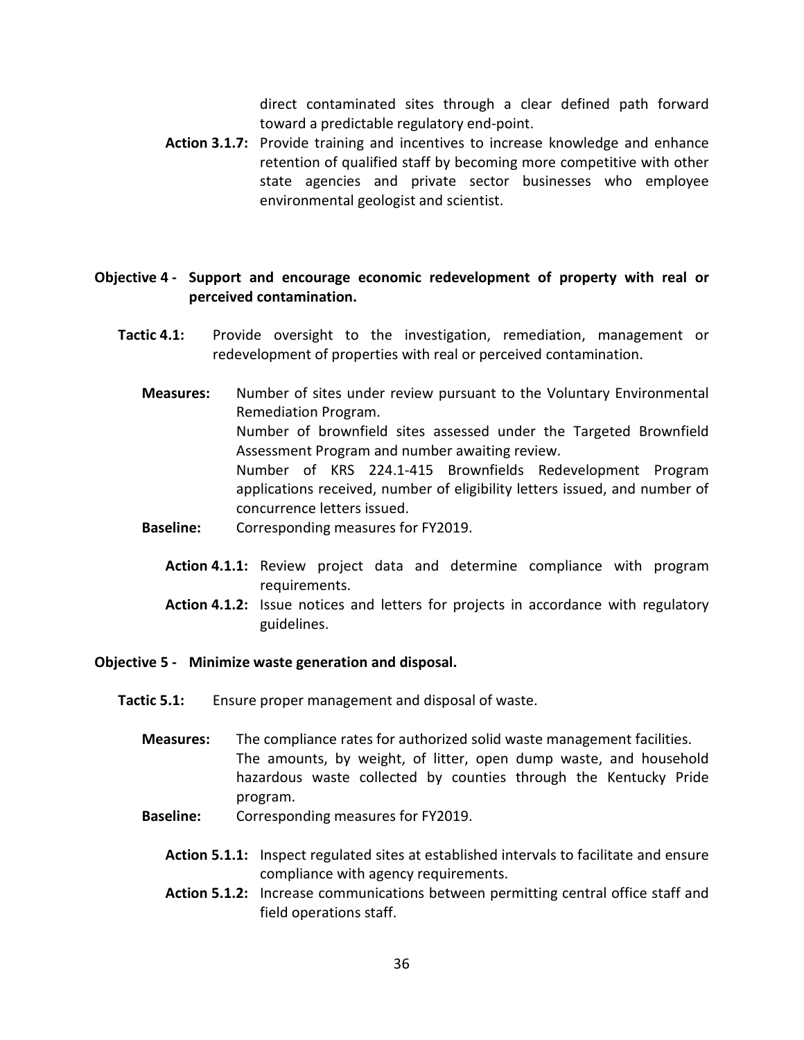direct contaminated sites through a clear defined path forward toward a predictable regulatory end-point.

**Action 3.1.7:** Provide training and incentives to increase knowledge and enhance retention of qualified staff by becoming more competitive with other state agencies and private sector businesses who employee environmental geologist and scientist.

**Objective 4 - Support and encourage economic redevelopment of property with real or perceived contamination.**

**Tactic 4.1:** Provide oversight to the investigation, remediation, management or redevelopment of properties with real or perceived contamination.

**Measures:** Number of sites under review pursuant to the Voluntary Environmental Remediation Program.
Number of brownfield sites assessed under the Targeted Brownfield Assessment Program and number awaiting review.
Number of KRS 224.1-415 Brownfields Redevelopment Program applications received, number of eligibility letters issued, and number of concurrence letters issued.

**Baseline:** Corresponding measures for FY2019.

**Action 4.1.1:** Review project data and determine compliance with program requirements.

**Action 4.1.2:** Issue notices and letters for projects in accordance with regulatory guidelines.

**Objective 5 - Minimize waste generation and disposal.**

**Tactic 5.1:** Ensure proper management and disposal of waste.

**Measures:** The compliance rates for authorized solid waste management facilities.
The amounts, by weight, of litter, open dump waste, and household hazardous waste collected by counties through the Kentucky Pride program.

**Baseline:** Corresponding measures for FY2019.

**Action 5.1.1:** Inspect regulated sites at established intervals to facilitate and ensure compliance with agency requirements.

**Action 5.1.2:** Increase communications between permitting central office staff and field operations staff.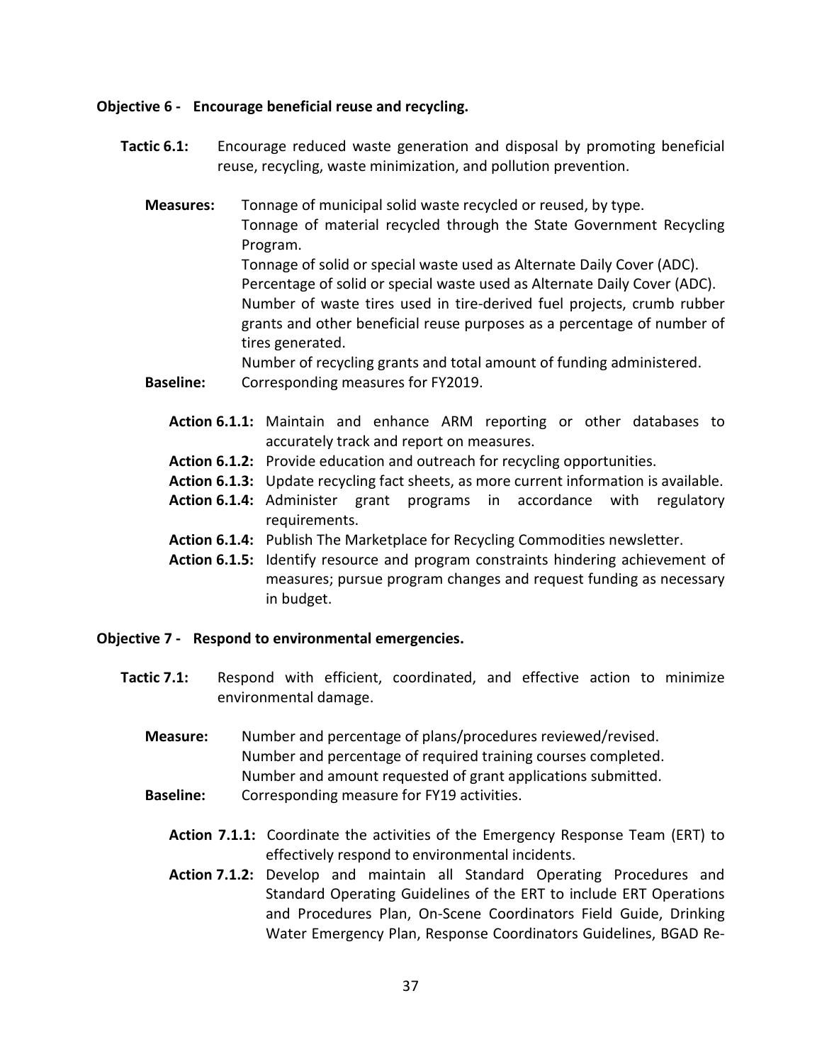**Objective 6 - Encourage beneficial reuse and recycling.**

**Tactic 6.1:** Encourage reduced waste generation and disposal by promoting beneficial reuse, recycling, waste minimization, and pollution prevention.

**Measures:** Tonnage of municipal solid waste recycled or reused, by type.
Tonnage of material recycled through the State Government Recycling Program.
Tonnage of solid or special waste used as Alternate Daily Cover (ADC).
Percentage of solid or special waste used as Alternate Daily Cover (ADC).
Number of waste tires used in tire-derived fuel projects, crumb rubber grants and other beneficial reuse purposes as a percentage of number of tires generated.
Number of recycling grants and total amount of funding administered.

**Baseline:** Corresponding measures for FY2019.

**Action 6.1.1:** Maintain and enhance ARM reporting or other databases to accurately track and report on measures.

**Action 6.1.2:** Provide education and outreach for recycling opportunities.

**Action 6.1.3:** Update recycling fact sheets, as more current information is available.

**Action 6.1.4:** Administer grant programs in accordance with regulatory requirements.

**Action 6.1.4:** Publish The Marketplace for Recycling Commodities newsletter.

**Action 6.1.5:** Identify resource and program constraints hindering achievement of measures; pursue program changes and request funding as necessary in budget.

**Objective 7 - Respond to environmental emergencies.**

**Tactic 7.1:** Respond with efficient, coordinated, and effective action to minimize environmental damage.

**Measure:** Number and percentage of plans/procedures reviewed/revised.
Number and percentage of required training courses completed.
Number and amount requested of grant applications submitted.

**Baseline:** Corresponding measure for FY19 activities.

**Action 7.1.1:** Coordinate the activities of the Emergency Response Team (ERT) to effectively respond to environmental incidents.

**Action 7.1.2:** Develop and maintain all Standard Operating Procedures and Standard Operating Guidelines of the ERT to include ERT Operations and Procedures Plan, On-Scene Coordinators Field Guide, Drinking Water Emergency Plan, Response Coordinators Guidelines, BGAD Re-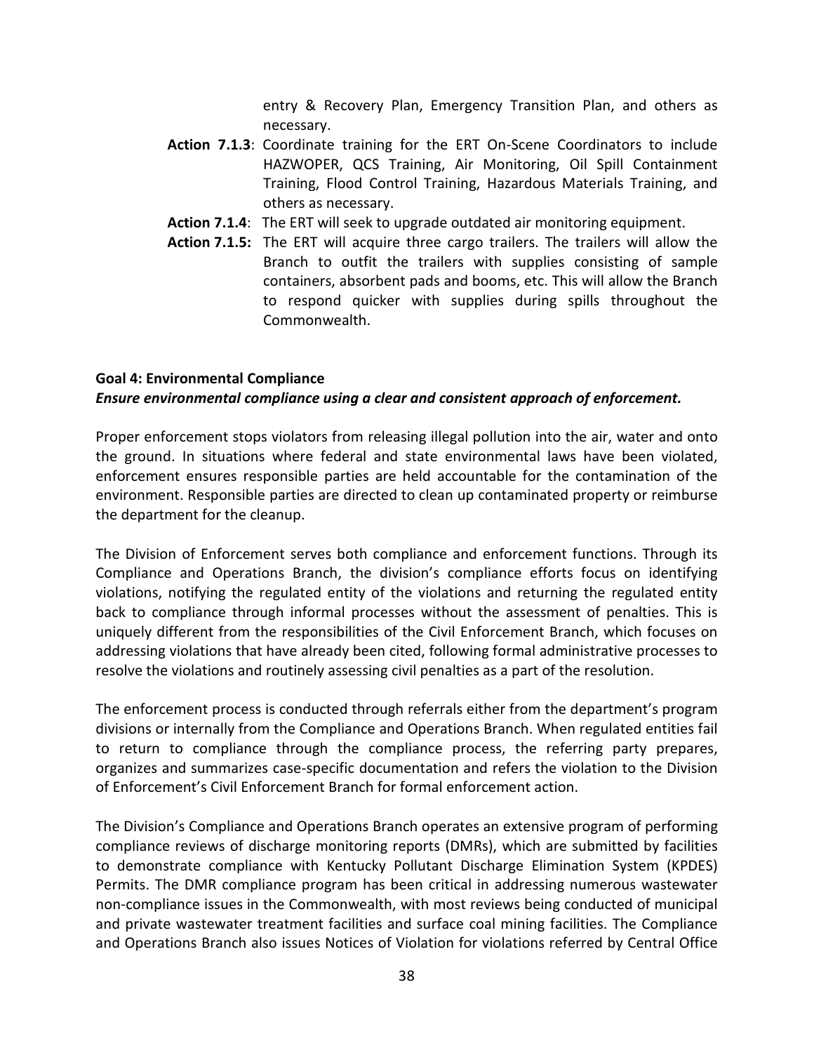entry & Recovery Plan, Emergency Transition Plan, and others as necessary.

**Action 7.1.3**: Coordinate training for the ERT On-Scene Coordinators to include HAZWOPER, QCS Training, Air Monitoring, Oil Spill Containment Training, Flood Control Training, Hazardous Materials Training, and others as necessary.

**Action 7.1.4**: The ERT will seek to upgrade outdated air monitoring equipment.

**Action 7.1.5:** The ERT will acquire three cargo trailers. The trailers will allow the Branch to outfit the trailers with supplies consisting of sample containers, absorbent pads and booms, etc. This will allow the Branch to respond quicker with supplies during spills throughout the Commonwealth.

**Goal 4: Environmental Compliance**
***Ensure environmental compliance using a clear and consistent approach of enforcement.***

Proper enforcement stops violators from releasing illegal pollution into the air, water and onto the ground. In situations where federal and state environmental laws have been violated, enforcement ensures responsible parties are held accountable for the contamination of the environment. Responsible parties are directed to clean up contaminated property or reimburse the department for the cleanup.

The Division of Enforcement serves both compliance and enforcement functions. Through its Compliance and Operations Branch, the division's compliance efforts focus on identifying violations, notifying the regulated entity of the violations and returning the regulated entity back to compliance through informal processes without the assessment of penalties. This is uniquely different from the responsibilities of the Civil Enforcement Branch, which focuses on addressing violations that have already been cited, following formal administrative processes to resolve the violations and routinely assessing civil penalties as a part of the resolution.

The enforcement process is conducted through referrals either from the department's program divisions or internally from the Compliance and Operations Branch. When regulated entities fail to return to compliance through the compliance process, the referring party prepares, organizes and summarizes case-specific documentation and refers the violation to the Division of Enforcement's Civil Enforcement Branch for formal enforcement action.

The Division's Compliance and Operations Branch operates an extensive program of performing compliance reviews of discharge monitoring reports (DMRs), which are submitted by facilities to demonstrate compliance with Kentucky Pollutant Discharge Elimination System (KPDES) Permits. The DMR compliance program has been critical in addressing numerous wastewater non-compliance issues in the Commonwealth, with most reviews being conducted of municipal and private wastewater treatment facilities and surface coal mining facilities. The Compliance and Operations Branch also issues Notices of Violation for violations referred by Central Office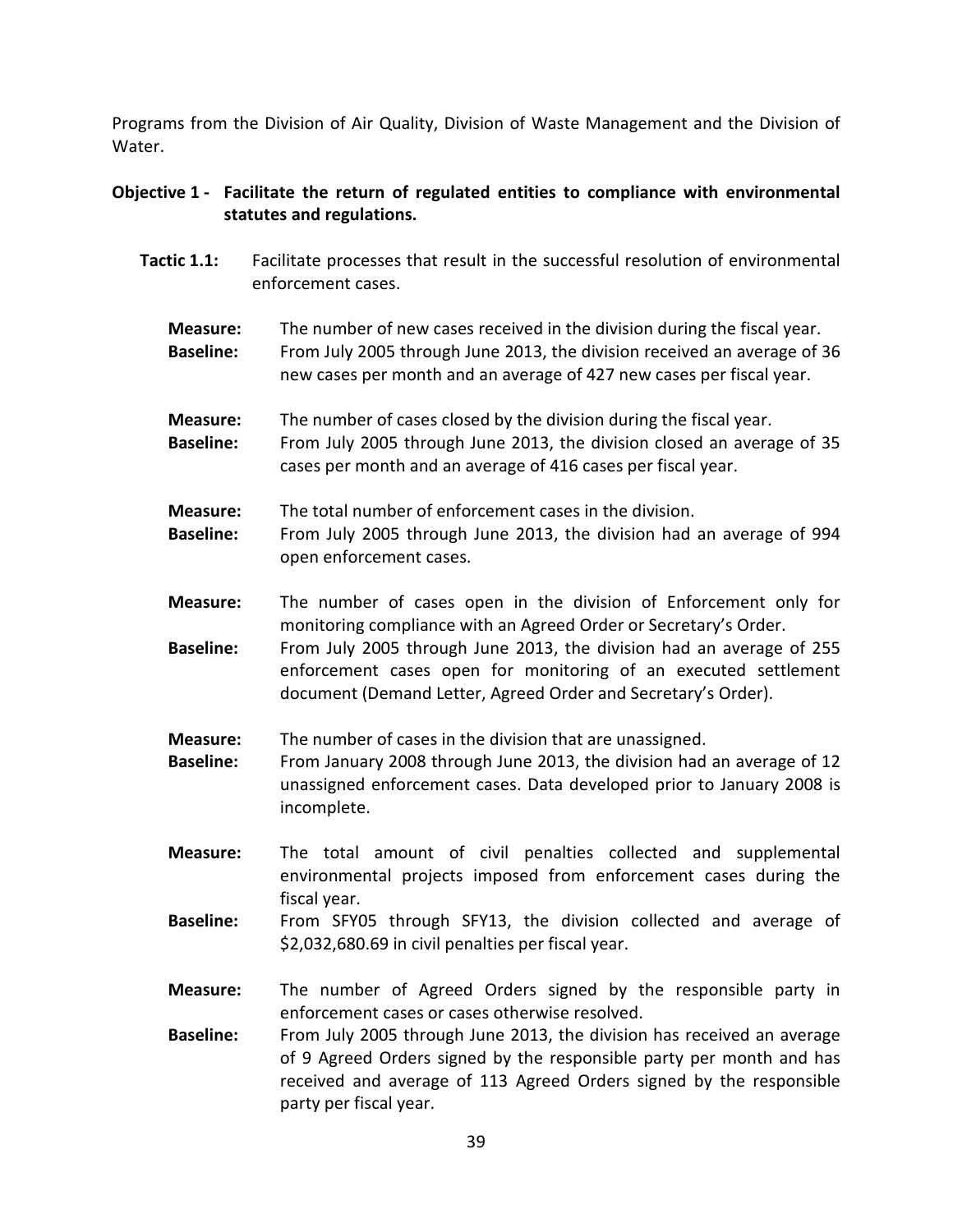Programs from the Division of Air Quality, Division of Waste Management and the Division of Water.

**Objective 1 - Facilitate the return of regulated entities to compliance with environmental statutes and regulations.**

**Tactic 1.1:** Facilitate processes that result in the successful resolution of environmental enforcement cases.

**Measure:** The number of new cases received in the division during the fiscal year.
**Baseline:** From July 2005 through June 2013, the division received an average of 36 new cases per month and an average of 427 new cases per fiscal year.

**Measure:** The number of cases closed by the division during the fiscal year.
**Baseline:** From July 2005 through June 2013, the division closed an average of 35 cases per month and an average of 416 cases per fiscal year.

**Measure:** The total number of enforcement cases in the division.
**Baseline:** From July 2005 through June 2013, the division had an average of 994 open enforcement cases.

**Measure:** The number of cases open in the division of Enforcement only for monitoring compliance with an Agreed Order or Secretary's Order.
**Baseline:** From July 2005 through June 2013, the division had an average of 255 enforcement cases open for monitoring of an executed settlement document (Demand Letter, Agreed Order and Secretary's Order).

**Measure:** The number of cases in the division that are unassigned.
**Baseline:** From January 2008 through June 2013, the division had an average of 12 unassigned enforcement cases. Data developed prior to January 2008 is incomplete.

**Measure:** The total amount of civil penalties collected and supplemental environmental projects imposed from enforcement cases during the fiscal year.
**Baseline:** From SFY05 through SFY13, the division collected and average of $2,032,680.69 in civil penalties per fiscal year.

**Measure:** The number of Agreed Orders signed by the responsible party in enforcement cases or cases otherwise resolved.
**Baseline:** From July 2005 through June 2013, the division has received an average of 9 Agreed Orders signed by the responsible party per month and has received and average of 113 Agreed Orders signed by the responsible party per fiscal year.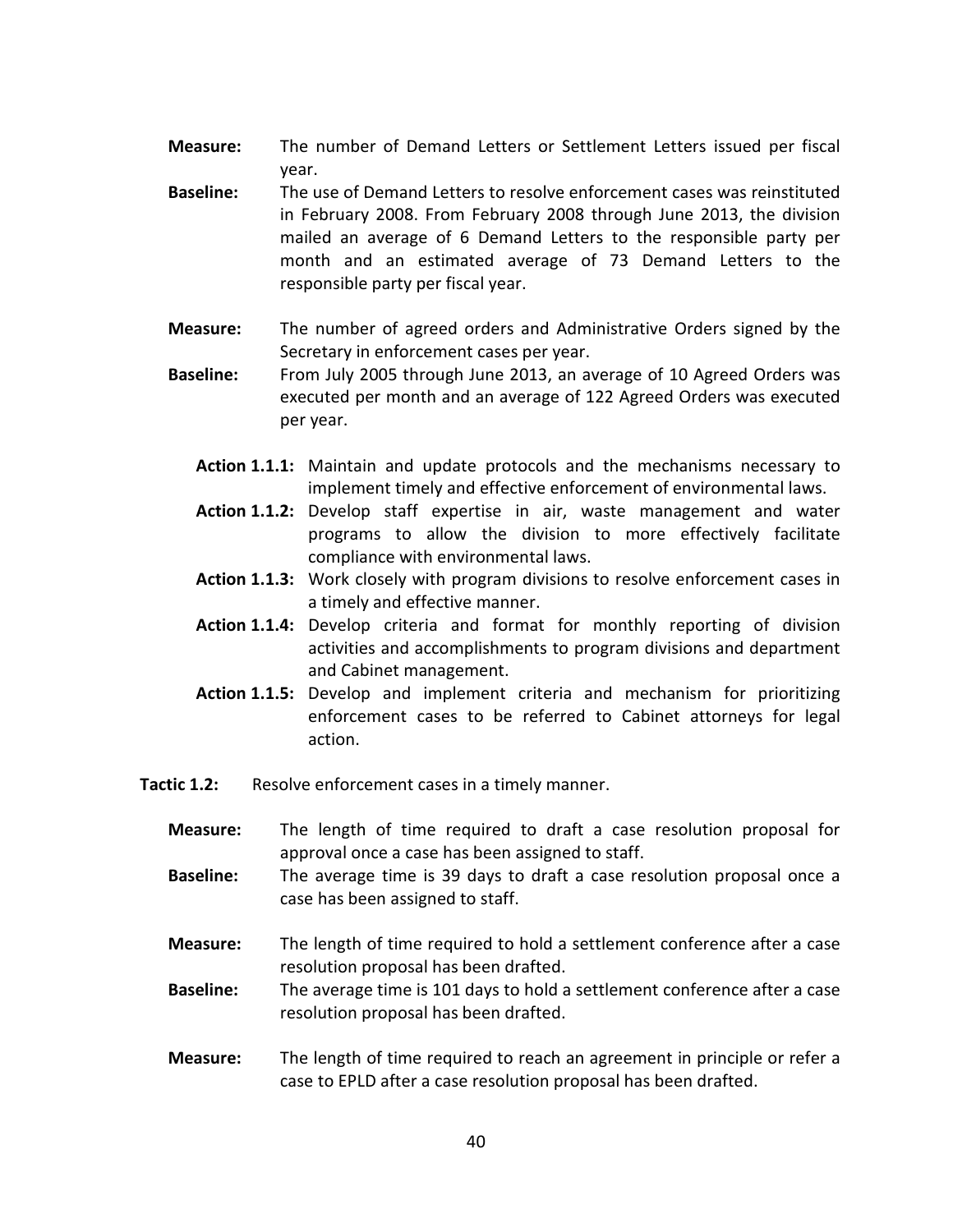**Measure:** The number of Demand Letters or Settlement Letters issued per fiscal year.

**Baseline:** The use of Demand Letters to resolve enforcement cases was reinstituted in February 2008. From February 2008 through June 2013, the division mailed an average of 6 Demand Letters to the responsible party per month and an estimated average of 73 Demand Letters to the responsible party per fiscal year.

**Measure:** The number of agreed orders and Administrative Orders signed by the Secretary in enforcement cases per year.

**Baseline:** From July 2005 through June 2013, an average of 10 Agreed Orders was executed per month and an average of 122 Agreed Orders was executed per year.

**Action 1.1.1:** Maintain and update protocols and the mechanisms necessary to implement timely and effective enforcement of environmental laws.

**Action 1.1.2:** Develop staff expertise in air, waste management and water programs to allow the division to more effectively facilitate compliance with environmental laws.

**Action 1.1.3:** Work closely with program divisions to resolve enforcement cases in a timely and effective manner.

**Action 1.1.4:** Develop criteria and format for monthly reporting of division activities and accomplishments to program divisions and department and Cabinet management.

**Action 1.1.5:** Develop and implement criteria and mechanism for prioritizing enforcement cases to be referred to Cabinet attorneys for legal action.

**Tactic 1.2:** Resolve enforcement cases in a timely manner.

**Measure:** The length of time required to draft a case resolution proposal for approval once a case has been assigned to staff.

**Baseline:** The average time is 39 days to draft a case resolution proposal once a case has been assigned to staff.

**Measure:** The length of time required to hold a settlement conference after a case resolution proposal has been drafted.

**Baseline:** The average time is 101 days to hold a settlement conference after a case resolution proposal has been drafted.

**Measure:** The length of time required to reach an agreement in principle or refer a case to EPLD after a case resolution proposal has been drafted.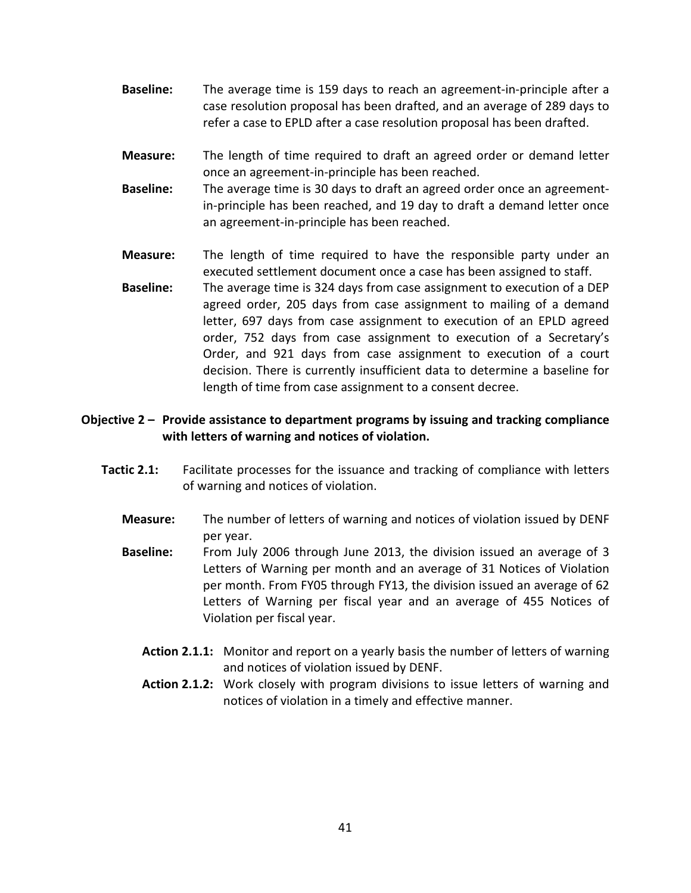**Baseline:** The average time is 159 days to reach an agreement-in-principle after a case resolution proposal has been drafted, and an average of 289 days to refer a case to EPLD after a case resolution proposal has been drafted.

**Measure:** The length of time required to draft an agreed order or demand letter once an agreement-in-principle has been reached.

**Baseline:** The average time is 30 days to draft an agreed order once an agreement-in-principle has been reached, and 19 day to draft a demand letter once an agreement-in-principle has been reached.

**Measure:** The length of time required to have the responsible party under an executed settlement document once a case has been assigned to staff.

**Baseline:** The average time is 324 days from case assignment to execution of a DEP agreed order, 205 days from case assignment to mailing of a demand letter, 697 days from case assignment to execution of an EPLD agreed order, 752 days from case assignment to execution of a Secretary's Order, and 921 days from case assignment to execution of a court decision. There is currently insufficient data to determine a baseline for length of time from case assignment to a consent decree.

### Objective 2 – Provide assistance to department programs by issuing and tracking compliance with letters of warning and notices of violation.

**Tactic 2.1:** Facilitate processes for the issuance and tracking of compliance with letters of warning and notices of violation.

**Measure:** The number of letters of warning and notices of violation issued by DENF per year.

**Baseline:** From July 2006 through June 2013, the division issued an average of 3 Letters of Warning per month and an average of 31 Notices of Violation per month. From FY05 through FY13, the division issued an average of 62 Letters of Warning per fiscal year and an average of 455 Notices of Violation per fiscal year.

**Action 2.1.1:** Monitor and report on a yearly basis the number of letters of warning and notices of violation issued by DENF.

**Action 2.1.2:** Work closely with program divisions to issue letters of warning and notices of violation in a timely and effective manner.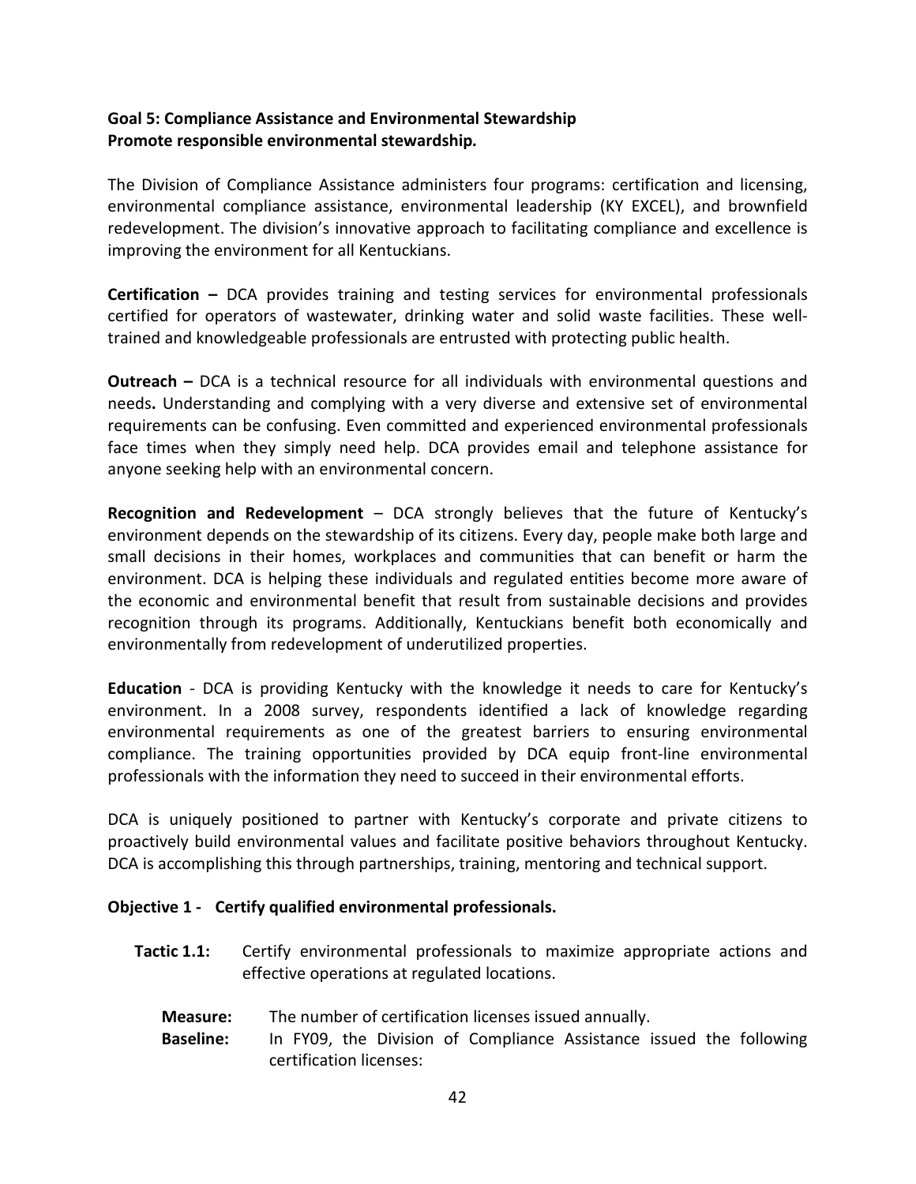**Goal 5: Compliance Assistance and Environmental Stewardship**
**Promote responsible environmental stewardship.**

The Division of Compliance Assistance administers four programs: certification and licensing, environmental compliance assistance, environmental leadership (KY EXCEL), and brownfield redevelopment. The division's innovative approach to facilitating compliance and excellence is improving the environment for all Kentuckians.

**Certification –** DCA provides training and testing services for environmental professionals certified for operators of wastewater, drinking water and solid waste facilities. These well-trained and knowledgeable professionals are entrusted with protecting public health.

**Outreach –** DCA is a technical resource for all individuals with environmental questions and needs**.** Understanding and complying with a very diverse and extensive set of environmental requirements can be confusing. Even committed and experienced environmental professionals face times when they simply need help. DCA provides email and telephone assistance for anyone seeking help with an environmental concern.

**Recognition and Redevelopment** – DCA strongly believes that the future of Kentucky's environment depends on the stewardship of its citizens. Every day, people make both large and small decisions in their homes, workplaces and communities that can benefit or harm the environment. DCA is helping these individuals and regulated entities become more aware of the economic and environmental benefit that result from sustainable decisions and provides recognition through its programs. Additionally, Kentuckians benefit both economically and environmentally from redevelopment of underutilized properties.

**Education** - DCA is providing Kentucky with the knowledge it needs to care for Kentucky's environment. In a 2008 survey, respondents identified a lack of knowledge regarding environmental requirements as one of the greatest barriers to ensuring environmental compliance. The training opportunities provided by DCA equip front-line environmental professionals with the information they need to succeed in their environmental efforts.

DCA is uniquely positioned to partner with Kentucky's corporate and private citizens to proactively build environmental values and facilitate positive behaviors throughout Kentucky. DCA is accomplishing this through partnerships, training, mentoring and technical support.

**Objective 1 - Certify qualified environmental professionals.**

**Tactic 1.1:** Certify environmental professionals to maximize appropriate actions and effective operations at regulated locations.

**Measure:** The number of certification licenses issued annually.
**Baseline:** In FY09, the Division of Compliance Assistance issued the following certification licenses: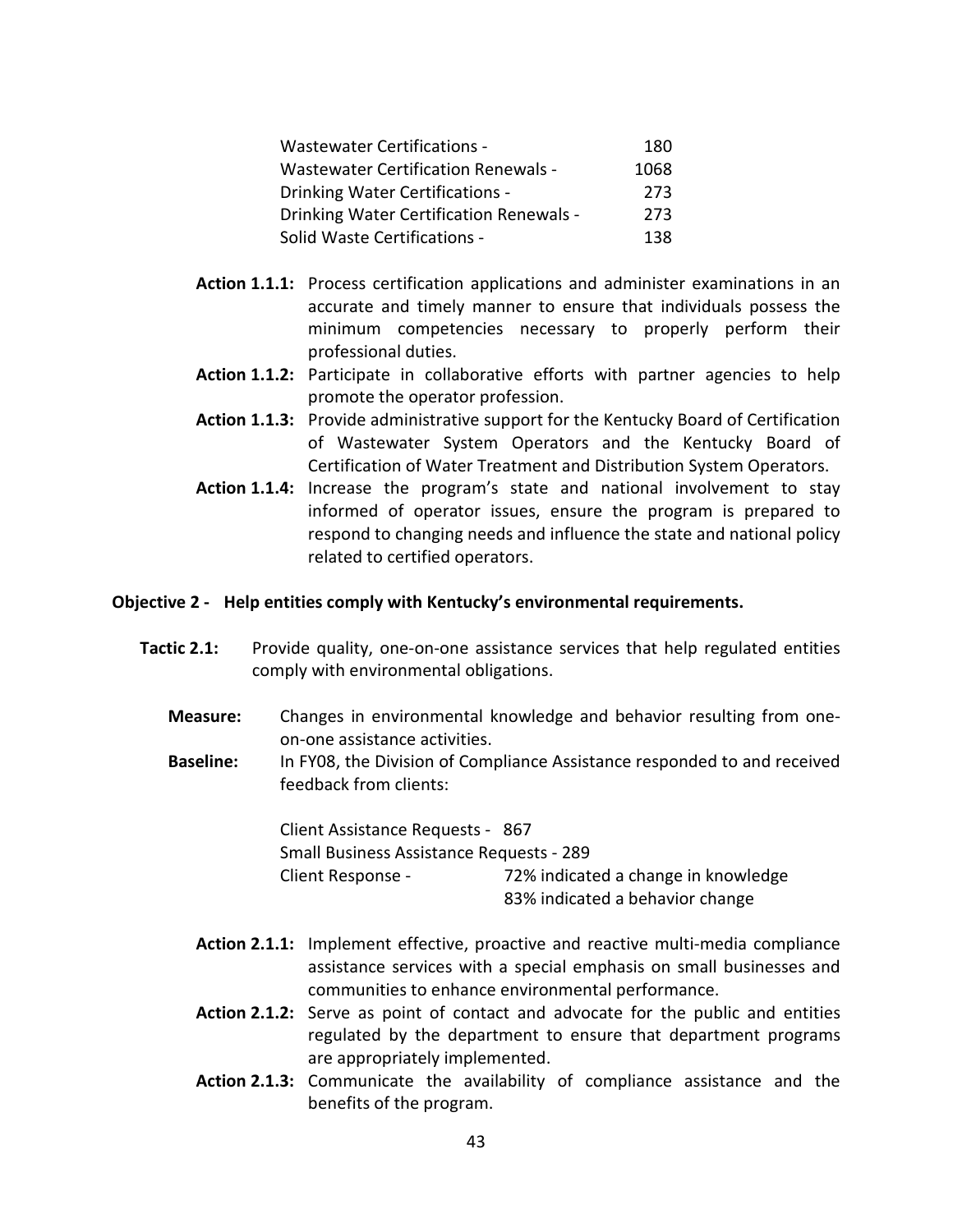| | |
|---|---|
| Wastewater Certifications - | 180 |
| Wastewater Certification Renewals - | 1068 |
| Drinking Water Certifications - | 273 |
| Drinking Water Certification Renewals - | 273 |
| Solid Waste Certifications - | 138 |

**Action 1.1.1:** Process certification applications and administer examinations in an accurate and timely manner to ensure that individuals possess the minimum competencies necessary to properly perform their professional duties.

**Action 1.1.2:** Participate in collaborative efforts with partner agencies to help promote the operator profession.

**Action 1.1.3:** Provide administrative support for the Kentucky Board of Certification of Wastewater System Operators and the Kentucky Board of Certification of Water Treatment and Distribution System Operators.

**Action 1.1.4:** Increase the program's state and national involvement to stay informed of operator issues, ensure the program is prepared to respond to changing needs and influence the state and national policy related to certified operators.

**Objective 2 - Help entities comply with Kentucky's environmental requirements.**

**Tactic 2.1:** Provide quality, one-on-one assistance services that help regulated entities comply with environmental obligations.

**Measure:** Changes in environmental knowledge and behavior resulting from one-on-one assistance activities.

**Baseline:** In FY08, the Division of Compliance Assistance responded to and received feedback from clients:

Client Assistance Requests - 867
Small Business Assistance Requests - 289
Client Response - 72% indicated a change in knowledge
83% indicated a behavior change

**Action 2.1.1:** Implement effective, proactive and reactive multi-media compliance assistance services with a special emphasis on small businesses and communities to enhance environmental performance.

**Action 2.1.2:** Serve as point of contact and advocate for the public and entities regulated by the department to ensure that department programs are appropriately implemented.

**Action 2.1.3:** Communicate the availability of compliance assistance and the benefits of the program.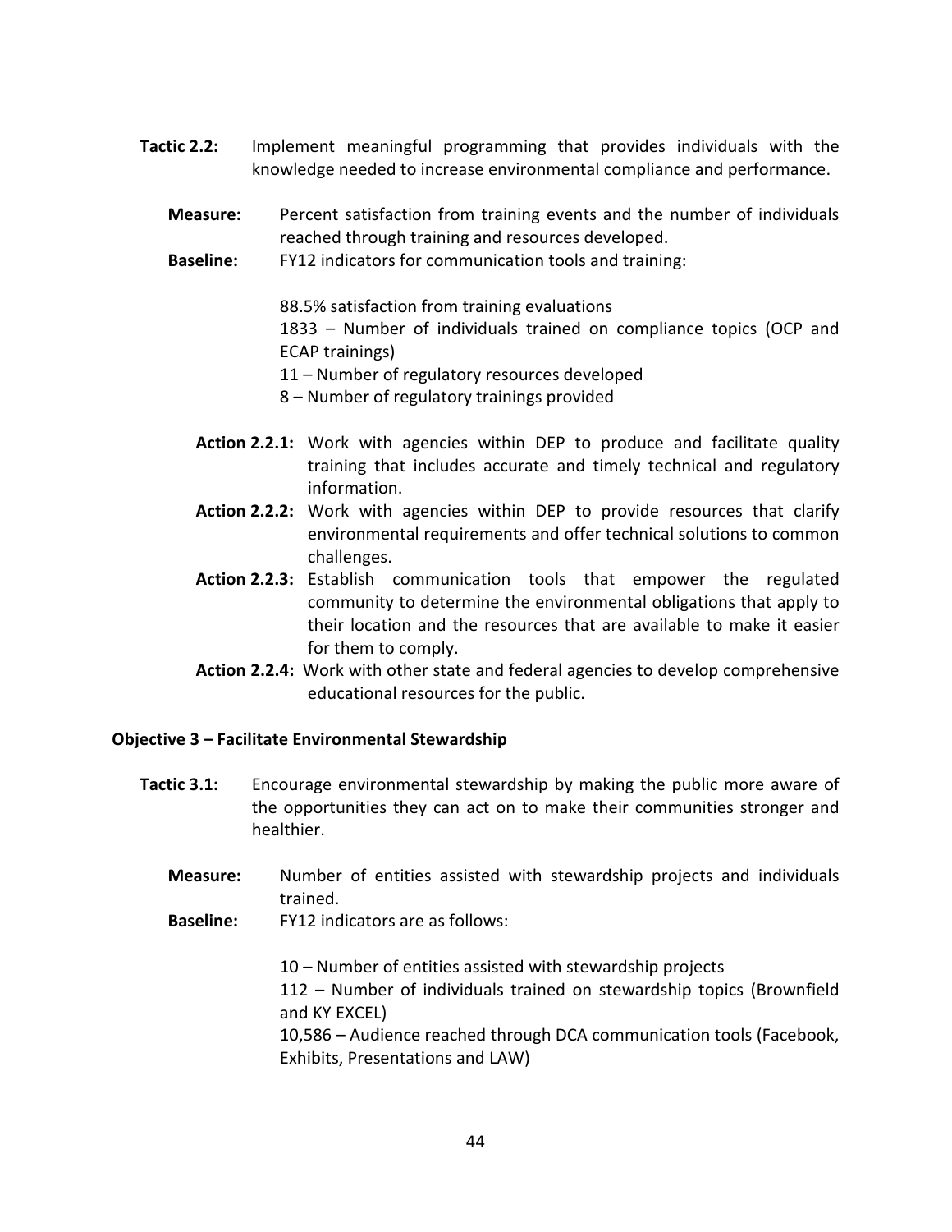**Tactic 2.2:** Implement meaningful programming that provides individuals with the knowledge needed to increase environmental compliance and performance.

**Measure:** Percent satisfaction from training events and the number of individuals reached through training and resources developed.

**Baseline:** FY12 indicators for communication tools and training:

88.5% satisfaction from training evaluations
1833 – Number of individuals trained on compliance topics (OCP and ECAP trainings)
11 – Number of regulatory resources developed
8 – Number of regulatory trainings provided

**Action 2.2.1:** Work with agencies within DEP to produce and facilitate quality training that includes accurate and timely technical and regulatory information.

**Action 2.2.2:** Work with agencies within DEP to provide resources that clarify environmental requirements and offer technical solutions to common challenges.

**Action 2.2.3:** Establish communication tools that empower the regulated community to determine the environmental obligations that apply to their location and the resources that are available to make it easier for them to comply.

**Action 2.2.4:** Work with other state and federal agencies to develop comprehensive educational resources for the public.

**Objective 3 – Facilitate Environmental Stewardship**

**Tactic 3.1:** Encourage environmental stewardship by making the public more aware of the opportunities they can act on to make their communities stronger and healthier.

**Measure:** Number of entities assisted with stewardship projects and individuals trained.

**Baseline:** FY12 indicators are as follows:

10 – Number of entities assisted with stewardship projects
112 – Number of individuals trained on stewardship topics (Brownfield and KY EXCEL)
10,586 – Audience reached through DCA communication tools (Facebook, Exhibits, Presentations and LAW)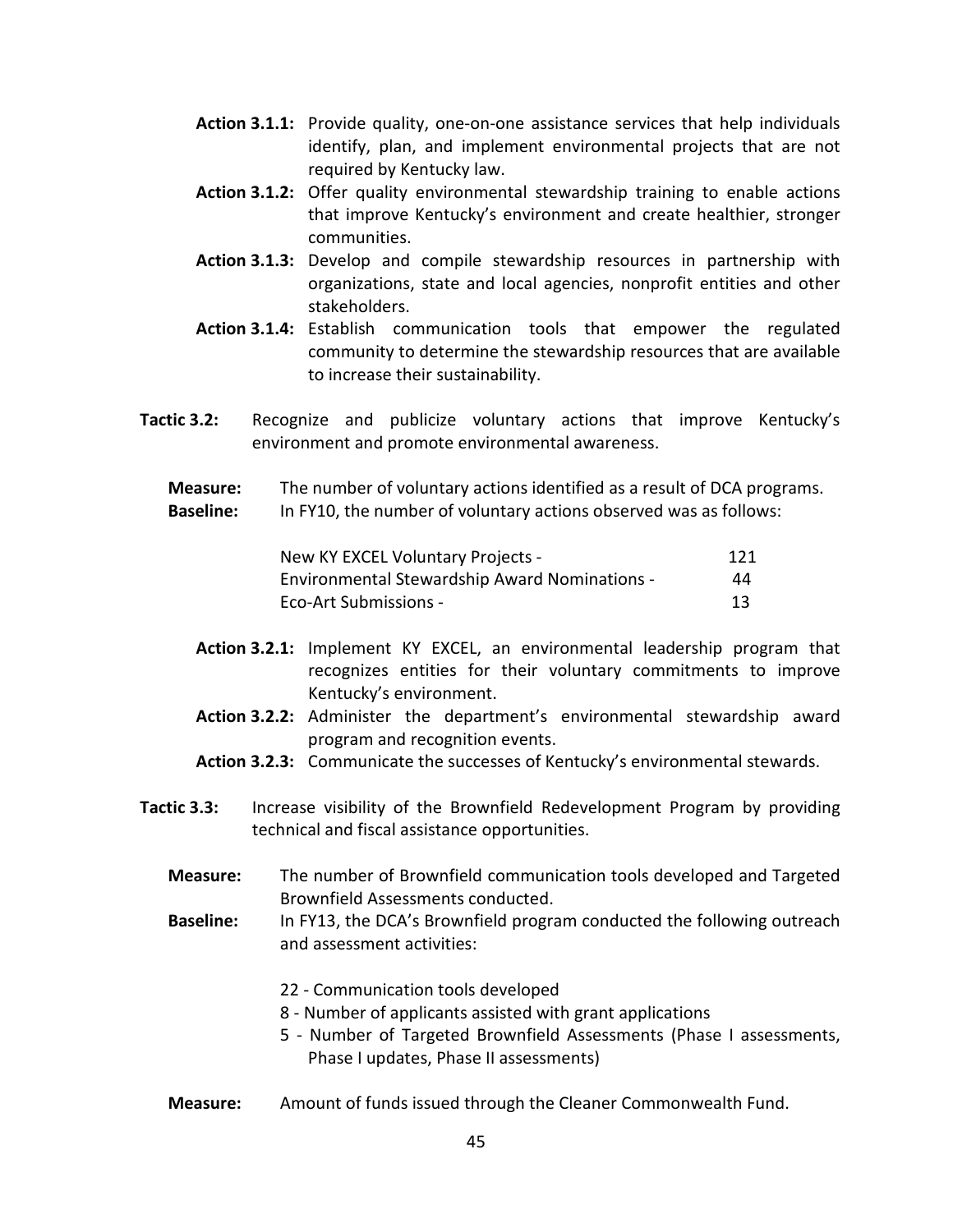**Action 3.1.1:** Provide quality, one-on-one assistance services that help individuals identify, plan, and implement environmental projects that are not required by Kentucky law.

**Action 3.1.2:** Offer quality environmental stewardship training to enable actions that improve Kentucky's environment and create healthier, stronger communities.

**Action 3.1.3:** Develop and compile stewardship resources in partnership with organizations, state and local agencies, nonprofit entities and other stakeholders.

**Action 3.1.4:** Establish communication tools that empower the regulated community to determine the stewardship resources that are available to increase their sustainability.

**Tactic 3.2:** Recognize and publicize voluntary actions that improve Kentucky's environment and promote environmental awareness.

**Measure:** The number of voluntary actions identified as a result of DCA programs.

**Baseline:** In FY10, the number of voluntary actions observed was as follows:

| | |
|---|---|
| New KY EXCEL Voluntary Projects - | 121 |
| Environmental Stewardship Award Nominations - | 44 |
| Eco-Art Submissions - | 13 |

**Action 3.2.1:** Implement KY EXCEL, an environmental leadership program that recognizes entities for their voluntary commitments to improve Kentucky's environment.

**Action 3.2.2:** Administer the department's environmental stewardship award program and recognition events.

**Action 3.2.3:** Communicate the successes of Kentucky's environmental stewards.

**Tactic 3.3:** Increase visibility of the Brownfield Redevelopment Program by providing technical and fiscal assistance opportunities.

**Measure:** The number of Brownfield communication tools developed and Targeted Brownfield Assessments conducted.

**Baseline:** In FY13, the DCA's Brownfield program conducted the following outreach and assessment activities:

- 22 - Communication tools developed
- 8 - Number of applicants assisted with grant applications
- 5 - Number of Targeted Brownfield Assessments (Phase I assessments, Phase I updates, Phase II assessments)

**Measure:** Amount of funds issued through the Cleaner Commonwealth Fund.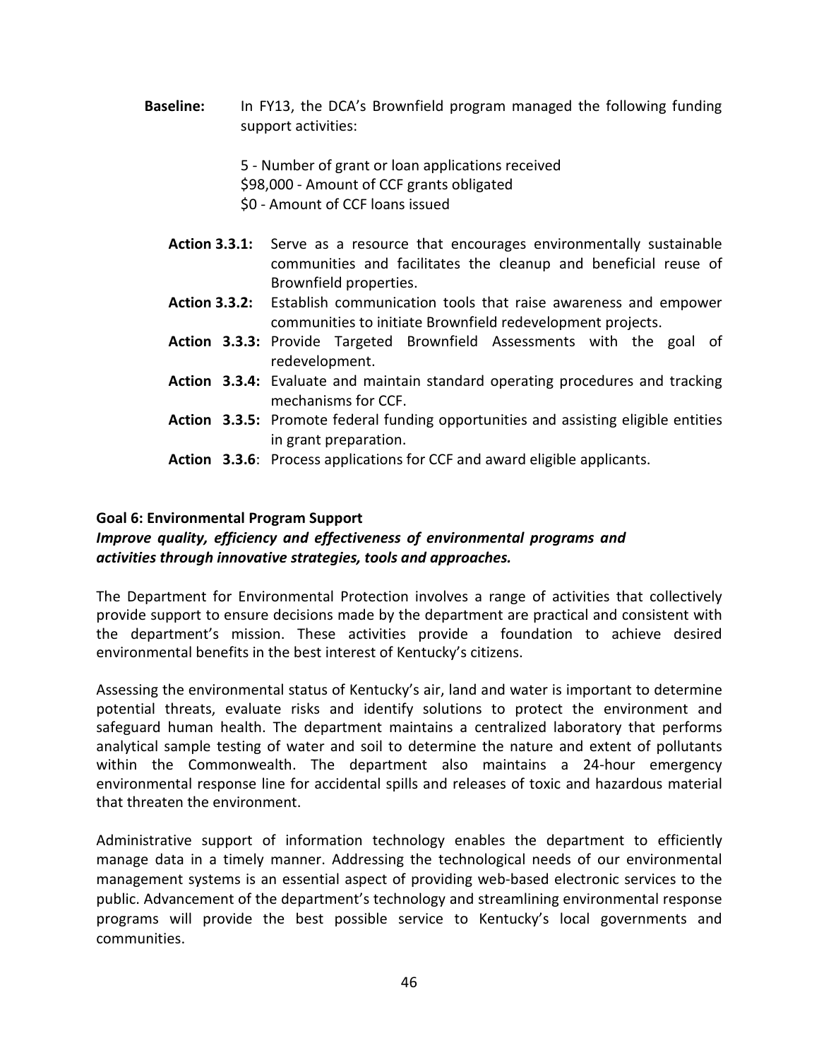**Baseline:** In FY13, the DCA's Brownfield program managed the following funding support activities:

5 - Number of grant or loan applications received
$98,000 - Amount of CCF grants obligated
$0 - Amount of CCF loans issued

**Action 3.3.1:** Serve as a resource that encourages environmentally sustainable communities and facilitates the cleanup and beneficial reuse of Brownfield properties.

**Action 3.3.2:** Establish communication tools that raise awareness and empower communities to initiate Brownfield redevelopment projects.

**Action 3.3.3:** Provide Targeted Brownfield Assessments with the goal of redevelopment.

**Action 3.3.4:** Evaluate and maintain standard operating procedures and tracking mechanisms for CCF.

**Action 3.3.5:** Promote federal funding opportunities and assisting eligible entities in grant preparation.

**Action 3.3.6**: Process applications for CCF and award eligible applicants.

**Goal 6: Environmental Program Support**

***Improve quality, efficiency and effectiveness of environmental programs and activities through innovative strategies, tools and approaches.***

The Department for Environmental Protection involves a range of activities that collectively provide support to ensure decisions made by the department are practical and consistent with the department's mission. These activities provide a foundation to achieve desired environmental benefits in the best interest of Kentucky's citizens.

Assessing the environmental status of Kentucky's air, land and water is important to determine potential threats, evaluate risks and identify solutions to protect the environment and safeguard human health. The department maintains a centralized laboratory that performs analytical sample testing of water and soil to determine the nature and extent of pollutants within the Commonwealth. The department also maintains a 24-hour emergency environmental response line for accidental spills and releases of toxic and hazardous material that threaten the environment.

Administrative support of information technology enables the department to efficiently manage data in a timely manner. Addressing the technological needs of our environmental management systems is an essential aspect of providing web-based electronic services to the public. Advancement of the department's technology and streamlining environmental response programs will provide the best possible service to Kentucky's local governments and communities.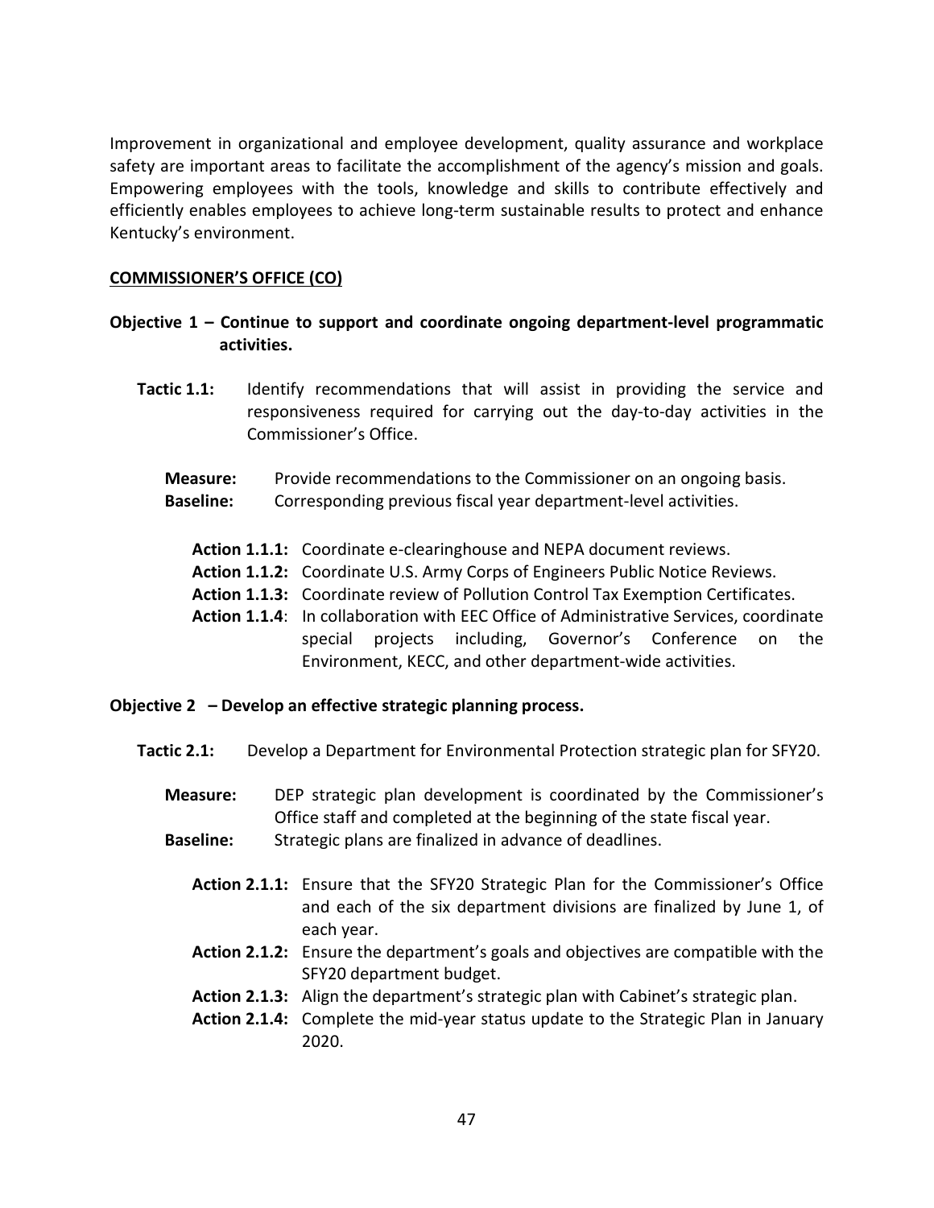Improvement in organizational and employee development, quality assurance and workplace safety are important areas to facilitate the accomplishment of the agency's mission and goals. Empowering employees with the tools, knowledge and skills to contribute effectively and efficiently enables employees to achieve long-term sustainable results to protect and enhance Kentucky's environment.

## COMMISSIONER'S OFFICE (CO)

### Objective 1 – Continue to support and coordinate ongoing department-level programmatic activities.

**Tactic 1.1:** Identify recommendations that will assist in providing the service and responsiveness required for carrying out the day-to-day activities in the Commissioner's Office.

**Measure:** Provide recommendations to the Commissioner on an ongoing basis.
**Baseline:** Corresponding previous fiscal year department-level activities.

- **Action 1.1.1:** Coordinate e-clearinghouse and NEPA document reviews.
- **Action 1.1.2:** Coordinate U.S. Army Corps of Engineers Public Notice Reviews.
- **Action 1.1.3:** Coordinate review of Pollution Control Tax Exemption Certificates.
- **Action 1.1.4**: In collaboration with EEC Office of Administrative Services, coordinate special projects including, Governor's Conference on the Environment, KECC, and other department-wide activities.

### Objective 2 – Develop an effective strategic planning process.

**Tactic 2.1:** Develop a Department for Environmental Protection strategic plan for SFY20.

**Measure:** DEP strategic plan development is coordinated by the Commissioner's Office staff and completed at the beginning of the state fiscal year.
**Baseline:** Strategic plans are finalized in advance of deadlines.

- **Action 2.1.1:** Ensure that the SFY20 Strategic Plan for the Commissioner's Office and each of the six department divisions are finalized by June 1, of each year.
- **Action 2.1.2:** Ensure the department's goals and objectives are compatible with the SFY20 department budget.
- **Action 2.1.3:** Align the department's strategic plan with Cabinet's strategic plan.
- **Action 2.1.4:** Complete the mid-year status update to the Strategic Plan in January 2020.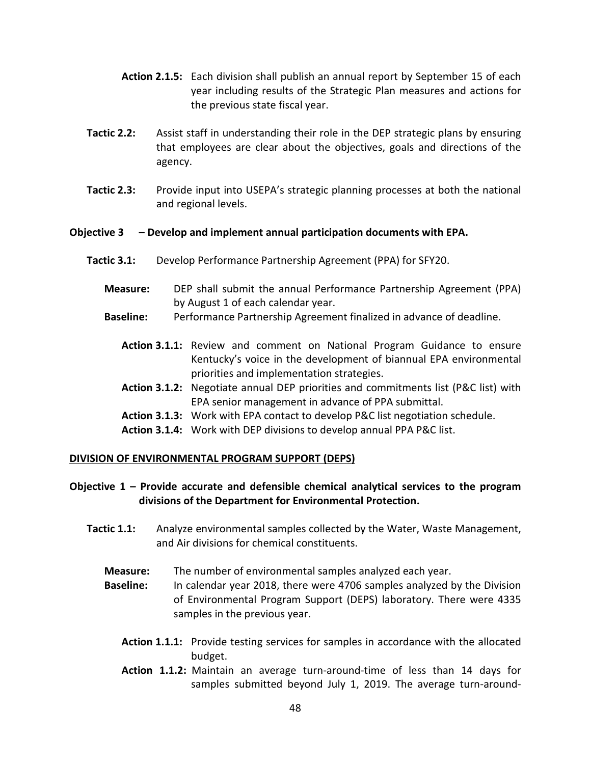**Action 2.1.5:** Each division shall publish an annual report by September 15 of each year including results of the Strategic Plan measures and actions for the previous state fiscal year.

**Tactic 2.2:** Assist staff in understanding their role in the DEP strategic plans by ensuring that employees are clear about the objectives, goals and directions of the agency.

**Tactic 2.3:** Provide input into USEPA's strategic planning processes at both the national and regional levels.

**Objective 3 – Develop and implement annual participation documents with EPA.**

**Tactic 3.1:** Develop Performance Partnership Agreement (PPA) for SFY20.

**Measure:** DEP shall submit the annual Performance Partnership Agreement (PPA) by August 1 of each calendar year.

**Baseline:** Performance Partnership Agreement finalized in advance of deadline.

**Action 3.1.1:** Review and comment on National Program Guidance to ensure Kentucky's voice in the development of biannual EPA environmental priorities and implementation strategies.

**Action 3.1.2:** Negotiate annual DEP priorities and commitments list (P&C list) with EPA senior management in advance of PPA submittal.

**Action 3.1.3:** Work with EPA contact to develop P&C list negotiation schedule.

**Action 3.1.4:** Work with DEP divisions to develop annual PPA P&C list.

## DIVISION OF ENVIRONMENTAL PROGRAM SUPPORT (DEPS)

**Objective 1 – Provide accurate and defensible chemical analytical services to the program divisions of the Department for Environmental Protection.**

**Tactic 1.1:** Analyze environmental samples collected by the Water, Waste Management, and Air divisions for chemical constituents.

**Measure:** The number of environmental samples analyzed each year.

**Baseline:** In calendar year 2018, there were 4706 samples analyzed by the Division of Environmental Program Support (DEPS) laboratory. There were 4335 samples in the previous year.

**Action 1.1.1:** Provide testing services for samples in accordance with the allocated budget.

**Action 1.1.2:** Maintain an average turn-around-time of less than 14 days for samples submitted beyond July 1, 2019. The average turn-around-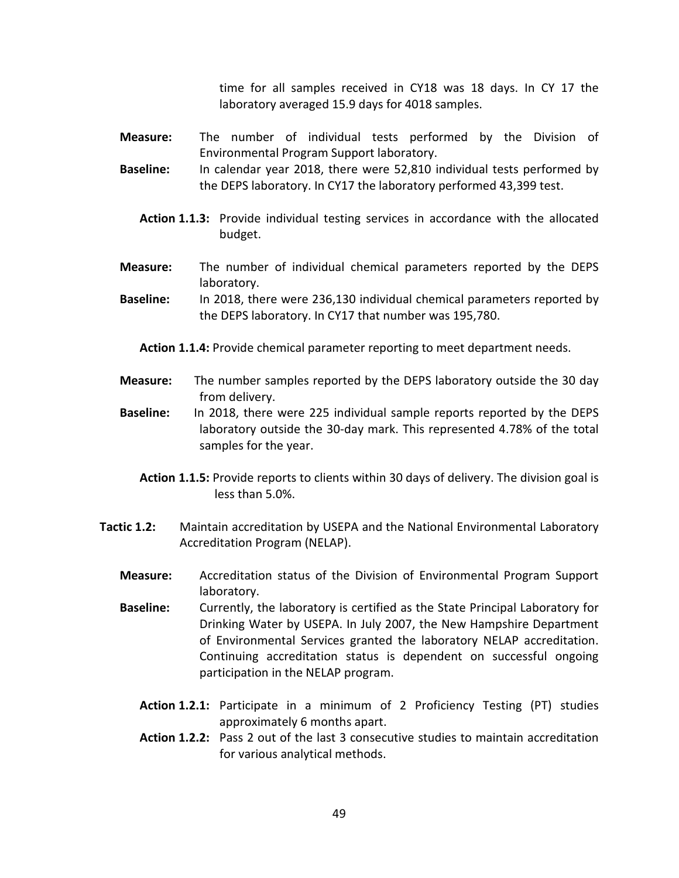time for all samples received in CY18 was 18 days. In CY 17 the laboratory averaged 15.9 days for 4018 samples.

**Measure:** The number of individual tests performed by the Division of Environmental Program Support laboratory.

**Baseline:** In calendar year 2018, there were 52,810 individual tests performed by the DEPS laboratory. In CY17 the laboratory performed 43,399 test.

**Action 1.1.3:** Provide individual testing services in accordance with the allocated budget.

**Measure:** The number of individual chemical parameters reported by the DEPS laboratory.

**Baseline:** In 2018, there were 236,130 individual chemical parameters reported by the DEPS laboratory. In CY17 that number was 195,780.

**Action 1.1.4:** Provide chemical parameter reporting to meet department needs.

**Measure:** The number samples reported by the DEPS laboratory outside the 30 day from delivery.

**Baseline:** In 2018, there were 225 individual sample reports reported by the DEPS laboratory outside the 30-day mark. This represented 4.78% of the total samples for the year.

**Action 1.1.5:** Provide reports to clients within 30 days of delivery. The division goal is less than 5.0%.

**Tactic 1.2:** Maintain accreditation by USEPA and the National Environmental Laboratory Accreditation Program (NELAP).

**Measure:** Accreditation status of the Division of Environmental Program Support laboratory.

**Baseline:** Currently, the laboratory is certified as the State Principal Laboratory for Drinking Water by USEPA. In July 2007, the New Hampshire Department of Environmental Services granted the laboratory NELAP accreditation. Continuing accreditation status is dependent on successful ongoing participation in the NELAP program.

**Action 1.2.1:** Participate in a minimum of 2 Proficiency Testing (PT) studies approximately 6 months apart.

**Action 1.2.2:** Pass 2 out of the last 3 consecutive studies to maintain accreditation for various analytical methods.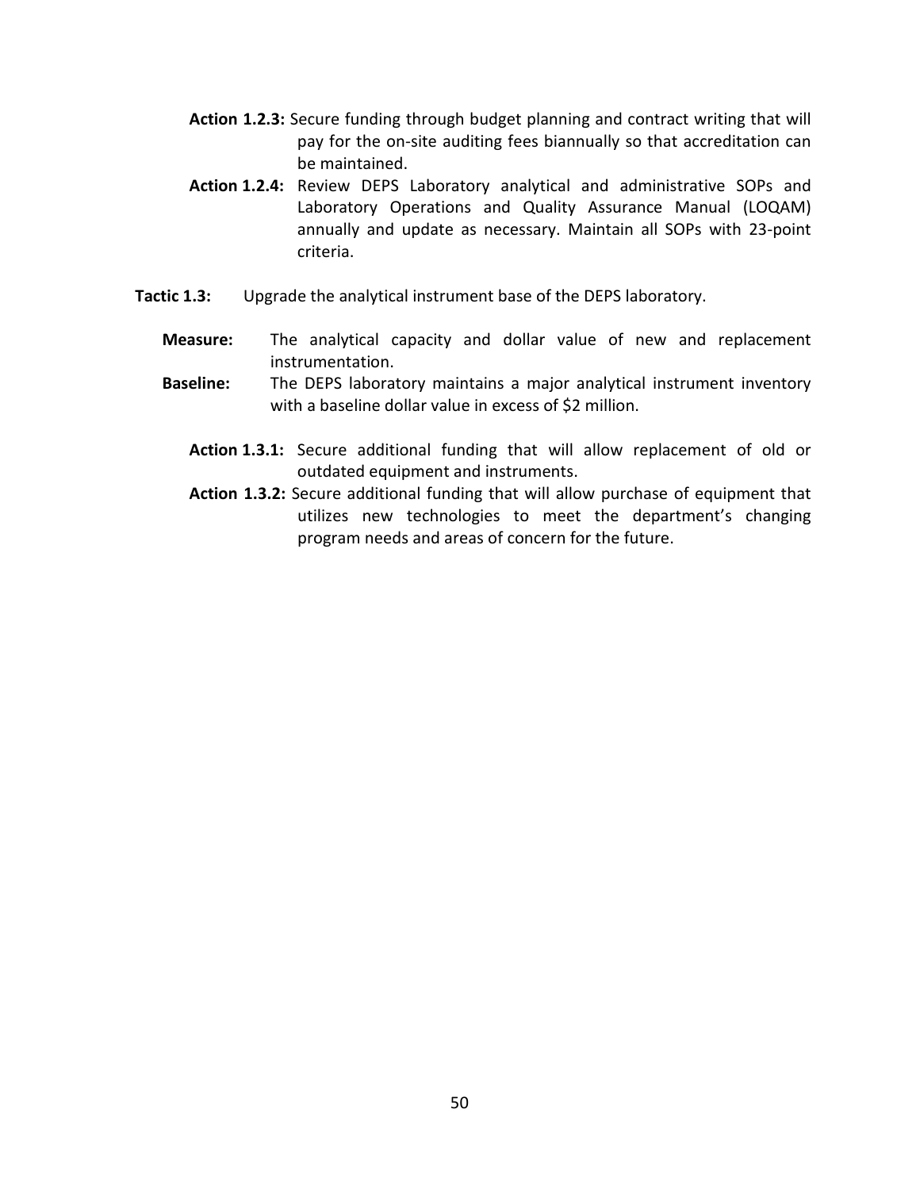**Action 1.2.3:** Secure funding through budget planning and contract writing that will pay for the on-site auditing fees biannually so that accreditation can be maintained.

**Action 1.2.4:** Review DEPS Laboratory analytical and administrative SOPs and Laboratory Operations and Quality Assurance Manual (LOQAM) annually and update as necessary. Maintain all SOPs with 23-point criteria.

**Tactic 1.3:** Upgrade the analytical instrument base of the DEPS laboratory.

**Measure:** The analytical capacity and dollar value of new and replacement instrumentation.

**Baseline:** The DEPS laboratory maintains a major analytical instrument inventory with a baseline dollar value in excess of $2 million.

**Action 1.3.1:** Secure additional funding that will allow replacement of old or outdated equipment and instruments.

**Action 1.3.2:** Secure additional funding that will allow purchase of equipment that utilizes new technologies to meet the department's changing program needs and areas of concern for the future.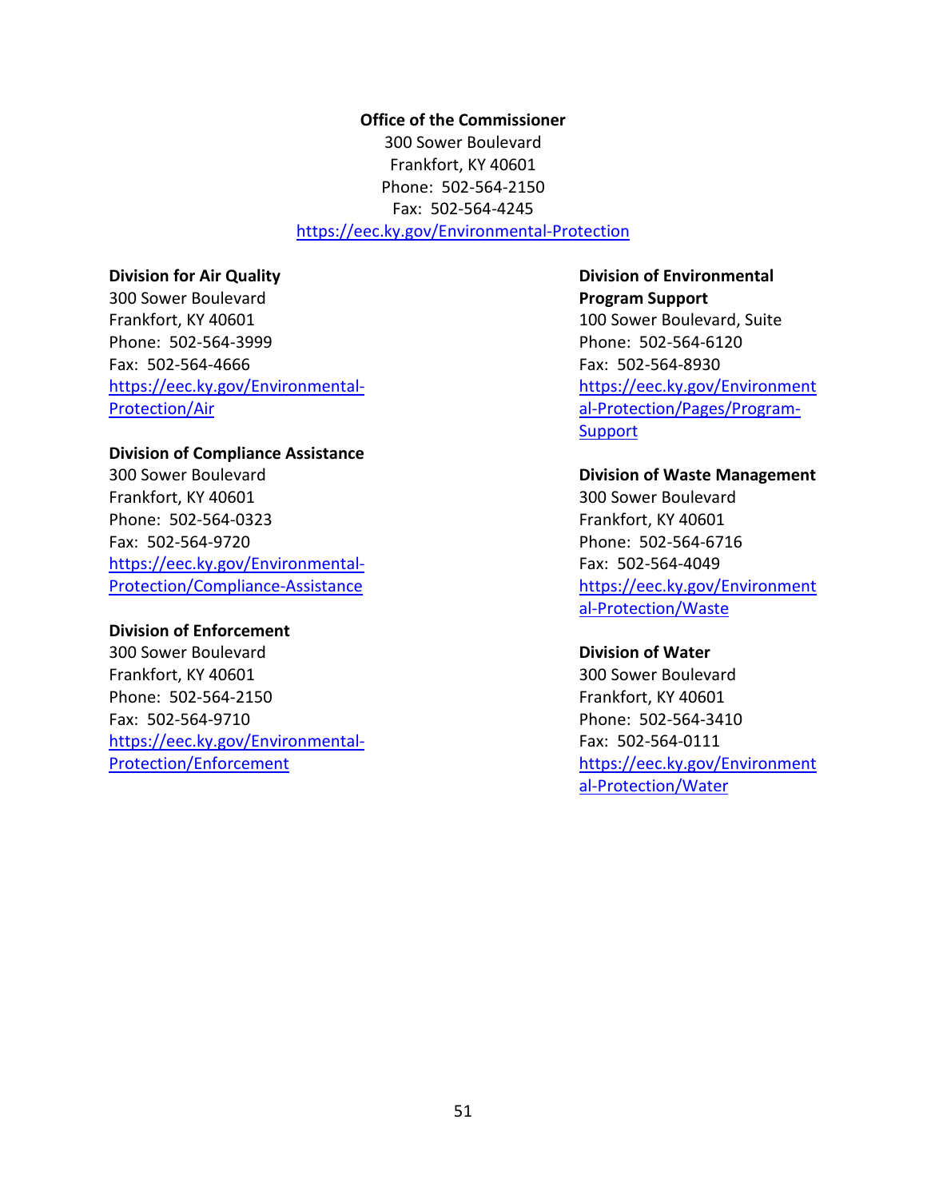**Office of the Commissioner**
300 Sower Boulevard
Frankfort, KY 40601
Phone: 502-564-2150
Fax: 502-564-4245
https://eec.ky.gov/Environmental-Protection

**Division for Air Quality**
300 Sower Boulevard
Frankfort, KY 40601
Phone: 502-564-3999
Fax: 502-564-4666
https://eec.ky.gov/Environmental-Protection/Air

**Division of Compliance Assistance**
300 Sower Boulevard
Frankfort, KY 40601
Phone: 502-564-0323
Fax: 502-564-9720
https://eec.ky.gov/Environmental-Protection/Compliance-Assistance

**Division of Enforcement**
300 Sower Boulevard
Frankfort, KY 40601
Phone: 502-564-2150
Fax: 502-564-9710
https://eec.ky.gov/Environmental-Protection/Enforcement

**Division of Environmental Program Support**
100 Sower Boulevard, Suite
Phone: 502-564-6120
Fax: 502-564-8930
https://eec.ky.gov/Environmental-Protection/Pages/Program-Support

**Division of Waste Management**
300 Sower Boulevard
Frankfort, KY 40601
Phone: 502-564-6716
Fax: 502-564-4049
https://eec.ky.gov/Environmental-Protection/Waste

**Division of Water**
300 Sower Boulevard
Frankfort, KY 40601
Phone: 502-564-3410
Fax: 502-564-0111
https://eec.ky.gov/Environmental-Protection/Water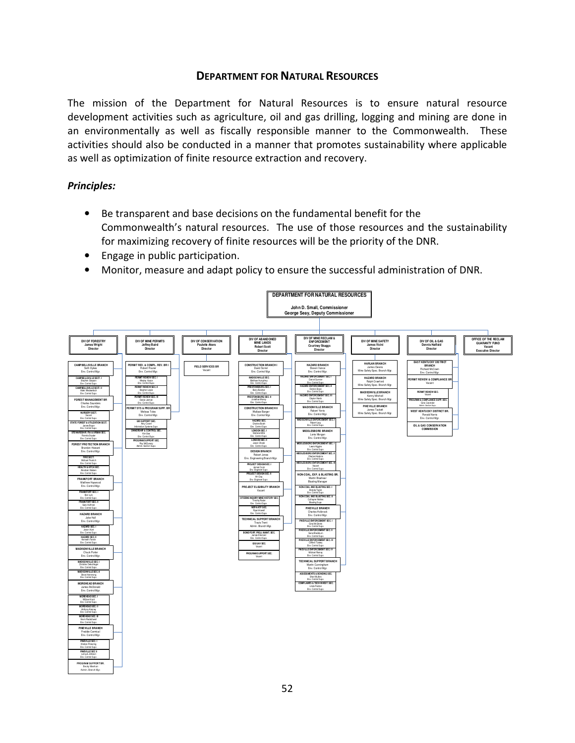## DEPARTMENT FOR NATURAL RESOURCES

The mission of the Department for Natural Resources is to ensure natural resource development activities such as agriculture, oil and gas drilling, logging and mining are done in an environmentally as well as fiscally responsible manner to the Commonwealth. These activities should also be conducted in a manner that promotes sustainability where applicable as well as optimization of finite resource extraction and recovery.

### *Principles:*

- Be transparent and base decisions on the fundamental benefit for the Commonwealth's natural resources. The use of those resources and the sustainability for maximizing recovery of finite resources will be the priority of the DNR.
- Engage in public participation.
- Monitor, measure and adapt policy to ensure the successful administration of DNR.

**DEPARTMENT FOR NATURAL RESOURCES**
John D. Small, Commissioner
George Seay, Deputy Commissioner

- **DIV OF FORESTRY** – James Wright, Director
  - Campbellsville Branch – Seth Gykes, Env. Control Mgr.
    - Campbellsville Sect. I – Stephen Grayson, Env. Control Supv.
    - Campbellsville Sect. II – Mark Wedeweikrath, Env. Control Supv.
  - Forest Management Br – Charles Saunders, Env. Control Mgr.
    - Nursery Sect. – Vacant, Env. Control Supv.
    - State Forest & Utilization Sect. – James Bryan, Env. Control Supv.
    - Stewardship, FA & Urban Sec. – Pamela Snyder, Env. Control Supv.
  - Forest Protection Branch – Brandon Howard, Env. Control Mgr.
    - Fire Sect. – Michael Froelich, Env. Control Supv.
    - Health & KFCA Sec. – Abraham Nielsen, Env. Control Supv.
  - Frankfort Branch – Matthew Haywood, Env. Control Mgr.
    - Frankfort Sec. I – Ben Lyle, Env. Control Supv.
    - Frankfort Sec. II – Sam Huffman, Env. Control Supv.
  - Hazard Branch – Jake Hall, Env. Control Mgr.
    - Hazard Sec. I – Jason Hunt, Env. Control Supv.
    - Hazard Sec. II – Kenneth Fields, Env. Control Supv.
  - Madisonville Branch – Chuck Porter, Env. Control Mgr.
    - Madisonville Sec. I – Christine Delachlagre, Env. Control Supv.
    - Madisonville Sec. II – Steve Hamming, Env. Control Supv.
  - Morehead Branch – James McDonald, Env. Control Mgr.
    - Morehead Sec. I – William Kind, Env. Control Supv.
    - Morehead Sec. II – Anthony Kenney, Env. Control Supv.
    - Morehead Sec. III – Kevin Rackelheart, Env. Control Supv.
  - Pineville Branch – Freddie Carmical, Env. Control Mgr.
    - Pineville Sec. I – Kristin Pickering, Env. Control Supv.
    - Pineville Sec. II – Lemuel Johnson, Env. Control Supv.
  - Program Support Br. – Becky Meehan, Admin. Branch Mgr.
- **DIV OF MINE PERMITS** – Jeffrey Baird, Director
  - Permit Rev. & Compl. Rev. Br I – Robert Frazier, Env. Control Mgr.
    - Permit Review Sec. I – Wesley Vance, Env. Control Supv.
    - Permit Review Sec. II – Stephen Lewis, Env. Control Supv.
    - Permit Review Sec. III – Daniel Jarman, Env. Control Supv.
  - Permit Sys & Program Supp. Br – Melissa Toles, Env. Control Mgr.
    - GIS Support Sec. – Amy Covert, Information Systems Supv.
    - Ownership & Control Sec. – Kim Gale, Env. Control Supv.
    - Program Support Sec. – Ray McQueary, Admin. Section Supv.
- **DIV OF CONSERVATION** – Paulette Akers, Director
  - Field Services Br – Vacant
- **DIV OF ABANDONED MINE LANDS** – Robert Scott, Director
  - Construction Branch I – David Sorrell, Env. Control Mgr.
    - Madisonville Sec. – Mathew Humphrey, Env. Control Supv.
    - Prestonsburg Sec. I – Barry Butcher, Env. Control Supv.
    - Prestonsburg Sec. II – Jonathan Maney, Env. Control Supv.
  - Construction Branch II – Wallace Banger, Env. Control Mgr.
    - Hazard Sec. – Charles Booth, Env. Control Supv.
    - London Sec. I – Stefanie Milk, Env. Control Supv.
    - London Sec. II – Jason Cheek, Env. Control Supv.
  - Design Branch – Robert Jones, Env. Engineering Branch Mgr.
    - Project Design Sec. I – James Cook, Env. Engineer Supv.
    - Project Design Sec. II – Art Clay, Env. Engineer Supv.
  - Project Eligibility Branch – Vacant
    - Citizens Inquiry/Mine History Sec. – Timothy Rader, Env. Control Supv.
    - NEPA/WTP Sec. – Ryan Howell, Env. Control Supv.
  - Technical Support Branch – Travis Trent, Admin. Branch Mgr.
    - Bond Forf. Proj. Maint. Sec. – James Sherrard, Env. Control Supv.
    - GIS/UAV Sec. – Vacant
    - Program Support Sec. – Vacant
- **DIV OF MINE RECLAM & ENFORCEMENT** – Courtney Skaggs, Director
  - Hazard Branch – Steven Vance, Env. Control Mgr.
    - Hazard Enforcement Sect. I – Daniel Sumner, Env. Control Supv.
    - Hazard Enforcement Sec. II – Derrick Sloan, Env. Control Supv.
    - Hazard Enforcement Sec. III – Clayton Nantz, Env. Control Supv.
  - Madisonville Branch – Robert Yonts, Env. Control Mgr.
    - Madisonville Enforcement Sec. I – Robert Lacy, Env. Control Supv.
  - Middlesboro Branch – Lonis Morgan, Env. Control Mgr.
    - Middlesboro Enforcement Sec. I – Lewis Higgins, Env. Control Supv.
    - Middlesboro Enforcement Sec. II – Charles Haskins, Env. Control Supv.
    - Middlesboro Enforcement Sec. III – Vacant, Env. Control Supv.
  - Non-Coal, Exp. & Blasting Br. – Martin Bradshaw, Blasting Manager
    - Non-Coal and Blasting Sec. I – Brenda Taylor, Env. Control Supv.
    - Non-Coal and Blasting Sec. II – Cathayne Nobles, Blasting Supv.
  - Pikeville Branch – Charles Holbrook, Env. Control Mgr.
    - Pikeville Enforcement Sec. I – Greg McGinnis, Env. Control Supv.
    - Pikeville Enforcement Sec. II – Gene Blackburn, Env. Control Supv.
    - Pikeville Enforcement Sec. III – Clifford Tussey, Env. Control Supv.
    - Pikeville Enforcement Sec. IV – Michael Raney, Env. Control Supv.
  - Technical Support Branch – Martin Cunningham, Env. Control Mgr.
    - Assessments & Bonding Sec. – Sheri Mullins, Env. Control Supv.
    - Complaints & Tech Invest. Sec. – Linda Fischer, Env. Control Supv.
- **DIV OF MINE SAFETY** – James Vicini, Director
  - Harlan Branch – James Owens, Mine Safety Spec. Branch Mgr.
  - Hazard Branch – Ralph Crawford, Mine Safety Spec. Branch Mgr.
  - Madisonville Branch – Kenny Mitchell, Mine Safety Spec. Branch Mgr.
  - Pikeville Branch – James Tackett, Mine Safety Spec. Branch Mgr.
- **DIV OF OIL & GAS** – Dennis Hatfield, Director
  - East Kentucky District Branch – Richard McCown, Env. Control Mgr.
  - Permit Review & Compliance Br – Vacant
    - Permit Review Sec. – Vacant
    - Program & Compliance Supp. Sec. – Gina Cavender, Admin. Section Supv.
  - West Kentucky District Br. – Ronald Norris, Env. Control Mgr.
  - Oil & Gas Conservation Commission
- **OFFICE OF THE RECLAM GUARANTY FUND** – Vacant, Executive Director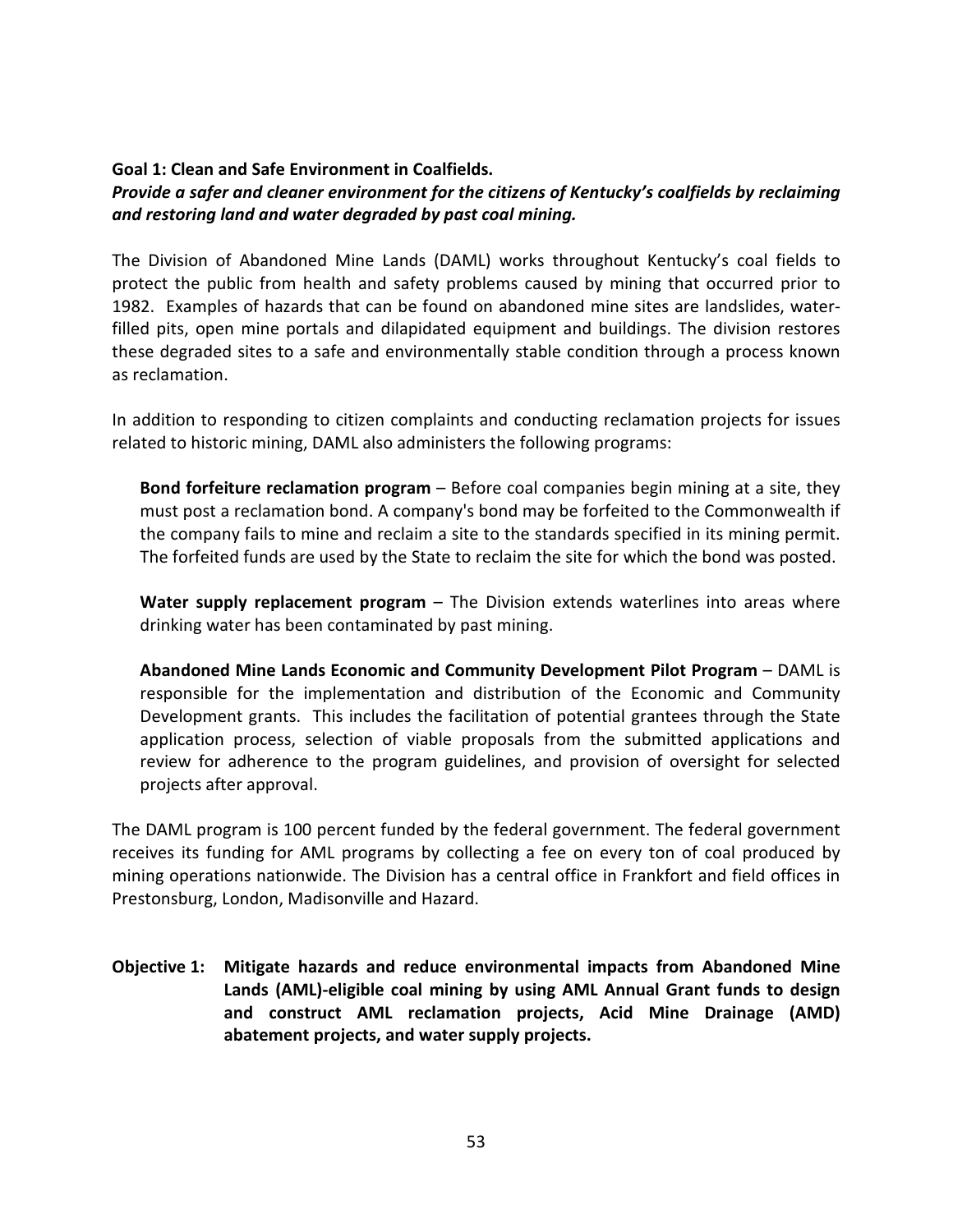**Goal 1: Clean and Safe Environment in Coalfields.**

***Provide a safer and cleaner environment for the citizens of Kentucky's coalfields by reclaiming and restoring land and water degraded by past coal mining.***

The Division of Abandoned Mine Lands (DAML) works throughout Kentucky's coal fields to protect the public from health and safety problems caused by mining that occurred prior to 1982. Examples of hazards that can be found on abandoned mine sites are landslides, water-filled pits, open mine portals and dilapidated equipment and buildings. The division restores these degraded sites to a safe and environmentally stable condition through a process known as reclamation.

In addition to responding to citizen complaints and conducting reclamation projects for issues related to historic mining, DAML also administers the following programs:

**Bond forfeiture reclamation program** – Before coal companies begin mining at a site, they must post a reclamation bond. A company's bond may be forfeited to the Commonwealth if the company fails to mine and reclaim a site to the standards specified in its mining permit. The forfeited funds are used by the State to reclaim the site for which the bond was posted.

**Water supply replacement program** – The Division extends waterlines into areas where drinking water has been contaminated by past mining.

**Abandoned Mine Lands Economic and Community Development Pilot Program** – DAML is responsible for the implementation and distribution of the Economic and Community Development grants. This includes the facilitation of potential grantees through the State application process, selection of viable proposals from the submitted applications and review for adherence to the program guidelines, and provision of oversight for selected projects after approval.

The DAML program is 100 percent funded by the federal government. The federal government receives its funding for AML programs by collecting a fee on every ton of coal produced by mining operations nationwide. The Division has a central office in Frankfort and field offices in Prestonsburg, London, Madisonville and Hazard.

**Objective 1: Mitigate hazards and reduce environmental impacts from Abandoned Mine Lands (AML)-eligible coal mining by using AML Annual Grant funds to design and construct AML reclamation projects, Acid Mine Drainage (AMD) abatement projects, and water supply projects.**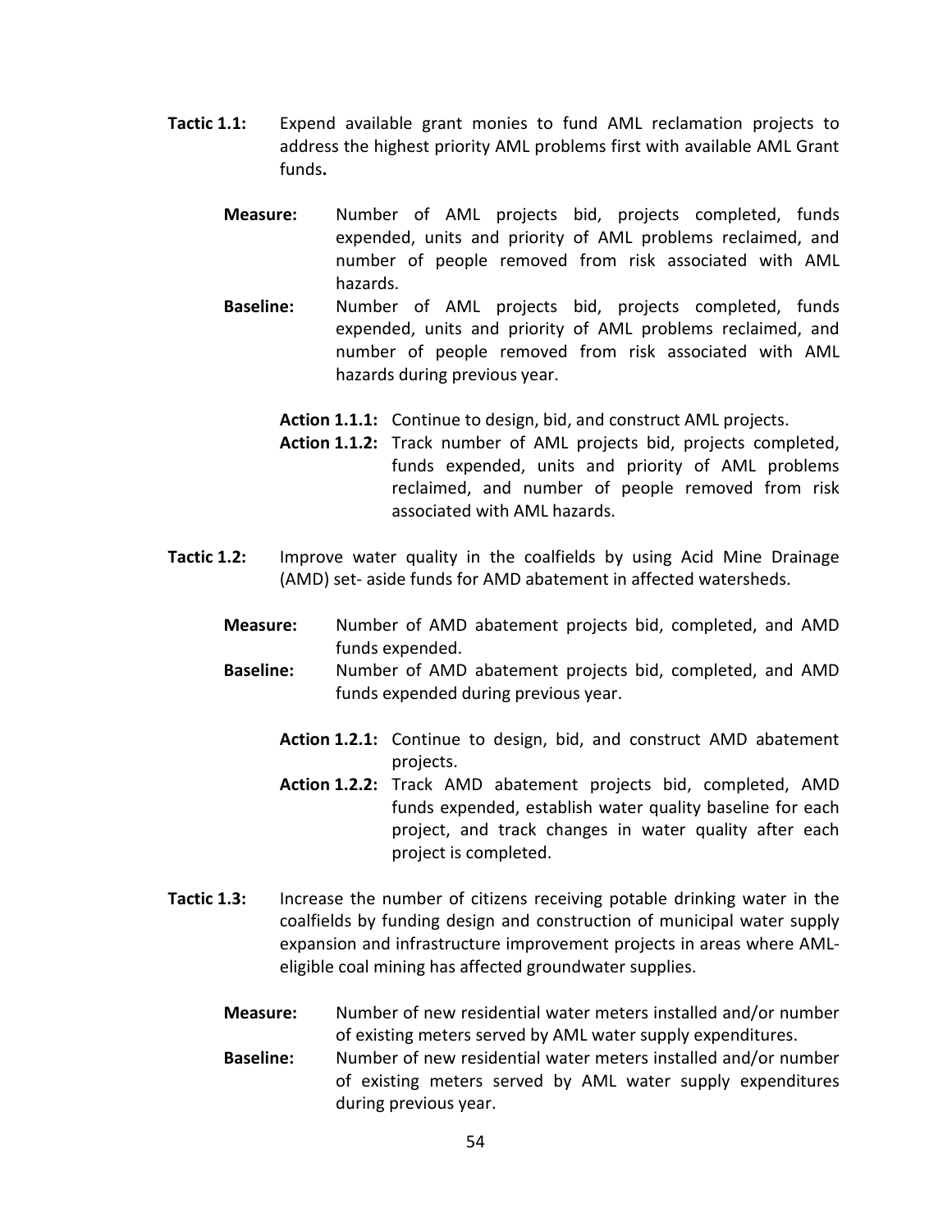**Tactic 1.1:** Expend available grant monies to fund AML reclamation projects to address the highest priority AML problems first with available AML Grant funds**.**

**Measure:** Number of AML projects bid, projects completed, funds expended, units and priority of AML problems reclaimed, and number of people removed from risk associated with AML hazards.

**Baseline:** Number of AML projects bid, projects completed, funds expended, units and priority of AML problems reclaimed, and number of people removed from risk associated with AML hazards during previous year.

**Action 1.1.1:** Continue to design, bid, and construct AML projects.

**Action 1.1.2:** Track number of AML projects bid, projects completed, funds expended, units and priority of AML problems reclaimed, and number of people removed from risk associated with AML hazards.

**Tactic 1.2:** Improve water quality in the coalfields by using Acid Mine Drainage (AMD) set- aside funds for AMD abatement in affected watersheds.

**Measure:** Number of AMD abatement projects bid, completed, and AMD funds expended.

**Baseline:** Number of AMD abatement projects bid, completed, and AMD funds expended during previous year.

**Action 1.2.1:** Continue to design, bid, and construct AMD abatement projects.

**Action 1.2.2:** Track AMD abatement projects bid, completed, AMD funds expended, establish water quality baseline for each project, and track changes in water quality after each project is completed.

**Tactic 1.3:** Increase the number of citizens receiving potable drinking water in the coalfields by funding design and construction of municipal water supply expansion and infrastructure improvement projects in areas where AML-eligible coal mining has affected groundwater supplies.

**Measure:** Number of new residential water meters installed and/or number of existing meters served by AML water supply expenditures.

**Baseline:** Number of new residential water meters installed and/or number of existing meters served by AML water supply expenditures during previous year.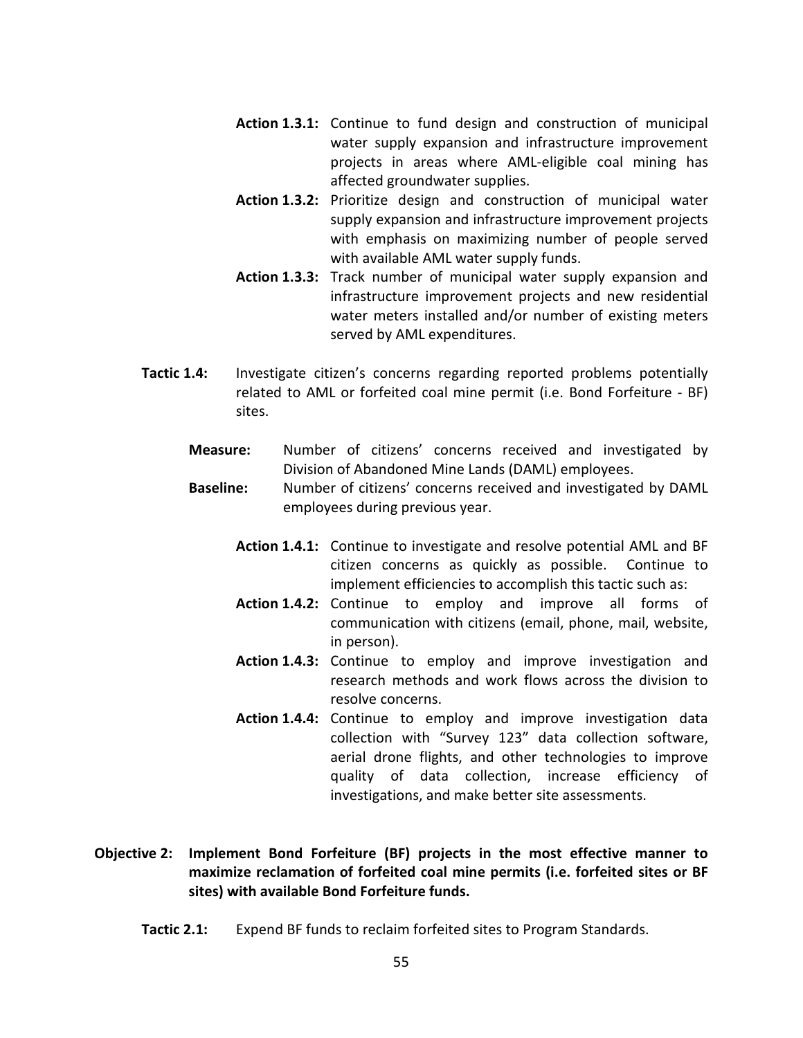**Action 1.3.1:** Continue to fund design and construction of municipal water supply expansion and infrastructure improvement projects in areas where AML-eligible coal mining has affected groundwater supplies.

**Action 1.3.2:** Prioritize design and construction of municipal water supply expansion and infrastructure improvement projects with emphasis on maximizing number of people served with available AML water supply funds.

**Action 1.3.3:** Track number of municipal water supply expansion and infrastructure improvement projects and new residential water meters installed and/or number of existing meters served by AML expenditures.

**Tactic 1.4:** Investigate citizen's concerns regarding reported problems potentially related to AML or forfeited coal mine permit (i.e. Bond Forfeiture - BF) sites.

**Measure:** Number of citizens' concerns received and investigated by Division of Abandoned Mine Lands (DAML) employees.

**Baseline:** Number of citizens' concerns received and investigated by DAML employees during previous year.

**Action 1.4.1:** Continue to investigate and resolve potential AML and BF citizen concerns as quickly as possible. Continue to implement efficiencies to accomplish this tactic such as:

**Action 1.4.2:** Continue to employ and improve all forms of communication with citizens (email, phone, mail, website, in person).

**Action 1.4.3:** Continue to employ and improve investigation and research methods and work flows across the division to resolve concerns.

**Action 1.4.4:** Continue to employ and improve investigation data collection with "Survey 123" data collection software, aerial drone flights, and other technologies to improve quality of data collection, increase efficiency of investigations, and make better site assessments.

**Objective 2: Implement Bond Forfeiture (BF) projects in the most effective manner to maximize reclamation of forfeited coal mine permits (i.e. forfeited sites or BF sites) with available Bond Forfeiture funds.**

**Tactic 2.1:** Expend BF funds to reclaim forfeited sites to Program Standards.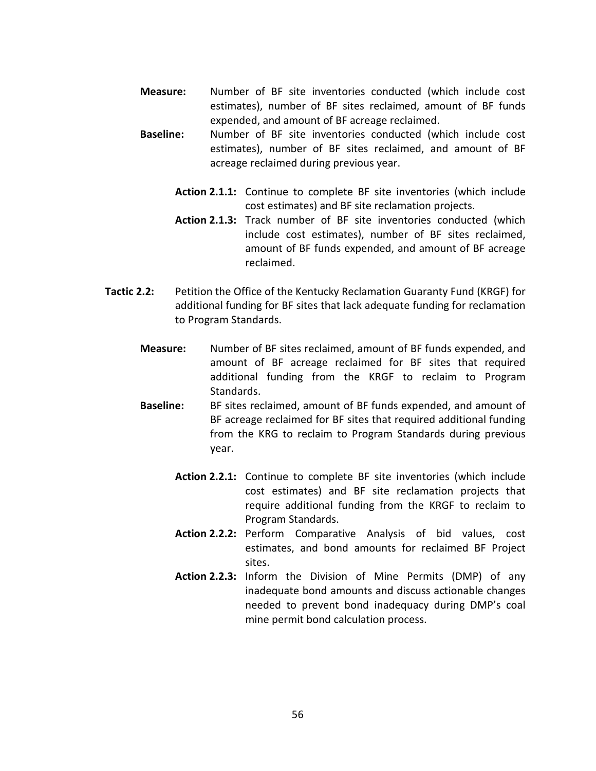**Measure:** Number of BF site inventories conducted (which include cost estimates), number of BF sites reclaimed, amount of BF funds expended, and amount of BF acreage reclaimed.

**Baseline:** Number of BF site inventories conducted (which include cost estimates), number of BF sites reclaimed, and amount of BF acreage reclaimed during previous year.

**Action 2.1.1:** Continue to complete BF site inventories (which include cost estimates) and BF site reclamation projects.

**Action 2.1.3:** Track number of BF site inventories conducted (which include cost estimates), number of BF sites reclaimed, amount of BF funds expended, and amount of BF acreage reclaimed.

**Tactic 2.2:** Petition the Office of the Kentucky Reclamation Guaranty Fund (KRGF) for additional funding for BF sites that lack adequate funding for reclamation to Program Standards.

**Measure:** Number of BF sites reclaimed, amount of BF funds expended, and amount of BF acreage reclaimed for BF sites that required additional funding from the KRGF to reclaim to Program Standards.

**Baseline:** BF sites reclaimed, amount of BF funds expended, and amount of BF acreage reclaimed for BF sites that required additional funding from the KRG to reclaim to Program Standards during previous year.

**Action 2.2.1:** Continue to complete BF site inventories (which include cost estimates) and BF site reclamation projects that require additional funding from the KRGF to reclaim to Program Standards.

**Action 2.2.2:** Perform Comparative Analysis of bid values, cost estimates, and bond amounts for reclaimed BF Project sites.

**Action 2.2.3:** Inform the Division of Mine Permits (DMP) of any inadequate bond amounts and discuss actionable changes needed to prevent bond inadequacy during DMP's coal mine permit bond calculation process.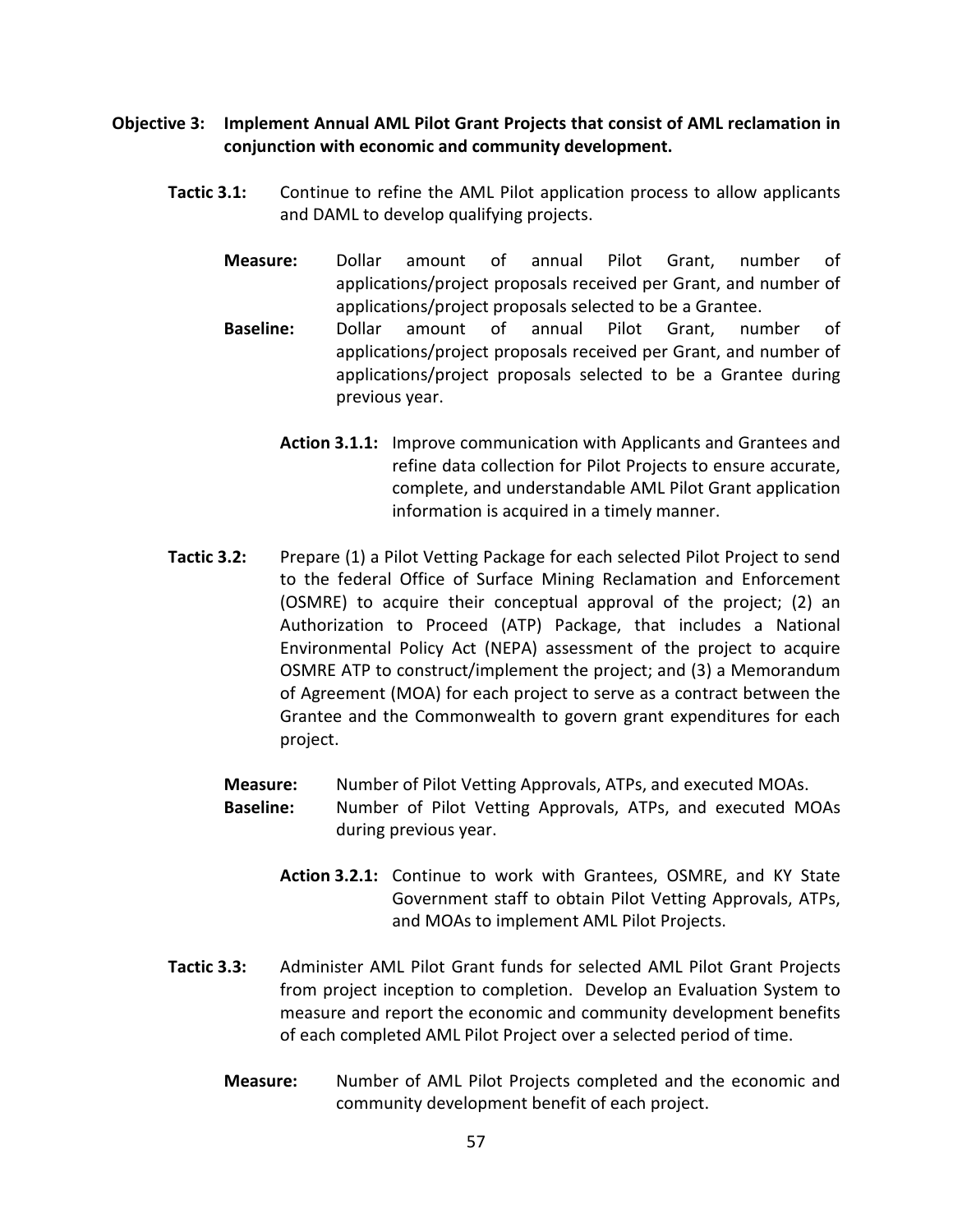**Objective 3: Implement Annual AML Pilot Grant Projects that consist of AML reclamation in conjunction with economic and community development.**

**Tactic 3.1:** Continue to refine the AML Pilot application process to allow applicants and DAML to develop qualifying projects.

**Measure:** Dollar amount of annual Pilot Grant, number of applications/project proposals received per Grant, and number of applications/project proposals selected to be a Grantee.

**Baseline:** Dollar amount of annual Pilot Grant, number of applications/project proposals received per Grant, and number of applications/project proposals selected to be a Grantee during previous year.

**Action 3.1.1:** Improve communication with Applicants and Grantees and refine data collection for Pilot Projects to ensure accurate, complete, and understandable AML Pilot Grant application information is acquired in a timely manner.

**Tactic 3.2:** Prepare (1) a Pilot Vetting Package for each selected Pilot Project to send to the federal Office of Surface Mining Reclamation and Enforcement (OSMRE) to acquire their conceptual approval of the project; (2) an Authorization to Proceed (ATP) Package, that includes a National Environmental Policy Act (NEPA) assessment of the project to acquire OSMRE ATP to construct/implement the project; and (3) a Memorandum of Agreement (MOA) for each project to serve as a contract between the Grantee and the Commonwealth to govern grant expenditures for each project.

**Measure:** Number of Pilot Vetting Approvals, ATPs, and executed MOAs.

**Baseline:** Number of Pilot Vetting Approvals, ATPs, and executed MOAs during previous year.

**Action 3.2.1:** Continue to work with Grantees, OSMRE, and KY State Government staff to obtain Pilot Vetting Approvals, ATPs, and MOAs to implement AML Pilot Projects.

**Tactic 3.3:** Administer AML Pilot Grant funds for selected AML Pilot Grant Projects from project inception to completion. Develop an Evaluation System to measure and report the economic and community development benefits of each completed AML Pilot Project over a selected period of time.

**Measure:** Number of AML Pilot Projects completed and the economic and community development benefit of each project.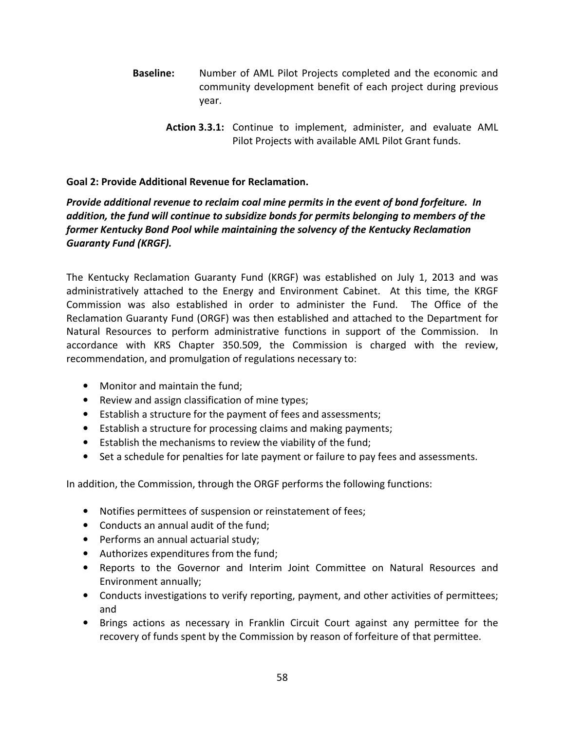**Baseline:** Number of AML Pilot Projects completed and the economic and community development benefit of each project during previous year.

**Action 3.3.1:** Continue to implement, administer, and evaluate AML Pilot Projects with available AML Pilot Grant funds.

**Goal 2: Provide Additional Revenue for Reclamation.**

***Provide additional revenue to reclaim coal mine permits in the event of bond forfeiture. In addition, the fund will continue to subsidize bonds for permits belonging to members of the former Kentucky Bond Pool while maintaining the solvency of the Kentucky Reclamation Guaranty Fund (KRGF).***

The Kentucky Reclamation Guaranty Fund (KRGF) was established on July 1, 2013 and was administratively attached to the Energy and Environment Cabinet. At this time, the KRGF Commission was also established in order to administer the Fund. The Office of the Reclamation Guaranty Fund (ORGF) was then established and attached to the Department for Natural Resources to perform administrative functions in support of the Commission. In accordance with KRS Chapter 350.509, the Commission is charged with the review, recommendation, and promulgation of regulations necessary to:

- Monitor and maintain the fund;
- Review and assign classification of mine types;
- Establish a structure for the payment of fees and assessments;
- Establish a structure for processing claims and making payments;
- Establish the mechanisms to review the viability of the fund;
- Set a schedule for penalties for late payment or failure to pay fees and assessments.

In addition, the Commission, through the ORGF performs the following functions:

- Notifies permittees of suspension or reinstatement of fees;
- Conducts an annual audit of the fund;
- Performs an annual actuarial study;
- Authorizes expenditures from the fund;
- Reports to the Governor and Interim Joint Committee on Natural Resources and Environment annually;
- Conducts investigations to verify reporting, payment, and other activities of permittees; and
- Brings actions as necessary in Franklin Circuit Court against any permittee for the recovery of funds spent by the Commission by reason of forfeiture of that permittee.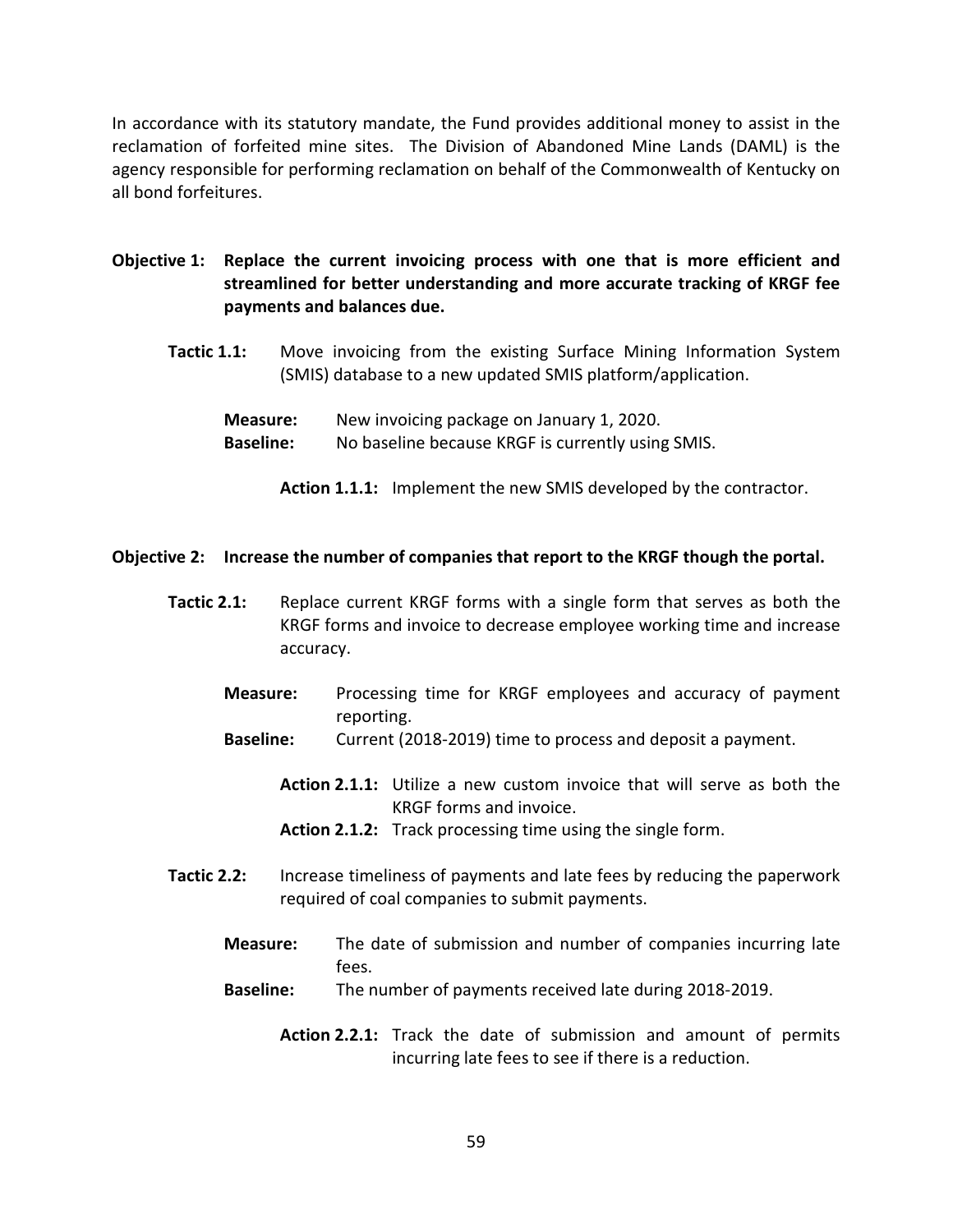In accordance with its statutory mandate, the Fund provides additional money to assist in the reclamation of forfeited mine sites. The Division of Abandoned Mine Lands (DAML) is the agency responsible for performing reclamation on behalf of the Commonwealth of Kentucky on all bond forfeitures.

**Objective 1: Replace the current invoicing process with one that is more efficient and streamlined for better understanding and more accurate tracking of KRGF fee payments and balances due.**

**Tactic 1.1:** Move invoicing from the existing Surface Mining Information System (SMIS) database to a new updated SMIS platform/application.

**Measure:** New invoicing package on January 1, 2020.
**Baseline:** No baseline because KRGF is currently using SMIS.

**Action 1.1.1:** Implement the new SMIS developed by the contractor.

**Objective 2: Increase the number of companies that report to the KRGF though the portal.**

**Tactic 2.1:** Replace current KRGF forms with a single form that serves as both the KRGF forms and invoice to decrease employee working time and increase accuracy.

**Measure:** Processing time for KRGF employees and accuracy of payment reporting.
**Baseline:** Current (2018-2019) time to process and deposit a payment.

**Action 2.1.1:** Utilize a new custom invoice that will serve as both the KRGF forms and invoice.
**Action 2.1.2:** Track processing time using the single form.

**Tactic 2.2:** Increase timeliness of payments and late fees by reducing the paperwork required of coal companies to submit payments.

**Measure:** The date of submission and number of companies incurring late fees.
**Baseline:** The number of payments received late during 2018-2019.

**Action 2.2.1:** Track the date of submission and amount of permits incurring late fees to see if there is a reduction.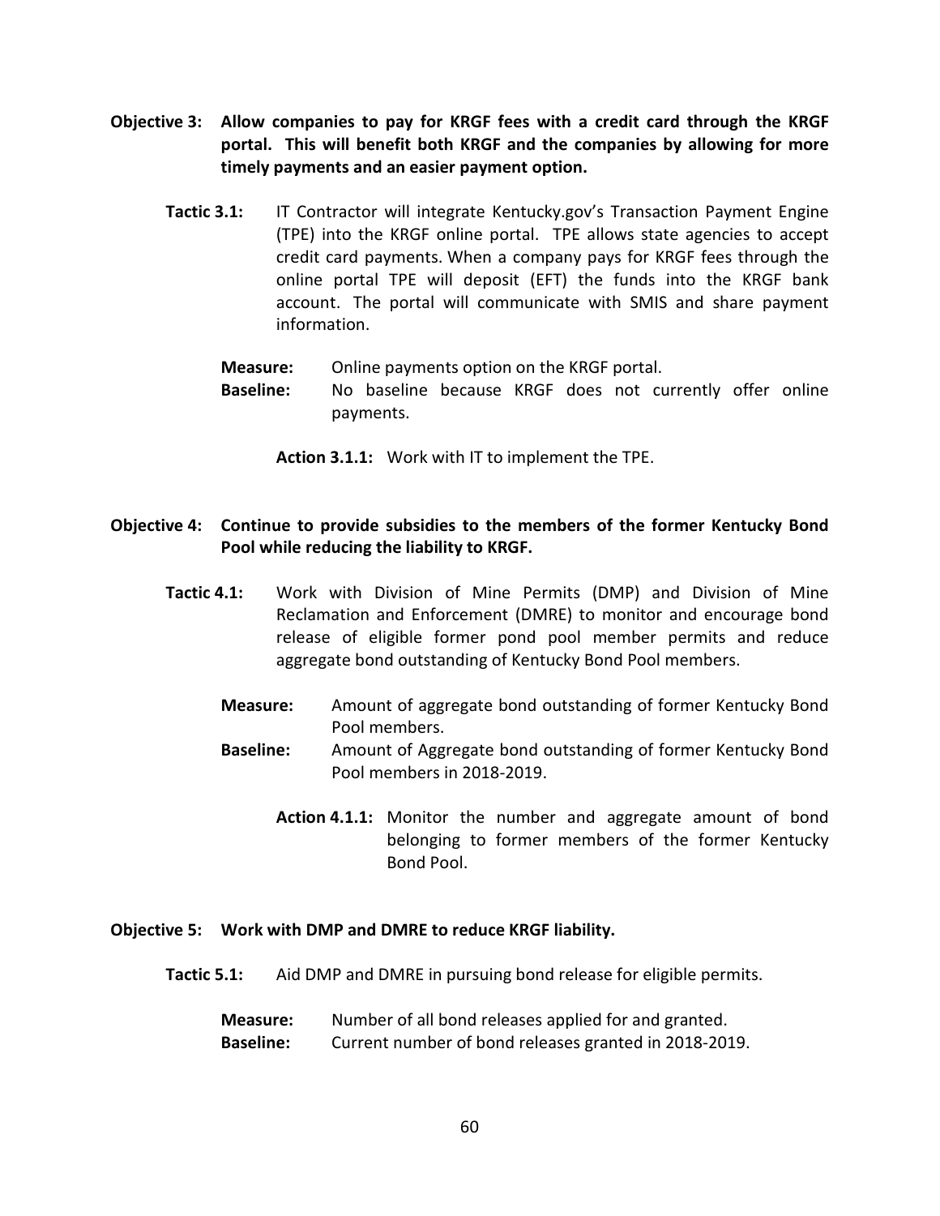**Objective 3: Allow companies to pay for KRGF fees with a credit card through the KRGF portal. This will benefit both KRGF and the companies by allowing for more timely payments and an easier payment option.**

**Tactic 3.1:** IT Contractor will integrate Kentucky.gov's Transaction Payment Engine (TPE) into the KRGF online portal. TPE allows state agencies to accept credit card payments. When a company pays for KRGF fees through the online portal TPE will deposit (EFT) the funds into the KRGF bank account. The portal will communicate with SMIS and share payment information.

**Measure:** Online payments option on the KRGF portal.
**Baseline:** No baseline because KRGF does not currently offer online payments.

**Action 3.1.1:** Work with IT to implement the TPE.

**Objective 4: Continue to provide subsidies to the members of the former Kentucky Bond Pool while reducing the liability to KRGF.**

**Tactic 4.1:** Work with Division of Mine Permits (DMP) and Division of Mine Reclamation and Enforcement (DMRE) to monitor and encourage bond release of eligible former pond pool member permits and reduce aggregate bond outstanding of Kentucky Bond Pool members.

**Measure:** Amount of aggregate bond outstanding of former Kentucky Bond Pool members.
**Baseline:** Amount of Aggregate bond outstanding of former Kentucky Bond Pool members in 2018-2019.

**Action 4.1.1:** Monitor the number and aggregate amount of bond belonging to former members of the former Kentucky Bond Pool.

**Objective 5: Work with DMP and DMRE to reduce KRGF liability.**

**Tactic 5.1:** Aid DMP and DMRE in pursuing bond release for eligible permits.

**Measure:** Number of all bond releases applied for and granted.
**Baseline:** Current number of bond releases granted in 2018-2019.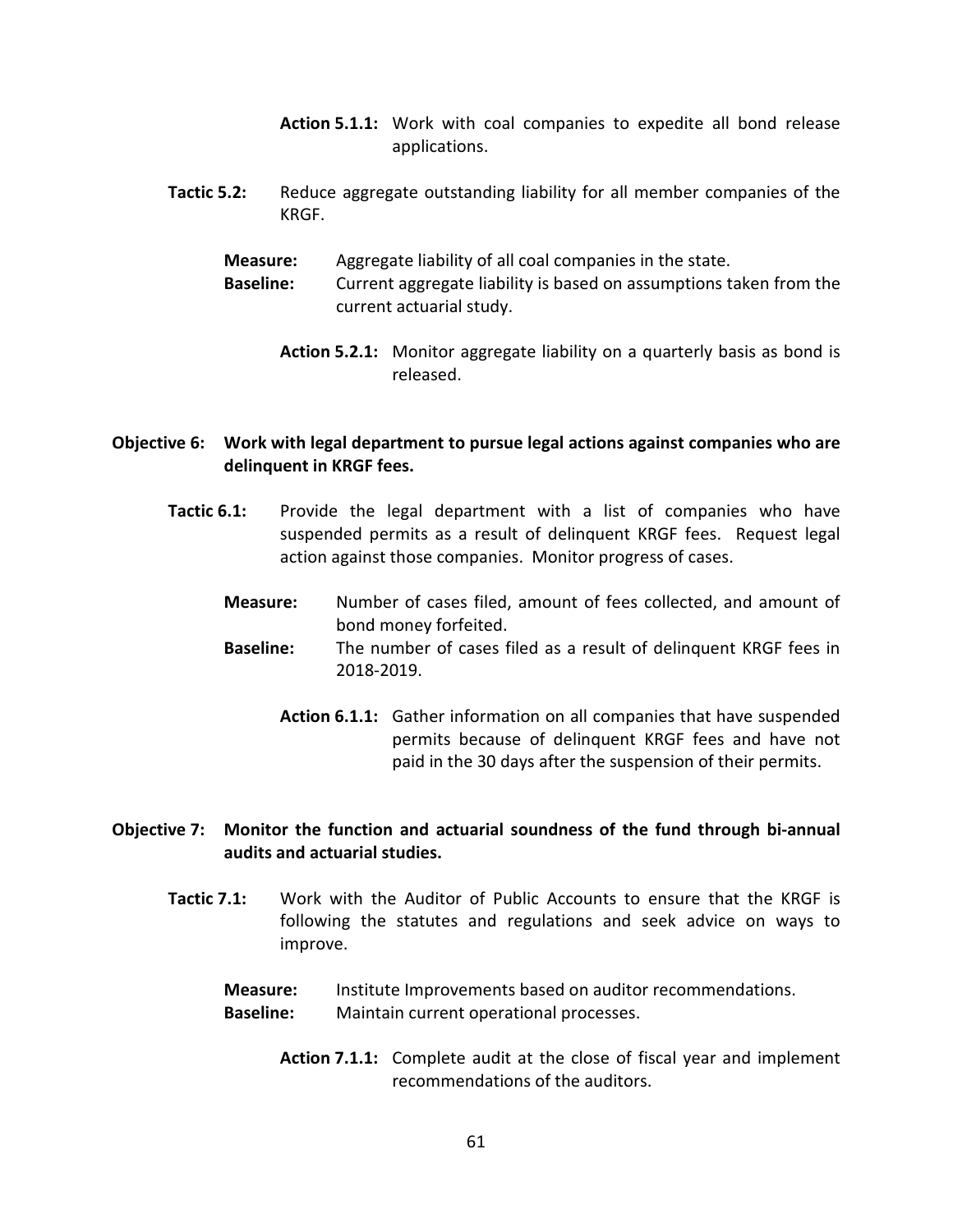**Action 5.1.1:** Work with coal companies to expedite all bond release applications.

**Tactic 5.2:** Reduce aggregate outstanding liability for all member companies of the KRGF.

**Measure:** Aggregate liability of all coal companies in the state.
**Baseline:** Current aggregate liability is based on assumptions taken from the current actuarial study.

**Action 5.2.1:** Monitor aggregate liability on a quarterly basis as bond is released.

**Objective 6: Work with legal department to pursue legal actions against companies who are delinquent in KRGF fees.**

**Tactic 6.1:** Provide the legal department with a list of companies who have suspended permits as a result of delinquent KRGF fees. Request legal action against those companies. Monitor progress of cases.

**Measure:** Number of cases filed, amount of fees collected, and amount of bond money forfeited.
**Baseline:** The number of cases filed as a result of delinquent KRGF fees in 2018-2019.

**Action 6.1.1:** Gather information on all companies that have suspended permits because of delinquent KRGF fees and have not paid in the 30 days after the suspension of their permits.

**Objective 7: Monitor the function and actuarial soundness of the fund through bi-annual audits and actuarial studies.**

**Tactic 7.1:** Work with the Auditor of Public Accounts to ensure that the KRGF is following the statutes and regulations and seek advice on ways to improve.

**Measure:** Institute Improvements based on auditor recommendations.
**Baseline:** Maintain current operational processes.

**Action 7.1.1:** Complete audit at the close of fiscal year and implement recommendations of the auditors.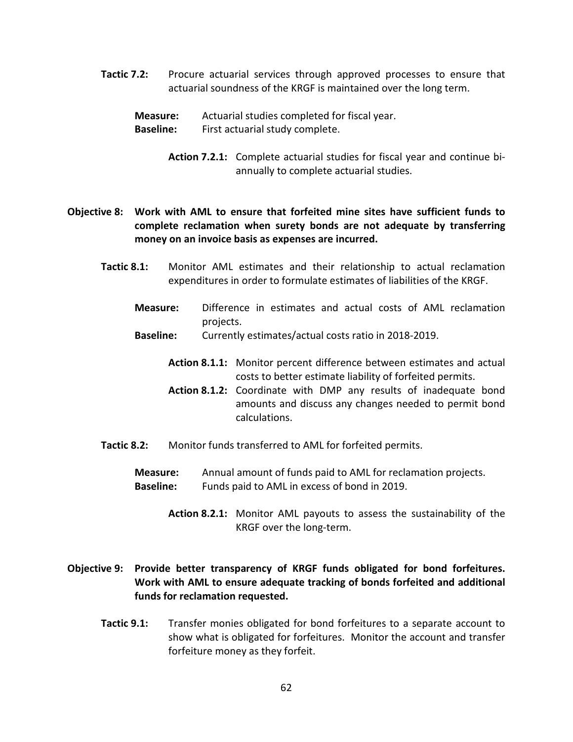**Tactic 7.2:** Procure actuarial services through approved processes to ensure that actuarial soundness of the KRGF is maintained over the long term.

**Measure:** Actuarial studies completed for fiscal year.
**Baseline:** First actuarial study complete.

**Action 7.2.1:** Complete actuarial studies for fiscal year and continue bi-annually to complete actuarial studies.

**Objective 8: Work with AML to ensure that forfeited mine sites have sufficient funds to complete reclamation when surety bonds are not adequate by transferring money on an invoice basis as expenses are incurred.**

**Tactic 8.1:** Monitor AML estimates and their relationship to actual reclamation expenditures in order to formulate estimates of liabilities of the KRGF.

**Measure:** Difference in estimates and actual costs of AML reclamation projects.
**Baseline:** Currently estimates/actual costs ratio in 2018-2019.

**Action 8.1.1:** Monitor percent difference between estimates and actual costs to better estimate liability of forfeited permits.
**Action 8.1.2:** Coordinate with DMP any results of inadequate bond amounts and discuss any changes needed to permit bond calculations.

**Tactic 8.2:** Monitor funds transferred to AML for forfeited permits.

**Measure:** Annual amount of funds paid to AML for reclamation projects.
**Baseline:** Funds paid to AML in excess of bond in 2019.

**Action 8.2.1:** Monitor AML payouts to assess the sustainability of the KRGF over the long-term.

**Objective 9: Provide better transparency of KRGF funds obligated for bond forfeitures. Work with AML to ensure adequate tracking of bonds forfeited and additional funds for reclamation requested.**

**Tactic 9.1:** Transfer monies obligated for bond forfeitures to a separate account to show what is obligated for forfeitures. Monitor the account and transfer forfeiture money as they forfeit.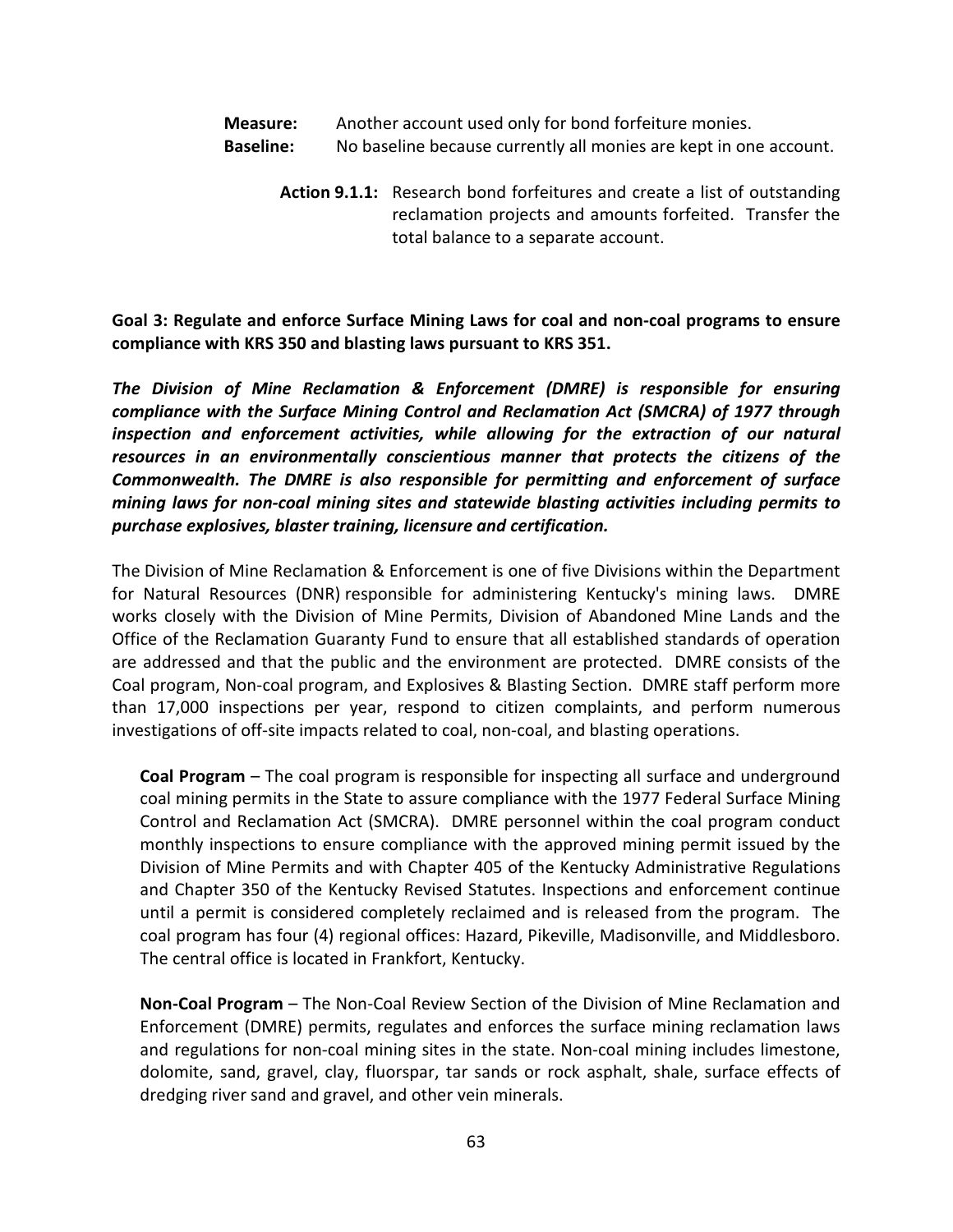**Measure:** Another account used only for bond forfeiture monies.
**Baseline:** No baseline because currently all monies are kept in one account.

**Action 9.1.1:** Research bond forfeitures and create a list of outstanding reclamation projects and amounts forfeited. Transfer the total balance to a separate account.

**Goal 3: Regulate and enforce Surface Mining Laws for coal and non-coal programs to ensure compliance with KRS 350 and blasting laws pursuant to KRS 351.**

***The Division of Mine Reclamation & Enforcement (DMRE) is responsible for ensuring compliance with the Surface Mining Control and Reclamation Act (SMCRA) of 1977 through inspection and enforcement activities, while allowing for the extraction of our natural resources in an environmentally conscientious manner that protects the citizens of the Commonwealth. The DMRE is also responsible for permitting and enforcement of surface mining laws for non-coal mining sites and statewide blasting activities including permits to purchase explosives, blaster training, licensure and certification.***

The Division of Mine Reclamation & Enforcement is one of five Divisions within the Department for Natural Resources (DNR) responsible for administering Kentucky's mining laws. DMRE works closely with the Division of Mine Permits, Division of Abandoned Mine Lands and the Office of the Reclamation Guaranty Fund to ensure that all established standards of operation are addressed and that the public and the environment are protected. DMRE consists of the Coal program, Non-coal program, and Explosives & Blasting Section. DMRE staff perform more than 17,000 inspections per year, respond to citizen complaints, and perform numerous investigations of off-site impacts related to coal, non-coal, and blasting operations.

**Coal Program** – The coal program is responsible for inspecting all surface and underground coal mining permits in the State to assure compliance with the 1977 Federal Surface Mining Control and Reclamation Act (SMCRA). DMRE personnel within the coal program conduct monthly inspections to ensure compliance with the approved mining permit issued by the Division of Mine Permits and with Chapter 405 of the Kentucky Administrative Regulations and Chapter 350 of the Kentucky Revised Statutes. Inspections and enforcement continue until a permit is considered completely reclaimed and is released from the program. The coal program has four (4) regional offices: Hazard, Pikeville, Madisonville, and Middlesboro. The central office is located in Frankfort, Kentucky.

**Non-Coal Program** – The Non-Coal Review Section of the Division of Mine Reclamation and Enforcement (DMRE) permits, regulates and enforces the surface mining reclamation laws and regulations for non-coal mining sites in the state. Non-coal mining includes limestone, dolomite, sand, gravel, clay, fluorspar, tar sands or rock asphalt, shale, surface effects of dredging river sand and gravel, and other vein minerals.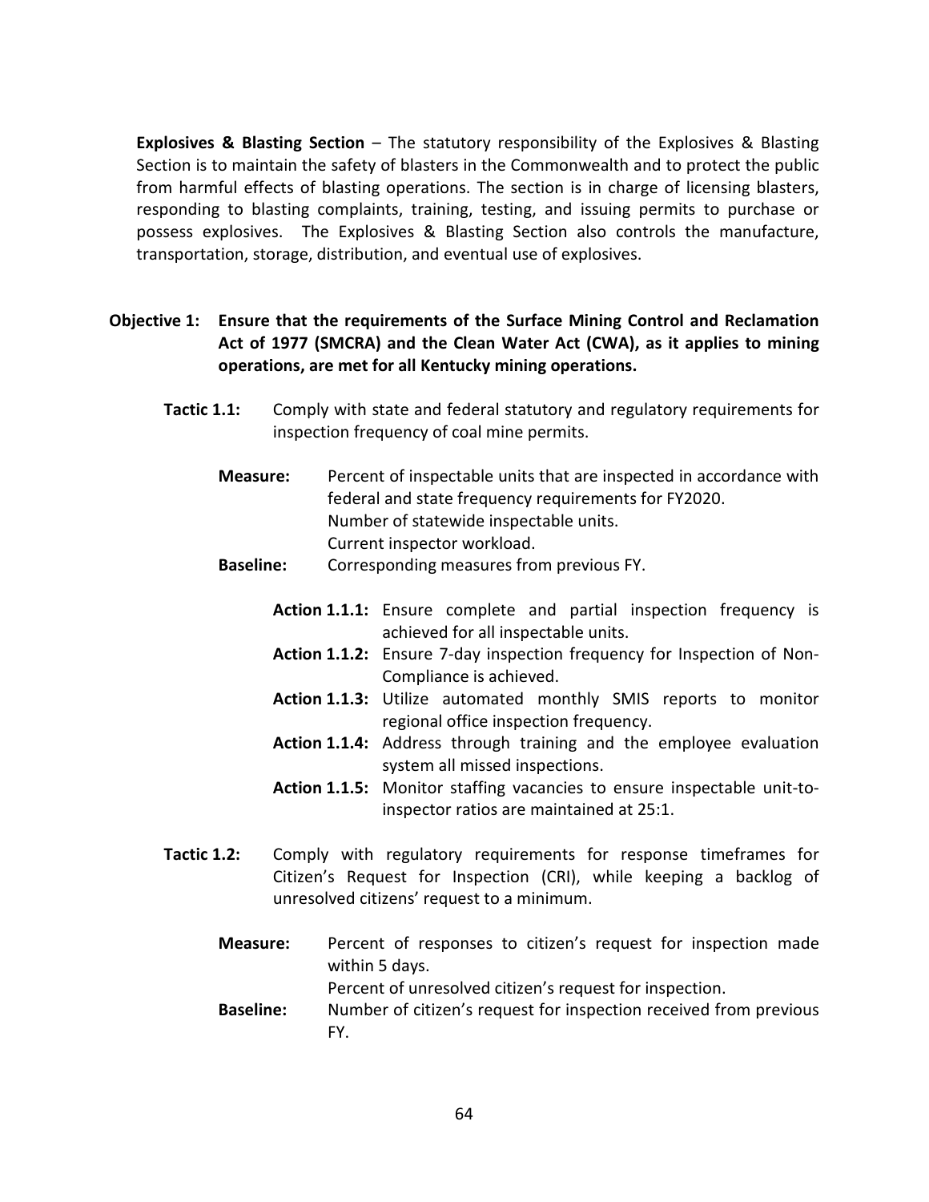**Explosives & Blasting Section** – The statutory responsibility of the Explosives & Blasting Section is to maintain the safety of blasters in the Commonwealth and to protect the public from harmful effects of blasting operations. The section is in charge of licensing blasters, responding to blasting complaints, training, testing, and issuing permits to purchase or possess explosives. The Explosives & Blasting Section also controls the manufacture, transportation, storage, distribution, and eventual use of explosives.

**Objective 1: Ensure that the requirements of the Surface Mining Control and Reclamation Act of 1977 (SMCRA) and the Clean Water Act (CWA), as it applies to mining operations, are met for all Kentucky mining operations.**

**Tactic 1.1:** Comply with state and federal statutory and regulatory requirements for inspection frequency of coal mine permits.

**Measure:** Percent of inspectable units that are inspected in accordance with federal and state frequency requirements for FY2020.
Number of statewide inspectable units.
Current inspector workload.

**Baseline:** Corresponding measures from previous FY.

- **Action 1.1.1:** Ensure complete and partial inspection frequency is achieved for all inspectable units.
- **Action 1.1.2:** Ensure 7-day inspection frequency for Inspection of Non-Compliance is achieved.
- **Action 1.1.3:** Utilize automated monthly SMIS reports to monitor regional office inspection frequency.
- **Action 1.1.4:** Address through training and the employee evaluation system all missed inspections.
- **Action 1.1.5:** Monitor staffing vacancies to ensure inspectable unit-to-inspector ratios are maintained at 25:1.

**Tactic 1.2:** Comply with regulatory requirements for response timeframes for Citizen's Request for Inspection (CRI), while keeping a backlog of unresolved citizens' request to a minimum.

**Measure:** Percent of responses to citizen's request for inspection made within 5 days.
Percent of unresolved citizen's request for inspection.

**Baseline:** Number of citizen's request for inspection received from previous FY.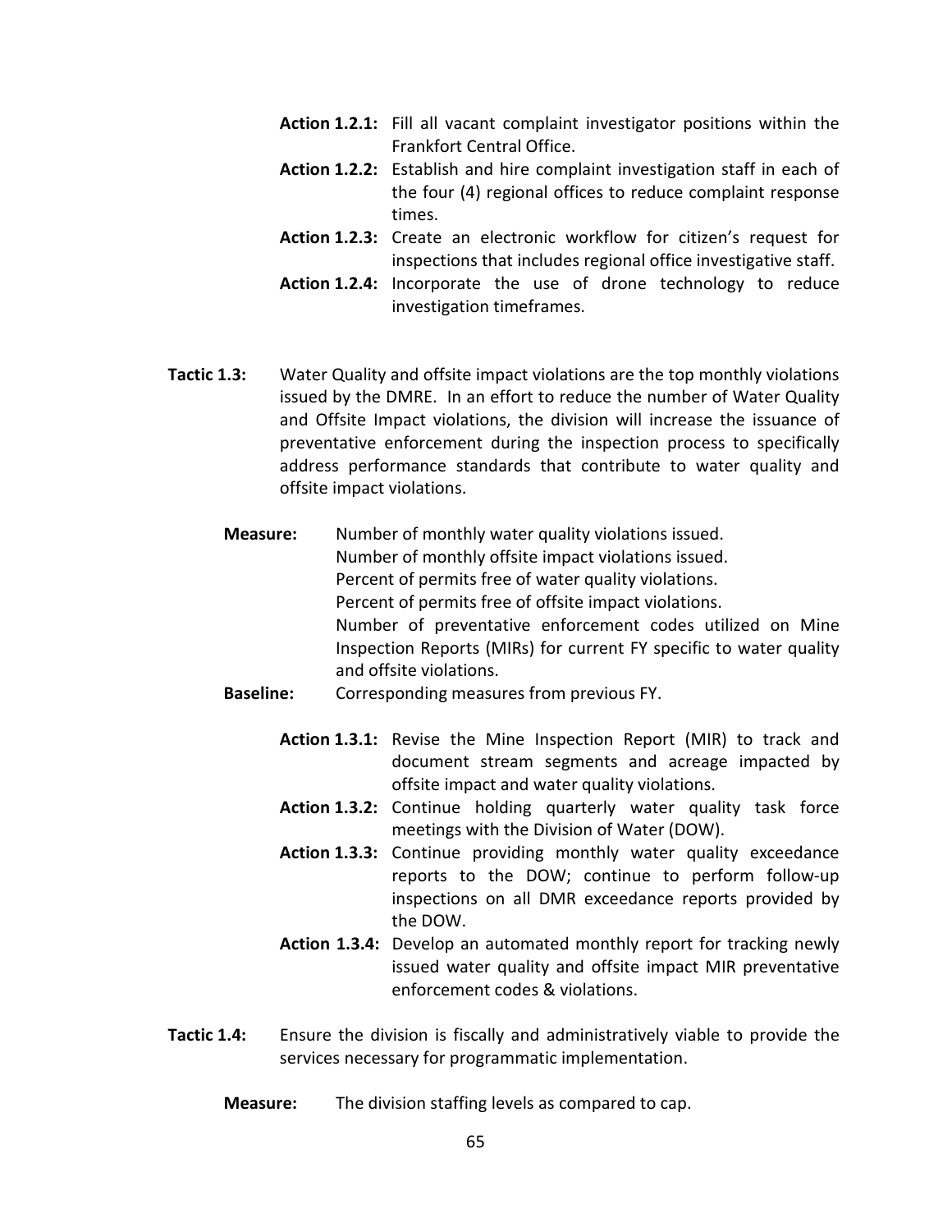**Action 1.2.1:** Fill all vacant complaint investigator positions within the Frankfort Central Office.

**Action 1.2.2:** Establish and hire complaint investigation staff in each of the four (4) regional offices to reduce complaint response times.

**Action 1.2.3:** Create an electronic workflow for citizen's request for inspections that includes regional office investigative staff.

**Action 1.2.4:** Incorporate the use of drone technology to reduce investigation timeframes.

**Tactic 1.3:** Water Quality and offsite impact violations are the top monthly violations issued by the DMRE. In an effort to reduce the number of Water Quality and Offsite Impact violations, the division will increase the issuance of preventative enforcement during the inspection process to specifically address performance standards that contribute to water quality and offsite impact violations.

**Measure:** Number of monthly water quality violations issued.
Number of monthly offsite impact violations issued.
Percent of permits free of water quality violations.
Percent of permits free of offsite impact violations.
Number of preventative enforcement codes utilized on Mine Inspection Reports (MIRs) for current FY specific to water quality and offsite violations.

**Baseline:** Corresponding measures from previous FY.

**Action 1.3.1:** Revise the Mine Inspection Report (MIR) to track and document stream segments and acreage impacted by offsite impact and water quality violations.

**Action 1.3.2:** Continue holding quarterly water quality task force meetings with the Division of Water (DOW).

**Action 1.3.3:** Continue providing monthly water quality exceedance reports to the DOW; continue to perform follow-up inspections on all DMR exceedance reports provided by the DOW.

**Action 1.3.4:** Develop an automated monthly report for tracking newly issued water quality and offsite impact MIR preventative enforcement codes & violations.

**Tactic 1.4:** Ensure the division is fiscally and administratively viable to provide the services necessary for programmatic implementation.

**Measure:** The division staffing levels as compared to cap.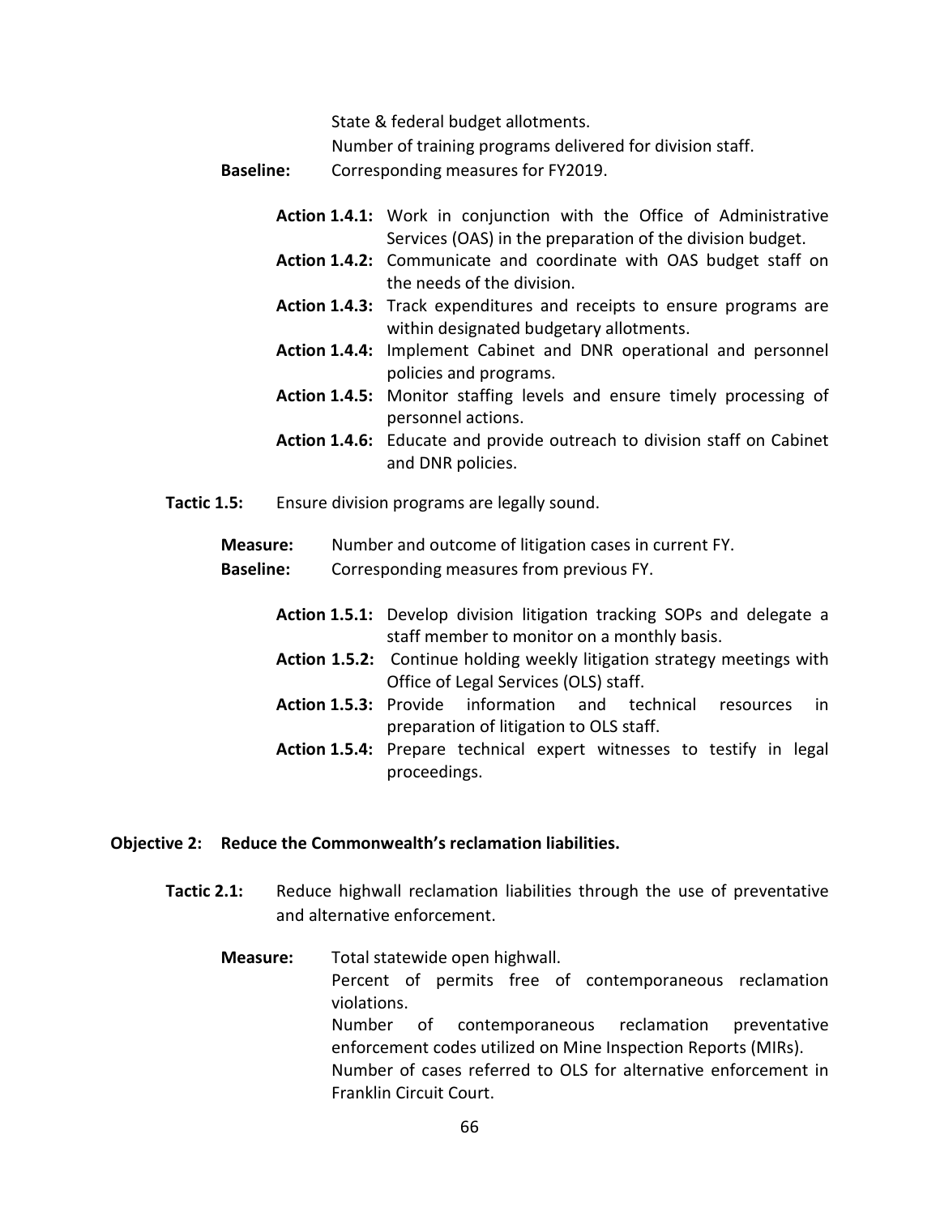State & federal budget allotments.
Number of training programs delivered for division staff.

**Baseline:** Corresponding measures for FY2019.

**Action 1.4.1:** Work in conjunction with the Office of Administrative Services (OAS) in the preparation of the division budget.

**Action 1.4.2:** Communicate and coordinate with OAS budget staff on the needs of the division.

**Action 1.4.3:** Track expenditures and receipts to ensure programs are within designated budgetary allotments.

**Action 1.4.4:** Implement Cabinet and DNR operational and personnel policies and programs.

**Action 1.4.5:** Monitor staffing levels and ensure timely processing of personnel actions.

**Action 1.4.6:** Educate and provide outreach to division staff on Cabinet and DNR policies.

**Tactic 1.5:** Ensure division programs are legally sound.

**Measure:** Number and outcome of litigation cases in current FY.

**Baseline:** Corresponding measures from previous FY.

**Action 1.5.1:** Develop division litigation tracking SOPs and delegate a staff member to monitor on a monthly basis.

**Action 1.5.2:** Continue holding weekly litigation strategy meetings with Office of Legal Services (OLS) staff.

**Action 1.5.3:** Provide information and technical resources in preparation of litigation to OLS staff.

**Action 1.5.4:** Prepare technical expert witnesses to testify in legal proceedings.

**Objective 2: Reduce the Commonwealth's reclamation liabilities.**

**Tactic 2.1:** Reduce highwall reclamation liabilities through the use of preventative and alternative enforcement.

**Measure:** Total statewide open highwall.
Percent of permits free of contemporaneous reclamation violations.
Number of contemporaneous reclamation preventative enforcement codes utilized on Mine Inspection Reports (MIRs).
Number of cases referred to OLS for alternative enforcement in Franklin Circuit Court.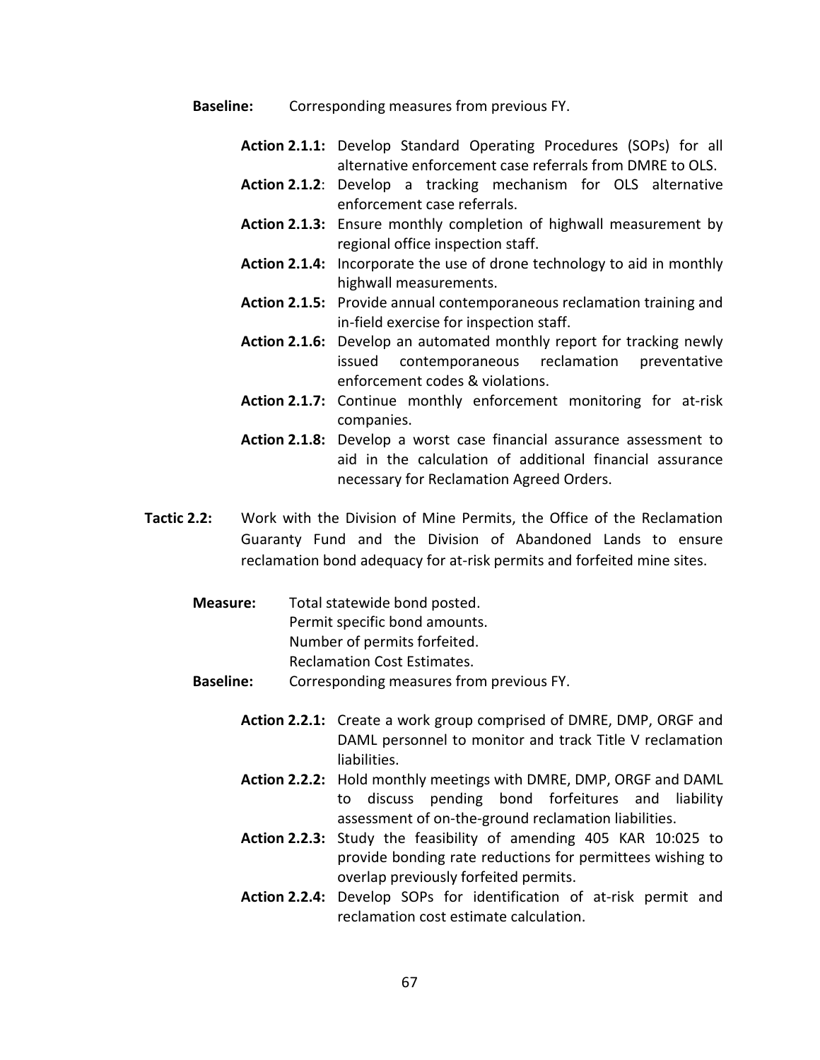**Baseline:** Corresponding measures from previous FY.

- **Action 2.1.1:** Develop Standard Operating Procedures (SOPs) for all alternative enforcement case referrals from DMRE to OLS.
- **Action 2.1.2**: Develop a tracking mechanism for OLS alternative enforcement case referrals.
- **Action 2.1.3:** Ensure monthly completion of highwall measurement by regional office inspection staff.
- **Action 2.1.4:** Incorporate the use of drone technology to aid in monthly highwall measurements.
- **Action 2.1.5:** Provide annual contemporaneous reclamation training and in-field exercise for inspection staff.
- **Action 2.1.6:** Develop an automated monthly report for tracking newly issued contemporaneous reclamation preventative enforcement codes & violations.
- **Action 2.1.7:** Continue monthly enforcement monitoring for at-risk companies.
- **Action 2.1.8:** Develop a worst case financial assurance assessment to aid in the calculation of additional financial assurance necessary for Reclamation Agreed Orders.

**Tactic 2.2:** Work with the Division of Mine Permits, the Office of the Reclamation Guaranty Fund and the Division of Abandoned Lands to ensure reclamation bond adequacy for at-risk permits and forfeited mine sites.

**Measure:** Total statewide bond posted.
Permit specific bond amounts.
Number of permits forfeited.
Reclamation Cost Estimates.

**Baseline:** Corresponding measures from previous FY.

- **Action 2.2.1:** Create a work group comprised of DMRE, DMP, ORGF and DAML personnel to monitor and track Title V reclamation liabilities.
- **Action 2.2.2:** Hold monthly meetings with DMRE, DMP, ORGF and DAML to discuss pending bond forfeitures and liability assessment of on-the-ground reclamation liabilities.
- **Action 2.2.3:** Study the feasibility of amending 405 KAR 10:025 to provide bonding rate reductions for permittees wishing to overlap previously forfeited permits.
- **Action 2.2.4:** Develop SOPs for identification of at-risk permit and reclamation cost estimate calculation.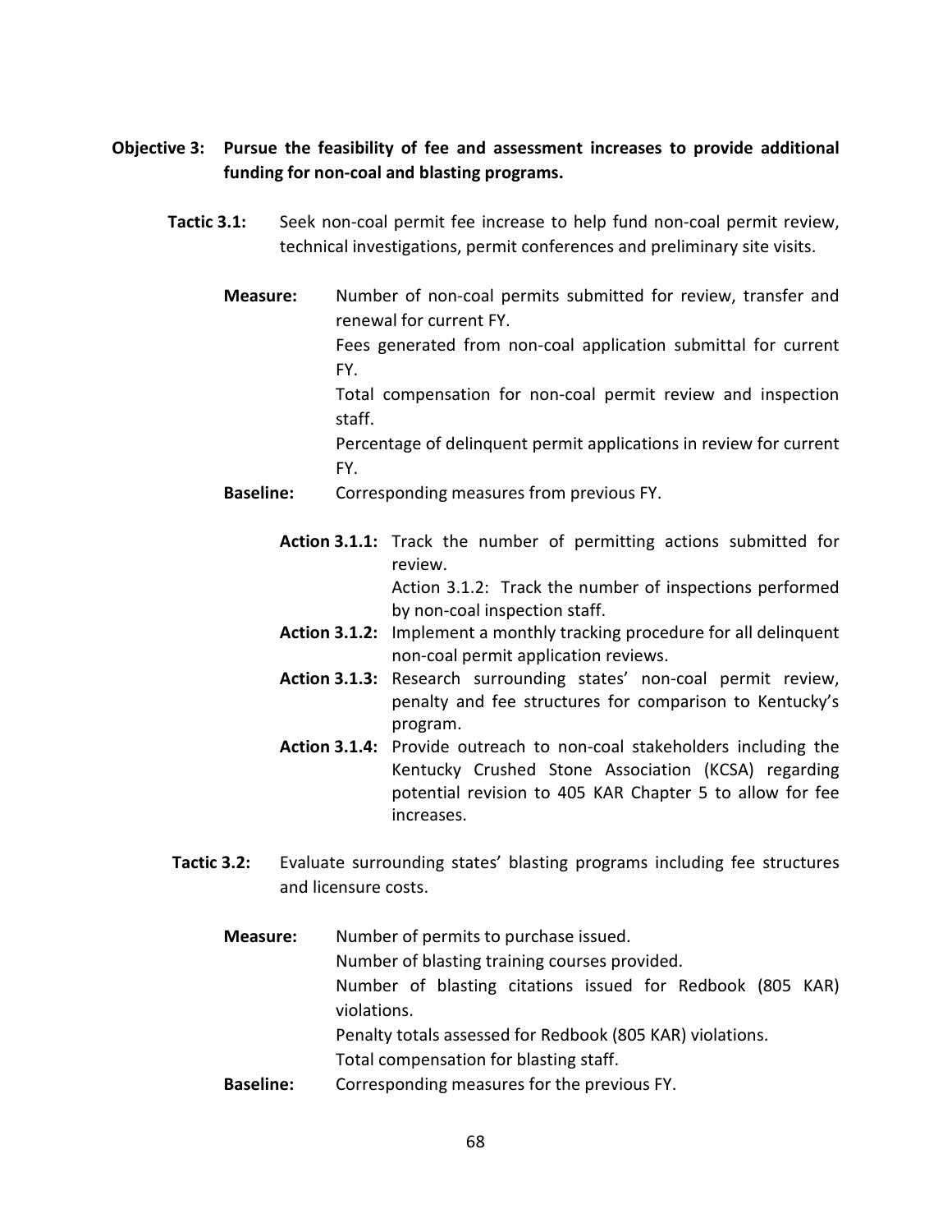**Objective 3: Pursue the feasibility of fee and assessment increases to provide additional funding for non-coal and blasting programs.**

**Tactic 3.1:** Seek non-coal permit fee increase to help fund non-coal permit review, technical investigations, permit conferences and preliminary site visits.

**Measure:** Number of non-coal permits submitted for review, transfer and renewal for current FY.
Fees generated from non-coal application submittal for current FY.
Total compensation for non-coal permit review and inspection staff.
Percentage of delinquent permit applications in review for current FY.

**Baseline:** Corresponding measures from previous FY.

**Action 3.1.1:** Track the number of permitting actions submitted for review.
Action 3.1.2: Track the number of inspections performed by non-coal inspection staff.

**Action 3.1.2:** Implement a monthly tracking procedure for all delinquent non-coal permit application reviews.

**Action 3.1.3:** Research surrounding states' non-coal permit review, penalty and fee structures for comparison to Kentucky's program.

**Action 3.1.4:** Provide outreach to non-coal stakeholders including the Kentucky Crushed Stone Association (KCSA) regarding potential revision to 405 KAR Chapter 5 to allow for fee increases.

**Tactic 3.2:** Evaluate surrounding states' blasting programs including fee structures and licensure costs.

**Measure:** Number of permits to purchase issued.
Number of blasting training courses provided.
Number of blasting citations issued for Redbook (805 KAR) violations.
Penalty totals assessed for Redbook (805 KAR) violations.
Total compensation for blasting staff.

**Baseline:** Corresponding measures for the previous FY.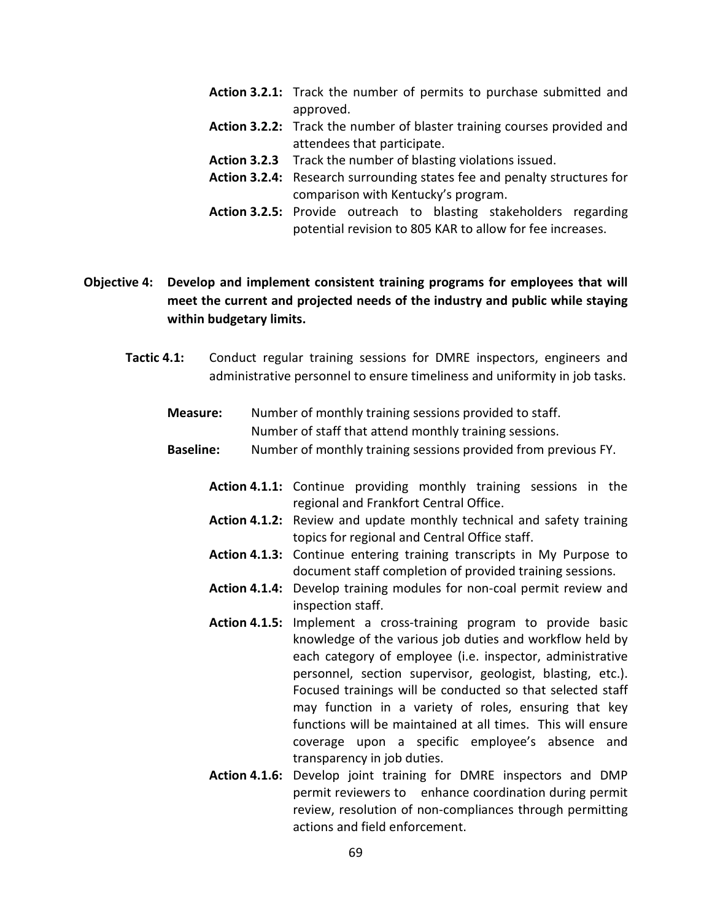**Action 3.2.1:** Track the number of permits to purchase submitted and approved.

**Action 3.2.2:** Track the number of blaster training courses provided and attendees that participate.

**Action 3.2.3** Track the number of blasting violations issued.

**Action 3.2.4:** Research surrounding states fee and penalty structures for comparison with Kentucky's program.

**Action 3.2.5:** Provide outreach to blasting stakeholders regarding potential revision to 805 KAR to allow for fee increases.

**Objective 4: Develop and implement consistent training programs for employees that will meet the current and projected needs of the industry and public while staying within budgetary limits.**

**Tactic 4.1:** Conduct regular training sessions for DMRE inspectors, engineers and administrative personnel to ensure timeliness and uniformity in job tasks.

**Measure:** Number of monthly training sessions provided to staff.
Number of staff that attend monthly training sessions.

**Baseline:** Number of monthly training sessions provided from previous FY.

**Action 4.1.1:** Continue providing monthly training sessions in the regional and Frankfort Central Office.

**Action 4.1.2:** Review and update monthly technical and safety training topics for regional and Central Office staff.

**Action 4.1.3:** Continue entering training transcripts in My Purpose to document staff completion of provided training sessions.

**Action 4.1.4:** Develop training modules for non-coal permit review and inspection staff.

**Action 4.1.5:** Implement a cross-training program to provide basic knowledge of the various job duties and workflow held by each category of employee (i.e. inspector, administrative personnel, section supervisor, geologist, blasting, etc.). Focused trainings will be conducted so that selected staff may function in a variety of roles, ensuring that key functions will be maintained at all times. This will ensure coverage upon a specific employee's absence and transparency in job duties.

**Action 4.1.6:** Develop joint training for DMRE inspectors and DMP permit reviewers to enhance coordination during permit review, resolution of non-compliances through permitting actions and field enforcement.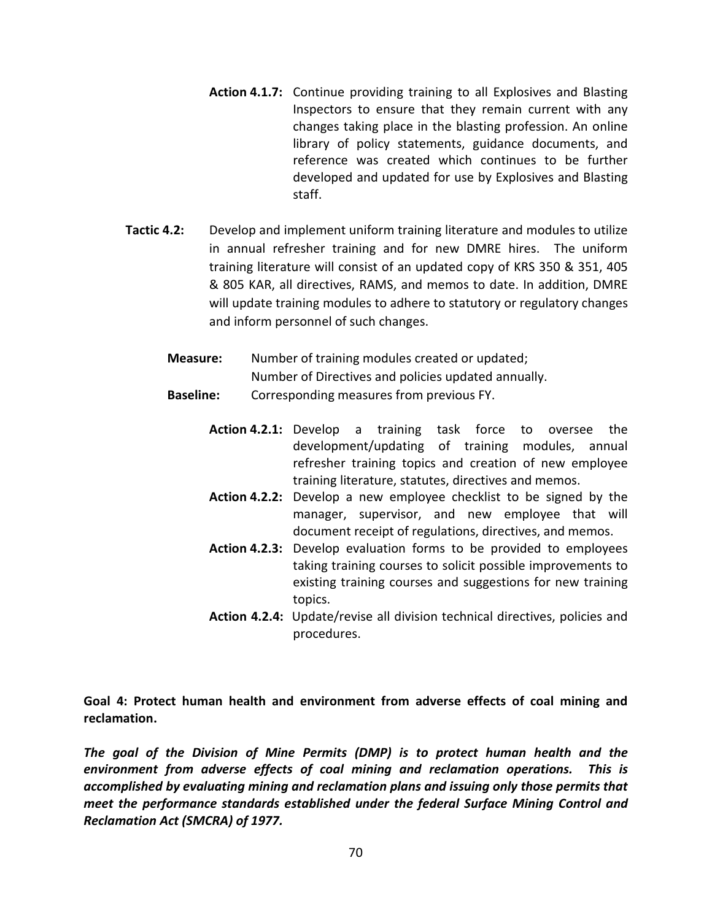**Action 4.1.7:** Continue providing training to all Explosives and Blasting Inspectors to ensure that they remain current with any changes taking place in the blasting profession. An online library of policy statements, guidance documents, and reference was created which continues to be further developed and updated for use by Explosives and Blasting staff.

**Tactic 4.2:** Develop and implement uniform training literature and modules to utilize in annual refresher training and for new DMRE hires. The uniform training literature will consist of an updated copy of KRS 350 & 351, 405 & 805 KAR, all directives, RAMS, and memos to date. In addition, DMRE will update training modules to adhere to statutory or regulatory changes and inform personnel of such changes.

**Measure:** Number of training modules created or updated;
Number of Directives and policies updated annually.

**Baseline:** Corresponding measures from previous FY.

**Action 4.2.1:** Develop a training task force to oversee the development/updating of training modules, annual refresher training topics and creation of new employee training literature, statutes, directives and memos.

**Action 4.2.2:** Develop a new employee checklist to be signed by the manager, supervisor, and new employee that will document receipt of regulations, directives, and memos.

**Action 4.2.3:** Develop evaluation forms to be provided to employees taking training courses to solicit possible improvements to existing training courses and suggestions for new training topics.

**Action 4.2.4:** Update/revise all division technical directives, policies and procedures.

**Goal 4: Protect human health and environment from adverse effects of coal mining and reclamation.**

***The goal of the Division of Mine Permits (DMP) is to protect human health and the environment from adverse effects of coal mining and reclamation operations. This is accomplished by evaluating mining and reclamation plans and issuing only those permits that meet the performance standards established under the federal Surface Mining Control and Reclamation Act (SMCRA) of 1977.***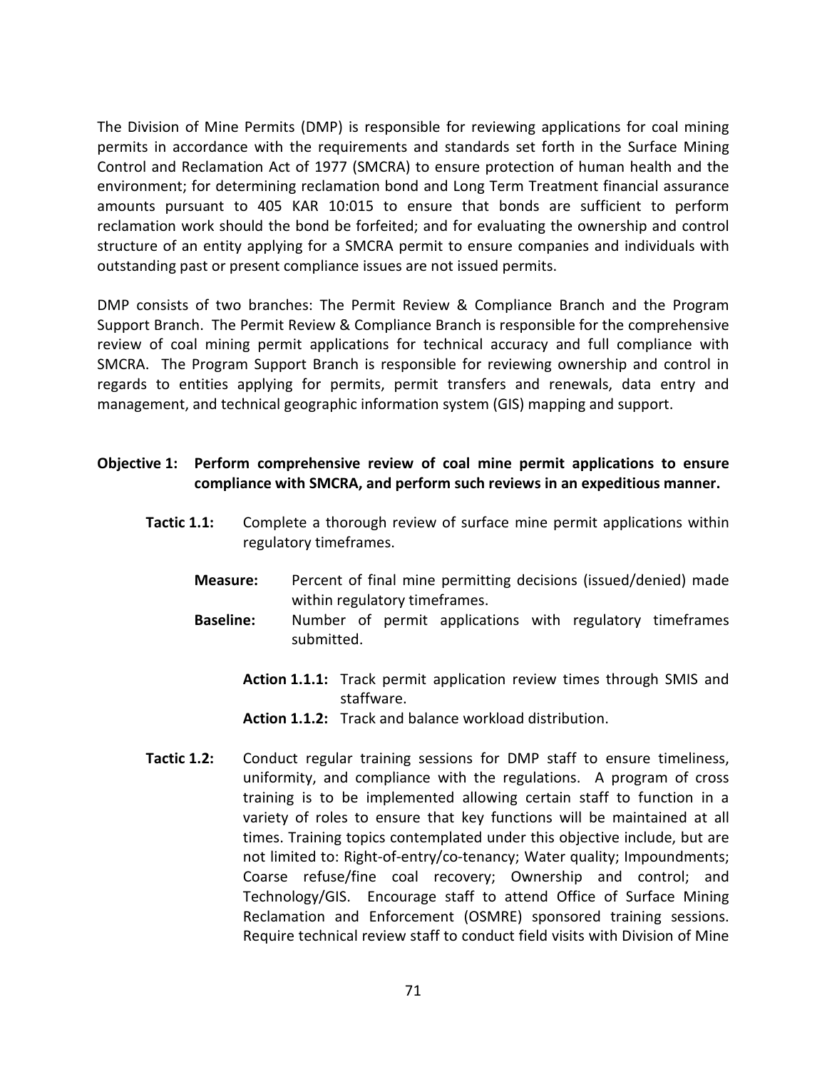The Division of Mine Permits (DMP) is responsible for reviewing applications for coal mining permits in accordance with the requirements and standards set forth in the Surface Mining Control and Reclamation Act of 1977 (SMCRA) to ensure protection of human health and the environment; for determining reclamation bond and Long Term Treatment financial assurance amounts pursuant to 405 KAR 10:015 to ensure that bonds are sufficient to perform reclamation work should the bond be forfeited; and for evaluating the ownership and control structure of an entity applying for a SMCRA permit to ensure companies and individuals with outstanding past or present compliance issues are not issued permits.

DMP consists of two branches: The Permit Review & Compliance Branch and the Program Support Branch. The Permit Review & Compliance Branch is responsible for the comprehensive review of coal mining permit applications for technical accuracy and full compliance with SMCRA. The Program Support Branch is responsible for reviewing ownership and control in regards to entities applying for permits, permit transfers and renewals, data entry and management, and technical geographic information system (GIS) mapping and support.

**Objective 1: Perform comprehensive review of coal mine permit applications to ensure compliance with SMCRA, and perform such reviews in an expeditious manner.**

**Tactic 1.1:** Complete a thorough review of surface mine permit applications within regulatory timeframes.

**Measure:** Percent of final mine permitting decisions (issued/denied) made within regulatory timeframes.

**Baseline:** Number of permit applications with regulatory timeframes submitted.

**Action 1.1.1:** Track permit application review times through SMIS and staffware.

**Action 1.1.2:** Track and balance workload distribution.

**Tactic 1.2:** Conduct regular training sessions for DMP staff to ensure timeliness, uniformity, and compliance with the regulations. A program of cross training is to be implemented allowing certain staff to function in a variety of roles to ensure that key functions will be maintained at all times. Training topics contemplated under this objective include, but are not limited to: Right-of-entry/co-tenancy; Water quality; Impoundments; Coarse refuse/fine coal recovery; Ownership and control; and Technology/GIS. Encourage staff to attend Office of Surface Mining Reclamation and Enforcement (OSMRE) sponsored training sessions. Require technical review staff to conduct field visits with Division of Mine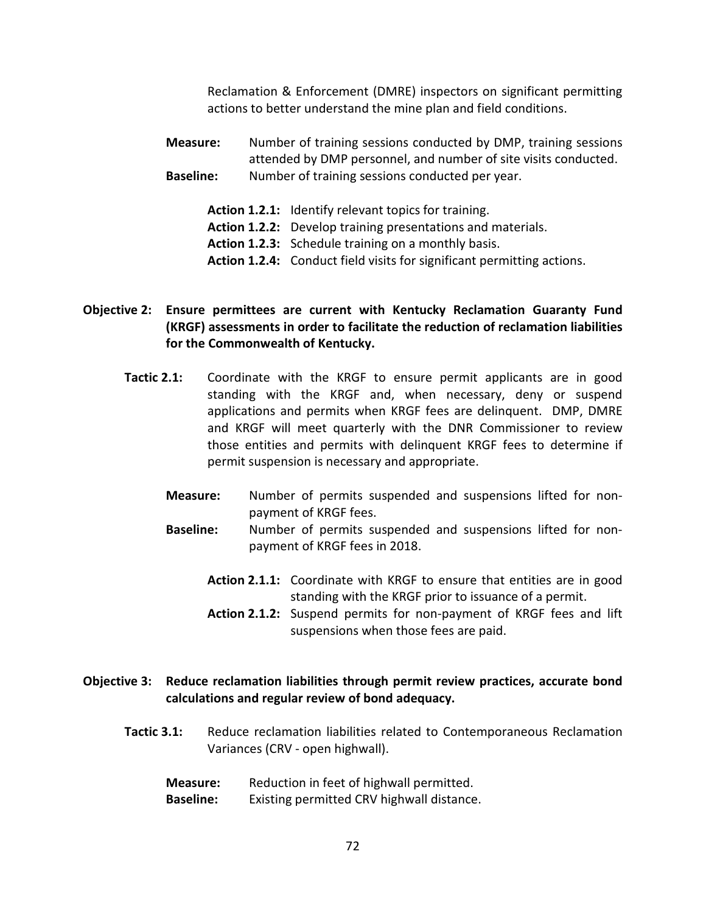Reclamation & Enforcement (DMRE) inspectors on significant permitting actions to better understand the mine plan and field conditions.

**Measure:** Number of training sessions conducted by DMP, training sessions attended by DMP personnel, and number of site visits conducted.

**Baseline:** Number of training sessions conducted per year.

**Action 1.2.1:** Identify relevant topics for training.
**Action 1.2.2:** Develop training presentations and materials.
**Action 1.2.3:** Schedule training on a monthly basis.
**Action 1.2.4:** Conduct field visits for significant permitting actions.

**Objective 2: Ensure permittees are current with Kentucky Reclamation Guaranty Fund (KRGF) assessments in order to facilitate the reduction of reclamation liabilities for the Commonwealth of Kentucky.**

**Tactic 2.1:** Coordinate with the KRGF to ensure permit applicants are in good standing with the KRGF and, when necessary, deny or suspend applications and permits when KRGF fees are delinquent. DMP, DMRE and KRGF will meet quarterly with the DNR Commissioner to review those entities and permits with delinquent KRGF fees to determine if permit suspension is necessary and appropriate.

**Measure:** Number of permits suspended and suspensions lifted for non-payment of KRGF fees.

**Baseline:** Number of permits suspended and suspensions lifted for non-payment of KRGF fees in 2018.

**Action 2.1.1:** Coordinate with KRGF to ensure that entities are in good standing with the KRGF prior to issuance of a permit.
**Action 2.1.2:** Suspend permits for non-payment of KRGF fees and lift suspensions when those fees are paid.

**Objective 3: Reduce reclamation liabilities through permit review practices, accurate bond calculations and regular review of bond adequacy.**

**Tactic 3.1:** Reduce reclamation liabilities related to Contemporaneous Reclamation Variances (CRV - open highwall).

**Measure:** Reduction in feet of highwall permitted.

**Baseline:** Existing permitted CRV highwall distance.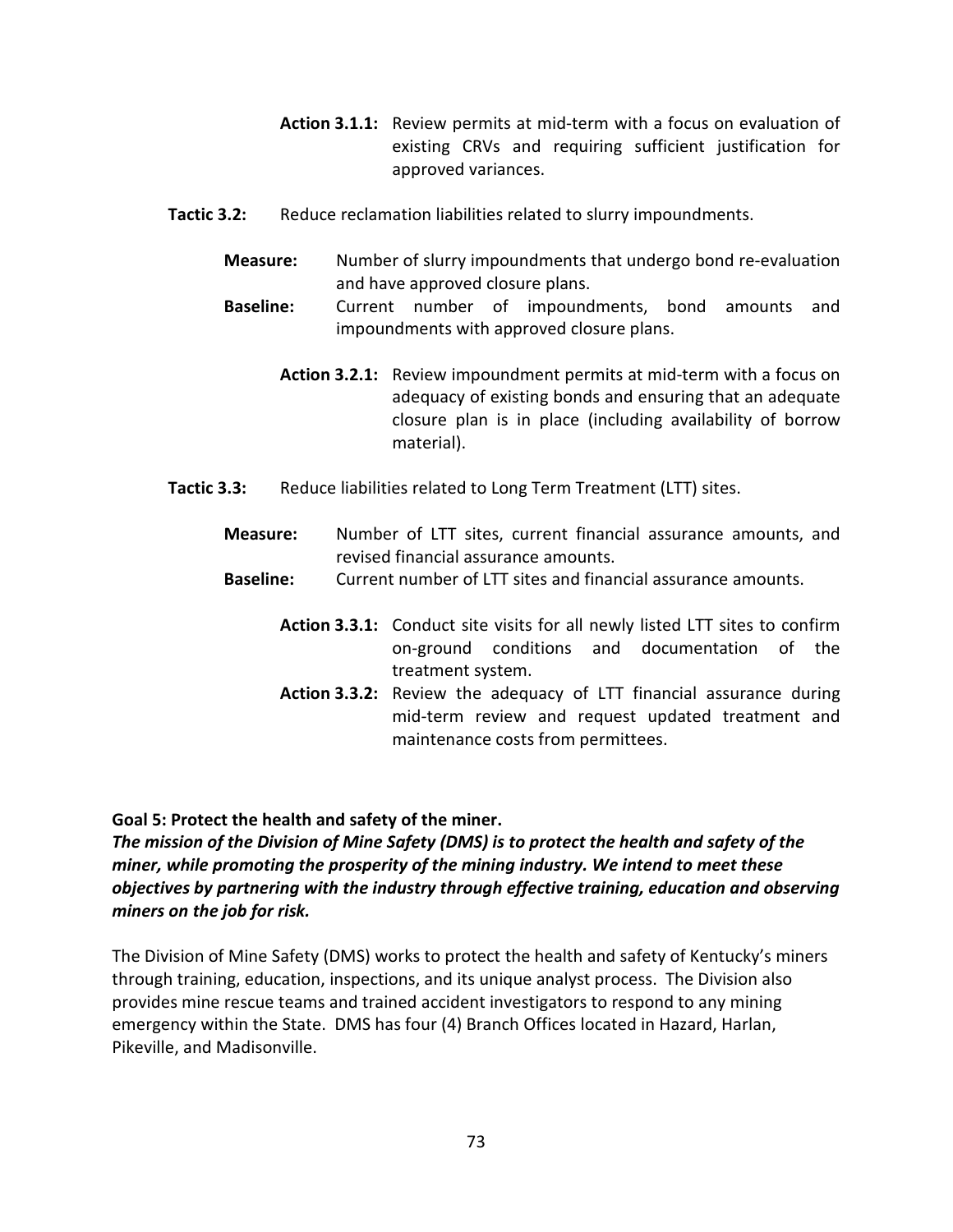**Action 3.1.1:** Review permits at mid-term with a focus on evaluation of existing CRVs and requiring sufficient justification for approved variances.

**Tactic 3.2:** Reduce reclamation liabilities related to slurry impoundments.

**Measure:** Number of slurry impoundments that undergo bond re-evaluation and have approved closure plans.

**Baseline:** Current number of impoundments, bond amounts and impoundments with approved closure plans.

**Action 3.2.1:** Review impoundment permits at mid-term with a focus on adequacy of existing bonds and ensuring that an adequate closure plan is in place (including availability of borrow material).

**Tactic 3.3:** Reduce liabilities related to Long Term Treatment (LTT) sites.

**Measure:** Number of LTT sites, current financial assurance amounts, and revised financial assurance amounts.

**Baseline:** Current number of LTT sites and financial assurance amounts.

**Action 3.3.1:** Conduct site visits for all newly listed LTT sites to confirm on-ground conditions and documentation of the treatment system.

**Action 3.3.2:** Review the adequacy of LTT financial assurance during mid-term review and request updated treatment and maintenance costs from permittees.

**Goal 5: Protect the health and safety of the miner.**

***The mission of the Division of Mine Safety (DMS) is to protect the health and safety of the miner, while promoting the prosperity of the mining industry. We intend to meet these objectives by partnering with the industry through effective training, education and observing miners on the job for risk.***

The Division of Mine Safety (DMS) works to protect the health and safety of Kentucky's miners through training, education, inspections, and its unique analyst process. The Division also provides mine rescue teams and trained accident investigators to respond to any mining emergency within the State. DMS has four (4) Branch Offices located in Hazard, Harlan, Pikeville, and Madisonville.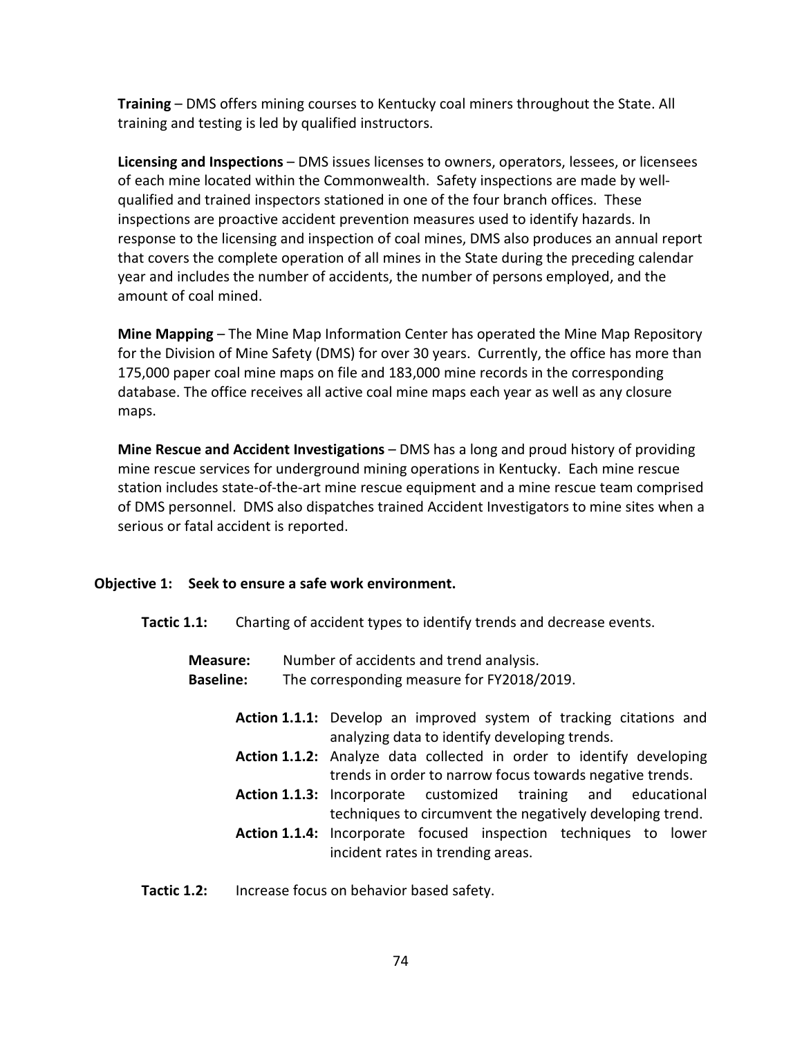**Training** – DMS offers mining courses to Kentucky coal miners throughout the State. All training and testing is led by qualified instructors.

**Licensing and Inspections** – DMS issues licenses to owners, operators, lessees, or licensees of each mine located within the Commonwealth. Safety inspections are made by well-qualified and trained inspectors stationed in one of the four branch offices. These inspections are proactive accident prevention measures used to identify hazards. In response to the licensing and inspection of coal mines, DMS also produces an annual report that covers the complete operation of all mines in the State during the preceding calendar year and includes the number of accidents, the number of persons employed, and the amount of coal mined.

**Mine Mapping** – The Mine Map Information Center has operated the Mine Map Repository for the Division of Mine Safety (DMS) for over 30 years. Currently, the office has more than 175,000 paper coal mine maps on file and 183,000 mine records in the corresponding database. The office receives all active coal mine maps each year as well as any closure maps.

**Mine Rescue and Accident Investigations** – DMS has a long and proud history of providing mine rescue services for underground mining operations in Kentucky. Each mine rescue station includes state-of-the-art mine rescue equipment and a mine rescue team comprised of DMS personnel. DMS also dispatches trained Accident Investigators to mine sites when a serious or fatal accident is reported.

**Objective 1: Seek to ensure a safe work environment.**

**Tactic 1.1:** Charting of accident types to identify trends and decrease events.

**Measure:** Number of accidents and trend analysis.
**Baseline:** The corresponding measure for FY2018/2019.

**Action 1.1.1:** Develop an improved system of tracking citations and analyzing data to identify developing trends.
**Action 1.1.2:** Analyze data collected in order to identify developing trends in order to narrow focus towards negative trends.
**Action 1.1.3:** Incorporate customized training and educational techniques to circumvent the negatively developing trend.
**Action 1.1.4:** Incorporate focused inspection techniques to lower incident rates in trending areas.

**Tactic 1.2:** Increase focus on behavior based safety.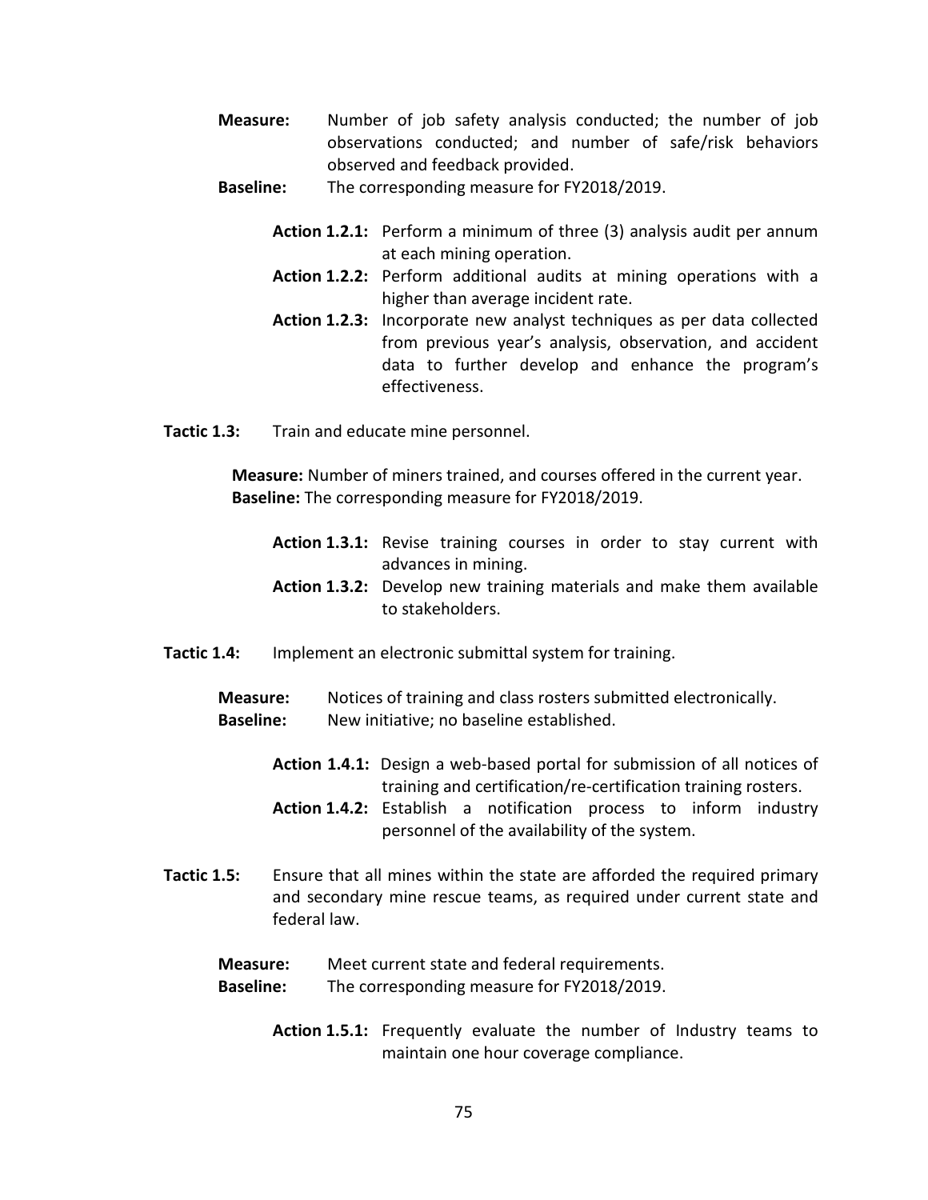**Measure:** Number of job safety analysis conducted; the number of job observations conducted; and number of safe/risk behaviors observed and feedback provided.

**Baseline:** The corresponding measure for FY2018/2019.

**Action 1.2.1:** Perform a minimum of three (3) analysis audit per annum at each mining operation.

**Action 1.2.2:** Perform additional audits at mining operations with a higher than average incident rate.

**Action 1.2.3:** Incorporate new analyst techniques as per data collected from previous year's analysis, observation, and accident data to further develop and enhance the program's effectiveness.

**Tactic 1.3:** Train and educate mine personnel.

**Measure:** Number of miners trained, and courses offered in the current year.

**Baseline:** The corresponding measure for FY2018/2019.

**Action 1.3.1:** Revise training courses in order to stay current with advances in mining.

**Action 1.3.2:** Develop new training materials and make them available to stakeholders.

**Tactic 1.4:** Implement an electronic submittal system for training.

**Measure:** Notices of training and class rosters submitted electronically.

**Baseline:** New initiative; no baseline established.

**Action 1.4.1:** Design a web-based portal for submission of all notices of training and certification/re-certification training rosters.

**Action 1.4.2:** Establish a notification process to inform industry personnel of the availability of the system.

**Tactic 1.5:** Ensure that all mines within the state are afforded the required primary and secondary mine rescue teams, as required under current state and federal law.

**Measure:** Meet current state and federal requirements.

**Baseline:** The corresponding measure for FY2018/2019.

**Action 1.5.1:** Frequently evaluate the number of Industry teams to maintain one hour coverage compliance.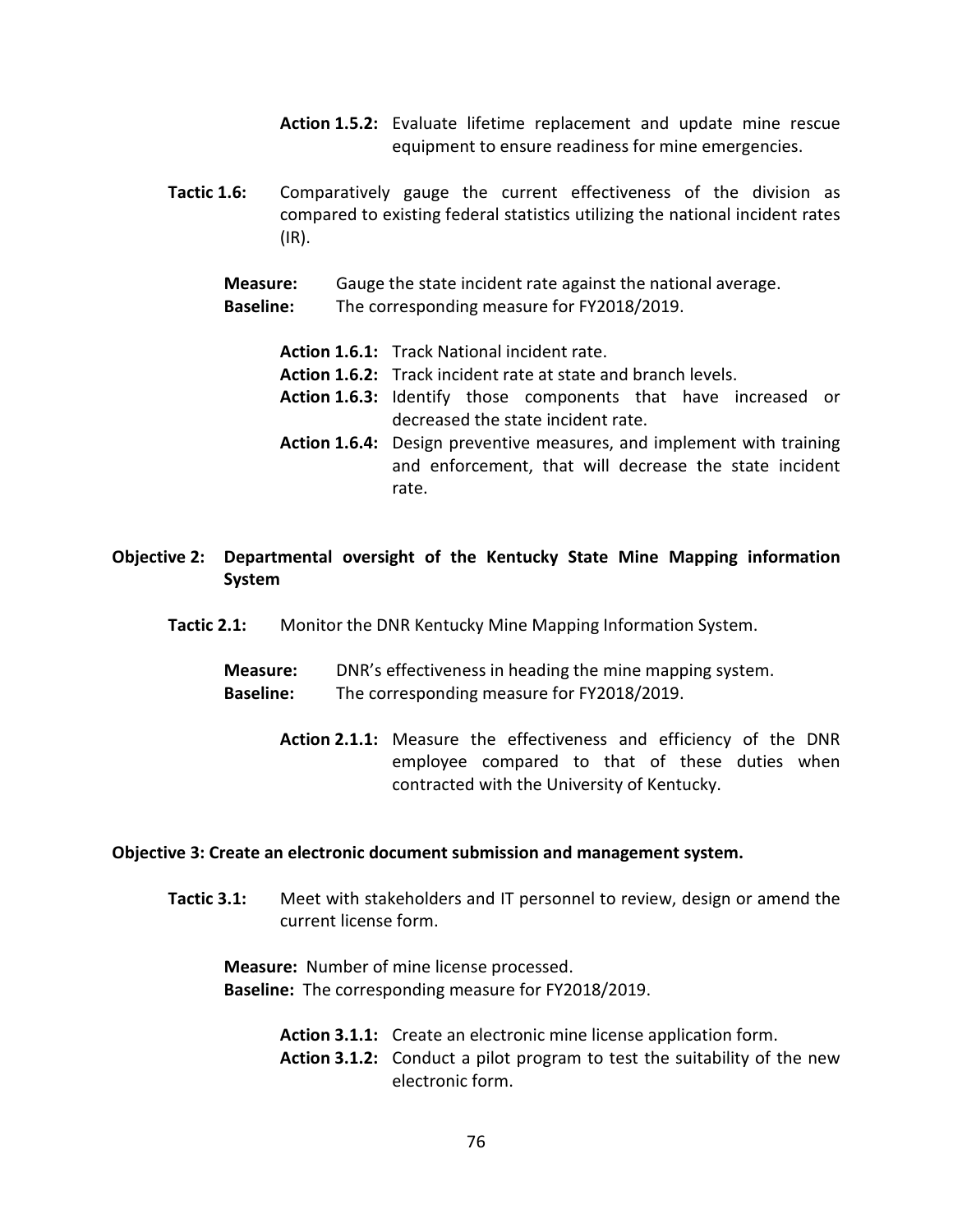**Action 1.5.2:** Evaluate lifetime replacement and update mine rescue equipment to ensure readiness for mine emergencies.

**Tactic 1.6:** Comparatively gauge the current effectiveness of the division as compared to existing federal statistics utilizing the national incident rates (IR).

**Measure:** Gauge the state incident rate against the national average.
**Baseline:** The corresponding measure for FY2018/2019.

**Action 1.6.1:** Track National incident rate.
**Action 1.6.2:** Track incident rate at state and branch levels.
**Action 1.6.3:** Identify those components that have increased or decreased the state incident rate.
**Action 1.6.4:** Design preventive measures, and implement with training and enforcement, that will decrease the state incident rate.

**Objective 2: Departmental oversight of the Kentucky State Mine Mapping information System**

**Tactic 2.1:** Monitor the DNR Kentucky Mine Mapping Information System.

**Measure:** DNR's effectiveness in heading the mine mapping system.
**Baseline:** The corresponding measure for FY2018/2019.

**Action 2.1.1:** Measure the effectiveness and efficiency of the DNR employee compared to that of these duties when contracted with the University of Kentucky.

**Objective 3: Create an electronic document submission and management system.**

**Tactic 3.1:** Meet with stakeholders and IT personnel to review, design or amend the current license form.

**Measure:** Number of mine license processed.
**Baseline:** The corresponding measure for FY2018/2019.

**Action 3.1.1:** Create an electronic mine license application form.
**Action 3.1.2:** Conduct a pilot program to test the suitability of the new electronic form.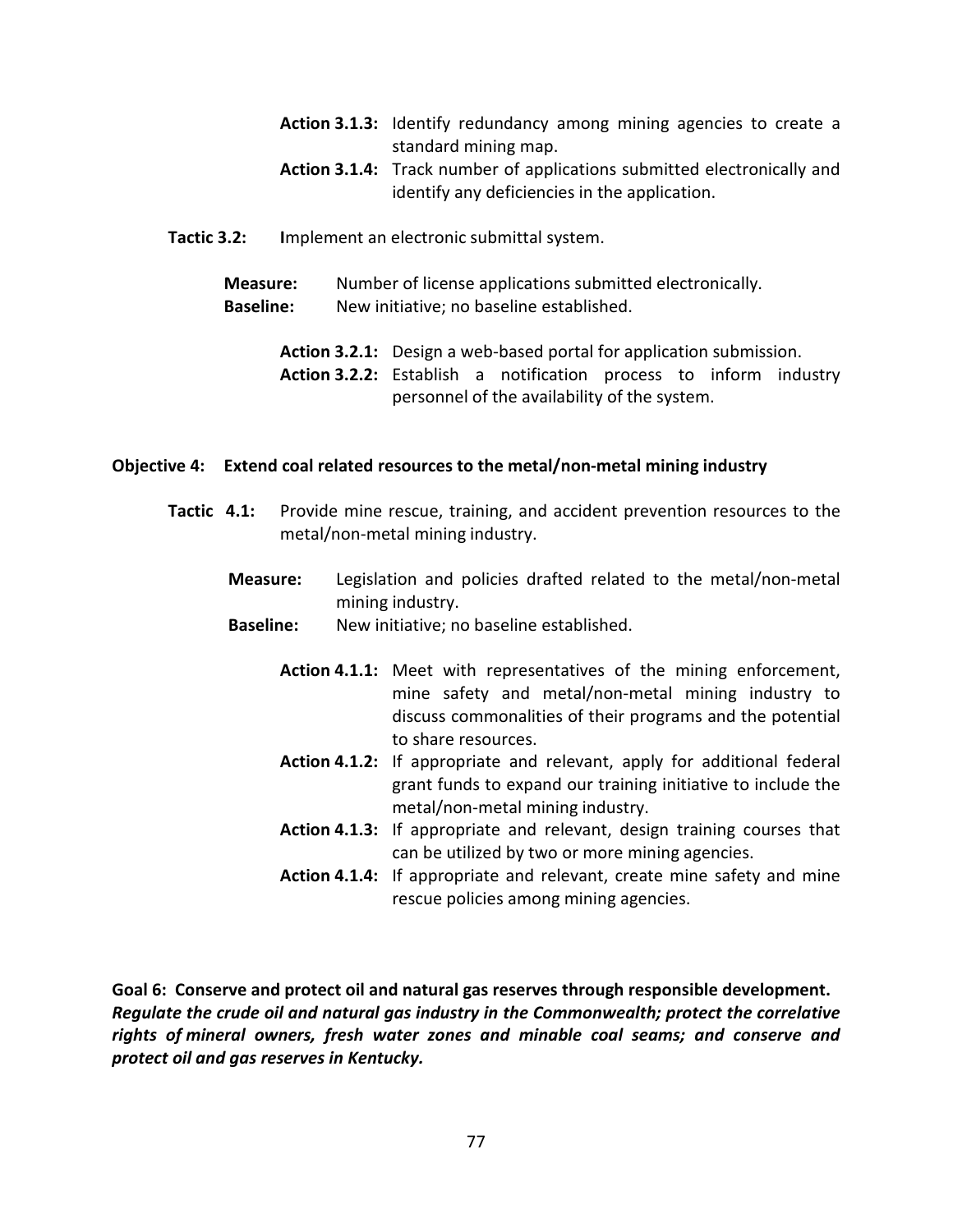**Action 3.1.3:** Identify redundancy among mining agencies to create a standard mining map.

**Action 3.1.4:** Track number of applications submitted electronically and identify any deficiencies in the application.

**Tactic 3.2:** Implement an electronic submittal system.

**Measure:** Number of license applications submitted electronically.
**Baseline:** New initiative; no baseline established.

**Action 3.2.1:** Design a web-based portal for application submission.

**Action 3.2.2:** Establish a notification process to inform industry personnel of the availability of the system.

**Objective 4: Extend coal related resources to the metal/non-metal mining industry**

**Tactic 4.1:** Provide mine rescue, training, and accident prevention resources to the metal/non-metal mining industry.

**Measure:** Legislation and policies drafted related to the metal/non-metal mining industry.
**Baseline:** New initiative; no baseline established.

**Action 4.1.1:** Meet with representatives of the mining enforcement, mine safety and metal/non-metal mining industry to discuss commonalities of their programs and the potential to share resources.

**Action 4.1.2:** If appropriate and relevant, apply for additional federal grant funds to expand our training initiative to include the metal/non-metal mining industry.

**Action 4.1.3:** If appropriate and relevant, design training courses that can be utilized by two or more mining agencies.

**Action 4.1.4:** If appropriate and relevant, create mine safety and mine rescue policies among mining agencies.

**Goal 6: Conserve and protect oil and natural gas reserves through responsible development.**
***Regulate the crude oil and natural gas industry in the Commonwealth; protect the correlative rights of mineral owners, fresh water zones and minable coal seams; and conserve and protect oil and gas reserves in Kentucky.***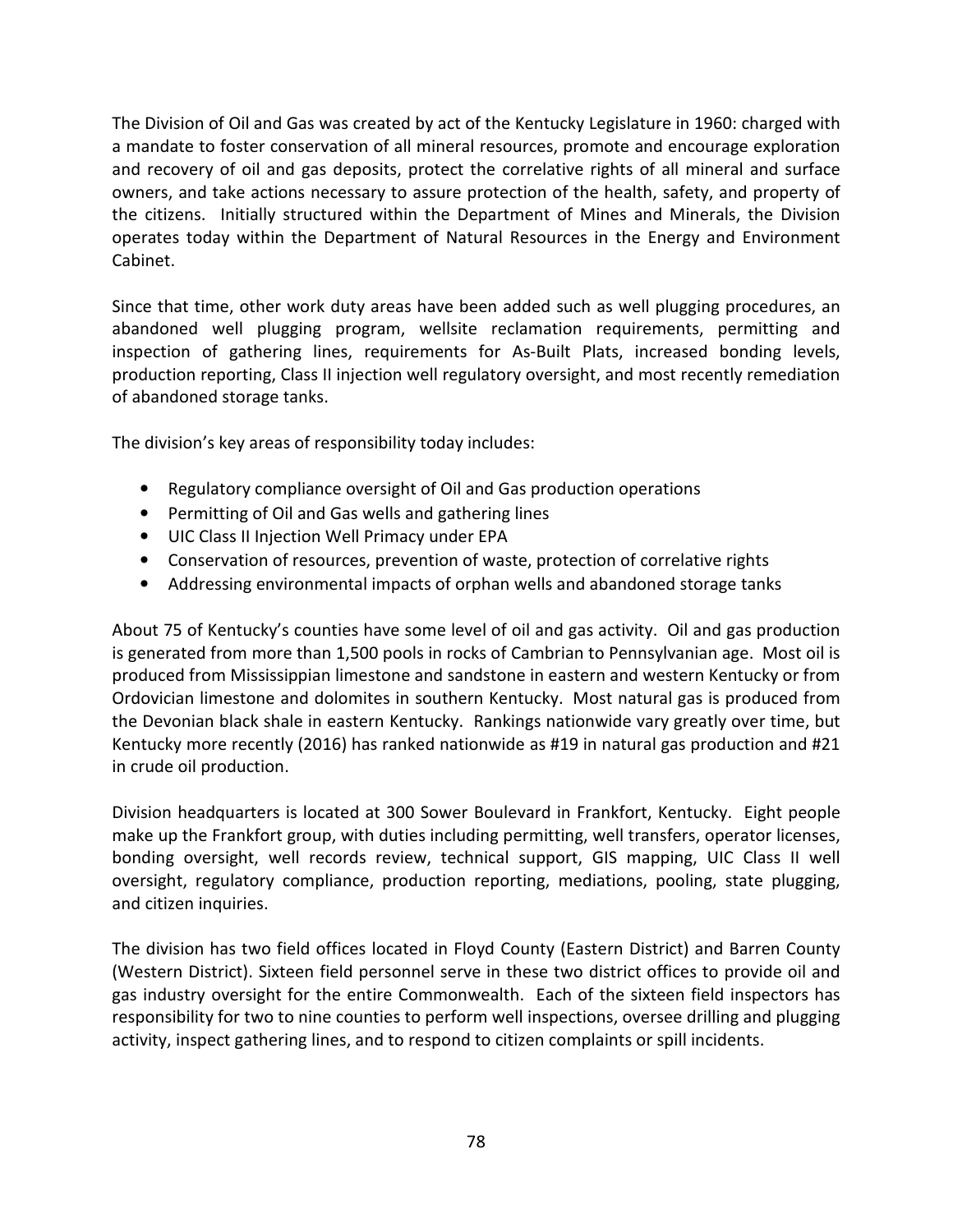The Division of Oil and Gas was created by act of the Kentucky Legislature in 1960: charged with a mandate to foster conservation of all mineral resources, promote and encourage exploration and recovery of oil and gas deposits, protect the correlative rights of all mineral and surface owners, and take actions necessary to assure protection of the health, safety, and property of the citizens. Initially structured within the Department of Mines and Minerals, the Division operates today within the Department of Natural Resources in the Energy and Environment Cabinet.

Since that time, other work duty areas have been added such as well plugging procedures, an abandoned well plugging program, wellsite reclamation requirements, permitting and inspection of gathering lines, requirements for As-Built Plats, increased bonding levels, production reporting, Class II injection well regulatory oversight, and most recently remediation of abandoned storage tanks.

The division's key areas of responsibility today includes:

- Regulatory compliance oversight of Oil and Gas production operations
- Permitting of Oil and Gas wells and gathering lines
- UIC Class II Injection Well Primacy under EPA
- Conservation of resources, prevention of waste, protection of correlative rights
- Addressing environmental impacts of orphan wells and abandoned storage tanks

About 75 of Kentucky's counties have some level of oil and gas activity. Oil and gas production is generated from more than 1,500 pools in rocks of Cambrian to Pennsylvanian age. Most oil is produced from Mississippian limestone and sandstone in eastern and western Kentucky or from Ordovician limestone and dolomites in southern Kentucky. Most natural gas is produced from the Devonian black shale in eastern Kentucky. Rankings nationwide vary greatly over time, but Kentucky more recently (2016) has ranked nationwide as #19 in natural gas production and #21 in crude oil production.

Division headquarters is located at 300 Sower Boulevard in Frankfort, Kentucky. Eight people make up the Frankfort group, with duties including permitting, well transfers, operator licenses, bonding oversight, well records review, technical support, GIS mapping, UIC Class II well oversight, regulatory compliance, production reporting, mediations, pooling, state plugging, and citizen inquiries.

The division has two field offices located in Floyd County (Eastern District) and Barren County (Western District). Sixteen field personnel serve in these two district offices to provide oil and gas industry oversight for the entire Commonwealth. Each of the sixteen field inspectors has responsibility for two to nine counties to perform well inspections, oversee drilling and plugging activity, inspect gathering lines, and to respond to citizen complaints or spill incidents.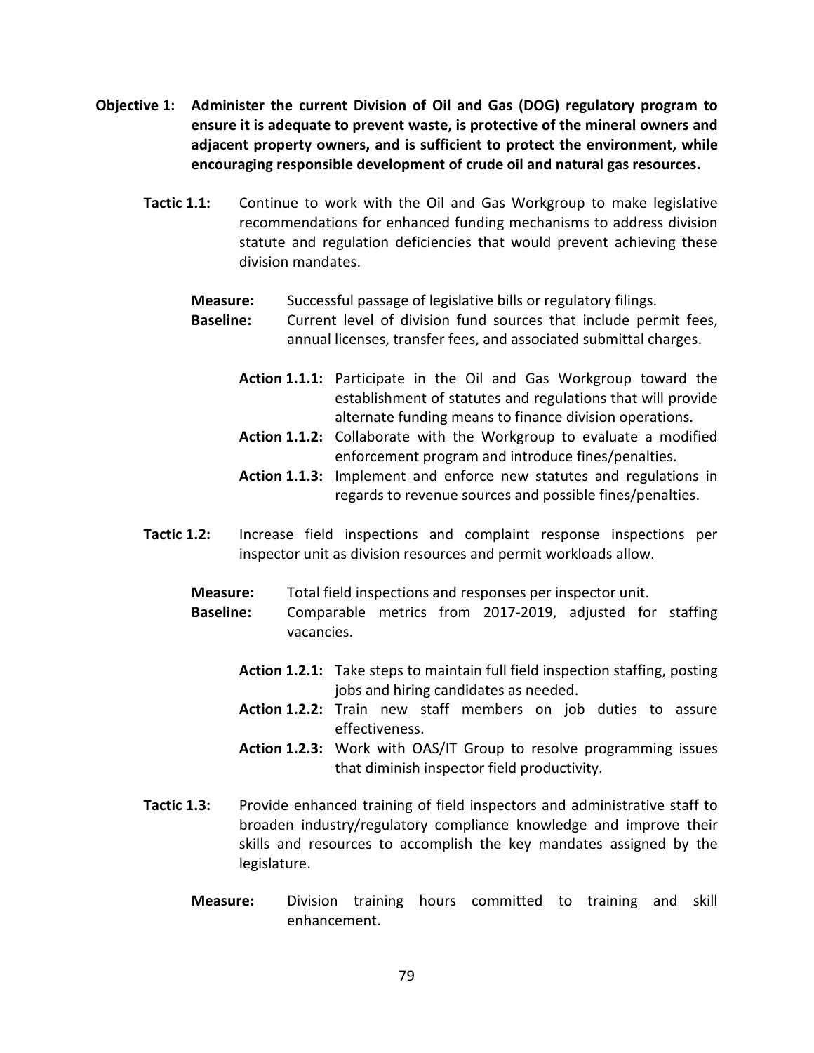**Objective 1: Administer the current Division of Oil and Gas (DOG) regulatory program to ensure it is adequate to prevent waste, is protective of the mineral owners and adjacent property owners, and is sufficient to protect the environment, while encouraging responsible development of crude oil and natural gas resources.**

**Tactic 1.1:** Continue to work with the Oil and Gas Workgroup to make legislative recommendations for enhanced funding mechanisms to address division statute and regulation deficiencies that would prevent achieving these division mandates.

**Measure:** Successful passage of legislative bills or regulatory filings.

**Baseline:** Current level of division fund sources that include permit fees, annual licenses, transfer fees, and associated submittal charges.

**Action 1.1.1:** Participate in the Oil and Gas Workgroup toward the establishment of statutes and regulations that will provide alternate funding means to finance division operations.

**Action 1.1.2:** Collaborate with the Workgroup to evaluate a modified enforcement program and introduce fines/penalties.

**Action 1.1.3:** Implement and enforce new statutes and regulations in regards to revenue sources and possible fines/penalties.

**Tactic 1.2:** Increase field inspections and complaint response inspections per inspector unit as division resources and permit workloads allow.

**Measure:** Total field inspections and responses per inspector unit.

**Baseline:** Comparable metrics from 2017-2019, adjusted for staffing vacancies.

**Action 1.2.1:** Take steps to maintain full field inspection staffing, posting jobs and hiring candidates as needed.

**Action 1.2.2:** Train new staff members on job duties to assure effectiveness.

**Action 1.2.3:** Work with OAS/IT Group to resolve programming issues that diminish inspector field productivity.

**Tactic 1.3:** Provide enhanced training of field inspectors and administrative staff to broaden industry/regulatory compliance knowledge and improve their skills and resources to accomplish the key mandates assigned by the legislature.

**Measure:** Division training hours committed to training and skill enhancement.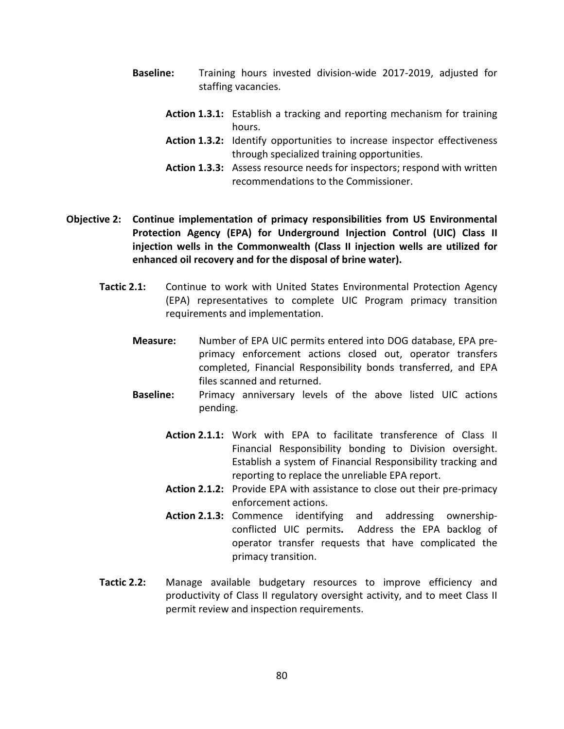**Baseline:** Training hours invested division-wide 2017-2019, adjusted for staffing vacancies.

**Action 1.3.1:** Establish a tracking and reporting mechanism for training hours.

**Action 1.3.2:** Identify opportunities to increase inspector effectiveness through specialized training opportunities.

**Action 1.3.3:** Assess resource needs for inspectors; respond with written recommendations to the Commissioner.

**Objective 2: Continue implementation of primacy responsibilities from US Environmental Protection Agency (EPA) for Underground Injection Control (UIC) Class II injection wells in the Commonwealth (Class II injection wells are utilized for enhanced oil recovery and for the disposal of brine water).**

**Tactic 2.1:** Continue to work with United States Environmental Protection Agency (EPA) representatives to complete UIC Program primacy transition requirements and implementation.

**Measure:** Number of EPA UIC permits entered into DOG database, EPA pre-primacy enforcement actions closed out, operator transfers completed, Financial Responsibility bonds transferred, and EPA files scanned and returned.

**Baseline:** Primacy anniversary levels of the above listed UIC actions pending.

**Action 2.1.1:** Work with EPA to facilitate transference of Class II Financial Responsibility bonding to Division oversight. Establish a system of Financial Responsibility tracking and reporting to replace the unreliable EPA report.

**Action 2.1.2:** Provide EPA with assistance to close out their pre-primacy enforcement actions.

**Action 2.1.3:** Commence identifying and addressing ownership-conflicted UIC permits**.** Address the EPA backlog of operator transfer requests that have complicated the primacy transition.

**Tactic 2.2:** Manage available budgetary resources to improve efficiency and productivity of Class II regulatory oversight activity, and to meet Class II permit review and inspection requirements.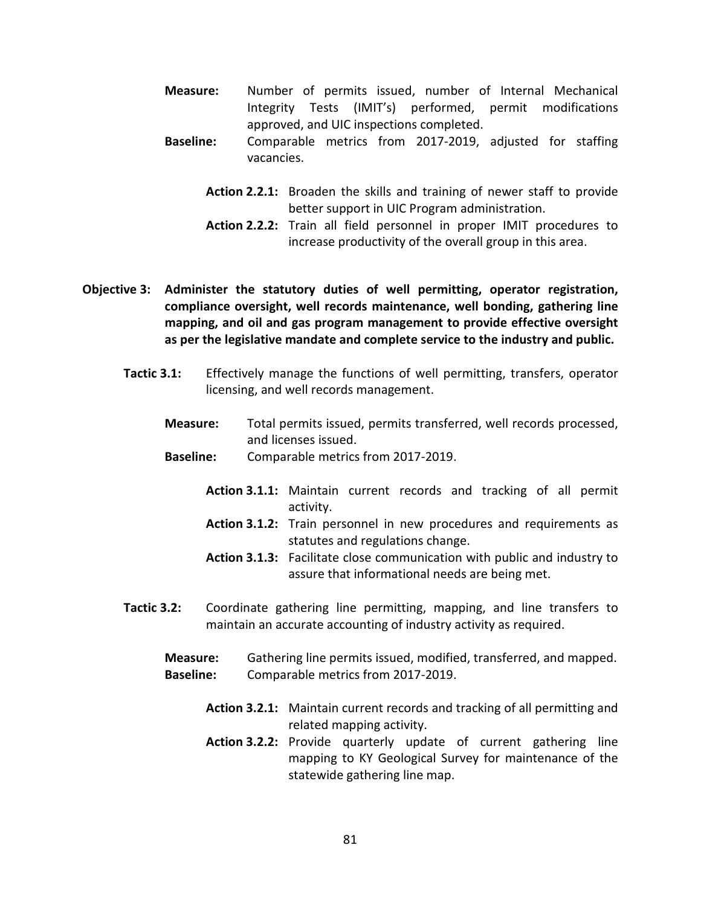**Measure:** Number of permits issued, number of Internal Mechanical Integrity Tests (IMIT's) performed, permit modifications approved, and UIC inspections completed.

**Baseline:** Comparable metrics from 2017-2019, adjusted for staffing vacancies.

**Action 2.2.1:** Broaden the skills and training of newer staff to provide better support in UIC Program administration.

**Action 2.2.2:** Train all field personnel in proper IMIT procedures to increase productivity of the overall group in this area.

**Objective 3: Administer the statutory duties of well permitting, operator registration, compliance oversight, well records maintenance, well bonding, gathering line mapping, and oil and gas program management to provide effective oversight as per the legislative mandate and complete service to the industry and public.**

**Tactic 3.1:** Effectively manage the functions of well permitting, transfers, operator licensing, and well records management.

**Measure:** Total permits issued, permits transferred, well records processed, and licenses issued.

**Baseline:** Comparable metrics from 2017-2019.

**Action 3.1.1:** Maintain current records and tracking of all permit activity.

**Action 3.1.2:** Train personnel in new procedures and requirements as statutes and regulations change.

**Action 3.1.3:** Facilitate close communication with public and industry to assure that informational needs are being met.

**Tactic 3.2:** Coordinate gathering line permitting, mapping, and line transfers to maintain an accurate accounting of industry activity as required.

**Measure:** Gathering line permits issued, modified, transferred, and mapped.

**Baseline:** Comparable metrics from 2017-2019.

**Action 3.2.1:** Maintain current records and tracking of all permitting and related mapping activity.

**Action 3.2.2:** Provide quarterly update of current gathering line mapping to KY Geological Survey for maintenance of the statewide gathering line map.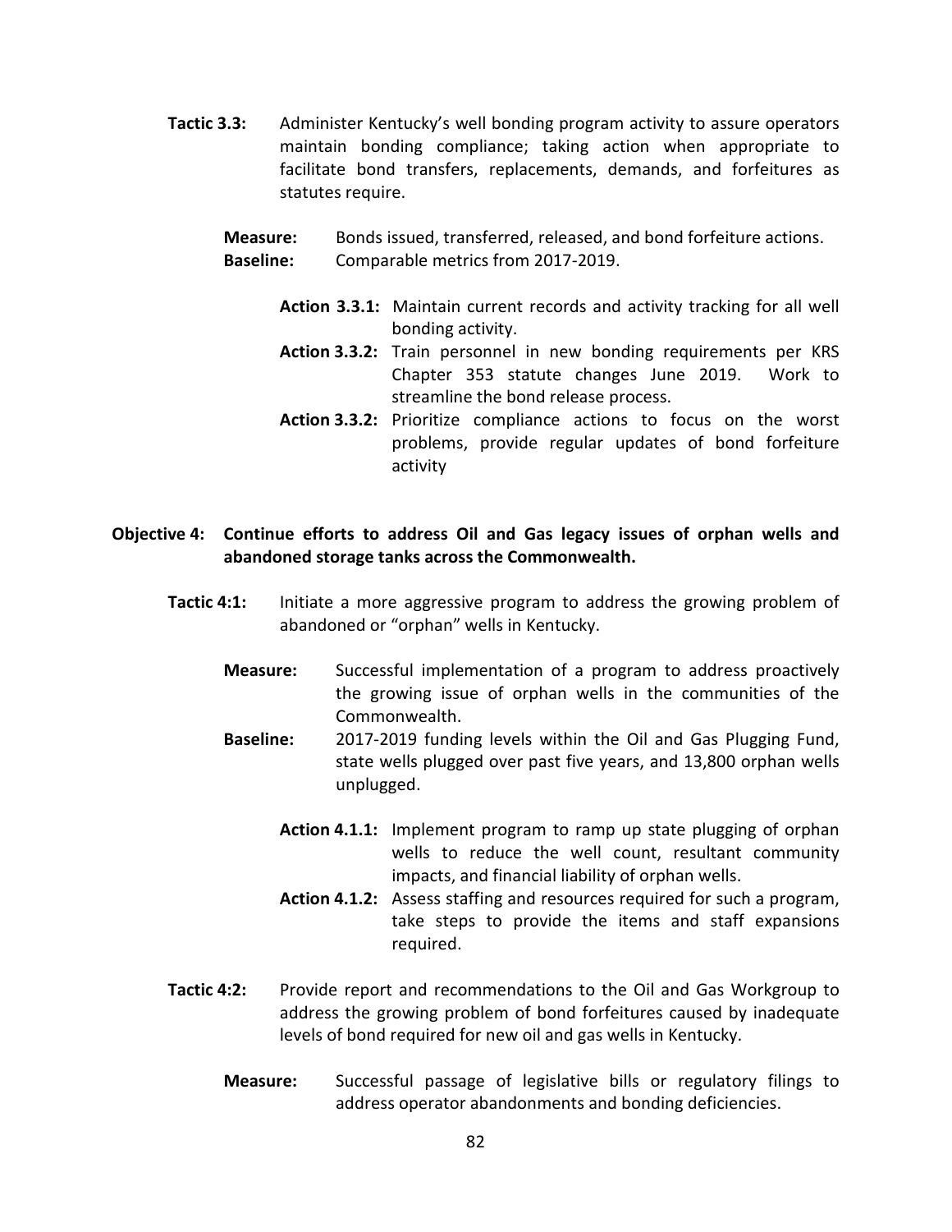**Tactic 3.3:** Administer Kentucky's well bonding program activity to assure operators maintain bonding compliance; taking action when appropriate to facilitate bond transfers, replacements, demands, and forfeitures as statutes require.

**Measure:** Bonds issued, transferred, released, and bond forfeiture actions.
**Baseline:** Comparable metrics from 2017-2019.

**Action 3.3.1:** Maintain current records and activity tracking for all well bonding activity.
**Action 3.3.2:** Train personnel in new bonding requirements per KRS Chapter 353 statute changes June 2019. Work to streamline the bond release process.
**Action 3.3.2:** Prioritize compliance actions to focus on the worst problems, provide regular updates of bond forfeiture activity

**Objective 4: Continue efforts to address Oil and Gas legacy issues of orphan wells and abandoned storage tanks across the Commonwealth.**

**Tactic 4:1:** Initiate a more aggressive program to address the growing problem of abandoned or "orphan" wells in Kentucky.

**Measure:** Successful implementation of a program to address proactively the growing issue of orphan wells in the communities of the Commonwealth.
**Baseline:** 2017-2019 funding levels within the Oil and Gas Plugging Fund, state wells plugged over past five years, and 13,800 orphan wells unplugged.

**Action 4.1.1:** Implement program to ramp up state plugging of orphan wells to reduce the well count, resultant community impacts, and financial liability of orphan wells.
**Action 4.1.2:** Assess staffing and resources required for such a program, take steps to provide the items and staff expansions required.

**Tactic 4:2:** Provide report and recommendations to the Oil and Gas Workgroup to address the growing problem of bond forfeitures caused by inadequate levels of bond required for new oil and gas wells in Kentucky.

**Measure:** Successful passage of legislative bills or regulatory filings to address operator abandonments and bonding deficiencies.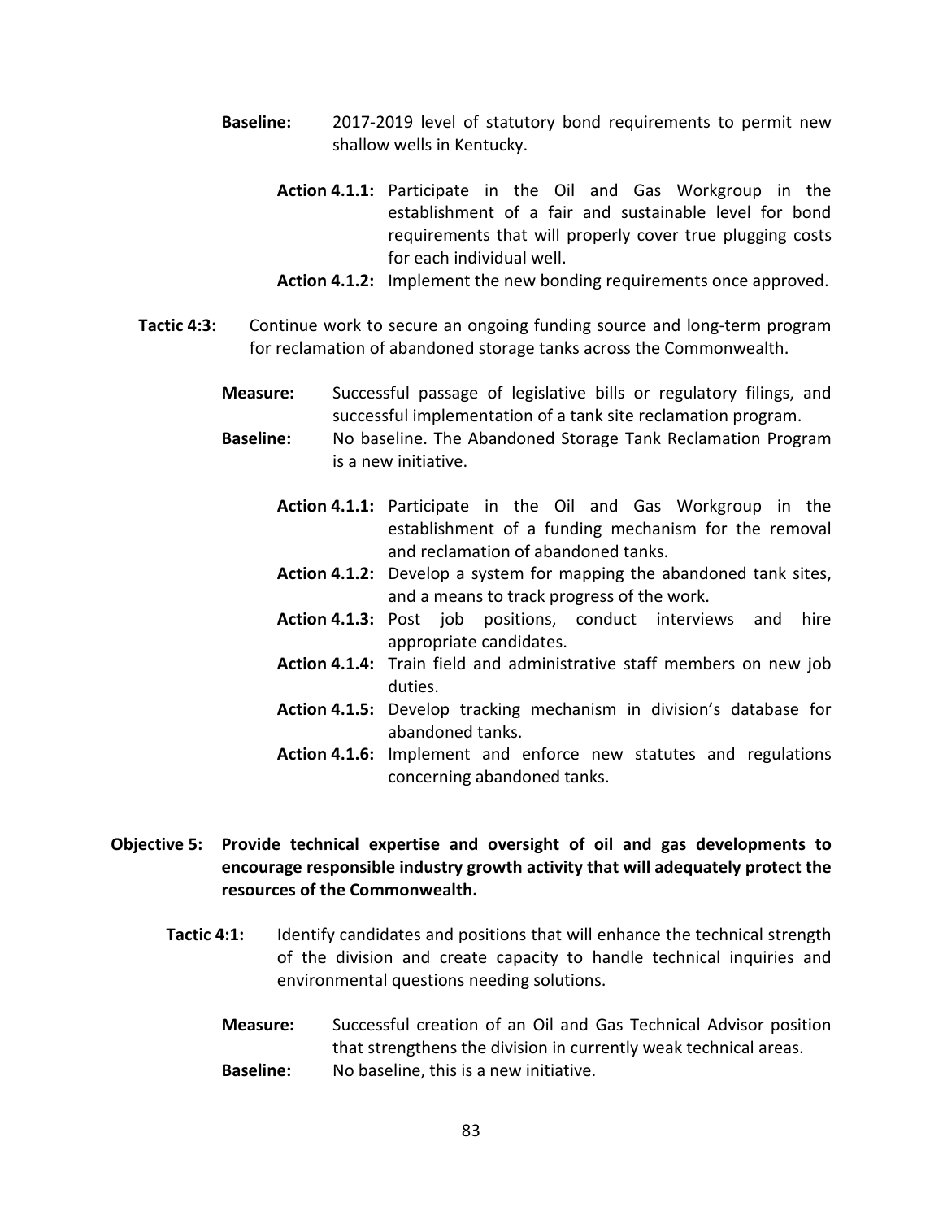**Baseline:** 2017-2019 level of statutory bond requirements to permit new shallow wells in Kentucky.

**Action 4.1.1:** Participate in the Oil and Gas Workgroup in the establishment of a fair and sustainable level for bond requirements that will properly cover true plugging costs for each individual well.

**Action 4.1.2:** Implement the new bonding requirements once approved.

**Tactic 4:3:** Continue work to secure an ongoing funding source and long-term program for reclamation of abandoned storage tanks across the Commonwealth.

**Measure:** Successful passage of legislative bills or regulatory filings, and successful implementation of a tank site reclamation program.

**Baseline:** No baseline. The Abandoned Storage Tank Reclamation Program is a new initiative.

**Action 4.1.1:** Participate in the Oil and Gas Workgroup in the establishment of a funding mechanism for the removal and reclamation of abandoned tanks.

**Action 4.1.2:** Develop a system for mapping the abandoned tank sites, and a means to track progress of the work.

**Action 4.1.3:** Post job positions, conduct interviews and hire appropriate candidates.

**Action 4.1.4:** Train field and administrative staff members on new job duties.

**Action 4.1.5:** Develop tracking mechanism in division's database for abandoned tanks.

**Action 4.1.6:** Implement and enforce new statutes and regulations concerning abandoned tanks.

**Objective 5: Provide technical expertise and oversight of oil and gas developments to encourage responsible industry growth activity that will adequately protect the resources of the Commonwealth.**

**Tactic 4:1:** Identify candidates and positions that will enhance the technical strength of the division and create capacity to handle technical inquiries and environmental questions needing solutions.

**Measure:** Successful creation of an Oil and Gas Technical Advisor position that strengthens the division in currently weak technical areas.

**Baseline:** No baseline, this is a new initiative.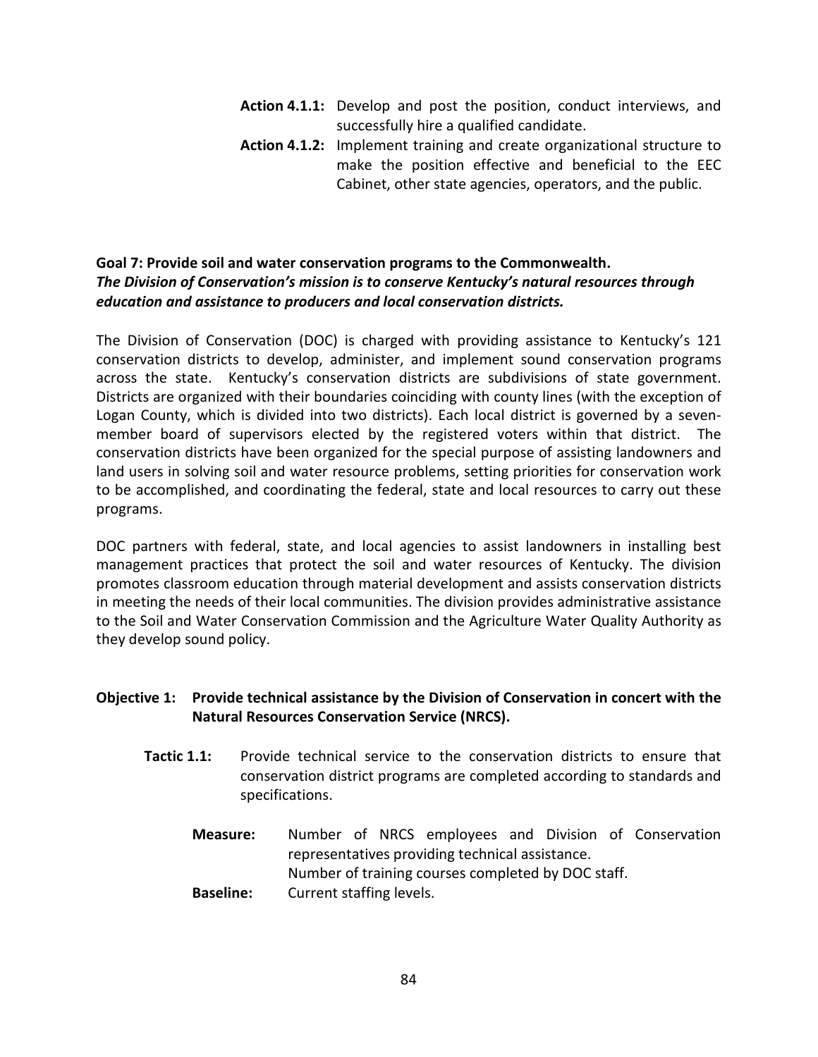**Action 4.1.1:** Develop and post the position, conduct interviews, and successfully hire a qualified candidate.

**Action 4.1.2:** Implement training and create organizational structure to make the position effective and beneficial to the EEC Cabinet, other state agencies, operators, and the public.

**Goal 7: Provide soil and water conservation programs to the Commonwealth.**
***The Division of Conservation's mission is to conserve Kentucky's natural resources through education and assistance to producers and local conservation districts.***

The Division of Conservation (DOC) is charged with providing assistance to Kentucky's 121 conservation districts to develop, administer, and implement sound conservation programs across the state. Kentucky's conservation districts are subdivisions of state government. Districts are organized with their boundaries coinciding with county lines (with the exception of Logan County, which is divided into two districts). Each local district is governed by a seven-member board of supervisors elected by the registered voters within that district. The conservation districts have been organized for the special purpose of assisting landowners and land users in solving soil and water resource problems, setting priorities for conservation work to be accomplished, and coordinating the federal, state and local resources to carry out these programs.

DOC partners with federal, state, and local agencies to assist landowners in installing best management practices that protect the soil and water resources of Kentucky. The division promotes classroom education through material development and assists conservation districts in meeting the needs of their local communities. The division provides administrative assistance to the Soil and Water Conservation Commission and the Agriculture Water Quality Authority as they develop sound policy.

**Objective 1: Provide technical assistance by the Division of Conservation in concert with the Natural Resources Conservation Service (NRCS).**

**Tactic 1.1:** Provide technical service to the conservation districts to ensure that conservation district programs are completed according to standards and specifications.

**Measure:** Number of NRCS employees and Division of Conservation representatives providing technical assistance.
Number of training courses completed by DOC staff.

**Baseline:** Current staffing levels.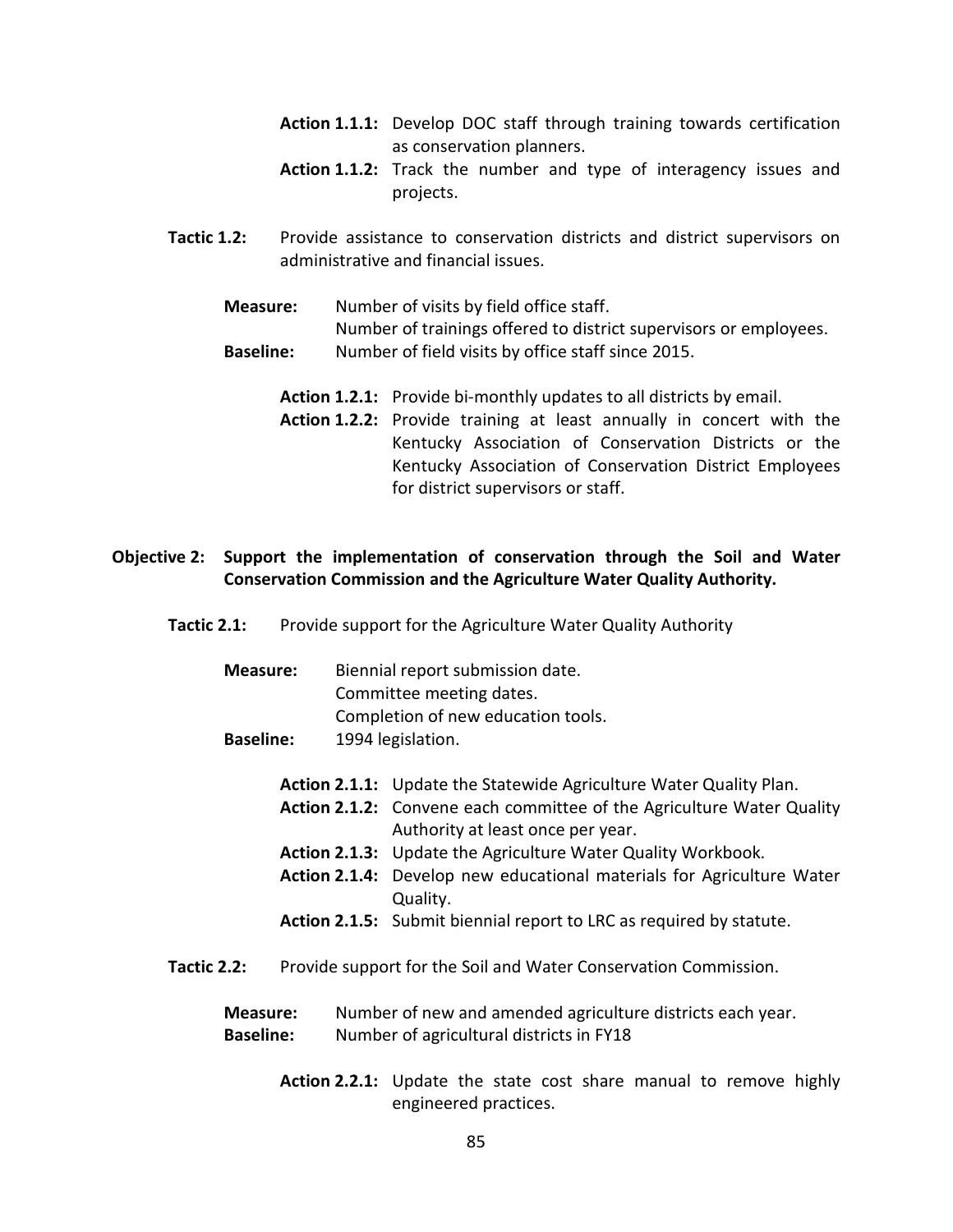**Action 1.1.1:** Develop DOC staff through training towards certification as conservation planners.

**Action 1.1.2:** Track the number and type of interagency issues and projects.

**Tactic 1.2:** Provide assistance to conservation districts and district supervisors on administrative and financial issues.

**Measure:** Number of visits by field office staff.
Number of trainings offered to district supervisors or employees.

**Baseline:** Number of field visits by office staff since 2015.

**Action 1.2.1:** Provide bi-monthly updates to all districts by email.

**Action 1.2.2:** Provide training at least annually in concert with the Kentucky Association of Conservation Districts or the Kentucky Association of Conservation District Employees for district supervisors or staff.

**Objective 2: Support the implementation of conservation through the Soil and Water Conservation Commission and the Agriculture Water Quality Authority.**

**Tactic 2.1:** Provide support for the Agriculture Water Quality Authority

**Measure:** Biennial report submission date.
Committee meeting dates.
Completion of new education tools.

**Baseline:** 1994 legislation.

**Action 2.1.1:** Update the Statewide Agriculture Water Quality Plan.

**Action 2.1.2:** Convene each committee of the Agriculture Water Quality Authority at least once per year.

**Action 2.1.3:** Update the Agriculture Water Quality Workbook.

**Action 2.1.4:** Develop new educational materials for Agriculture Water Quality.

**Action 2.1.5:** Submit biennial report to LRC as required by statute.

**Tactic 2.2:** Provide support for the Soil and Water Conservation Commission.

**Measure:** Number of new and amended agriculture districts each year.

**Baseline:** Number of agricultural districts in FY18

**Action 2.2.1:** Update the state cost share manual to remove highly engineered practices.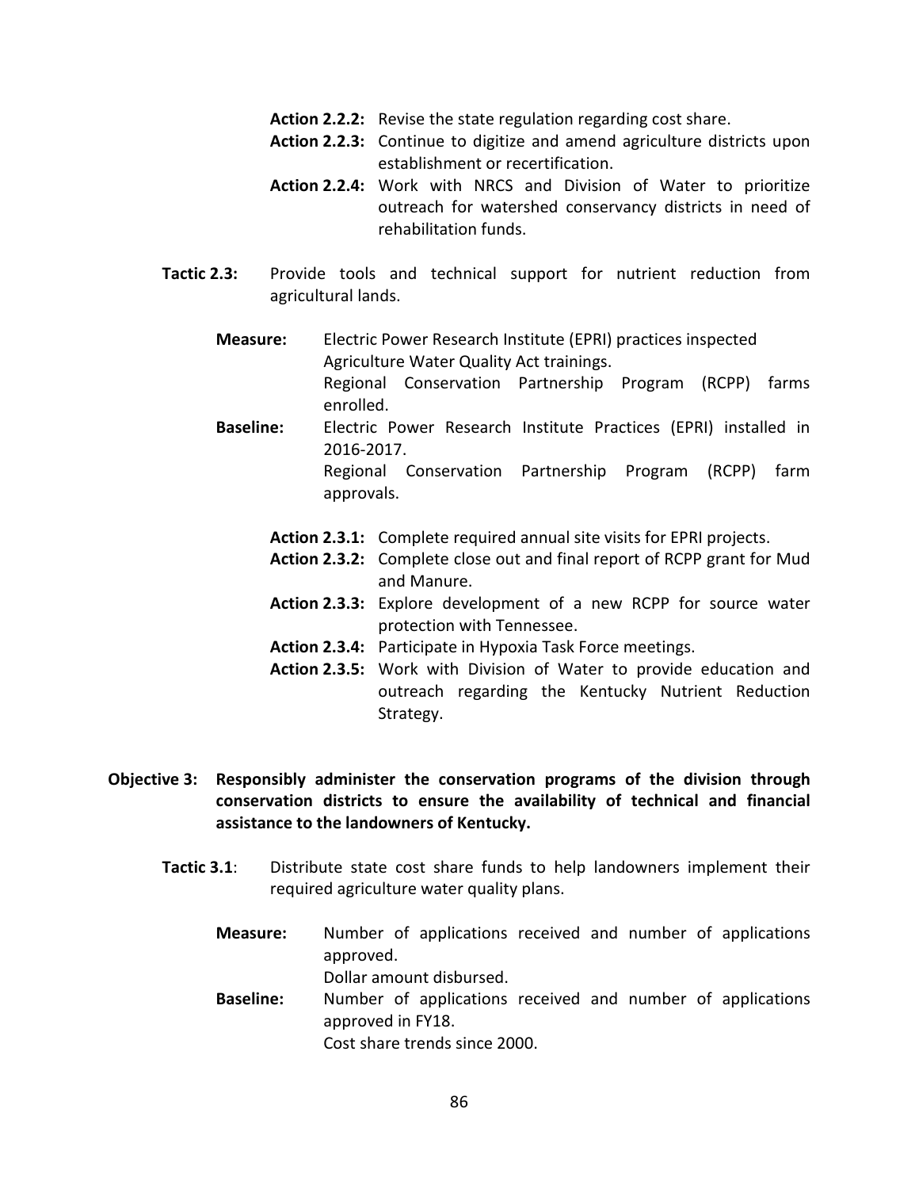**Action 2.2.2:** Revise the state regulation regarding cost share.

**Action 2.2.3:** Continue to digitize and amend agriculture districts upon establishment or recertification.

**Action 2.2.4:** Work with NRCS and Division of Water to prioritize outreach for watershed conservancy districts in need of rehabilitation funds.

**Tactic 2.3:** Provide tools and technical support for nutrient reduction from agricultural lands.

**Measure:** Electric Power Research Institute (EPRI) practices inspected Agriculture Water Quality Act trainings.
Regional Conservation Partnership Program (RCPP) farms enrolled.

**Baseline:** Electric Power Research Institute Practices (EPRI) installed in 2016-2017.
Regional Conservation Partnership Program (RCPP) farm approvals.

**Action 2.3.1:** Complete required annual site visits for EPRI projects.

**Action 2.3.2:** Complete close out and final report of RCPP grant for Mud and Manure.

**Action 2.3.3:** Explore development of a new RCPP for source water protection with Tennessee.

**Action 2.3.4:** Participate in Hypoxia Task Force meetings.

**Action 2.3.5:** Work with Division of Water to provide education and outreach regarding the Kentucky Nutrient Reduction Strategy.

**Objective 3: Responsibly administer the conservation programs of the division through conservation districts to ensure the availability of technical and financial assistance to the landowners of Kentucky.**

**Tactic 3.1**: Distribute state cost share funds to help landowners implement their required agriculture water quality plans.

**Measure:** Number of applications received and number of applications approved.
Dollar amount disbursed.

**Baseline:** Number of applications received and number of applications approved in FY18.
Cost share trends since 2000.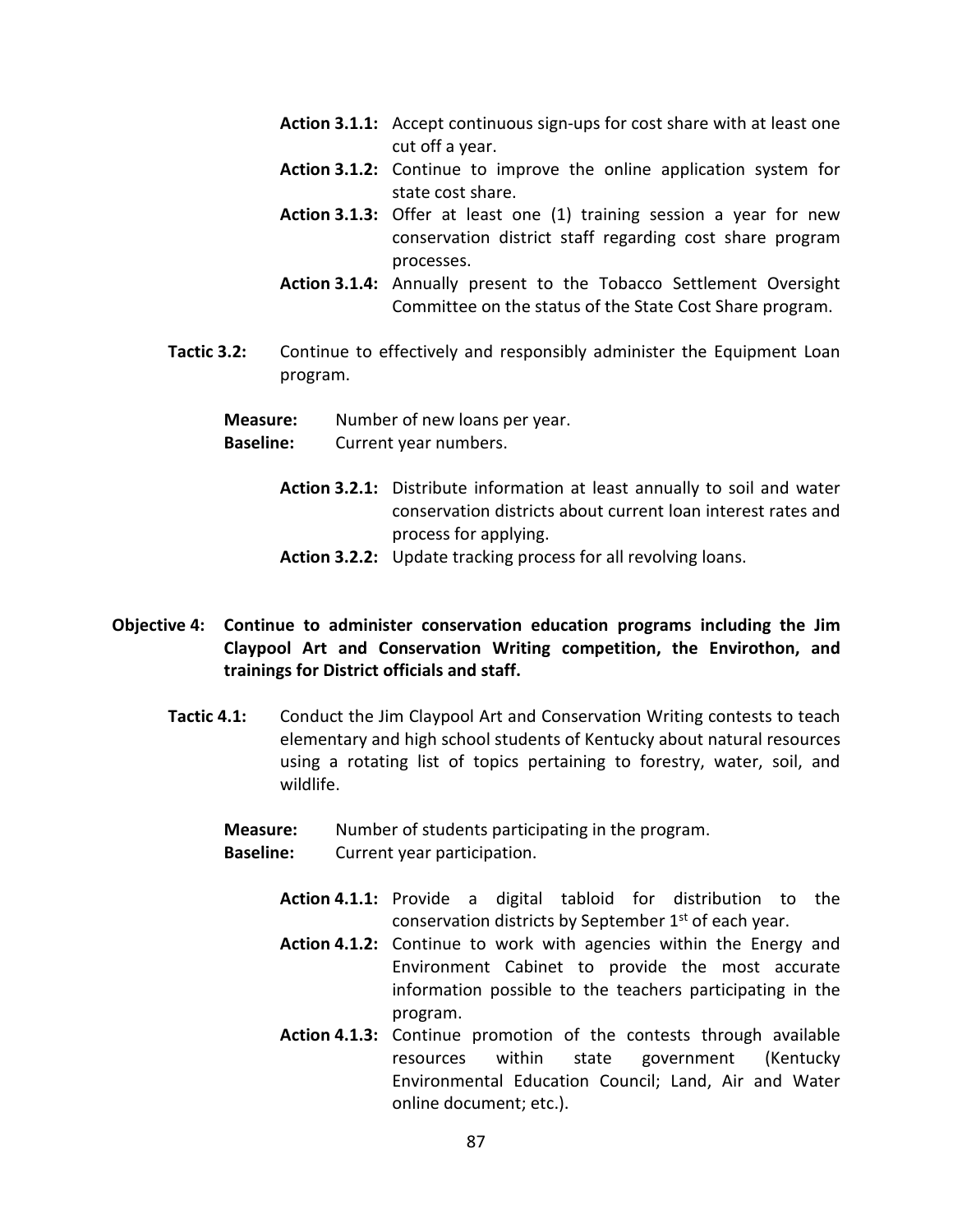**Action 3.1.1:** Accept continuous sign-ups for cost share with at least one cut off a year.

**Action 3.1.2:** Continue to improve the online application system for state cost share.

**Action 3.1.3:** Offer at least one (1) training session a year for new conservation district staff regarding cost share program processes.

**Action 3.1.4:** Annually present to the Tobacco Settlement Oversight Committee on the status of the State Cost Share program.

**Tactic 3.2:** Continue to effectively and responsibly administer the Equipment Loan program.

**Measure:** Number of new loans per year.

**Baseline:** Current year numbers.

**Action 3.2.1:** Distribute information at least annually to soil and water conservation districts about current loan interest rates and process for applying.

**Action 3.2.2:** Update tracking process for all revolving loans.

**Objective 4: Continue to administer conservation education programs including the Jim Claypool Art and Conservation Writing competition, the Envirothon, and trainings for District officials and staff.**

**Tactic 4.1:** Conduct the Jim Claypool Art and Conservation Writing contests to teach elementary and high school students of Kentucky about natural resources using a rotating list of topics pertaining to forestry, water, soil, and wildlife.

**Measure:** Number of students participating in the program.

**Baseline:** Current year participation.

**Action 4.1.1:** Provide a digital tabloid for distribution to the conservation districts by September 1st of each year.

**Action 4.1.2:** Continue to work with agencies within the Energy and Environment Cabinet to provide the most accurate information possible to the teachers participating in the program.

**Action 4.1.3:** Continue promotion of the contests through available resources within state government (Kentucky Environmental Education Council; Land, Air and Water online document; etc.).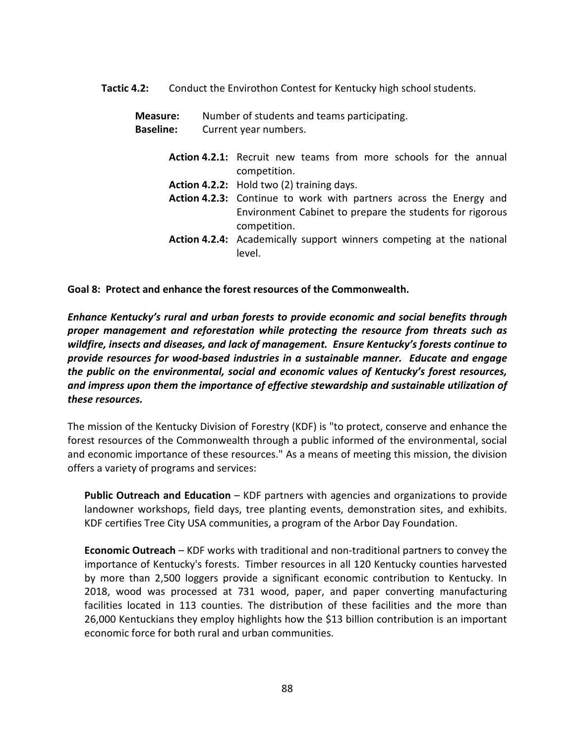**Tactic 4.2:** Conduct the Envirothon Contest for Kentucky high school students.

**Measure:** Number of students and teams participating.
**Baseline:** Current year numbers.

**Action 4.2.1:** Recruit new teams from more schools for the annual competition.
**Action 4.2.2:** Hold two (2) training days.
**Action 4.2.3:** Continue to work with partners across the Energy and Environment Cabinet to prepare the students for rigorous competition.
**Action 4.2.4:** Academically support winners competing at the national level.

**Goal 8: Protect and enhance the forest resources of the Commonwealth.**

***Enhance Kentucky's rural and urban forests to provide economic and social benefits through proper management and reforestation while protecting the resource from threats such as wildfire, insects and diseases, and lack of management. Ensure Kentucky's forests continue to provide resources for wood-based industries in a sustainable manner. Educate and engage the public on the environmental, social and economic values of Kentucky's forest resources, and impress upon them the importance of effective stewardship and sustainable utilization of these resources.***

The mission of the Kentucky Division of Forestry (KDF) is "to protect, conserve and enhance the forest resources of the Commonwealth through a public informed of the environmental, social and economic importance of these resources." As a means of meeting this mission, the division offers a variety of programs and services:

**Public Outreach and Education** – KDF partners with agencies and organizations to provide landowner workshops, field days, tree planting events, demonstration sites, and exhibits. KDF certifies Tree City USA communities, a program of the Arbor Day Foundation.

**Economic Outreach** – KDF works with traditional and non-traditional partners to convey the importance of Kentucky's forests. Timber resources in all 120 Kentucky counties harvested by more than 2,500 loggers provide a significant economic contribution to Kentucky. In 2018, wood was processed at 731 wood, paper, and paper converting manufacturing facilities located in 113 counties. The distribution of these facilities and the more than 26,000 Kentuckians they employ highlights how the $13 billion contribution is an important economic force for both rural and urban communities.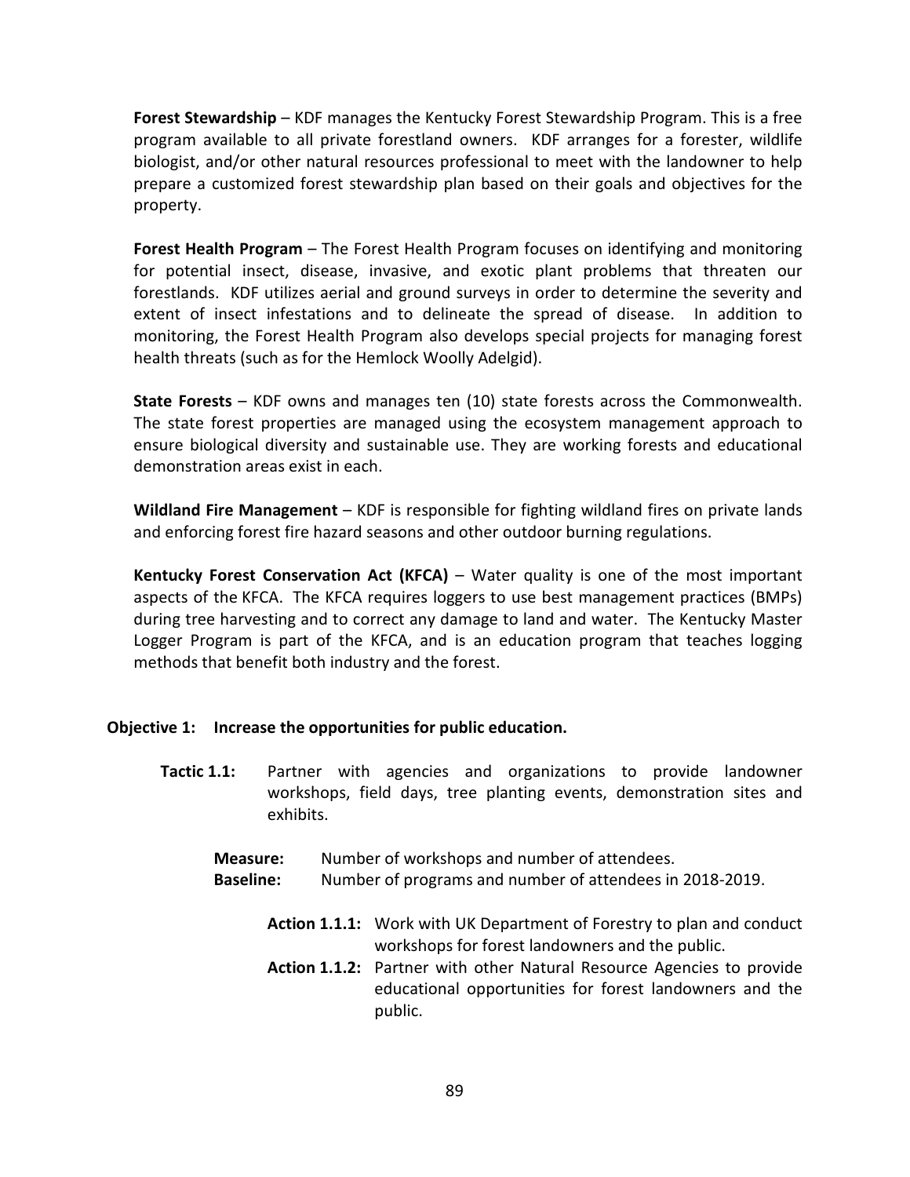**Forest Stewardship** – KDF manages the Kentucky Forest Stewardship Program. This is a free program available to all private forestland owners. KDF arranges for a forester, wildlife biologist, and/or other natural resources professional to meet with the landowner to help prepare a customized forest stewardship plan based on their goals and objectives for the property.

**Forest Health Program** – The Forest Health Program focuses on identifying and monitoring for potential insect, disease, invasive, and exotic plant problems that threaten our forestlands. KDF utilizes aerial and ground surveys in order to determine the severity and extent of insect infestations and to delineate the spread of disease. In addition to monitoring, the Forest Health Program also develops special projects for managing forest health threats (such as for the Hemlock Woolly Adelgid).

**State Forests** – KDF owns and manages ten (10) state forests across the Commonwealth. The state forest properties are managed using the ecosystem management approach to ensure biological diversity and sustainable use. They are working forests and educational demonstration areas exist in each.

**Wildland Fire Management** – KDF is responsible for fighting wildland fires on private lands and enforcing forest fire hazard seasons and other outdoor burning regulations.

**Kentucky Forest Conservation Act (KFCA)** – Water quality is one of the most important aspects of the KFCA. The KFCA requires loggers to use best management practices (BMPs) during tree harvesting and to correct any damage to land and water. The Kentucky Master Logger Program is part of the KFCA, and is an education program that teaches logging methods that benefit both industry and the forest.

**Objective 1: Increase the opportunities for public education.**

**Tactic 1.1:** Partner with agencies and organizations to provide landowner workshops, field days, tree planting events, demonstration sites and exhibits.

**Measure:** Number of workshops and number of attendees.
**Baseline:** Number of programs and number of attendees in 2018-2019.

**Action 1.1.1:** Work with UK Department of Forestry to plan and conduct workshops for forest landowners and the public.
**Action 1.1.2:** Partner with other Natural Resource Agencies to provide educational opportunities for forest landowners and the public.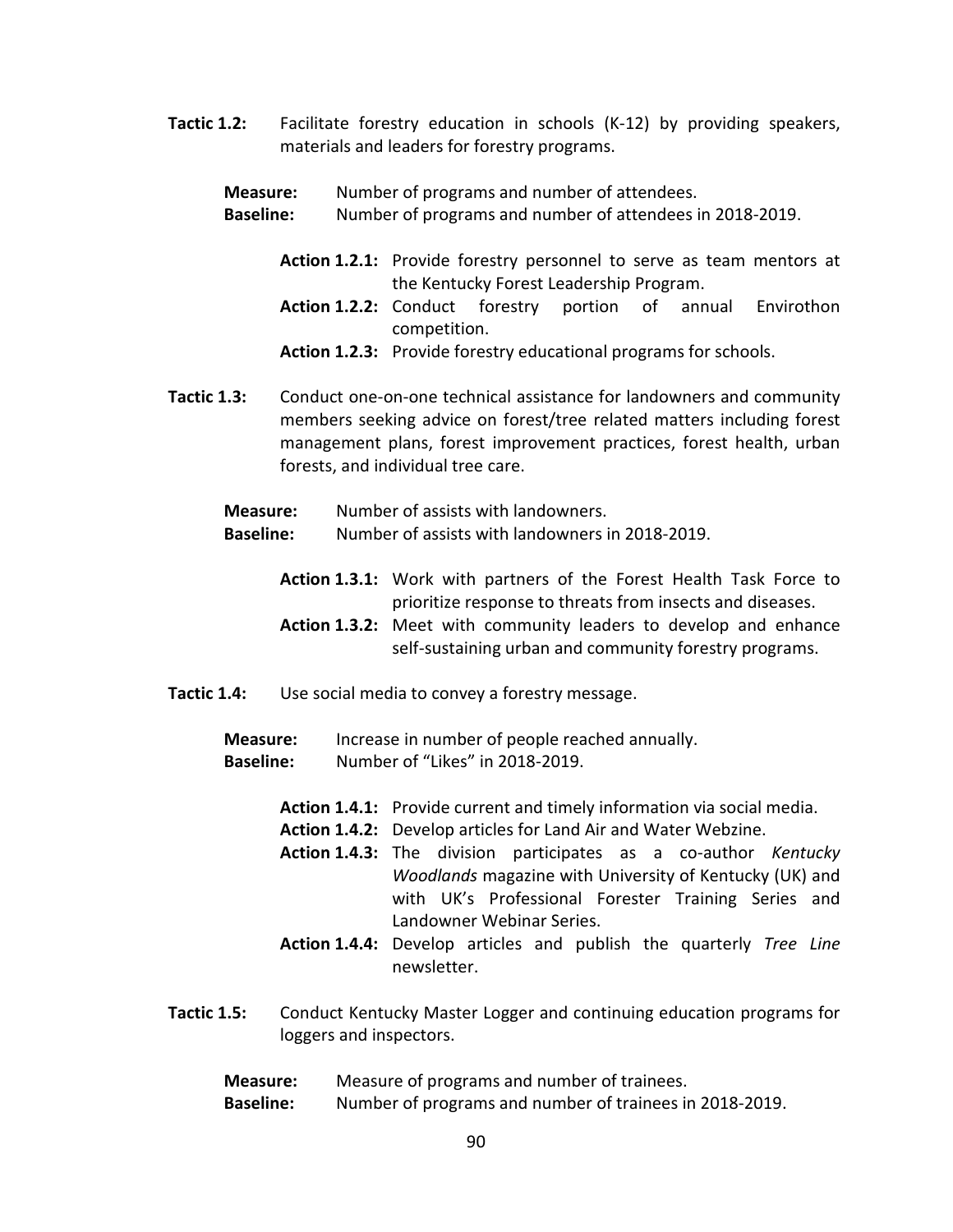**Tactic 1.2:** Facilitate forestry education in schools (K-12) by providing speakers, materials and leaders for forestry programs.

**Measure:** Number of programs and number of attendees.
**Baseline:** Number of programs and number of attendees in 2018-2019.

**Action 1.2.1:** Provide forestry personnel to serve as team mentors at the Kentucky Forest Leadership Program.
**Action 1.2.2:** Conduct forestry portion of annual Envirothon competition.
**Action 1.2.3:** Provide forestry educational programs for schools.

**Tactic 1.3:** Conduct one-on-one technical assistance for landowners and community members seeking advice on forest/tree related matters including forest management plans, forest improvement practices, forest health, urban forests, and individual tree care.

**Measure:** Number of assists with landowners.
**Baseline:** Number of assists with landowners in 2018-2019.

**Action 1.3.1:** Work with partners of the Forest Health Task Force to prioritize response to threats from insects and diseases.
**Action 1.3.2:** Meet with community leaders to develop and enhance self-sustaining urban and community forestry programs.

**Tactic 1.4:** Use social media to convey a forestry message.

**Measure:** Increase in number of people reached annually.
**Baseline:** Number of "Likes" in 2018-2019.

**Action 1.4.1:** Provide current and timely information via social media.
**Action 1.4.2:** Develop articles for Land Air and Water Webzine.
**Action 1.4.3:** The division participates as a co-author *Kentucky Woodlands* magazine with University of Kentucky (UK) and with UK's Professional Forester Training Series and Landowner Webinar Series.
**Action 1.4.4:** Develop articles and publish the quarterly *Tree Line* newsletter.

**Tactic 1.5:** Conduct Kentucky Master Logger and continuing education programs for loggers and inspectors.

**Measure:** Measure of programs and number of trainees.
**Baseline:** Number of programs and number of trainees in 2018-2019.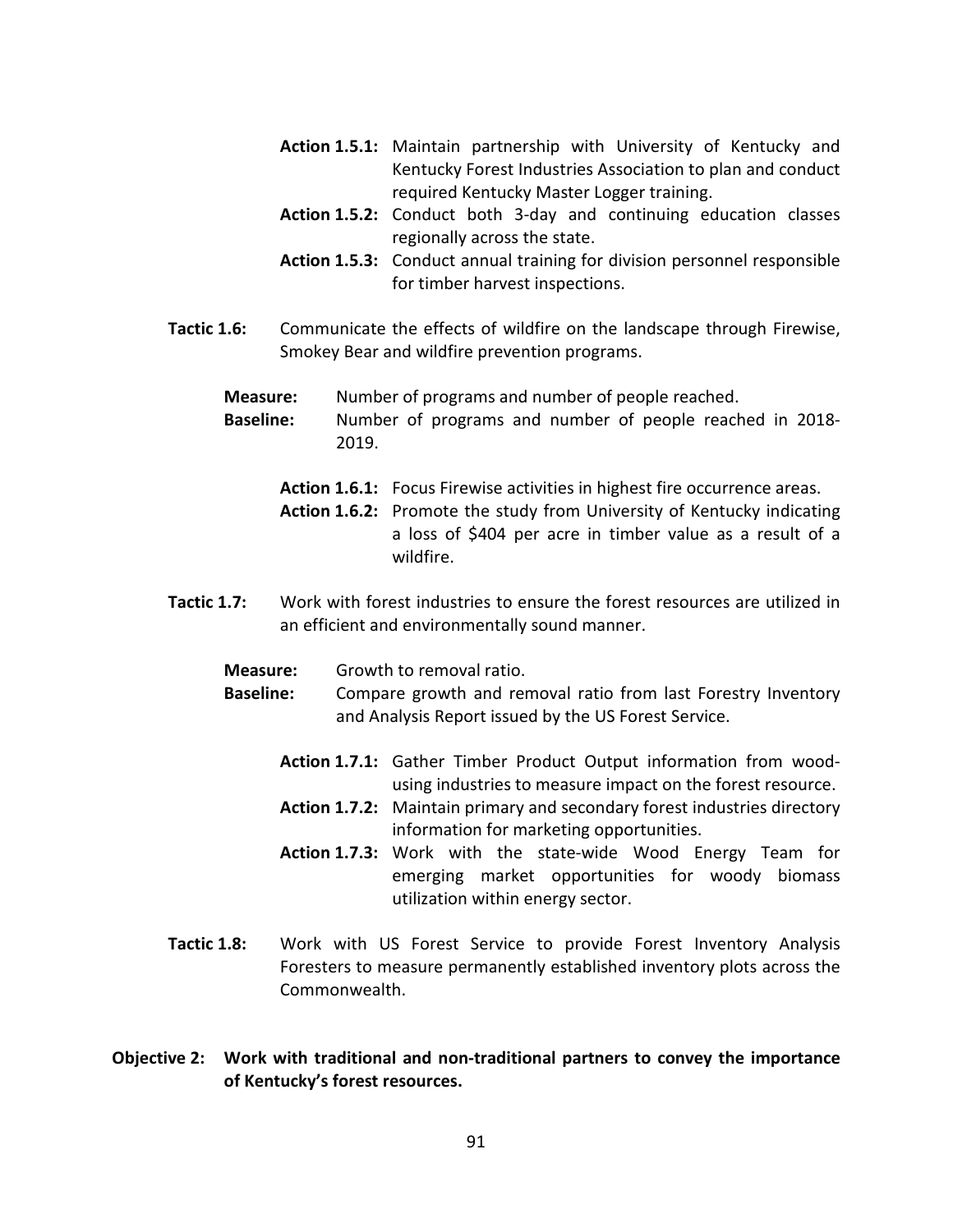**Action 1.5.1:** Maintain partnership with University of Kentucky and Kentucky Forest Industries Association to plan and conduct required Kentucky Master Logger training.

**Action 1.5.2:** Conduct both 3-day and continuing education classes regionally across the state.

**Action 1.5.3:** Conduct annual training for division personnel responsible for timber harvest inspections.

**Tactic 1.6:** Communicate the effects of wildfire on the landscape through Firewise, Smokey Bear and wildfire prevention programs.

**Measure:** Number of programs and number of people reached.

**Baseline:** Number of programs and number of people reached in 2018-2019.

**Action 1.6.1:** Focus Firewise activities in highest fire occurrence areas.

**Action 1.6.2:** Promote the study from University of Kentucky indicating a loss of $404 per acre in timber value as a result of a wildfire.

**Tactic 1.7:** Work with forest industries to ensure the forest resources are utilized in an efficient and environmentally sound manner.

**Measure:** Growth to removal ratio.

**Baseline:** Compare growth and removal ratio from last Forestry Inventory and Analysis Report issued by the US Forest Service.

**Action 1.7.1:** Gather Timber Product Output information from wood-using industries to measure impact on the forest resource.

**Action 1.7.2:** Maintain primary and secondary forest industries directory information for marketing opportunities.

**Action 1.7.3:** Work with the state-wide Wood Energy Team for emerging market opportunities for woody biomass utilization within energy sector.

**Tactic 1.8:** Work with US Forest Service to provide Forest Inventory Analysis Foresters to measure permanently established inventory plots across the Commonwealth.

**Objective 2: Work with traditional and non-traditional partners to convey the importance of Kentucky's forest resources.**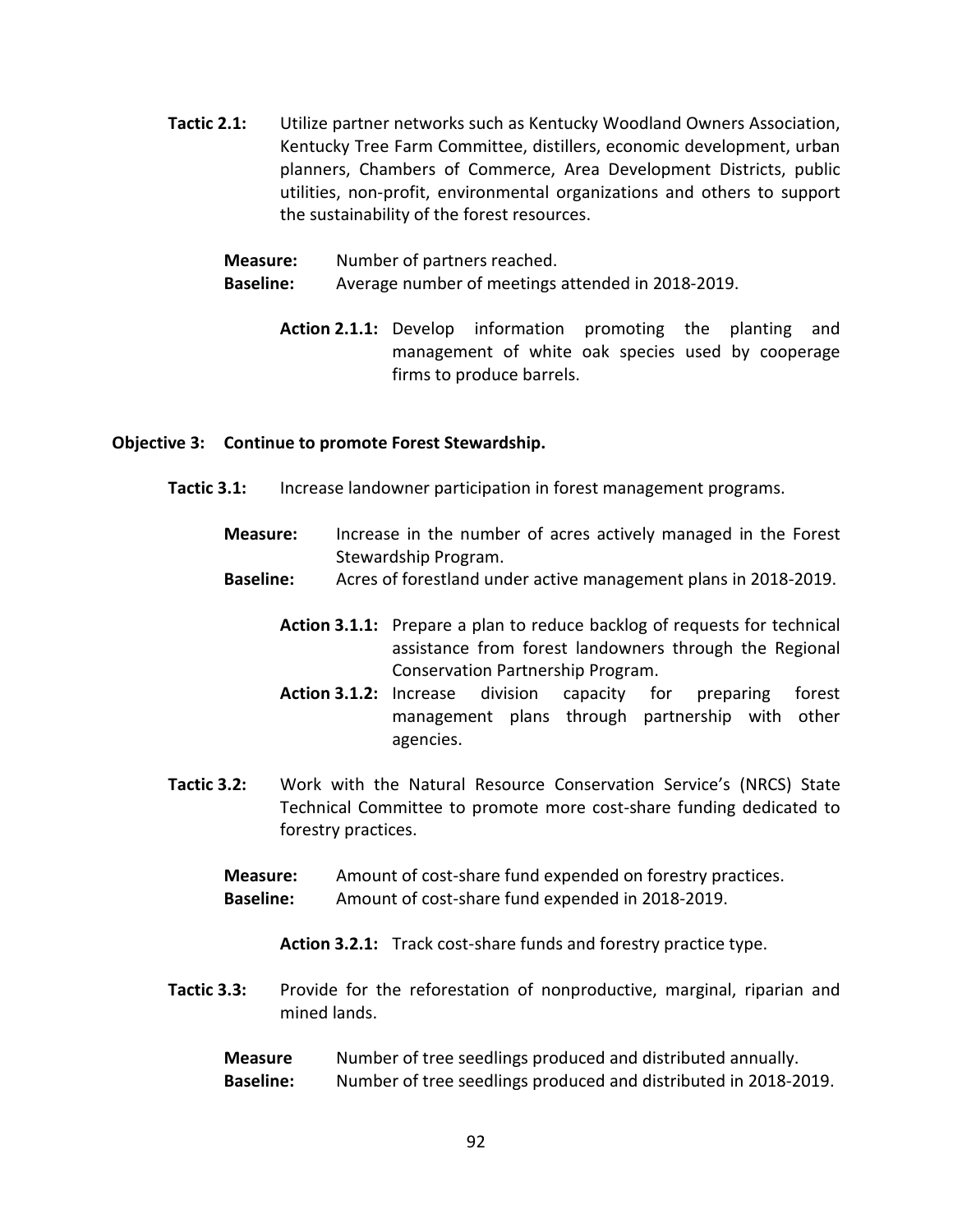**Tactic 2.1:** Utilize partner networks such as Kentucky Woodland Owners Association, Kentucky Tree Farm Committee, distillers, economic development, urban planners, Chambers of Commerce, Area Development Districts, public utilities, non-profit, environmental organizations and others to support the sustainability of the forest resources.

**Measure:** Number of partners reached.
**Baseline:** Average number of meetings attended in 2018-2019.

**Action 2.1.1:** Develop information promoting the planting and management of white oak species used by cooperage firms to produce barrels.

**Objective 3: Continue to promote Forest Stewardship.**

**Tactic 3.1:** Increase landowner participation in forest management programs.

**Measure:** Increase in the number of acres actively managed in the Forest Stewardship Program.
**Baseline:** Acres of forestland under active management plans in 2018-2019.

**Action 3.1.1:** Prepare a plan to reduce backlog of requests for technical assistance from forest landowners through the Regional Conservation Partnership Program.
**Action 3.1.2:** Increase division capacity for preparing forest management plans through partnership with other agencies.

**Tactic 3.2:** Work with the Natural Resource Conservation Service's (NRCS) State Technical Committee to promote more cost-share funding dedicated to forestry practices.

**Measure:** Amount of cost-share fund expended on forestry practices.
**Baseline:** Amount of cost-share fund expended in 2018-2019.

**Action 3.2.1:** Track cost-share funds and forestry practice type.

**Tactic 3.3:** Provide for the reforestation of nonproductive, marginal, riparian and mined lands.

**Measure** Number of tree seedlings produced and distributed annually.
**Baseline:** Number of tree seedlings produced and distributed in 2018-2019.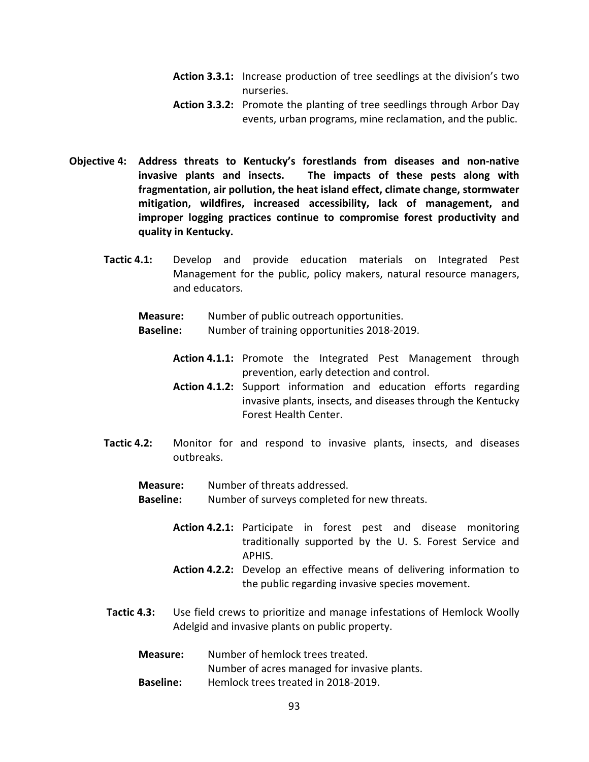**Action 3.3.1:** Increase production of tree seedlings at the division's two nurseries.

**Action 3.3.2:** Promote the planting of tree seedlings through Arbor Day events, urban programs, mine reclamation, and the public.

**Objective 4: Address threats to Kentucky's forestlands from diseases and non-native invasive plants and insects. The impacts of these pests along with fragmentation, air pollution, the heat island effect, climate change, stormwater mitigation, wildfires, increased accessibility, lack of management, and improper logging practices continue to compromise forest productivity and quality in Kentucky.**

**Tactic 4.1:** Develop and provide education materials on Integrated Pest Management for the public, policy makers, natural resource managers, and educators.

**Measure:** Number of public outreach opportunities.
**Baseline:** Number of training opportunities 2018-2019.

**Action 4.1.1:** Promote the Integrated Pest Management through prevention, early detection and control.

**Action 4.1.2:** Support information and education efforts regarding invasive plants, insects, and diseases through the Kentucky Forest Health Center.

**Tactic 4.2:** Monitor for and respond to invasive plants, insects, and diseases outbreaks.

**Measure:** Number of threats addressed.
**Baseline:** Number of surveys completed for new threats.

**Action 4.2.1:** Participate in forest pest and disease monitoring traditionally supported by the U. S. Forest Service and APHIS.

**Action 4.2.2:** Develop an effective means of delivering information to the public regarding invasive species movement.

**Tactic 4.3:** Use field crews to prioritize and manage infestations of Hemlock Woolly Adelgid and invasive plants on public property.

**Measure:** Number of hemlock trees treated.
Number of acres managed for invasive plants.
**Baseline:** Hemlock trees treated in 2018-2019.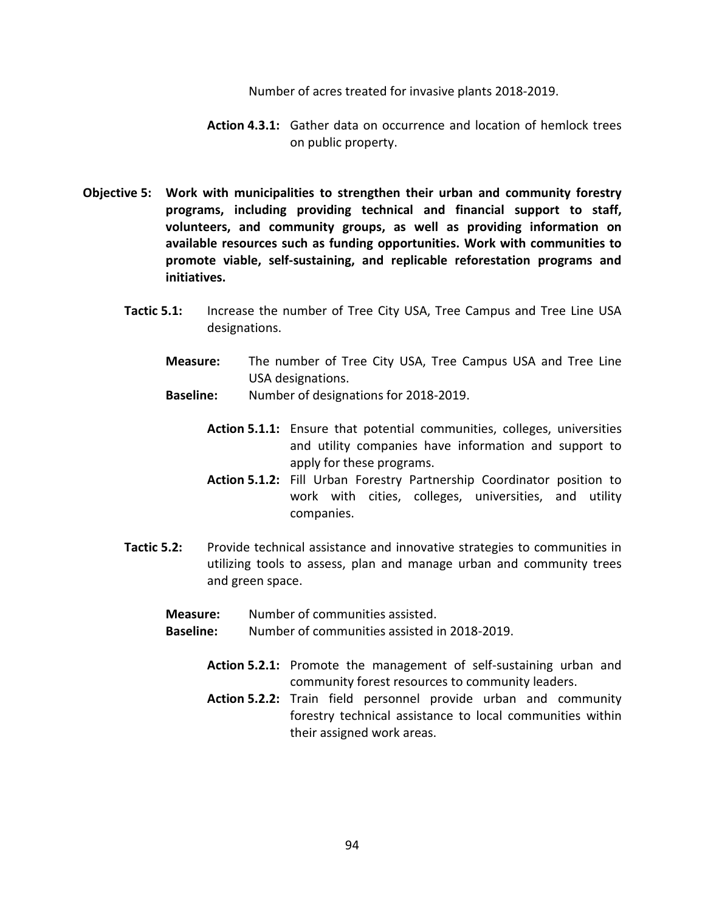Number of acres treated for invasive plants 2018-2019.

**Action 4.3.1:** Gather data on occurrence and location of hemlock trees on public property.

**Objective 5: Work with municipalities to strengthen their urban and community forestry programs, including providing technical and financial support to staff, volunteers, and community groups, as well as providing information on available resources such as funding opportunities. Work with communities to promote viable, self-sustaining, and replicable reforestation programs and initiatives.**

**Tactic 5.1:** Increase the number of Tree City USA, Tree Campus and Tree Line USA designations.

**Measure:** The number of Tree City USA, Tree Campus USA and Tree Line USA designations.
**Baseline:** Number of designations for 2018-2019.

**Action 5.1.1:** Ensure that potential communities, colleges, universities and utility companies have information and support to apply for these programs.
**Action 5.1.2:** Fill Urban Forestry Partnership Coordinator position to work with cities, colleges, universities, and utility companies.

**Tactic 5.2:** Provide technical assistance and innovative strategies to communities in utilizing tools to assess, plan and manage urban and community trees and green space.

**Measure:** Number of communities assisted.
**Baseline:** Number of communities assisted in 2018-2019.

**Action 5.2.1:** Promote the management of self-sustaining urban and community forest resources to community leaders.
**Action 5.2.2:** Train field personnel provide urban and community forestry technical assistance to local communities within their assigned work areas.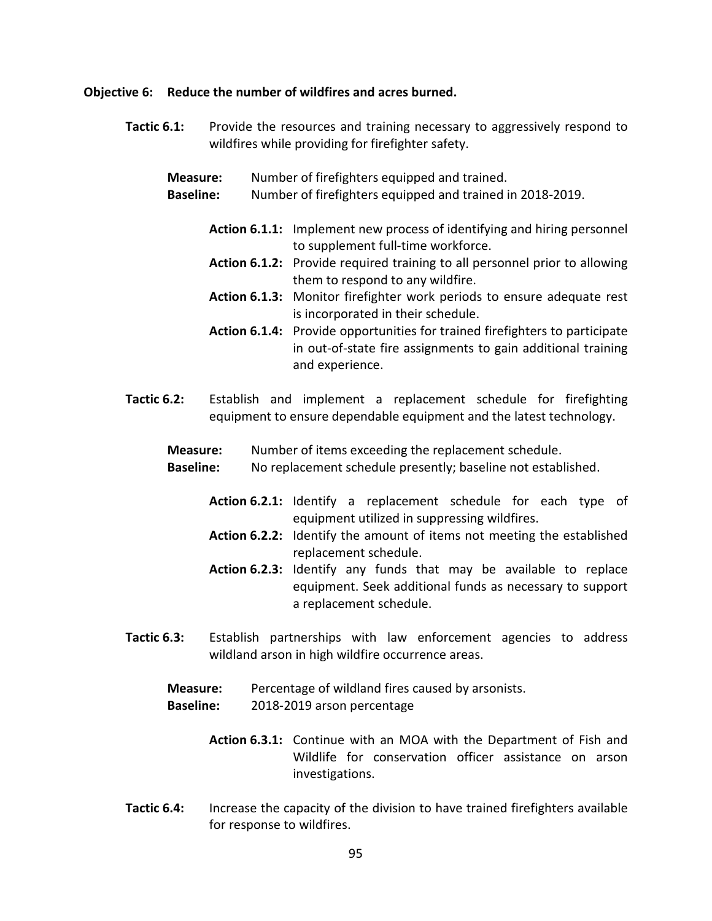**Objective 6: Reduce the number of wildfires and acres burned.**

**Tactic 6.1:** Provide the resources and training necessary to aggressively respond to wildfires while providing for firefighter safety.

**Measure:** Number of firefighters equipped and trained.
**Baseline:** Number of firefighters equipped and trained in 2018-2019.

**Action 6.1.1:** Implement new process of identifying and hiring personnel to supplement full-time workforce.
**Action 6.1.2:** Provide required training to all personnel prior to allowing them to respond to any wildfire.
**Action 6.1.3:** Monitor firefighter work periods to ensure adequate rest is incorporated in their schedule.
**Action 6.1.4:** Provide opportunities for trained firefighters to participate in out-of-state fire assignments to gain additional training and experience.

**Tactic 6.2:** Establish and implement a replacement schedule for firefighting equipment to ensure dependable equipment and the latest technology.

**Measure:** Number of items exceeding the replacement schedule.
**Baseline:** No replacement schedule presently; baseline not established.

**Action 6.2.1:** Identify a replacement schedule for each type of equipment utilized in suppressing wildfires.
**Action 6.2.2:** Identify the amount of items not meeting the established replacement schedule.
**Action 6.2.3:** Identify any funds that may be available to replace equipment. Seek additional funds as necessary to support a replacement schedule.

**Tactic 6.3:** Establish partnerships with law enforcement agencies to address wildland arson in high wildfire occurrence areas.

**Measure:** Percentage of wildland fires caused by arsonists.
**Baseline:** 2018-2019 arson percentage

**Action 6.3.1:** Continue with an MOA with the Department of Fish and Wildlife for conservation officer assistance on arson investigations.

**Tactic 6.4:** Increase the capacity of the division to have trained firefighters available for response to wildfires.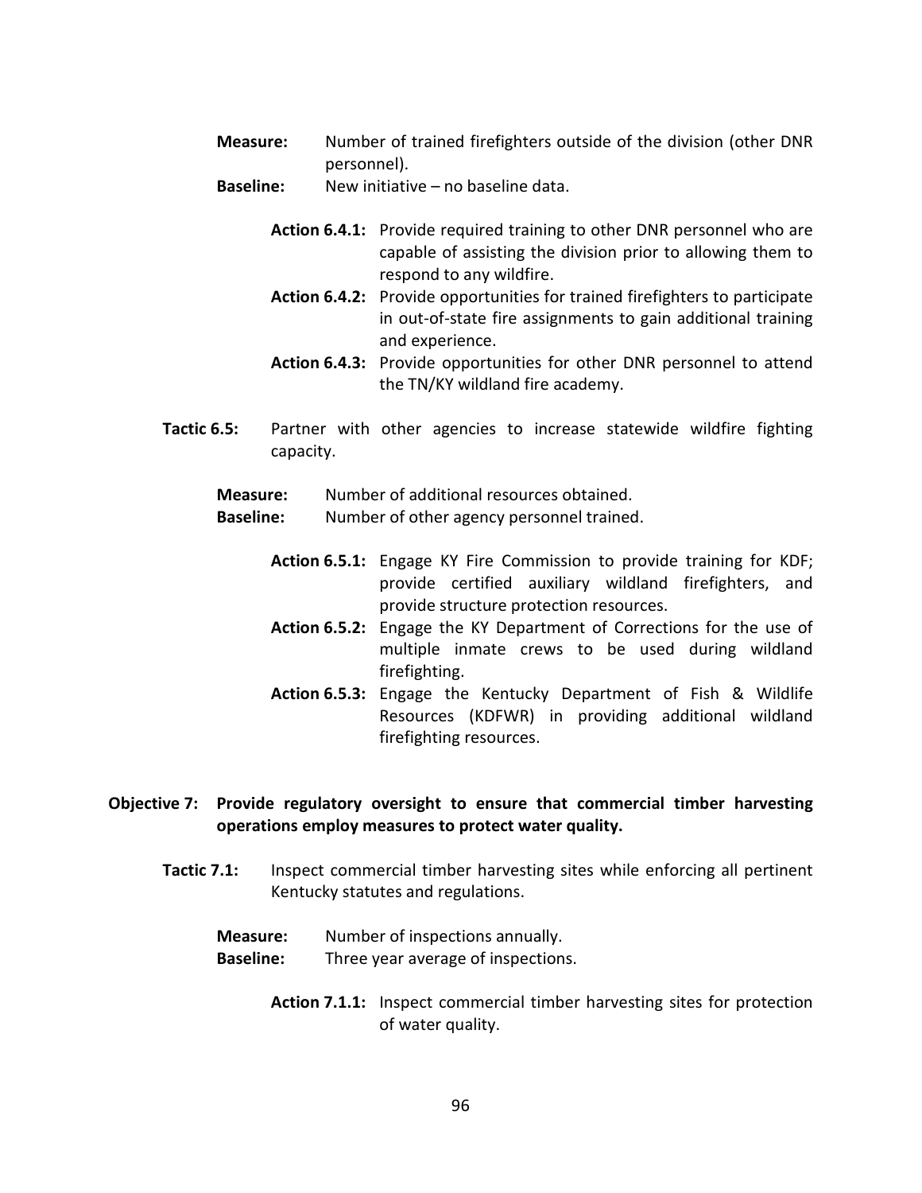**Measure:** Number of trained firefighters outside of the division (other DNR personnel).

**Baseline:** New initiative – no baseline data.

**Action 6.4.1:** Provide required training to other DNR personnel who are capable of assisting the division prior to allowing them to respond to any wildfire.

**Action 6.4.2:** Provide opportunities for trained firefighters to participate in out-of-state fire assignments to gain additional training and experience.

**Action 6.4.3:** Provide opportunities for other DNR personnel to attend the TN/KY wildland fire academy.

**Tactic 6.5:** Partner with other agencies to increase statewide wildfire fighting capacity.

**Measure:** Number of additional resources obtained.

**Baseline:** Number of other agency personnel trained.

**Action 6.5.1:** Engage KY Fire Commission to provide training for KDF; provide certified auxiliary wildland firefighters, and provide structure protection resources.

**Action 6.5.2:** Engage the KY Department of Corrections for the use of multiple inmate crews to be used during wildland firefighting.

**Action 6.5.3:** Engage the Kentucky Department of Fish & Wildlife Resources (KDFWR) in providing additional wildland firefighting resources.

**Objective 7: Provide regulatory oversight to ensure that commercial timber harvesting operations employ measures to protect water quality.**

**Tactic 7.1:** Inspect commercial timber harvesting sites while enforcing all pertinent Kentucky statutes and regulations.

**Measure:** Number of inspections annually.

**Baseline:** Three year average of inspections.

**Action 7.1.1:** Inspect commercial timber harvesting sites for protection of water quality.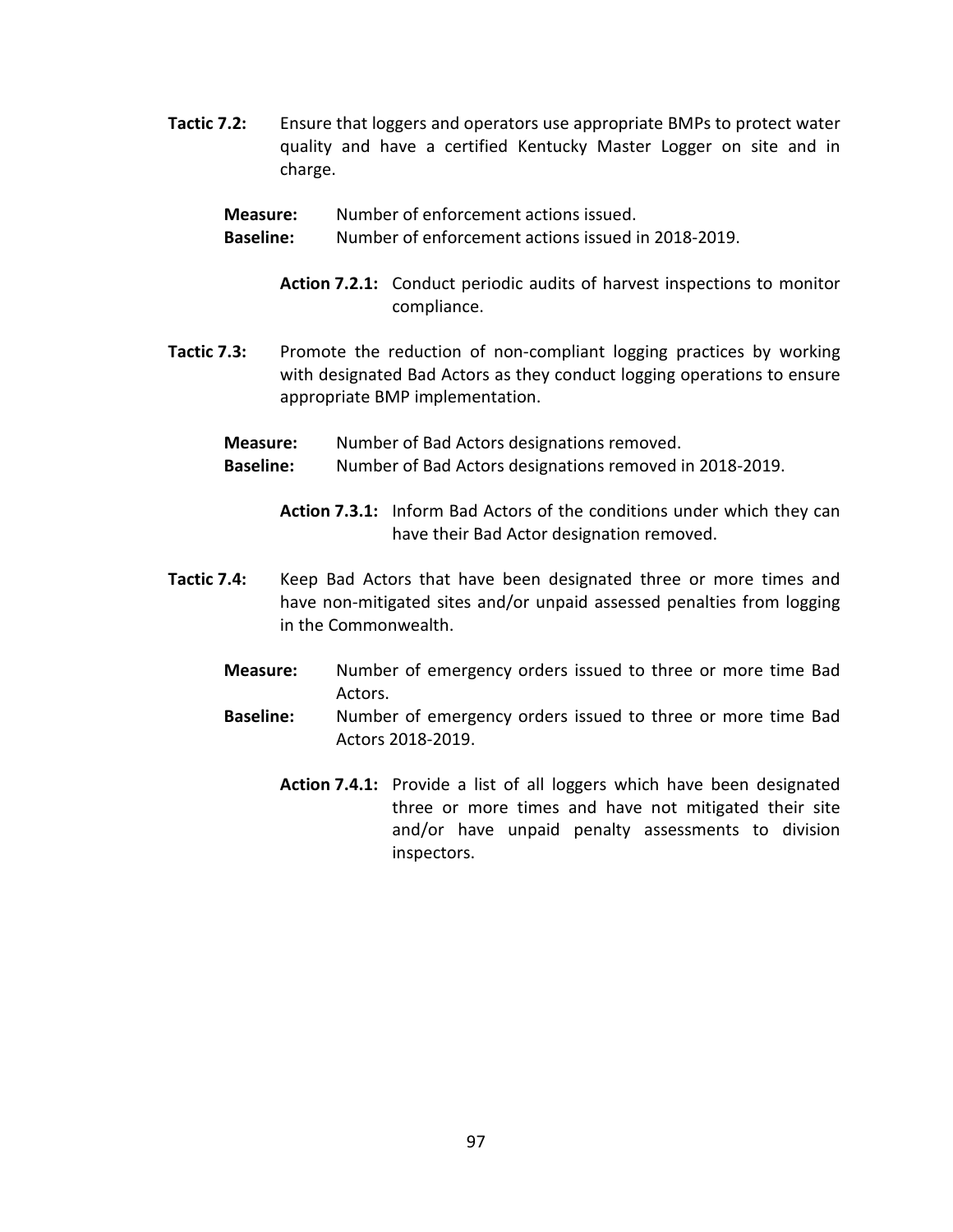**Tactic 7.2:** Ensure that loggers and operators use appropriate BMPs to protect water quality and have a certified Kentucky Master Logger on site and in charge.

**Measure:** Number of enforcement actions issued.
**Baseline:** Number of enforcement actions issued in 2018-2019.

**Action 7.2.1:** Conduct periodic audits of harvest inspections to monitor compliance.

**Tactic 7.3:** Promote the reduction of non-compliant logging practices by working with designated Bad Actors as they conduct logging operations to ensure appropriate BMP implementation.

**Measure:** Number of Bad Actors designations removed.
**Baseline:** Number of Bad Actors designations removed in 2018-2019.

**Action 7.3.1:** Inform Bad Actors of the conditions under which they can have their Bad Actor designation removed.

**Tactic 7.4:** Keep Bad Actors that have been designated three or more times and have non-mitigated sites and/or unpaid assessed penalties from logging in the Commonwealth.

**Measure:** Number of emergency orders issued to three or more time Bad Actors.
**Baseline:** Number of emergency orders issued to three or more time Bad Actors 2018-2019.

**Action 7.4.1:** Provide a list of all loggers which have been designated three or more times and have not mitigated their site and/or have unpaid penalty assessments to division inspectors.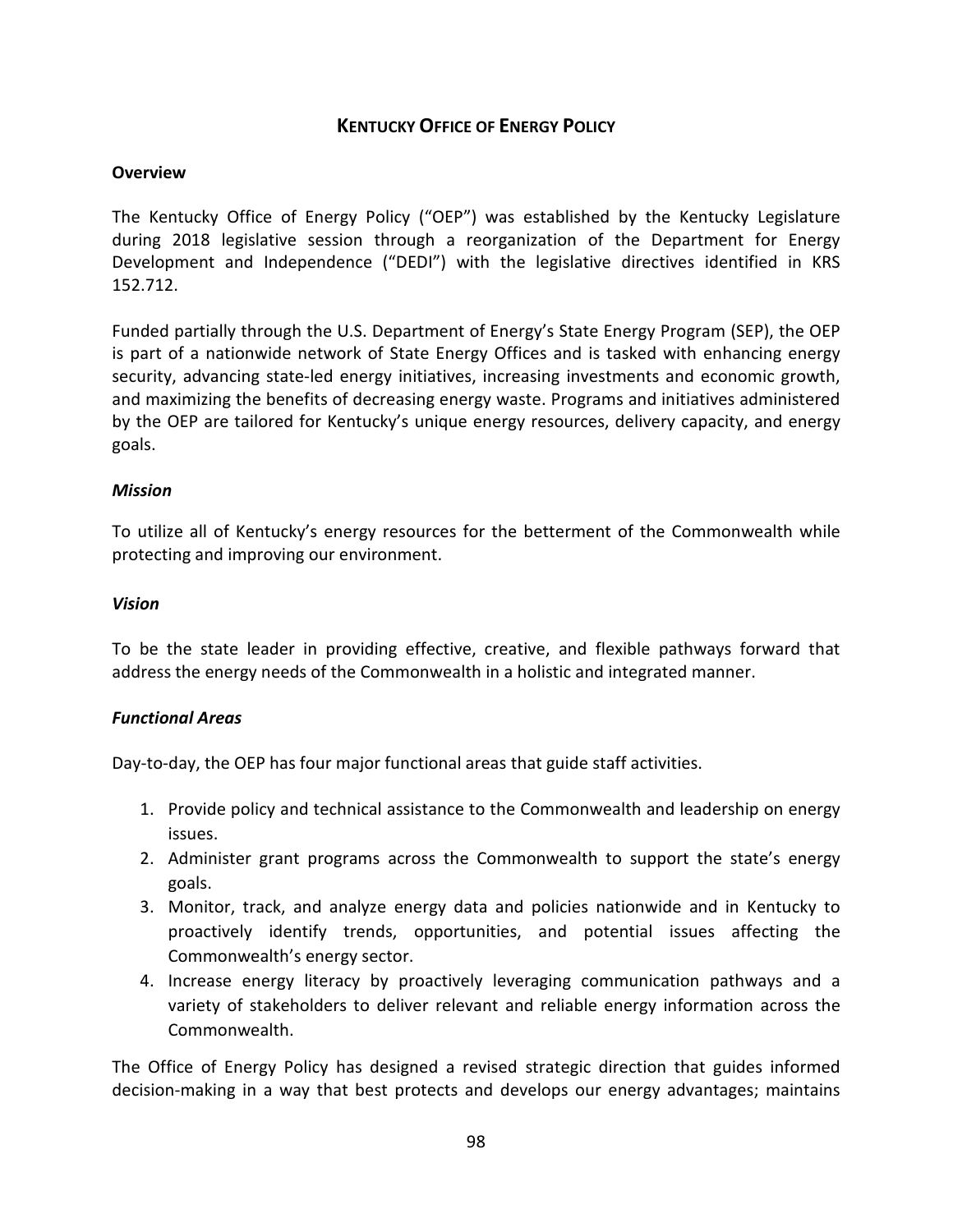## KENTUCKY OFFICE OF ENERGY POLICY

### Overview

The Kentucky Office of Energy Policy ("OEP") was established by the Kentucky Legislature during 2018 legislative session through a reorganization of the Department for Energy Development and Independence ("DEDI") with the legislative directives identified in KRS 152.712.

Funded partially through the U.S. Department of Energy's State Energy Program (SEP), the OEP is part of a nationwide network of State Energy Offices and is tasked with enhancing energy security, advancing state-led energy initiatives, increasing investments and economic growth, and maximizing the benefits of decreasing energy waste. Programs and initiatives administered by the OEP are tailored for Kentucky's unique energy resources, delivery capacity, and energy goals.

#### *Mission*

To utilize all of Kentucky's energy resources for the betterment of the Commonwealth while protecting and improving our environment.

#### *Vision*

To be the state leader in providing effective, creative, and flexible pathways forward that address the energy needs of the Commonwealth in a holistic and integrated manner.

#### *Functional Areas*

Day-to-day, the OEP has four major functional areas that guide staff activities.

1. Provide policy and technical assistance to the Commonwealth and leadership on energy issues.
2. Administer grant programs across the Commonwealth to support the state's energy goals.
3. Monitor, track, and analyze energy data and policies nationwide and in Kentucky to proactively identify trends, opportunities, and potential issues affecting the Commonwealth's energy sector.
4. Increase energy literacy by proactively leveraging communication pathways and a variety of stakeholders to deliver relevant and reliable energy information across the Commonwealth.

The Office of Energy Policy has designed a revised strategic direction that guides informed decision-making in a way that best protects and develops our energy advantages; maintains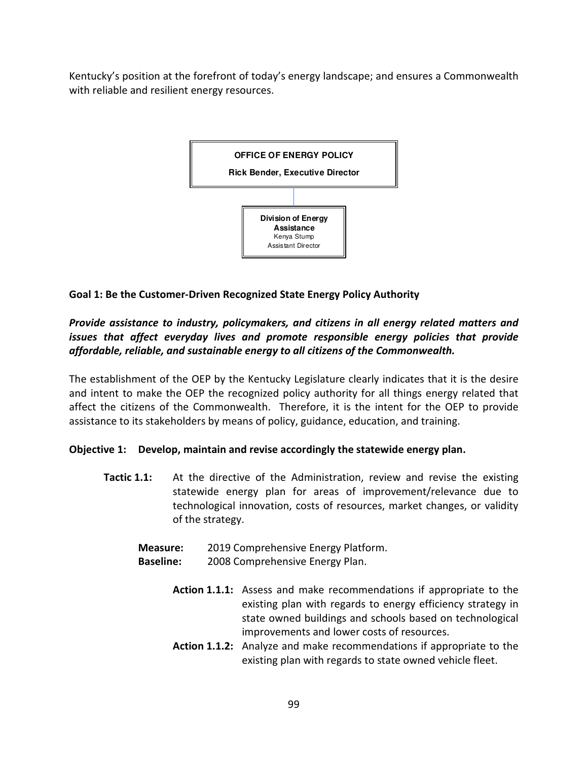Kentucky's position at the forefront of today's energy landscape; and ensures a Commonwealth with reliable and resilient energy resources.

**OFFICE OF ENERGY POLICY**

**Rick Bender, Executive Director**

**Division of Energy Assistance**
Kenya Stump
Assistant Director

**Goal 1: Be the Customer-Driven Recognized State Energy Policy Authority**

***Provide assistance to industry, policymakers, and citizens in all energy related matters and issues that affect everyday lives and promote responsible energy policies that provide affordable, reliable, and sustainable energy to all citizens of the Commonwealth.***

The establishment of the OEP by the Kentucky Legislature clearly indicates that it is the desire and intent to make the OEP the recognized policy authority for all things energy related that affect the citizens of the Commonwealth. Therefore, it is the intent for the OEP to provide assistance to its stakeholders by means of policy, guidance, education, and training.

**Objective 1: Develop, maintain and revise accordingly the statewide energy plan.**

**Tactic 1.1:** At the directive of the Administration, review and revise the existing statewide energy plan for areas of improvement/relevance due to technological innovation, costs of resources, market changes, or validity of the strategy.

**Measure:** 2019 Comprehensive Energy Platform.
**Baseline:** 2008 Comprehensive Energy Plan.

**Action 1.1.1:** Assess and make recommendations if appropriate to the existing plan with regards to energy efficiency strategy in state owned buildings and schools based on technological improvements and lower costs of resources.

**Action 1.1.2:** Analyze and make recommendations if appropriate to the existing plan with regards to state owned vehicle fleet.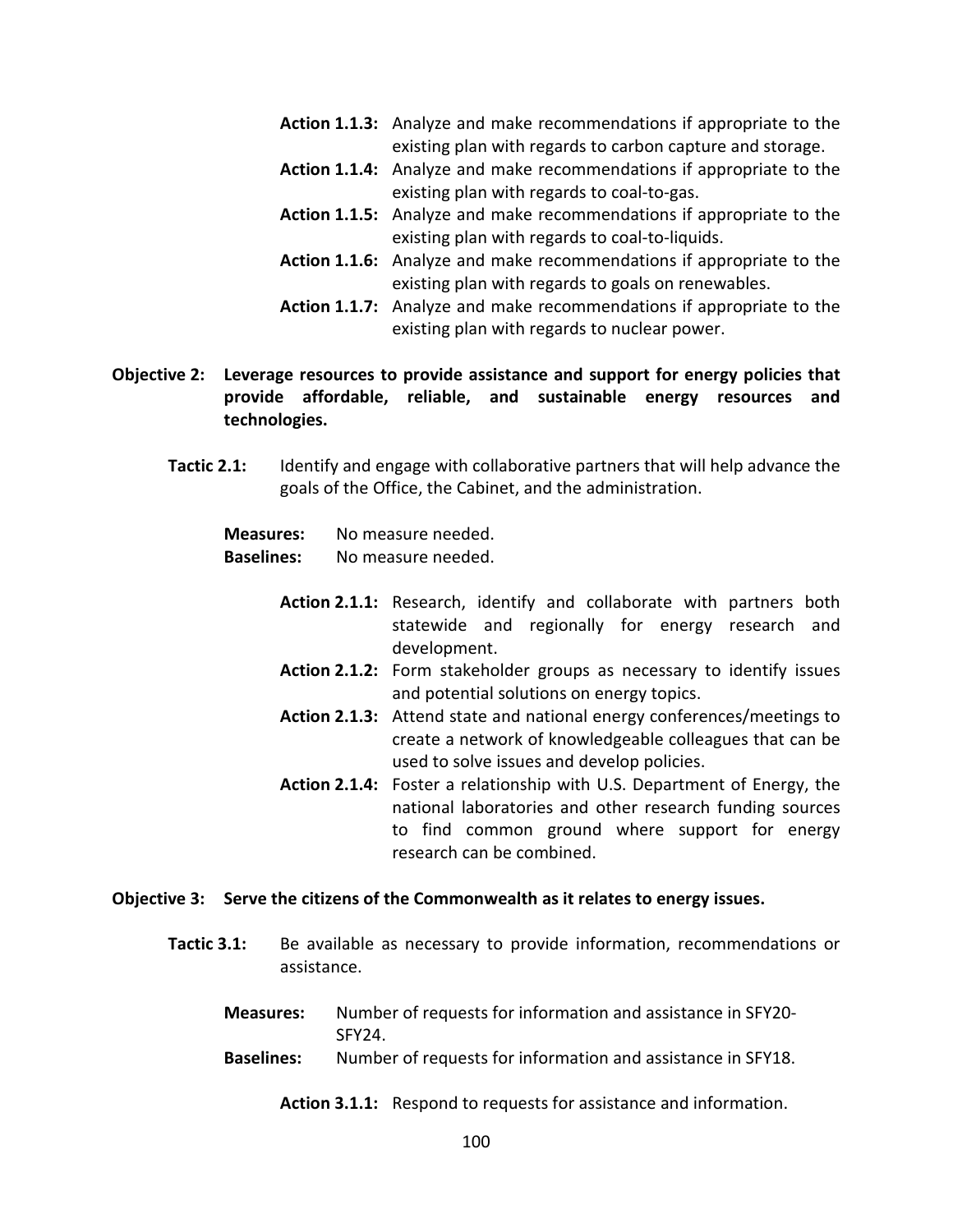**Action 1.1.3:** Analyze and make recommendations if appropriate to the existing plan with regards to carbon capture and storage.

**Action 1.1.4:** Analyze and make recommendations if appropriate to the existing plan with regards to coal-to-gas.

**Action 1.1.5:** Analyze and make recommendations if appropriate to the existing plan with regards to coal-to-liquids.

**Action 1.1.6:** Analyze and make recommendations if appropriate to the existing plan with regards to goals on renewables.

**Action 1.1.7:** Analyze and make recommendations if appropriate to the existing plan with regards to nuclear power.

**Objective 2: Leverage resources to provide assistance and support for energy policies that provide affordable, reliable, and sustainable energy resources and technologies.**

**Tactic 2.1:** Identify and engage with collaborative partners that will help advance the goals of the Office, the Cabinet, and the administration.

**Measures:** No measure needed.
**Baselines:** No measure needed.

**Action 2.1.1:** Research, identify and collaborate with partners both statewide and regionally for energy research and development.

**Action 2.1.2:** Form stakeholder groups as necessary to identify issues and potential solutions on energy topics.

**Action 2.1.3:** Attend state and national energy conferences/meetings to create a network of knowledgeable colleagues that can be used to solve issues and develop policies.

**Action 2.1.4:** Foster a relationship with U.S. Department of Energy, the national laboratories and other research funding sources to find common ground where support for energy research can be combined.

**Objective 3: Serve the citizens of the Commonwealth as it relates to energy issues.**

**Tactic 3.1:** Be available as necessary to provide information, recommendations or assistance.

**Measures:** Number of requests for information and assistance in SFY20-SFY24.
**Baselines:** Number of requests for information and assistance in SFY18.

**Action 3.1.1:** Respond to requests for assistance and information.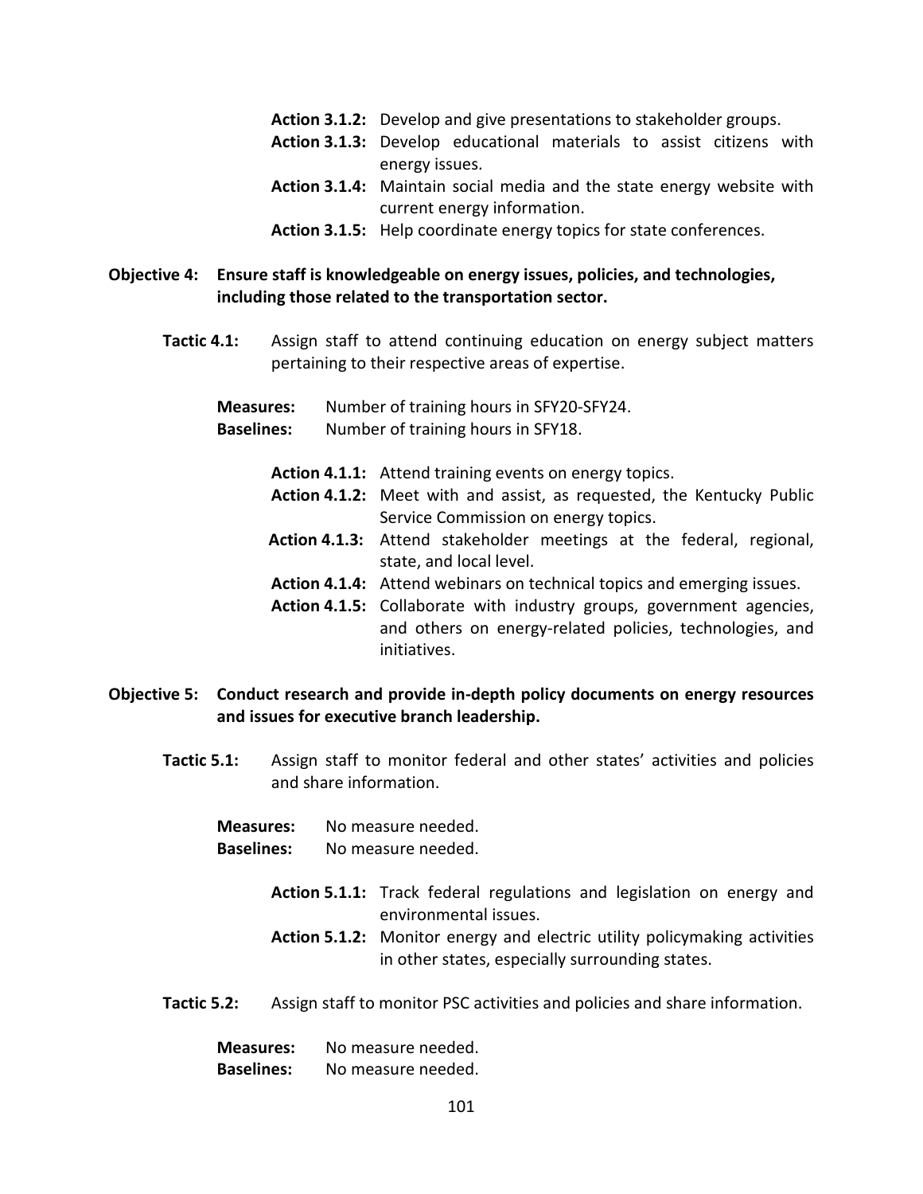**Action 3.1.2:** Develop and give presentations to stakeholder groups.

**Action 3.1.3:** Develop educational materials to assist citizens with energy issues.

**Action 3.1.4:** Maintain social media and the state energy website with current energy information.

**Action 3.1.5:** Help coordinate energy topics for state conferences.

**Objective 4: Ensure staff is knowledgeable on energy issues, policies, and technologies, including those related to the transportation sector.**

**Tactic 4.1:** Assign staff to attend continuing education on energy subject matters pertaining to their respective areas of expertise.

**Measures:** Number of training hours in SFY20-SFY24.

**Baselines:** Number of training hours in SFY18.

**Action 4.1.1:** Attend training events on energy topics.

**Action 4.1.2:** Meet with and assist, as requested, the Kentucky Public Service Commission on energy topics.

**Action 4.1.3:** Attend stakeholder meetings at the federal, regional, state, and local level.

**Action 4.1.4:** Attend webinars on technical topics and emerging issues.

**Action 4.1.5:** Collaborate with industry groups, government agencies, and others on energy-related policies, technologies, and initiatives.

**Objective 5: Conduct research and provide in-depth policy documents on energy resources and issues for executive branch leadership.**

**Tactic 5.1:** Assign staff to monitor federal and other states' activities and policies and share information.

**Measures:** No measure needed.

**Baselines:** No measure needed.

**Action 5.1.1:** Track federal regulations and legislation on energy and environmental issues.

**Action 5.1.2:** Monitor energy and electric utility policymaking activities in other states, especially surrounding states.

**Tactic 5.2:** Assign staff to monitor PSC activities and policies and share information.

**Measures:** No measure needed.

**Baselines:** No measure needed.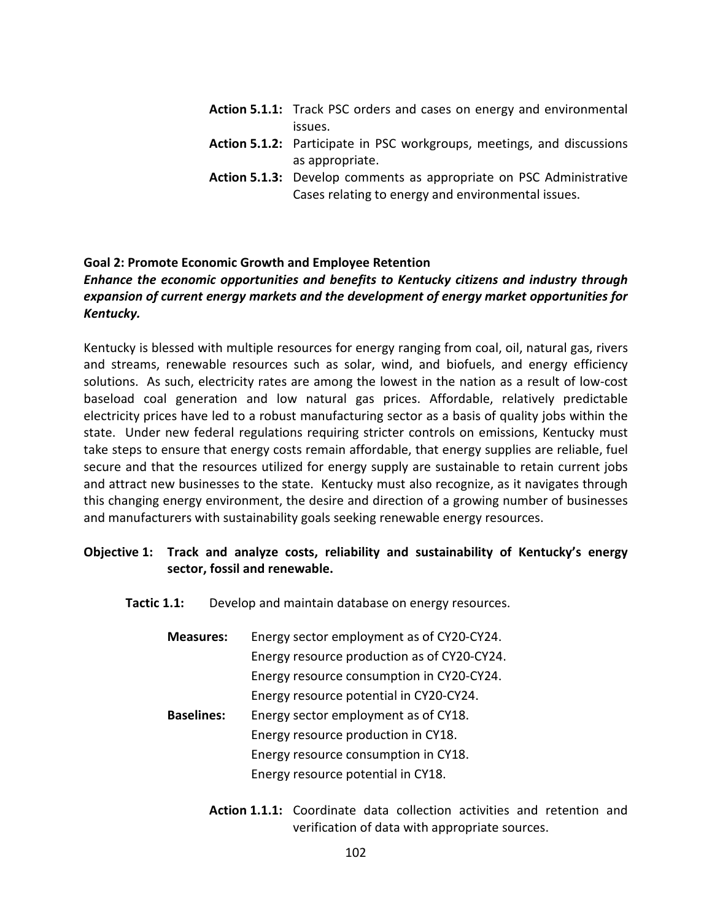**Action 5.1.1:** Track PSC orders and cases on energy and environmental issues.

**Action 5.1.2:** Participate in PSC workgroups, meetings, and discussions as appropriate.

**Action 5.1.3:** Develop comments as appropriate on PSC Administrative Cases relating to energy and environmental issues.

**Goal 2: Promote Economic Growth and Employee Retention**

***Enhance the economic opportunities and benefits to Kentucky citizens and industry through expansion of current energy markets and the development of energy market opportunities for Kentucky.***

Kentucky is blessed with multiple resources for energy ranging from coal, oil, natural gas, rivers and streams, renewable resources such as solar, wind, and biofuels, and energy efficiency solutions. As such, electricity rates are among the lowest in the nation as a result of low-cost baseload coal generation and low natural gas prices. Affordable, relatively predictable electricity prices have led to a robust manufacturing sector as a basis of quality jobs within the state. Under new federal regulations requiring stricter controls on emissions, Kentucky must take steps to ensure that energy costs remain affordable, that energy supplies are reliable, fuel secure and that the resources utilized for energy supply are sustainable to retain current jobs and attract new businesses to the state. Kentucky must also recognize, as it navigates through this changing energy environment, the desire and direction of a growing number of businesses and manufacturers with sustainability goals seeking renewable energy resources.

**Objective 1: Track and analyze costs, reliability and sustainability of Kentucky's energy sector, fossil and renewable.**

**Tactic 1.1:** Develop and maintain database on energy resources.

**Measures:** Energy sector employment as of CY20-CY24.
Energy resource production as of CY20-CY24.
Energy resource consumption in CY20-CY24.
Energy resource potential in CY20-CY24.

**Baselines:** Energy sector employment as of CY18.
Energy resource production in CY18.
Energy resource consumption in CY18.
Energy resource potential in CY18.

**Action 1.1.1:** Coordinate data collection activities and retention and verification of data with appropriate sources.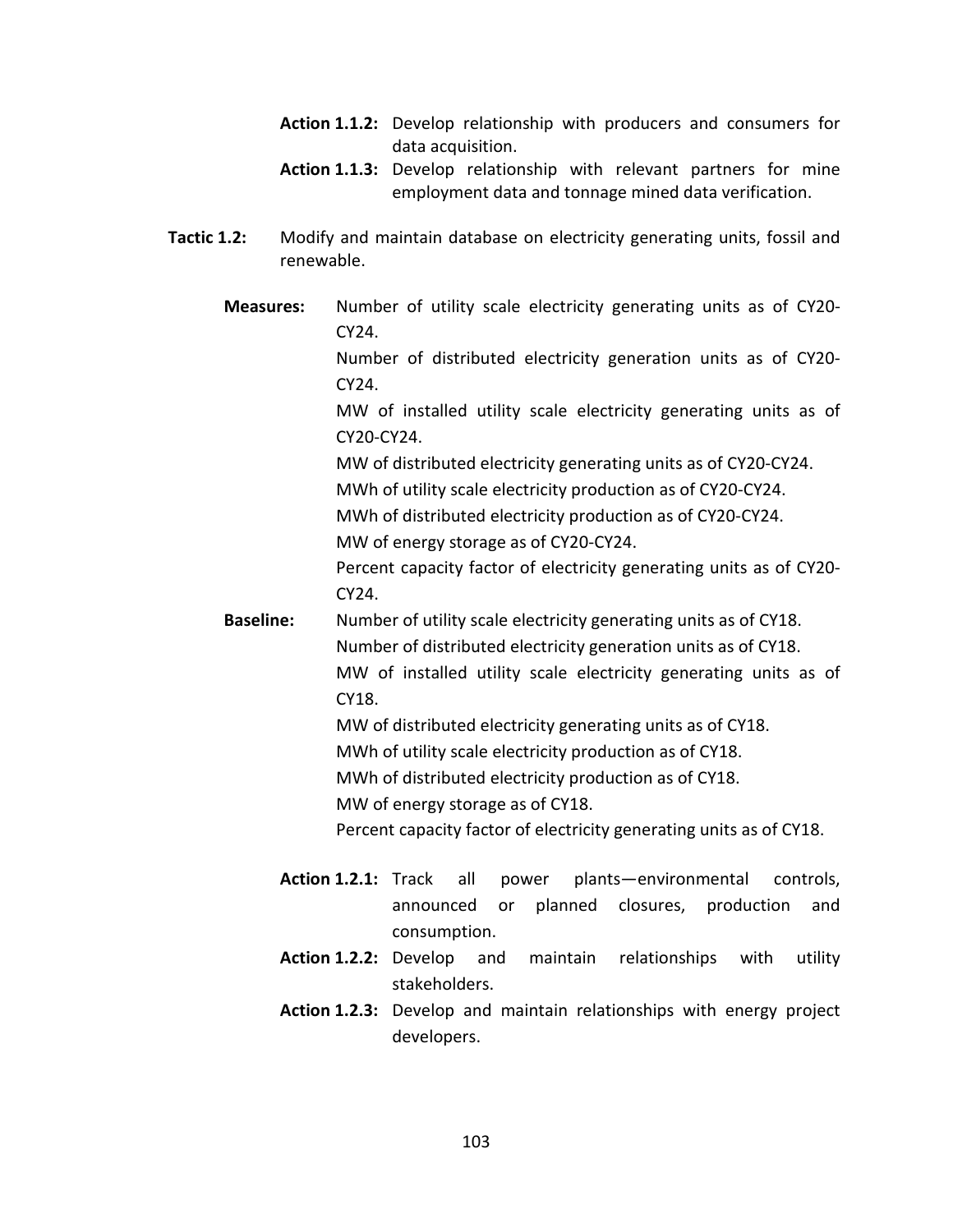**Action 1.1.2:** Develop relationship with producers and consumers for data acquisition.

**Action 1.1.3:** Develop relationship with relevant partners for mine employment data and tonnage mined data verification.

**Tactic 1.2:** Modify and maintain database on electricity generating units, fossil and renewable.

**Measures:**
Number of utility scale electricity generating units as of CY20-CY24.
Number of distributed electricity generation units as of CY20-CY24.
MW of installed utility scale electricity generating units as of CY20-CY24.
MW of distributed electricity generating units as of CY20-CY24.
MWh of utility scale electricity production as of CY20-CY24.
MWh of distributed electricity production as of CY20-CY24.
MW of energy storage as of CY20-CY24.
Percent capacity factor of electricity generating units as of CY20-CY24.

**Baseline:**
Number of utility scale electricity generating units as of CY18.
Number of distributed electricity generation units as of CY18.
MW of installed utility scale electricity generating units as of CY18.
MW of distributed electricity generating units as of CY18.
MWh of utility scale electricity production as of CY18.
MWh of distributed electricity production as of CY18.
MW of energy storage as of CY18.
Percent capacity factor of electricity generating units as of CY18.

**Action 1.2.1:** Track all power plants—environmental controls, announced or planned closures, production and consumption.

**Action 1.2.2:** Develop and maintain relationships with utility stakeholders.

**Action 1.2.3:** Develop and maintain relationships with energy project developers.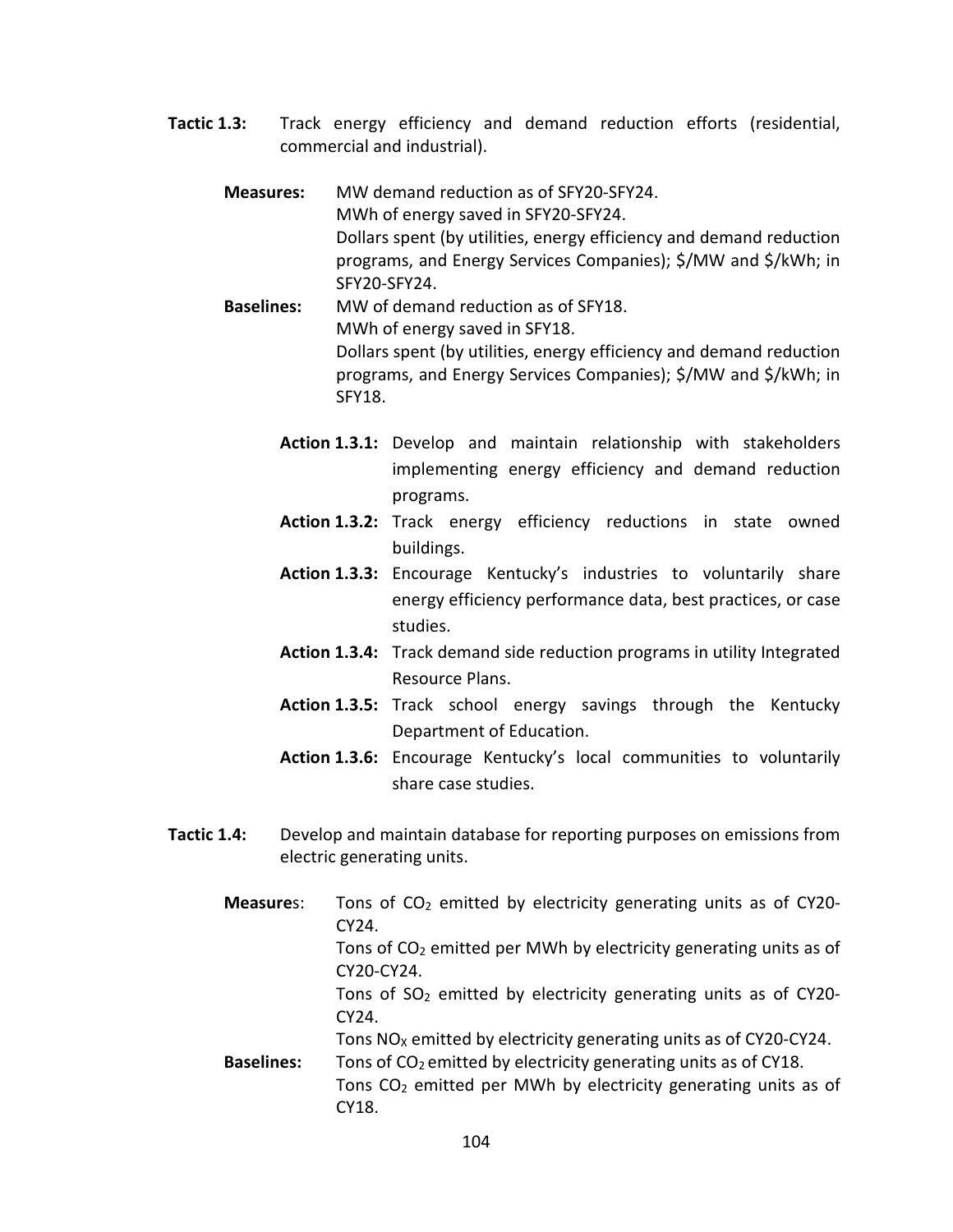**Tactic 1.3:** Track energy efficiency and demand reduction efforts (residential, commercial and industrial).

**Measures:** MW demand reduction as of SFY20-SFY24.
MWh of energy saved in SFY20-SFY24.
Dollars spent (by utilities, energy efficiency and demand reduction programs, and Energy Services Companies); $/MW and $/kWh; in SFY20-SFY24.

**Baselines:** MW of demand reduction as of SFY18.
MWh of energy saved in SFY18.
Dollars spent (by utilities, energy efficiency and demand reduction programs, and Energy Services Companies); $/MW and $/kWh; in SFY18.

**Action 1.3.1:** Develop and maintain relationship with stakeholders implementing energy efficiency and demand reduction programs.

**Action 1.3.2:** Track energy efficiency reductions in state owned buildings.

**Action 1.3.3:** Encourage Kentucky's industries to voluntarily share energy efficiency performance data, best practices, or case studies.

**Action 1.3.4:** Track demand side reduction programs in utility Integrated Resource Plans.

**Action 1.3.5:** Track school energy savings through the Kentucky Department of Education.

**Action 1.3.6:** Encourage Kentucky's local communities to voluntarily share case studies.

**Tactic 1.4:** Develop and maintain database for reporting purposes on emissions from electric generating units.

**Measure**s: Tons of $CO_2$ emitted by electricity generating units as of CY20-CY24.
Tons of $CO_2$ emitted per MWh by electricity generating units as of CY20-CY24.
Tons of $SO_2$ emitted by electricity generating units as of CY20-CY24.
Tons $NO_X$ emitted by electricity generating units as of CY20-CY24.

**Baselines:** Tons of $CO_2$ emitted by electricity generating units as of CY18.
Tons $CO_2$ emitted per MWh by electricity generating units as of CY18.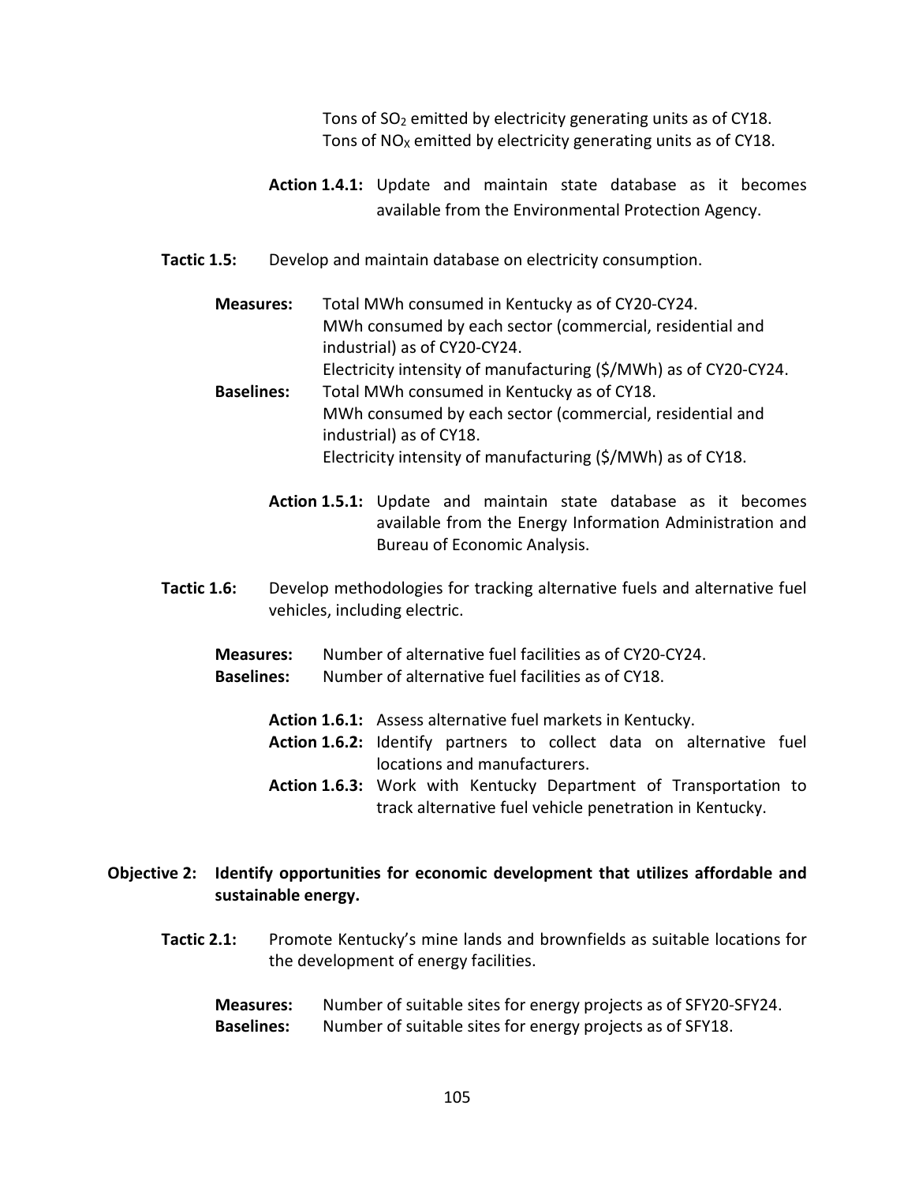Tons of $SO_2$ emitted by electricity generating units as of CY18.
Tons of $NO_X$ emitted by electricity generating units as of CY18.

**Action 1.4.1:** Update and maintain state database as it becomes available from the Environmental Protection Agency.

**Tactic 1.5:** Develop and maintain database on electricity consumption.

**Measures:** Total MWh consumed in Kentucky as of CY20-CY24.
MWh consumed by each sector (commercial, residential and industrial) as of CY20-CY24.
Electricity intensity of manufacturing ($/MWh) as of CY20-CY24.

**Baselines:** Total MWh consumed in Kentucky as of CY18.
MWh consumed by each sector (commercial, residential and industrial) as of CY18.
Electricity intensity of manufacturing ($/MWh) as of CY18.

**Action 1.5.1:** Update and maintain state database as it becomes available from the Energy Information Administration and Bureau of Economic Analysis.

**Tactic 1.6:** Develop methodologies for tracking alternative fuels and alternative fuel vehicles, including electric.

**Measures:** Number of alternative fuel facilities as of CY20-CY24.

**Baselines:** Number of alternative fuel facilities as of CY18.

**Action 1.6.1:** Assess alternative fuel markets in Kentucky.

**Action 1.6.2:** Identify partners to collect data on alternative fuel locations and manufacturers.

**Action 1.6.3:** Work with Kentucky Department of Transportation to track alternative fuel vehicle penetration in Kentucky.

**Objective 2: Identify opportunities for economic development that utilizes affordable and sustainable energy.**

**Tactic 2.1:** Promote Kentucky's mine lands and brownfields as suitable locations for the development of energy facilities.

**Measures:** Number of suitable sites for energy projects as of SFY20-SFY24.

**Baselines:** Number of suitable sites for energy projects as of SFY18.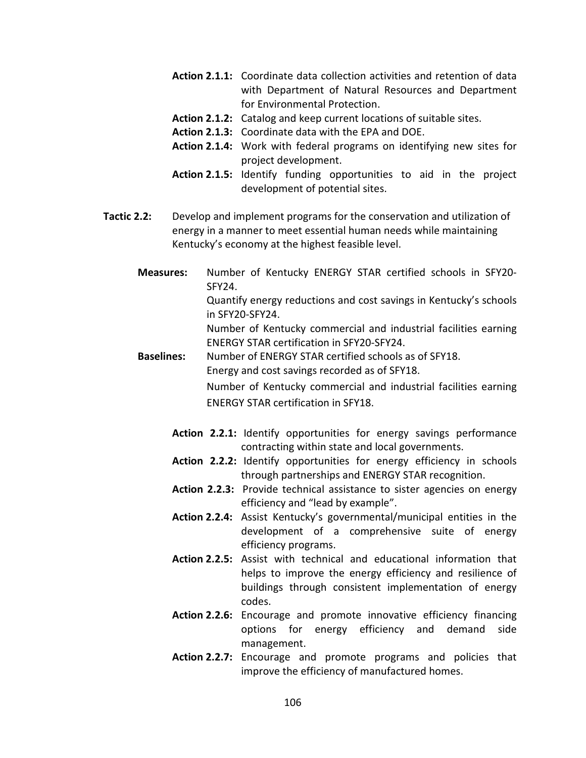**Action 2.1.1:** Coordinate data collection activities and retention of data with Department of Natural Resources and Department for Environmental Protection.

**Action 2.1.2:** Catalog and keep current locations of suitable sites.

**Action 2.1.3:** Coordinate data with the EPA and DOE.

**Action 2.1.4:** Work with federal programs on identifying new sites for project development.

**Action 2.1.5:** Identify funding opportunities to aid in the project development of potential sites.

**Tactic 2.2:** Develop and implement programs for the conservation and utilization of energy in a manner to meet essential human needs while maintaining Kentucky's economy at the highest feasible level.

**Measures:** Number of Kentucky ENERGY STAR certified schools in SFY20-SFY24.
Quantify energy reductions and cost savings in Kentucky's schools in SFY20-SFY24.
Number of Kentucky commercial and industrial facilities earning ENERGY STAR certification in SFY20-SFY24.

**Baselines:** Number of ENERGY STAR certified schools as of SFY18.
Energy and cost savings recorded as of SFY18.
Number of Kentucky commercial and industrial facilities earning ENERGY STAR certification in SFY18.

**Action 2.2.1:** Identify opportunities for energy savings performance contracting within state and local governments.

**Action 2.2.2:** Identify opportunities for energy efficiency in schools through partnerships and ENERGY STAR recognition.

**Action 2.2.3:** Provide technical assistance to sister agencies on energy efficiency and "lead by example".

**Action 2.2.4:** Assist Kentucky's governmental/municipal entities in the development of a comprehensive suite of energy efficiency programs.

**Action 2.2.5:** Assist with technical and educational information that helps to improve the energy efficiency and resilience of buildings through consistent implementation of energy codes.

**Action 2.2.6:** Encourage and promote innovative efficiency financing options for energy efficiency and demand side management.

**Action 2.2.7:** Encourage and promote programs and policies that improve the efficiency of manufactured homes.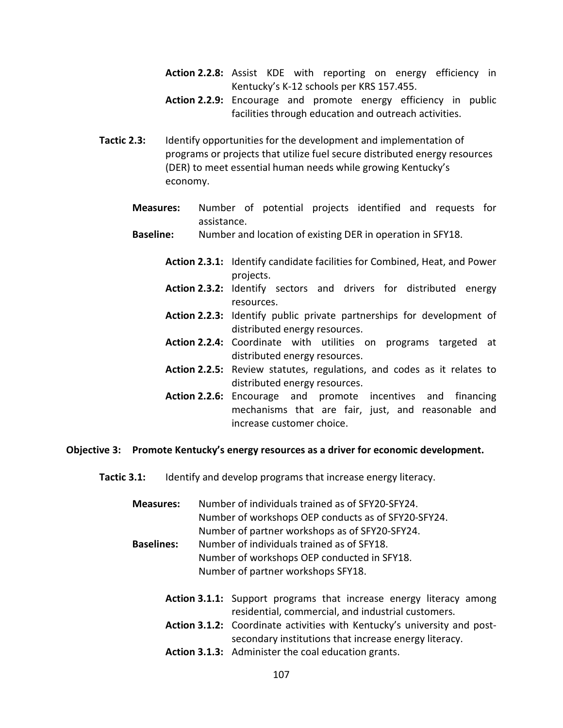**Action 2.2.8:** Assist KDE with reporting on energy efficiency in Kentucky's K-12 schools per KRS 157.455.

**Action 2.2.9:** Encourage and promote energy efficiency in public facilities through education and outreach activities.

**Tactic 2.3:** Identify opportunities for the development and implementation of programs or projects that utilize fuel secure distributed energy resources (DER) to meet essential human needs while growing Kentucky's economy.

**Measures:** Number of potential projects identified and requests for assistance.

**Baseline:** Number and location of existing DER in operation in SFY18.

**Action 2.3.1:** Identify candidate facilities for Combined, Heat, and Power projects.

**Action 2.3.2:** Identify sectors and drivers for distributed energy resources.

**Action 2.2.3:** Identify public private partnerships for development of distributed energy resources.

**Action 2.2.4:** Coordinate with utilities on programs targeted at distributed energy resources.

**Action 2.2.5:** Review statutes, regulations, and codes as it relates to distributed energy resources.

**Action 2.2.6:** Encourage and promote incentives and financing mechanisms that are fair, just, and reasonable and increase customer choice.

**Objective 3: Promote Kentucky's energy resources as a driver for economic development.**

**Tactic 3.1:** Identify and develop programs that increase energy literacy.

**Measures:** Number of individuals trained as of SFY20-SFY24.
Number of workshops OEP conducts as of SFY20-SFY24.
Number of partner workshops as of SFY20-SFY24.

**Baselines:** Number of individuals trained as of SFY18.
Number of workshops OEP conducted in SFY18.
Number of partner workshops SFY18.

**Action 3.1.1:** Support programs that increase energy literacy among residential, commercial, and industrial customers.

**Action 3.1.2:** Coordinate activities with Kentucky's university and post-secondary institutions that increase energy literacy.

**Action 3.1.3:** Administer the coal education grants.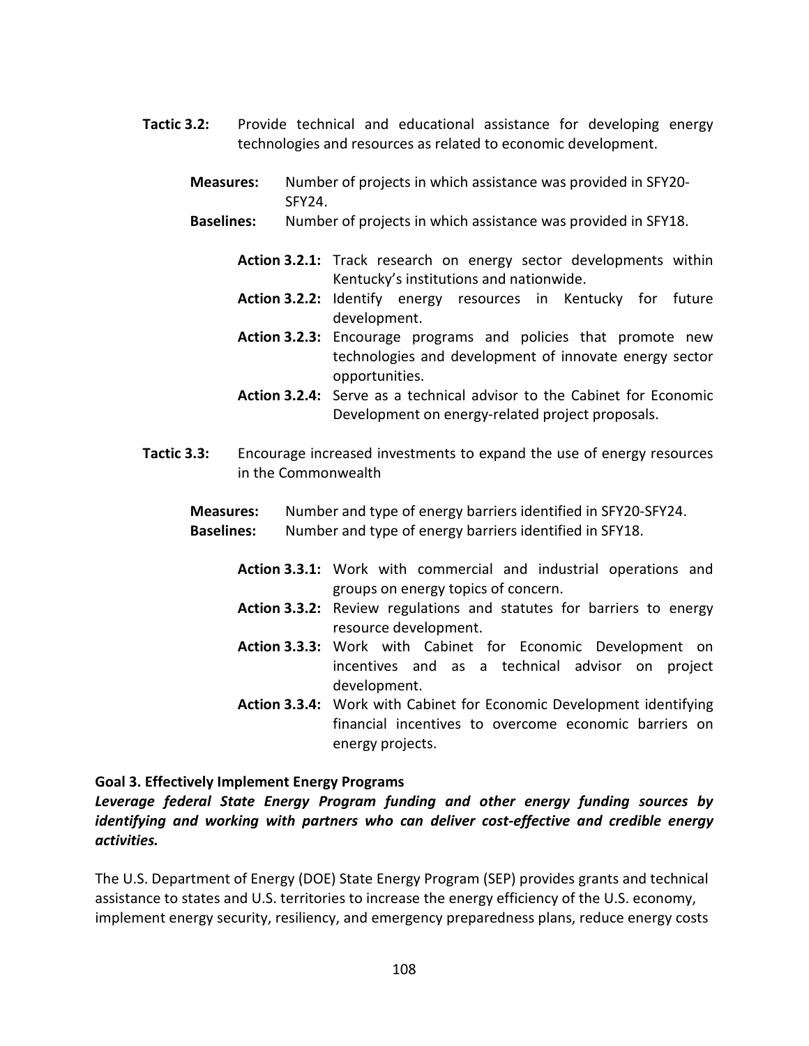**Tactic 3.2:** Provide technical and educational assistance for developing energy technologies and resources as related to economic development.

**Measures:** Number of projects in which assistance was provided in SFY20-SFY24.

**Baselines:** Number of projects in which assistance was provided in SFY18.

**Action 3.2.1:** Track research on energy sector developments within Kentucky's institutions and nationwide.

**Action 3.2.2:** Identify energy resources in Kentucky for future development.

**Action 3.2.3:** Encourage programs and policies that promote new technologies and development of innovate energy sector opportunities.

**Action 3.2.4:** Serve as a technical advisor to the Cabinet for Economic Development on energy-related project proposals.

**Tactic 3.3:** Encourage increased investments to expand the use of energy resources in the Commonwealth

**Measures:** Number and type of energy barriers identified in SFY20-SFY24.

**Baselines:** Number and type of energy barriers identified in SFY18.

**Action 3.3.1:** Work with commercial and industrial operations and groups on energy topics of concern.

**Action 3.3.2:** Review regulations and statutes for barriers to energy resource development.

**Action 3.3.3:** Work with Cabinet for Economic Development on incentives and as a technical advisor on project development.

**Action 3.3.4:** Work with Cabinet for Economic Development identifying financial incentives to overcome economic barriers on energy projects.

**Goal 3. Effectively Implement Energy Programs**

***Leverage federal State Energy Program funding and other energy funding sources by identifying and working with partners who can deliver cost-effective and credible energy activities.***

The U.S. Department of Energy (DOE) State Energy Program (SEP) provides grants and technical assistance to states and U.S. territories to increase the energy efficiency of the U.S. economy, implement energy security, resiliency, and emergency preparedness plans, reduce energy costs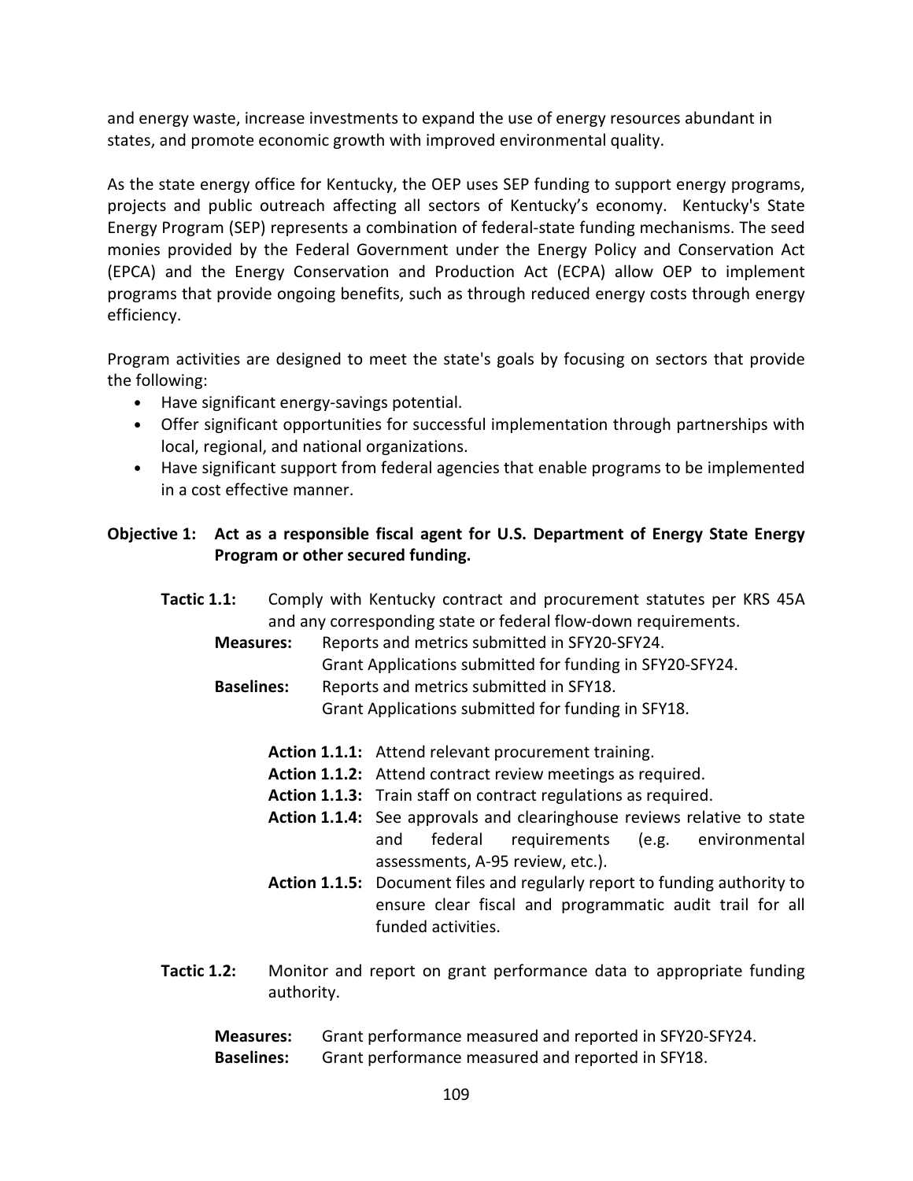and energy waste, increase investments to expand the use of energy resources abundant in states, and promote economic growth with improved environmental quality.

As the state energy office for Kentucky, the OEP uses SEP funding to support energy programs, projects and public outreach affecting all sectors of Kentucky's economy. Kentucky's State Energy Program (SEP) represents a combination of federal-state funding mechanisms. The seed monies provided by the Federal Government under the Energy Policy and Conservation Act (EPCA) and the Energy Conservation and Production Act (ECPA) allow OEP to implement programs that provide ongoing benefits, such as through reduced energy costs through energy efficiency.

Program activities are designed to meet the state's goals by focusing on sectors that provide the following:

- Have significant energy-savings potential.
- Offer significant opportunities for successful implementation through partnerships with local, regional, and national organizations.
- Have significant support from federal agencies that enable programs to be implemented in a cost effective manner.

**Objective 1: Act as a responsible fiscal agent for U.S. Department of Energy State Energy Program or other secured funding.**

**Tactic 1.1:** Comply with Kentucky contract and procurement statutes per KRS 45A and any corresponding state or federal flow-down requirements.

**Measures:** Reports and metrics submitted in SFY20-SFY24.
Grant Applications submitted for funding in SFY20-SFY24.

**Baselines:** Reports and metrics submitted in SFY18.
Grant Applications submitted for funding in SFY18.

**Action 1.1.1:** Attend relevant procurement training.

**Action 1.1.2:** Attend contract review meetings as required.

**Action 1.1.3:** Train staff on contract regulations as required.

**Action 1.1.4:** See approvals and clearinghouse reviews relative to state and federal requirements (e.g. environmental assessments, A-95 review, etc.).

**Action 1.1.5:** Document files and regularly report to funding authority to ensure clear fiscal and programmatic audit trail for all funded activities.

**Tactic 1.2:** Monitor and report on grant performance data to appropriate funding authority.

**Measures:** Grant performance measured and reported in SFY20-SFY24.

**Baselines:** Grant performance measured and reported in SFY18.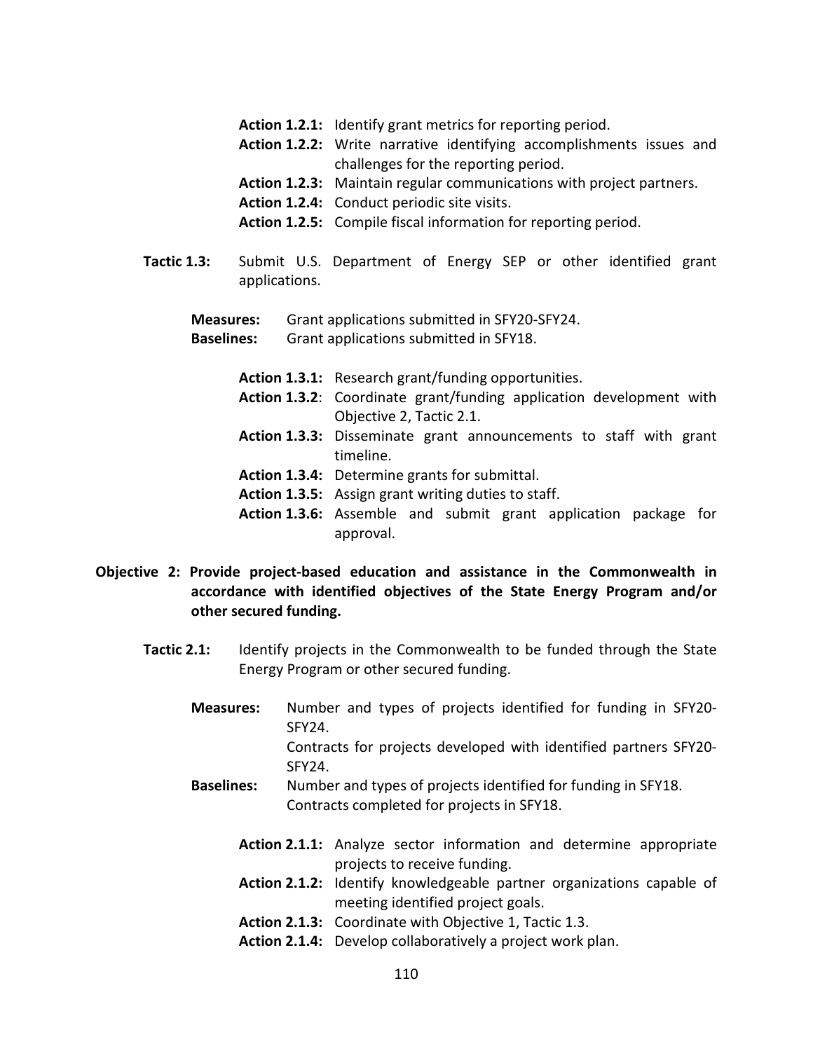**Action 1.2.1:** Identify grant metrics for reporting period.
**Action 1.2.2:** Write narrative identifying accomplishments issues and challenges for the reporting period.
**Action 1.2.3:** Maintain regular communications with project partners.
**Action 1.2.4:** Conduct periodic site visits.
**Action 1.2.5:** Compile fiscal information for reporting period.

**Tactic 1.3:** Submit U.S. Department of Energy SEP or other identified grant applications.

**Measures:** Grant applications submitted in SFY20-SFY24.
**Baselines:** Grant applications submitted in SFY18.

**Action 1.3.1:** Research grant/funding opportunities.
**Action 1.3.2**: Coordinate grant/funding application development with Objective 2, Tactic 2.1.
**Action 1.3.3:** Disseminate grant announcements to staff with grant timeline.
**Action 1.3.4:** Determine grants for submittal.
**Action 1.3.5:** Assign grant writing duties to staff.
**Action 1.3.6:** Assemble and submit grant application package for approval.

**Objective 2: Provide project-based education and assistance in the Commonwealth in accordance with identified objectives of the State Energy Program and/or other secured funding.**

**Tactic 2.1:** Identify projects in the Commonwealth to be funded through the State Energy Program or other secured funding.

**Measures:** Number and types of projects identified for funding in SFY20-SFY24.
Contracts for projects developed with identified partners SFY20-SFY24.
**Baselines:** Number and types of projects identified for funding in SFY18.
Contracts completed for projects in SFY18.

**Action 2.1.1:** Analyze sector information and determine appropriate projects to receive funding.
**Action 2.1.2:** Identify knowledgeable partner organizations capable of meeting identified project goals.
**Action 2.1.3:** Coordinate with Objective 1, Tactic 1.3.
**Action 2.1.4:** Develop collaboratively a project work plan.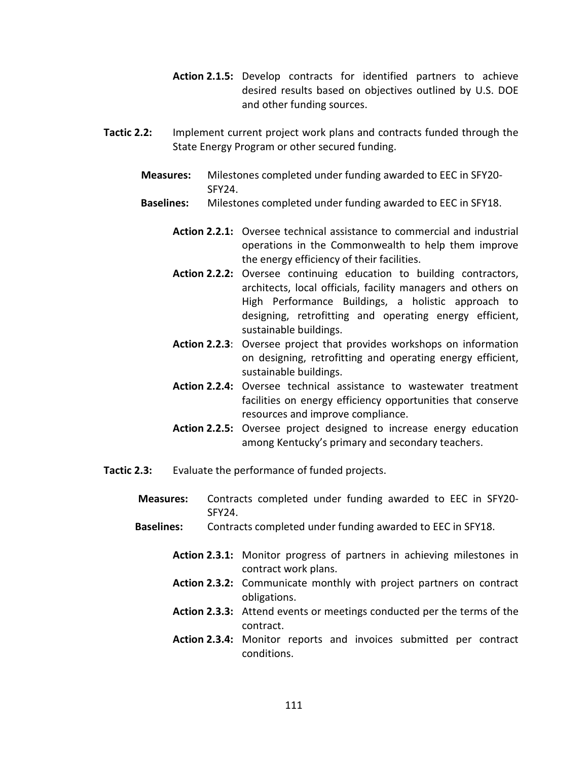**Action 2.1.5:** Develop contracts for identified partners to achieve desired results based on objectives outlined by U.S. DOE and other funding sources.

**Tactic 2.2:** Implement current project work plans and contracts funded through the State Energy Program or other secured funding.

**Measures:** Milestones completed under funding awarded to EEC in SFY20-SFY24.

**Baselines:** Milestones completed under funding awarded to EEC in SFY18.

**Action 2.2.1:** Oversee technical assistance to commercial and industrial operations in the Commonwealth to help them improve the energy efficiency of their facilities.

**Action 2.2.2:** Oversee continuing education to building contractors, architects, local officials, facility managers and others on High Performance Buildings, a holistic approach to designing, retrofitting and operating energy efficient, sustainable buildings.

**Action 2.2.3**: Oversee project that provides workshops on information on designing, retrofitting and operating energy efficient, sustainable buildings.

**Action 2.2.4:** Oversee technical assistance to wastewater treatment facilities on energy efficiency opportunities that conserve resources and improve compliance.

**Action 2.2.5:** Oversee project designed to increase energy education among Kentucky's primary and secondary teachers.

**Tactic 2.3:** Evaluate the performance of funded projects.

**Measures:** Contracts completed under funding awarded to EEC in SFY20-SFY24.

**Baselines:** Contracts completed under funding awarded to EEC in SFY18.

**Action 2.3.1:** Monitor progress of partners in achieving milestones in contract work plans.

**Action 2.3.2:** Communicate monthly with project partners on contract obligations.

**Action 2.3.3:** Attend events or meetings conducted per the terms of the contract.

**Action 2.3.4:** Monitor reports and invoices submitted per contract conditions.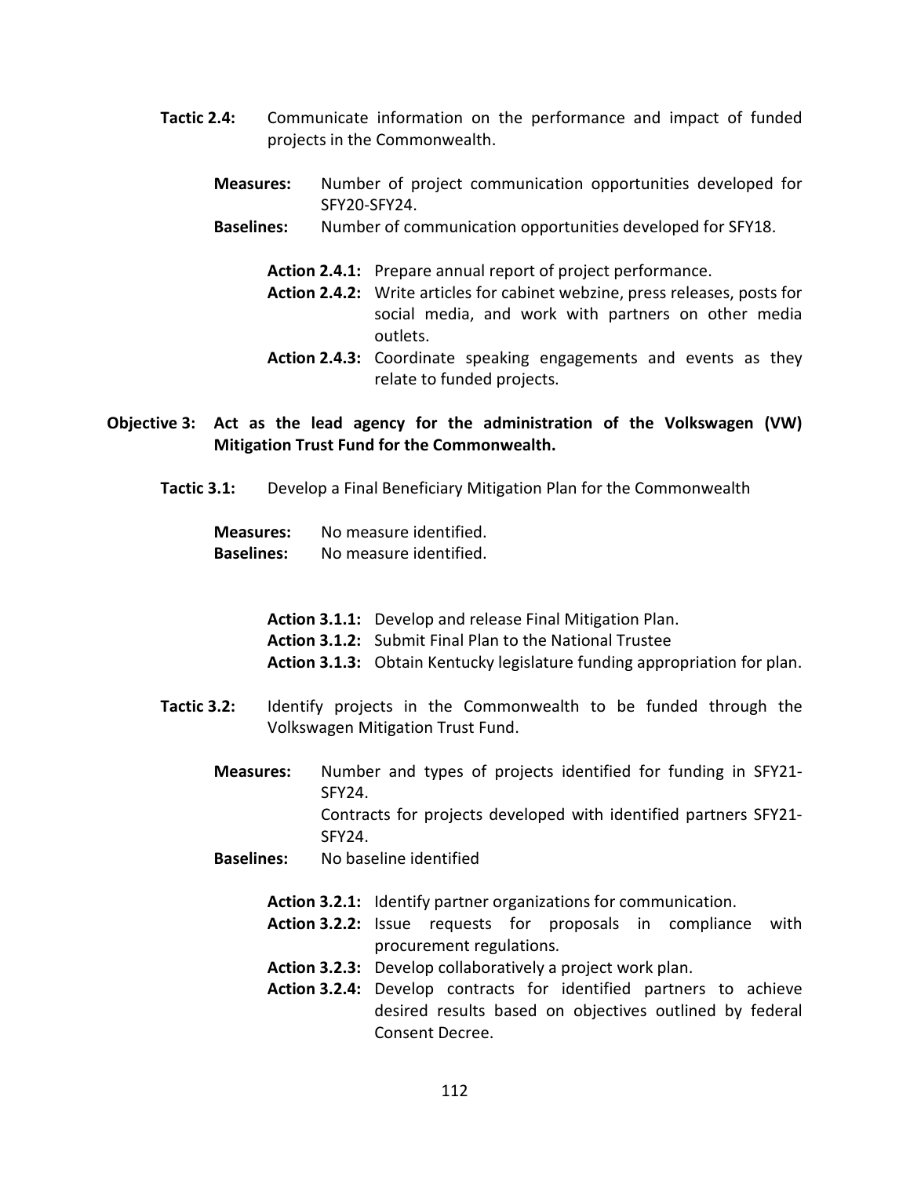**Tactic 2.4:** Communicate information on the performance and impact of funded projects in the Commonwealth.

**Measures:** Number of project communication opportunities developed for SFY20-SFY24.

**Baselines:** Number of communication opportunities developed for SFY18.

**Action 2.4.1:** Prepare annual report of project performance.

**Action 2.4.2:** Write articles for cabinet webzine, press releases, posts for social media, and work with partners on other media outlets.

**Action 2.4.3:** Coordinate speaking engagements and events as they relate to funded projects.

**Objective 3: Act as the lead agency for the administration of the Volkswagen (VW) Mitigation Trust Fund for the Commonwealth.**

**Tactic 3.1:** Develop a Final Beneficiary Mitigation Plan for the Commonwealth

**Measures:** No measure identified.

**Baselines:** No measure identified.

**Action 3.1.1:** Develop and release Final Mitigation Plan.

**Action 3.1.2:** Submit Final Plan to the National Trustee

**Action 3.1.3:** Obtain Kentucky legislature funding appropriation for plan.

**Tactic 3.2:** Identify projects in the Commonwealth to be funded through the Volkswagen Mitigation Trust Fund.

**Measures:** Number and types of projects identified for funding in SFY21-SFY24.
Contracts for projects developed with identified partners SFY21-SFY24.

**Baselines:** No baseline identified

**Action 3.2.1:** Identify partner organizations for communication.

**Action 3.2.2:** Issue requests for proposals in compliance with procurement regulations.

**Action 3.2.3:** Develop collaboratively a project work plan.

**Action 3.2.4:** Develop contracts for identified partners to achieve desired results based on objectives outlined by federal Consent Decree.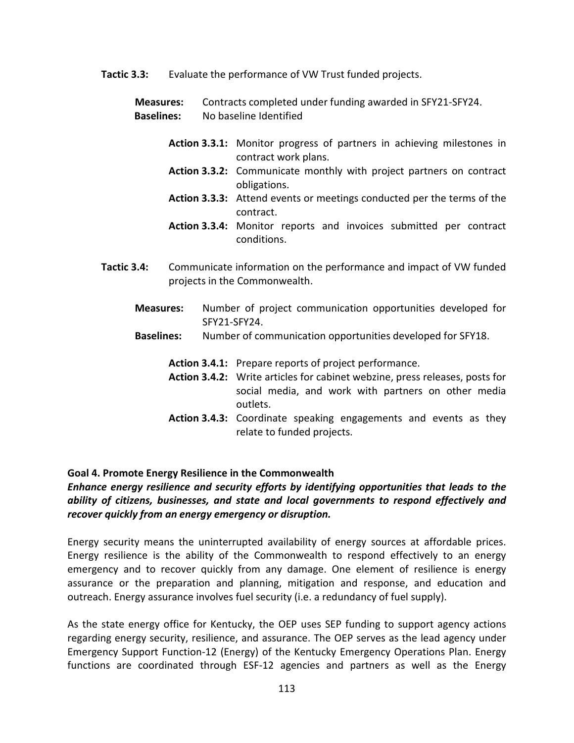**Tactic 3.3:** Evaluate the performance of VW Trust funded projects.

**Measures:** Contracts completed under funding awarded in SFY21-SFY24.
**Baselines:** No baseline Identified

**Action 3.3.1:** Monitor progress of partners in achieving milestones in contract work plans.
**Action 3.3.2:** Communicate monthly with project partners on contract obligations.
**Action 3.3.3:** Attend events or meetings conducted per the terms of the contract.
**Action 3.3.4:** Monitor reports and invoices submitted per contract conditions.

**Tactic 3.4:** Communicate information on the performance and impact of VW funded projects in the Commonwealth.

**Measures:** Number of project communication opportunities developed for SFY21-SFY24.
**Baselines:** Number of communication opportunities developed for SFY18.

**Action 3.4.1:** Prepare reports of project performance.
**Action 3.4.2:** Write articles for cabinet webzine, press releases, posts for social media, and work with partners on other media outlets.
**Action 3.4.3:** Coordinate speaking engagements and events as they relate to funded projects.

**Goal 4. Promote Energy Resilience in the Commonwealth**
***Enhance energy resilience and security efforts by identifying opportunities that leads to the ability of citizens, businesses, and state and local governments to respond effectively and recover quickly from an energy emergency or disruption.***

Energy security means the uninterrupted availability of energy sources at affordable prices. Energy resilience is the ability of the Commonwealth to respond effectively to an energy emergency and to recover quickly from any damage. One element of resilience is energy assurance or the preparation and planning, mitigation and response, and education and outreach. Energy assurance involves fuel security (i.e. a redundancy of fuel supply).

As the state energy office for Kentucky, the OEP uses SEP funding to support agency actions regarding energy security, resilience, and assurance. The OEP serves as the lead agency under Emergency Support Function-12 (Energy) of the Kentucky Emergency Operations Plan. Energy functions are coordinated through ESF-12 agencies and partners as well as the Energy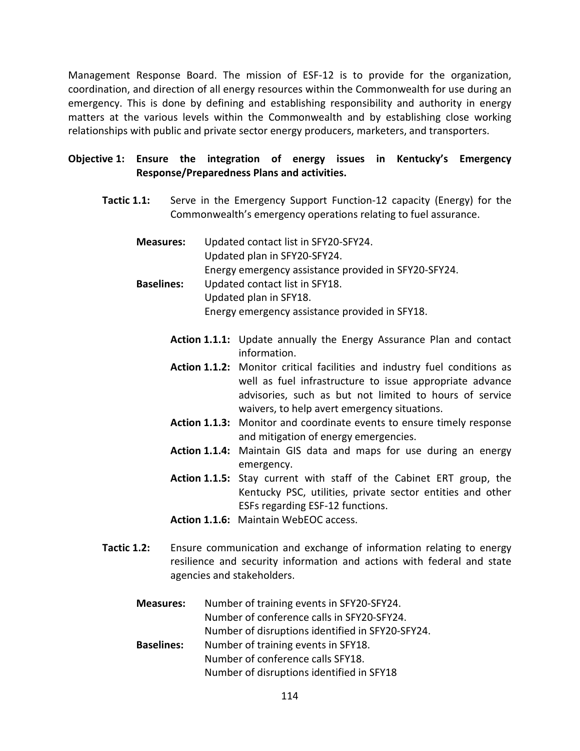Management Response Board. The mission of ESF-12 is to provide for the organization, coordination, and direction of all energy resources within the Commonwealth for use during an emergency. This is done by defining and establishing responsibility and authority in energy matters at the various levels within the Commonwealth and by establishing close working relationships with public and private sector energy producers, marketers, and transporters.

**Objective 1: Ensure the integration of energy issues in Kentucky's Emergency Response/Preparedness Plans and activities.**

**Tactic 1.1:** Serve in the Emergency Support Function-12 capacity (Energy) for the Commonwealth's emergency operations relating to fuel assurance.

**Measures:** Updated contact list in SFY20-SFY24.
Updated plan in SFY20-SFY24.
Energy emergency assistance provided in SFY20-SFY24.

**Baselines:** Updated contact list in SFY18.
Updated plan in SFY18.
Energy emergency assistance provided in SFY18.

**Action 1.1.1:** Update annually the Energy Assurance Plan and contact information.

**Action 1.1.2:** Monitor critical facilities and industry fuel conditions as well as fuel infrastructure to issue appropriate advance advisories, such as but not limited to hours of service waivers, to help avert emergency situations.

**Action 1.1.3:** Monitor and coordinate events to ensure timely response and mitigation of energy emergencies.

**Action 1.1.4:** Maintain GIS data and maps for use during an energy emergency.

**Action 1.1.5:** Stay current with staff of the Cabinet ERT group, the Kentucky PSC, utilities, private sector entities and other ESFs regarding ESF-12 functions.

**Action 1.1.6:** Maintain WebEOC access.

**Tactic 1.2:** Ensure communication and exchange of information relating to energy resilience and security information and actions with federal and state agencies and stakeholders.

**Measures:** Number of training events in SFY20-SFY24.
Number of conference calls in SFY20-SFY24.
Number of disruptions identified in SFY20-SFY24.

**Baselines:** Number of training events in SFY18.
Number of conference calls SFY18.
Number of disruptions identified in SFY18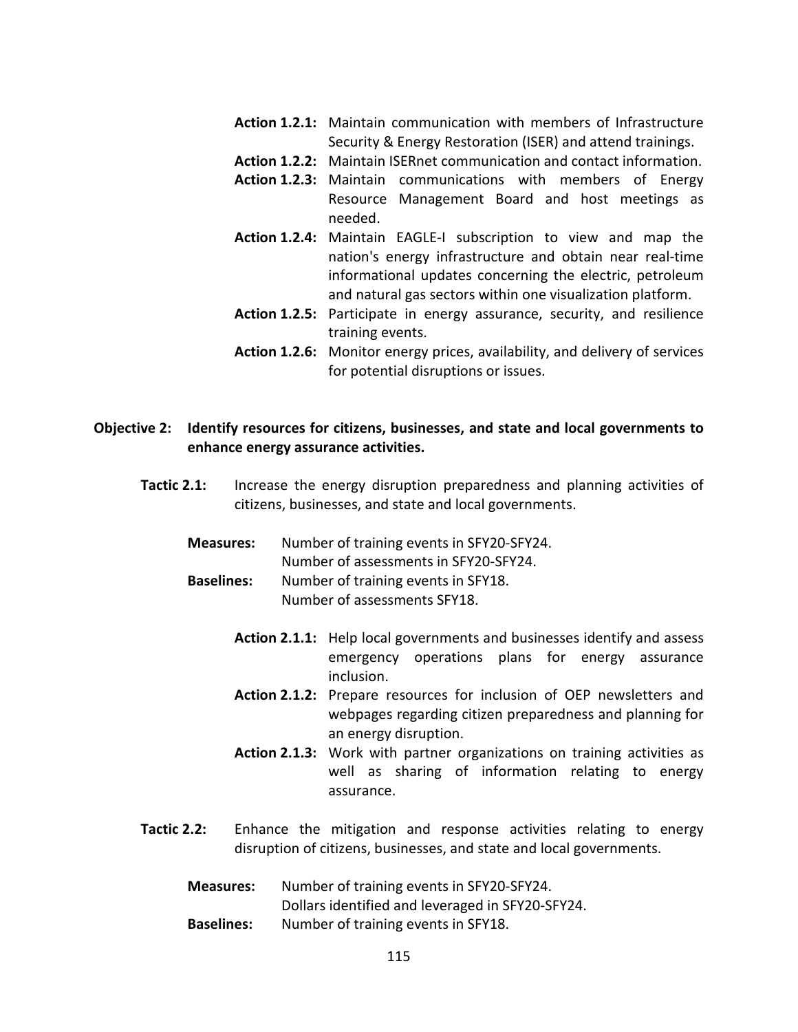**Action 1.2.1:** Maintain communication with members of Infrastructure Security & Energy Restoration (ISER) and attend trainings.

**Action 1.2.2:** Maintain ISERnet communication and contact information.

**Action 1.2.3:** Maintain communications with members of Energy Resource Management Board and host meetings as needed.

**Action 1.2.4:** Maintain EAGLE-I subscription to view and map the nation's energy infrastructure and obtain near real-time informational updates concerning the electric, petroleum and natural gas sectors within one visualization platform.

**Action 1.2.5:** Participate in energy assurance, security, and resilience training events.

**Action 1.2.6:** Monitor energy prices, availability, and delivery of services for potential disruptions or issues.

**Objective 2: Identify resources for citizens, businesses, and state and local governments to enhance energy assurance activities.**

**Tactic 2.1:** Increase the energy disruption preparedness and planning activities of citizens, businesses, and state and local governments.

**Measures:** Number of training events in SFY20-SFY24.
Number of assessments in SFY20-SFY24.

**Baselines:** Number of training events in SFY18.
Number of assessments SFY18.

**Action 2.1.1:** Help local governments and businesses identify and assess emergency operations plans for energy assurance inclusion.

**Action 2.1.2:** Prepare resources for inclusion of OEP newsletters and webpages regarding citizen preparedness and planning for an energy disruption.

**Action 2.1.3:** Work with partner organizations on training activities as well as sharing of information relating to energy assurance.

**Tactic 2.2:** Enhance the mitigation and response activities relating to energy disruption of citizens, businesses, and state and local governments.

**Measures:** Number of training events in SFY20-SFY24.
Dollars identified and leveraged in SFY20-SFY24.

**Baselines:** Number of training events in SFY18.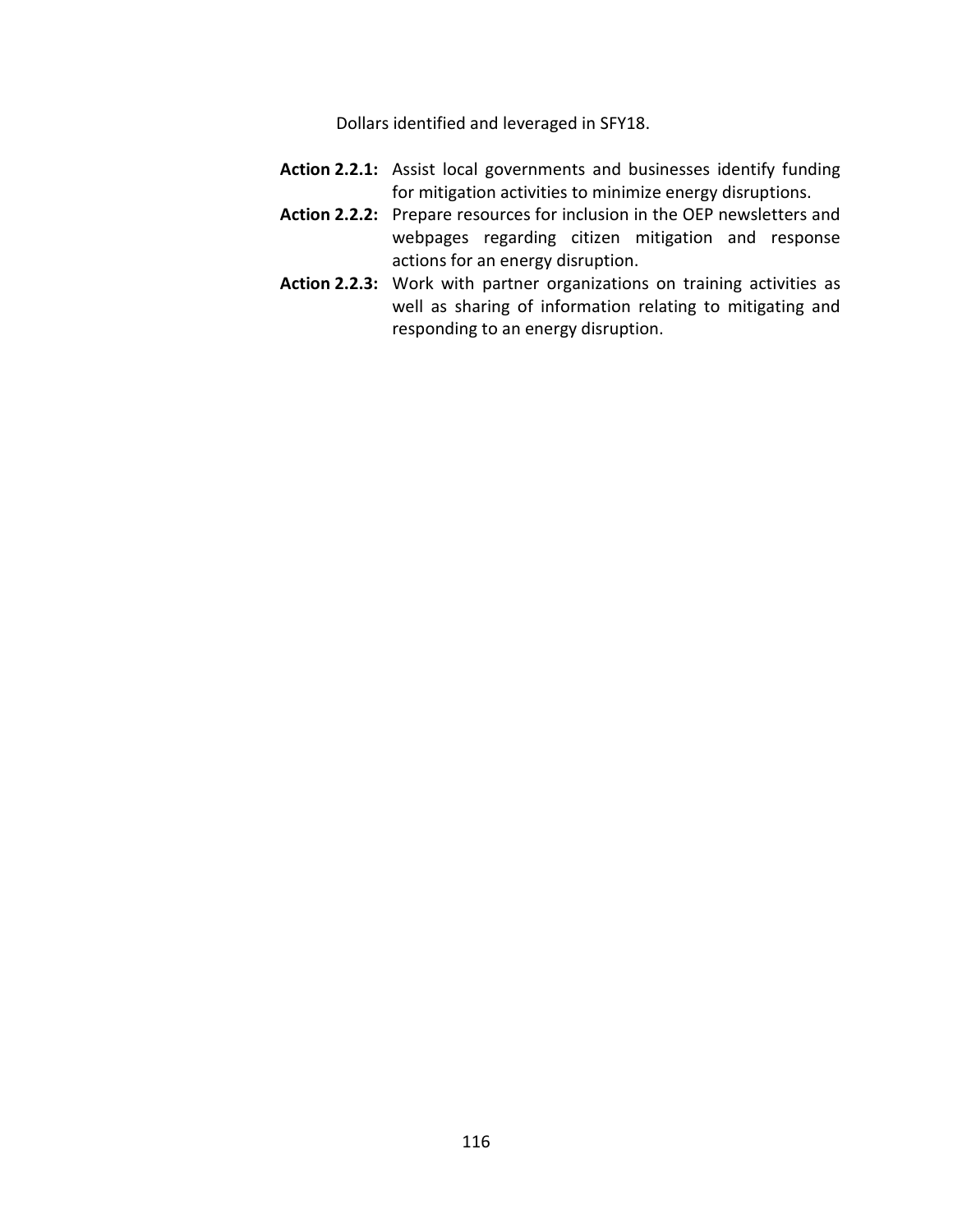Dollars identified and leveraged in SFY18.

**Action 2.2.1:** Assist local governments and businesses identify funding for mitigation activities to minimize energy disruptions.

**Action 2.2.2:** Prepare resources for inclusion in the OEP newsletters and webpages regarding citizen mitigation and response actions for an energy disruption.

**Action 2.2.3:** Work with partner organizations on training activities as well as sharing of information relating to mitigating and responding to an energy disruption.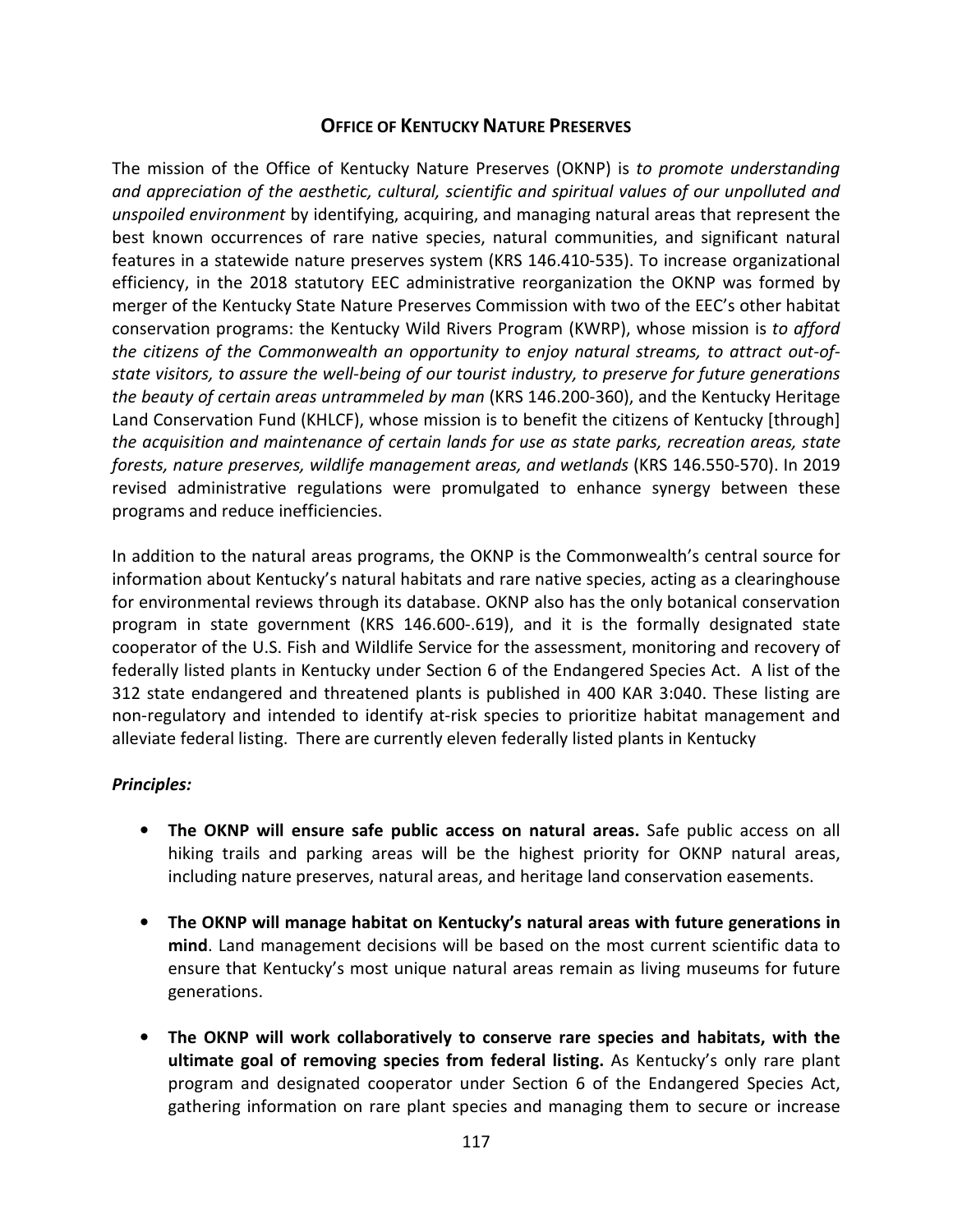## Office of Kentucky Nature Preserves

The mission of the Office of Kentucky Nature Preserves (OKNP) is *to promote understanding and appreciation of the aesthetic, cultural, scientific and spiritual values of our unpolluted and unspoiled environment* by identifying, acquiring, and managing natural areas that represent the best known occurrences of rare native species, natural communities, and significant natural features in a statewide nature preserves system (KRS 146.410-535). To increase organizational efficiency, in the 2018 statutory EEC administrative reorganization the OKNP was formed by merger of the Kentucky State Nature Preserves Commission with two of the EEC's other habitat conservation programs: the Kentucky Wild Rivers Program (KWRP), whose mission is *to afford the citizens of the Commonwealth an opportunity to enjoy natural streams, to attract out-of-state visitors, to assure the well-being of our tourist industry, to preserve for future generations the beauty of certain areas untrammeled by man* (KRS 146.200-360), and the Kentucky Heritage Land Conservation Fund (KHLCF), whose mission is to benefit the citizens of Kentucky [through] *the acquisition and maintenance of certain lands for use as state parks, recreation areas, state forests, nature preserves, wildlife management areas, and wetlands* (KRS 146.550-570). In 2019 revised administrative regulations were promulgated to enhance synergy between these programs and reduce inefficiencies.

In addition to the natural areas programs, the OKNP is the Commonwealth's central source for information about Kentucky's natural habitats and rare native species, acting as a clearinghouse for environmental reviews through its database. OKNP also has the only botanical conservation program in state government (KRS 146.600-.619), and it is the formally designated state cooperator of the U.S. Fish and Wildlife Service for the assessment, monitoring and recovery of federally listed plants in Kentucky under Section 6 of the Endangered Species Act. A list of the 312 state endangered and threatened plants is published in 400 KAR 3:040. These listing are non-regulatory and intended to identify at-risk species to prioritize habitat management and alleviate federal listing. There are currently eleven federally listed plants in Kentucky

***Principles:***

- **The OKNP will ensure safe public access on natural areas.** Safe public access on all hiking trails and parking areas will be the highest priority for OKNP natural areas, including nature preserves, natural areas, and heritage land conservation easements.
- **The OKNP will manage habitat on Kentucky's natural areas with future generations in mind**. Land management decisions will be based on the most current scientific data to ensure that Kentucky's most unique natural areas remain as living museums for future generations.
- **The OKNP will work collaboratively to conserve rare species and habitats, with the ultimate goal of removing species from federal listing.** As Kentucky's only rare plant program and designated cooperator under Section 6 of the Endangered Species Act, gathering information on rare plant species and managing them to secure or increase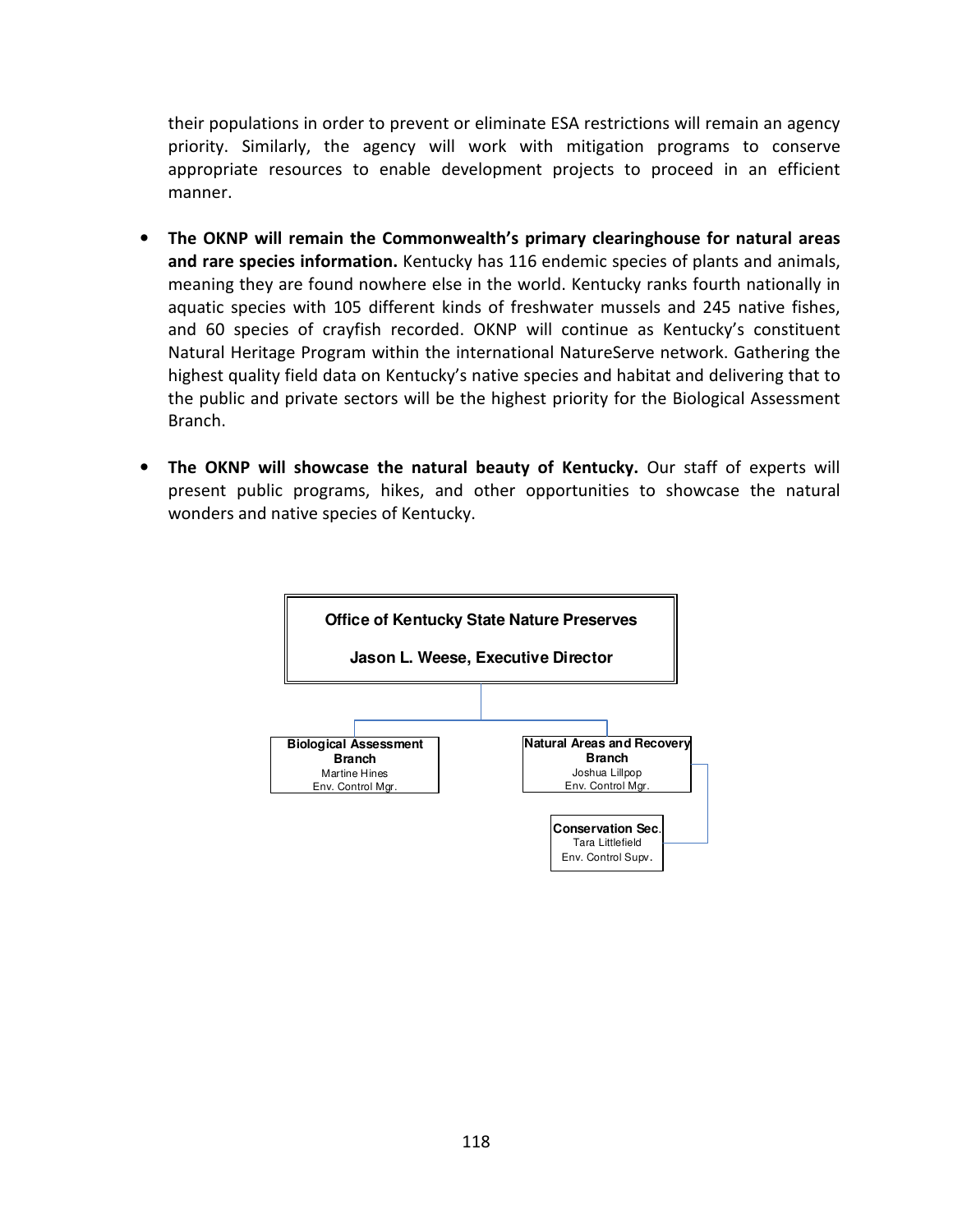their populations in order to prevent or eliminate ESA restrictions will remain an agency priority. Similarly, the agency will work with mitigation programs to conserve appropriate resources to enable development projects to proceed in an efficient manner.

- **The OKNP will remain the Commonwealth's primary clearinghouse for natural areas and rare species information.** Kentucky has 116 endemic species of plants and animals, meaning they are found nowhere else in the world. Kentucky ranks fourth nationally in aquatic species with 105 different kinds of freshwater mussels and 245 native fishes, and 60 species of crayfish recorded. OKNP will continue as Kentucky's constituent Natural Heritage Program within the international NatureServe network. Gathering the highest quality field data on Kentucky's native species and habitat and delivering that to the public and private sectors will be the highest priority for the Biological Assessment Branch.

- **The OKNP will showcase the natural beauty of Kentucky.** Our staff of experts will present public programs, hikes, and other opportunities to showcase the natural wonders and native species of Kentucky.

**Office of Kentucky State Nature Preserves**

**Jason L. Weese, Executive Director**

- **Biological Assessment Branch**
  Martine Hines
  Env. Control Mgr.
- **Natural Areas and Recovery Branch**
  Joshua Lillpop
  Env. Control Mgr.
  - **Conservation Sec.**
    Tara Littlefield
    Env. Control Supv.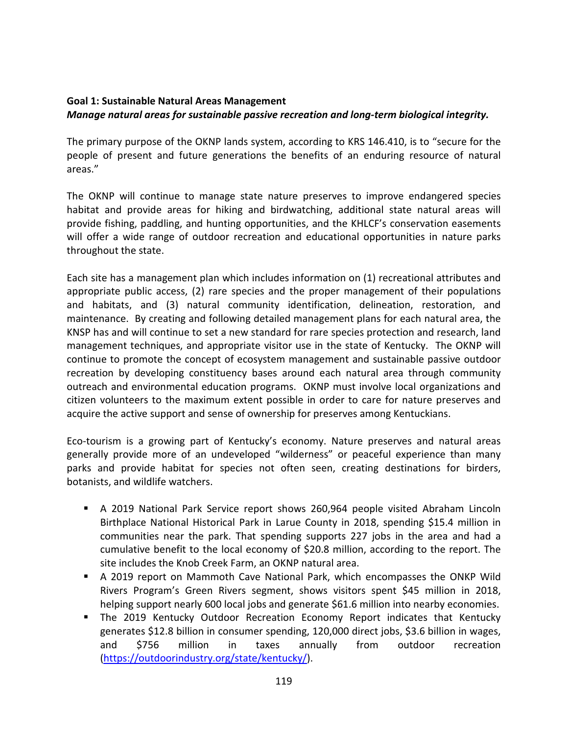**Goal 1: Sustainable Natural Areas Management**

***Manage natural areas for sustainable passive recreation and long-term biological integrity.***

The primary purpose of the OKNP lands system, according to KRS 146.410, is to "secure for the people of present and future generations the benefits of an enduring resource of natural areas."

The OKNP will continue to manage state nature preserves to improve endangered species habitat and provide areas for hiking and birdwatching, additional state natural areas will provide fishing, paddling, and hunting opportunities, and the KHLCF's conservation easements will offer a wide range of outdoor recreation and educational opportunities in nature parks throughout the state.

Each site has a management plan which includes information on (1) recreational attributes and appropriate public access, (2) rare species and the proper management of their populations and habitats, and (3) natural community identification, delineation, restoration, and maintenance. By creating and following detailed management plans for each natural area, the KNSP has and will continue to set a new standard for rare species protection and research, land management techniques, and appropriate visitor use in the state of Kentucky. The OKNP will continue to promote the concept of ecosystem management and sustainable passive outdoor recreation by developing constituency bases around each natural area through community outreach and environmental education programs. OKNP must involve local organizations and citizen volunteers to the maximum extent possible in order to care for nature preserves and acquire the active support and sense of ownership for preserves among Kentuckians.

Eco-tourism is a growing part of Kentucky's economy. Nature preserves and natural areas generally provide more of an undeveloped "wilderness" or peaceful experience than many parks and provide habitat for species not often seen, creating destinations for birders, botanists, and wildlife watchers.

- A 2019 National Park Service report shows 260,964 people visited Abraham Lincoln Birthplace National Historical Park in Larue County in 2018, spending $15.4 million in communities near the park. That spending supports 227 jobs in the area and had a cumulative benefit to the local economy of $20.8 million, according to the report. The site includes the Knob Creek Farm, an OKNP natural area.
- A 2019 report on Mammoth Cave National Park, which encompasses the ONKP Wild Rivers Program's Green Rivers segment, shows visitors spent $45 million in 2018, helping support nearly 600 local jobs and generate $61.6 million into nearby economies.
- The 2019 Kentucky Outdoor Recreation Economy Report indicates that Kentucky generates $12.8 billion in consumer spending, 120,000 direct jobs, $3.6 billion in wages, and $756 million in taxes annually from outdoor recreation (https://outdoorindustry.org/state/kentucky/).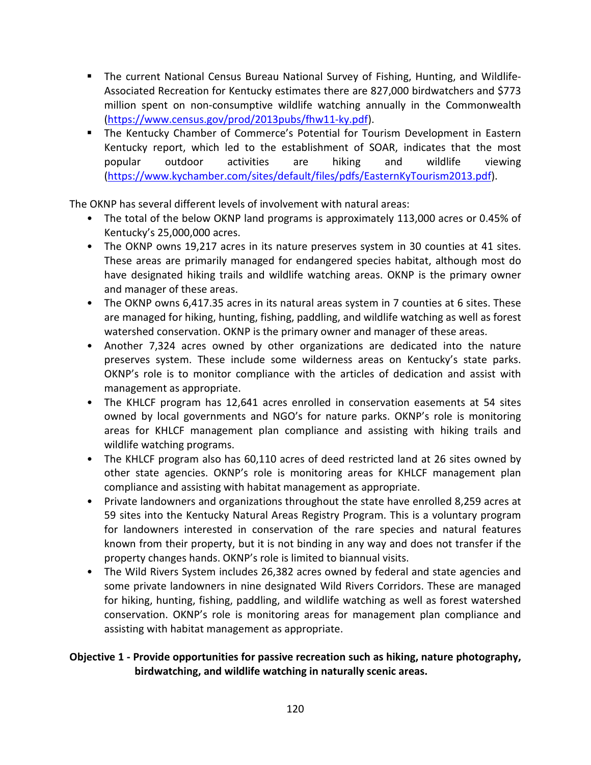- The current National Census Bureau National Survey of Fishing, Hunting, and Wildlife-Associated Recreation for Kentucky estimates there are 827,000 birdwatchers and $773 million spent on non-consumptive wildlife watching annually in the Commonwealth (https://www.census.gov/prod/2013pubs/fhw11-ky.pdf).
- The Kentucky Chamber of Commerce's Potential for Tourism Development in Eastern Kentucky report, which led to the establishment of SOAR, indicates that the most popular outdoor activities are hiking and wildlife viewing (https://www.kychamber.com/sites/default/files/pdfs/EasternKyTourism2013.pdf).

The OKNP has several different levels of involvement with natural areas:

- The total of the below OKNP land programs is approximately 113,000 acres or 0.45% of Kentucky's 25,000,000 acres.
- The OKNP owns 19,217 acres in its nature preserves system in 30 counties at 41 sites. These areas are primarily managed for endangered species habitat, although most do have designated hiking trails and wildlife watching areas. OKNP is the primary owner and manager of these areas.
- The OKNP owns 6,417.35 acres in its natural areas system in 7 counties at 6 sites. These are managed for hiking, hunting, fishing, paddling, and wildlife watching as well as forest watershed conservation. OKNP is the primary owner and manager of these areas.
- Another 7,324 acres owned by other organizations are dedicated into the nature preserves system. These include some wilderness areas on Kentucky's state parks. OKNP's role is to monitor compliance with the articles of dedication and assist with management as appropriate.
- The KHLCF program has 12,641 acres enrolled in conservation easements at 54 sites owned by local governments and NGO's for nature parks. OKNP's role is monitoring areas for KHLCF management plan compliance and assisting with hiking trails and wildlife watching programs.
- The KHLCF program also has 60,110 acres of deed restricted land at 26 sites owned by other state agencies. OKNP's role is monitoring areas for KHLCF management plan compliance and assisting with habitat management as appropriate.
- Private landowners and organizations throughout the state have enrolled 8,259 acres at 59 sites into the Kentucky Natural Areas Registry Program. This is a voluntary program for landowners interested in conservation of the rare species and natural features known from their property, but it is not binding in any way and does not transfer if the property changes hands. OKNP's role is limited to biannual visits.
- The Wild Rivers System includes 26,382 acres owned by federal and state agencies and some private landowners in nine designated Wild Rivers Corridors. These are managed for hiking, hunting, fishing, paddling, and wildlife watching as well as forest watershed conservation. OKNP's role is monitoring areas for management plan compliance and assisting with habitat management as appropriate.

**Objective 1 - Provide opportunities for passive recreation such as hiking, nature photography, birdwatching, and wildlife watching in naturally scenic areas.**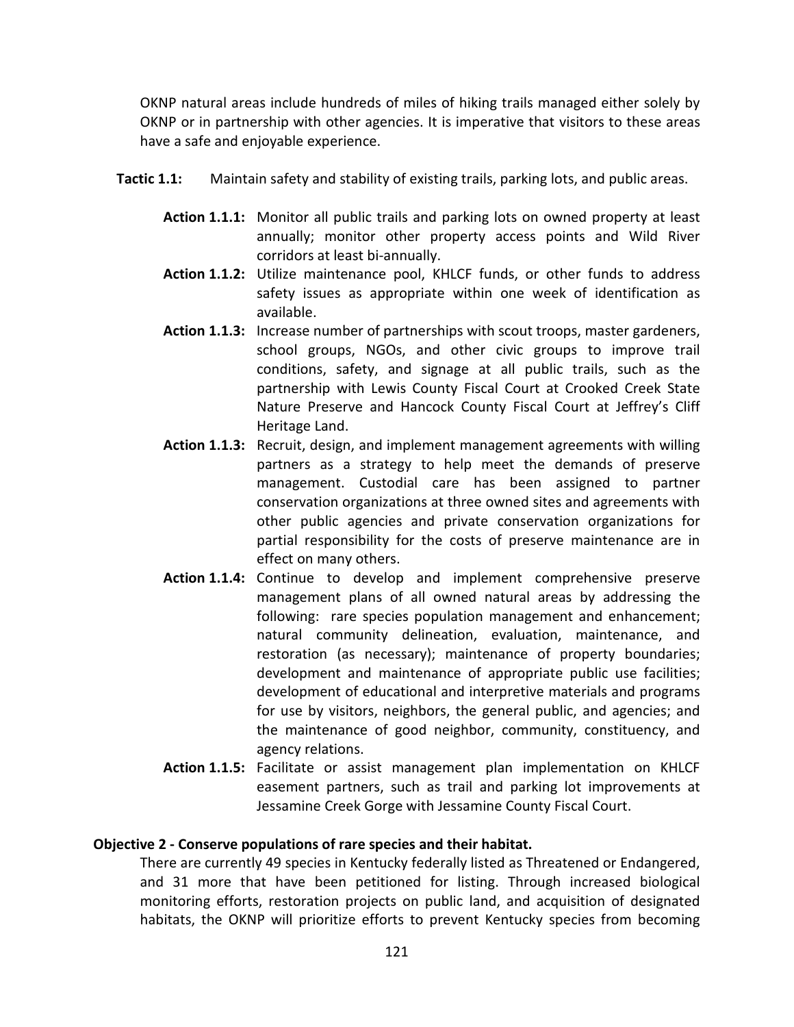OKNP natural areas include hundreds of miles of hiking trails managed either solely by OKNP or in partnership with other agencies. It is imperative that visitors to these areas have a safe and enjoyable experience.

**Tactic 1.1:** Maintain safety and stability of existing trails, parking lots, and public areas.

- **Action 1.1.1:** Monitor all public trails and parking lots on owned property at least annually; monitor other property access points and Wild River corridors at least bi-annually.
- **Action 1.1.2:** Utilize maintenance pool, KHLCF funds, or other funds to address safety issues as appropriate within one week of identification as available.
- **Action 1.1.3:** Increase number of partnerships with scout troops, master gardeners, school groups, NGOs, and other civic groups to improve trail conditions, safety, and signage at all public trails, such as the partnership with Lewis County Fiscal Court at Crooked Creek State Nature Preserve and Hancock County Fiscal Court at Jeffrey's Cliff Heritage Land.
- **Action 1.1.3:** Recruit, design, and implement management agreements with willing partners as a strategy to help meet the demands of preserve management. Custodial care has been assigned to partner conservation organizations at three owned sites and agreements with other public agencies and private conservation organizations for partial responsibility for the costs of preserve maintenance are in effect on many others.
- **Action 1.1.4:** Continue to develop and implement comprehensive preserve management plans of all owned natural areas by addressing the following: rare species population management and enhancement; natural community delineation, evaluation, maintenance, and restoration (as necessary); maintenance of property boundaries; development and maintenance of appropriate public use facilities; development of educational and interpretive materials and programs for use by visitors, neighbors, the general public, and agencies; and the maintenance of good neighbor, community, constituency, and agency relations.
- **Action 1.1.5:** Facilitate or assist management plan implementation on KHLCF easement partners, such as trail and parking lot improvements at Jessamine Creek Gorge with Jessamine County Fiscal Court.

**Objective 2 - Conserve populations of rare species and their habitat.**

There are currently 49 species in Kentucky federally listed as Threatened or Endangered, and 31 more that have been petitioned for listing. Through increased biological monitoring efforts, restoration projects on public land, and acquisition of designated habitats, the OKNP will prioritize efforts to prevent Kentucky species from becoming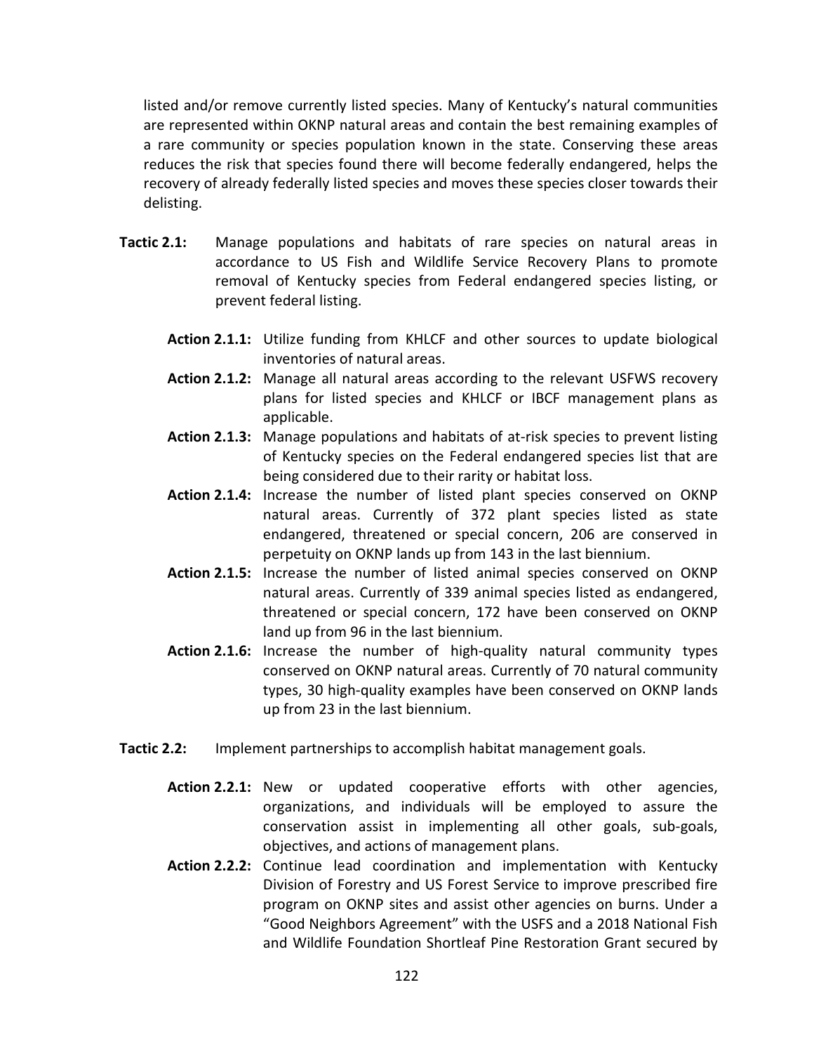listed and/or remove currently listed species. Many of Kentucky's natural communities are represented within OKNP natural areas and contain the best remaining examples of a rare community or species population known in the state. Conserving these areas reduces the risk that species found there will become federally endangered, helps the recovery of already federally listed species and moves these species closer towards their delisting.

**Tactic 2.1:** Manage populations and habitats of rare species on natural areas in accordance to US Fish and Wildlife Service Recovery Plans to promote removal of Kentucky species from Federal endangered species listing, or prevent federal listing.

- **Action 2.1.1:** Utilize funding from KHLCF and other sources to update biological inventories of natural areas.
- **Action 2.1.2:** Manage all natural areas according to the relevant USFWS recovery plans for listed species and KHLCF or IBCF management plans as applicable.
- **Action 2.1.3:** Manage populations and habitats of at-risk species to prevent listing of Kentucky species on the Federal endangered species list that are being considered due to their rarity or habitat loss.
- **Action 2.1.4:** Increase the number of listed plant species conserved on OKNP natural areas. Currently of 372 plant species listed as state endangered, threatened or special concern, 206 are conserved in perpetuity on OKNP lands up from 143 in the last biennium.
- **Action 2.1.5:** Increase the number of listed animal species conserved on OKNP natural areas. Currently of 339 animal species listed as endangered, threatened or special concern, 172 have been conserved on OKNP land up from 96 in the last biennium.
- **Action 2.1.6:** Increase the number of high-quality natural community types conserved on OKNP natural areas. Currently of 70 natural community types, 30 high-quality examples have been conserved on OKNP lands up from 23 in the last biennium.

**Tactic 2.2:** Implement partnerships to accomplish habitat management goals.

- **Action 2.2.1:** New or updated cooperative efforts with other agencies, organizations, and individuals will be employed to assure the conservation assist in implementing all other goals, sub-goals, objectives, and actions of management plans.
- **Action 2.2.2:** Continue lead coordination and implementation with Kentucky Division of Forestry and US Forest Service to improve prescribed fire program on OKNP sites and assist other agencies on burns. Under a "Good Neighbors Agreement" with the USFS and a 2018 National Fish and Wildlife Foundation Shortleaf Pine Restoration Grant secured by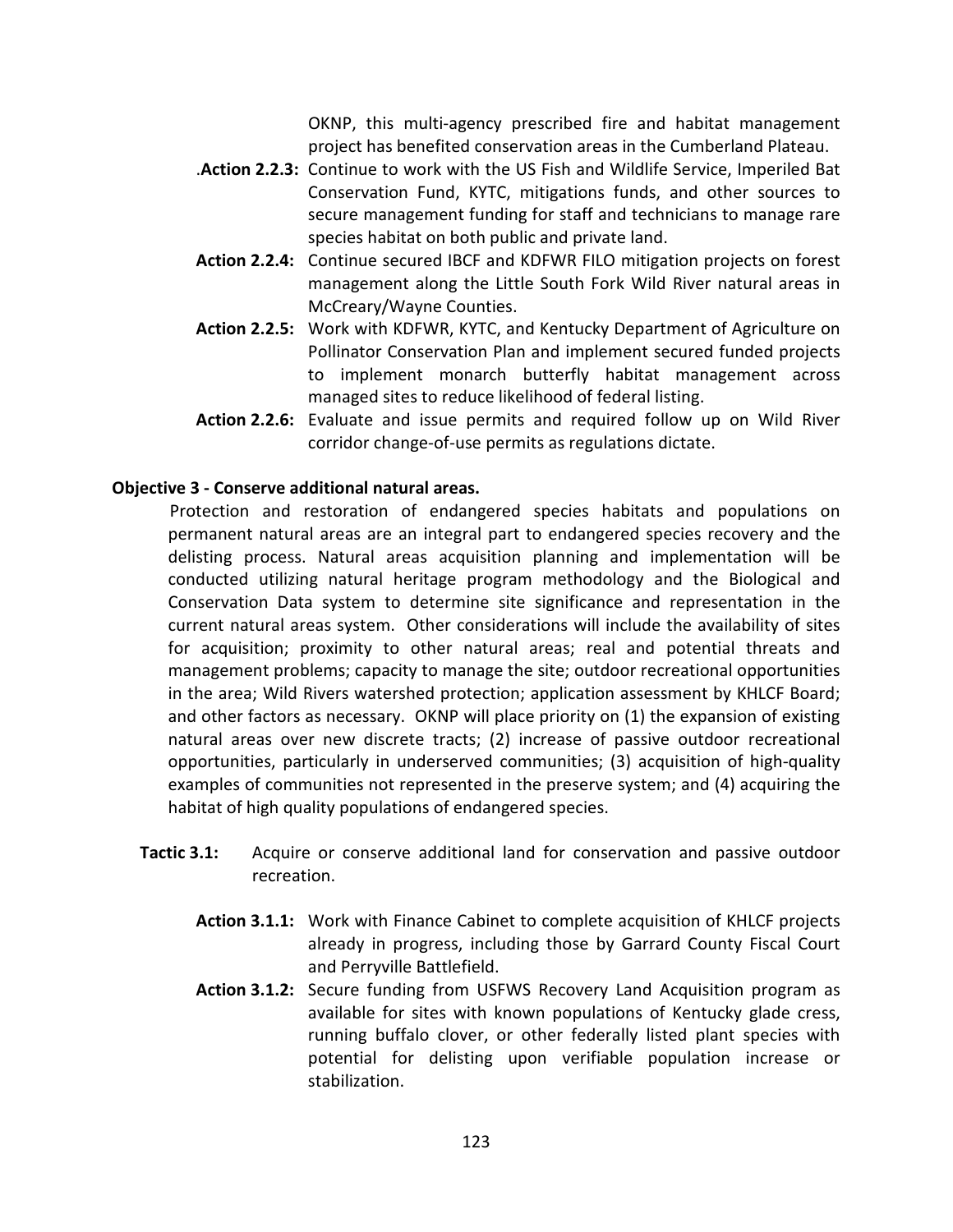OKNP, this multi-agency prescribed fire and habitat management project has benefited conservation areas in the Cumberland Plateau.

.**Action 2.2.3:** Continue to work with the US Fish and Wildlife Service, Imperiled Bat Conservation Fund, KYTC, mitigations funds, and other sources to secure management funding for staff and technicians to manage rare species habitat on both public and private land.

**Action 2.2.4:** Continue secured IBCF and KDFWR FILO mitigation projects on forest management along the Little South Fork Wild River natural areas in McCreary/Wayne Counties.

**Action 2.2.5:** Work with KDFWR, KYTC, and Kentucky Department of Agriculture on Pollinator Conservation Plan and implement secured funded projects to implement monarch butterfly habitat management across managed sites to reduce likelihood of federal listing.

**Action 2.2.6:** Evaluate and issue permits and required follow up on Wild River corridor change-of-use permits as regulations dictate.

**Objective 3 - Conserve additional natural areas.**

Protection and restoration of endangered species habitats and populations on permanent natural areas are an integral part to endangered species recovery and the delisting process. Natural areas acquisition planning and implementation will be conducted utilizing natural heritage program methodology and the Biological and Conservation Data system to determine site significance and representation in the current natural areas system. Other considerations will include the availability of sites for acquisition; proximity to other natural areas; real and potential threats and management problems; capacity to manage the site; outdoor recreational opportunities in the area; Wild Rivers watershed protection; application assessment by KHLCF Board; and other factors as necessary. OKNP will place priority on (1) the expansion of existing natural areas over new discrete tracts; (2) increase of passive outdoor recreational opportunities, particularly in underserved communities; (3) acquisition of high-quality examples of communities not represented in the preserve system; and (4) acquiring the habitat of high quality populations of endangered species.

**Tactic 3.1:** Acquire or conserve additional land for conservation and passive outdoor recreation.

**Action 3.1.1:** Work with Finance Cabinet to complete acquisition of KHLCF projects already in progress, including those by Garrard County Fiscal Court and Perryville Battlefield.

**Action 3.1.2:** Secure funding from USFWS Recovery Land Acquisition program as available for sites with known populations of Kentucky glade cress, running buffalo clover, or other federally listed plant species with potential for delisting upon verifiable population increase or stabilization.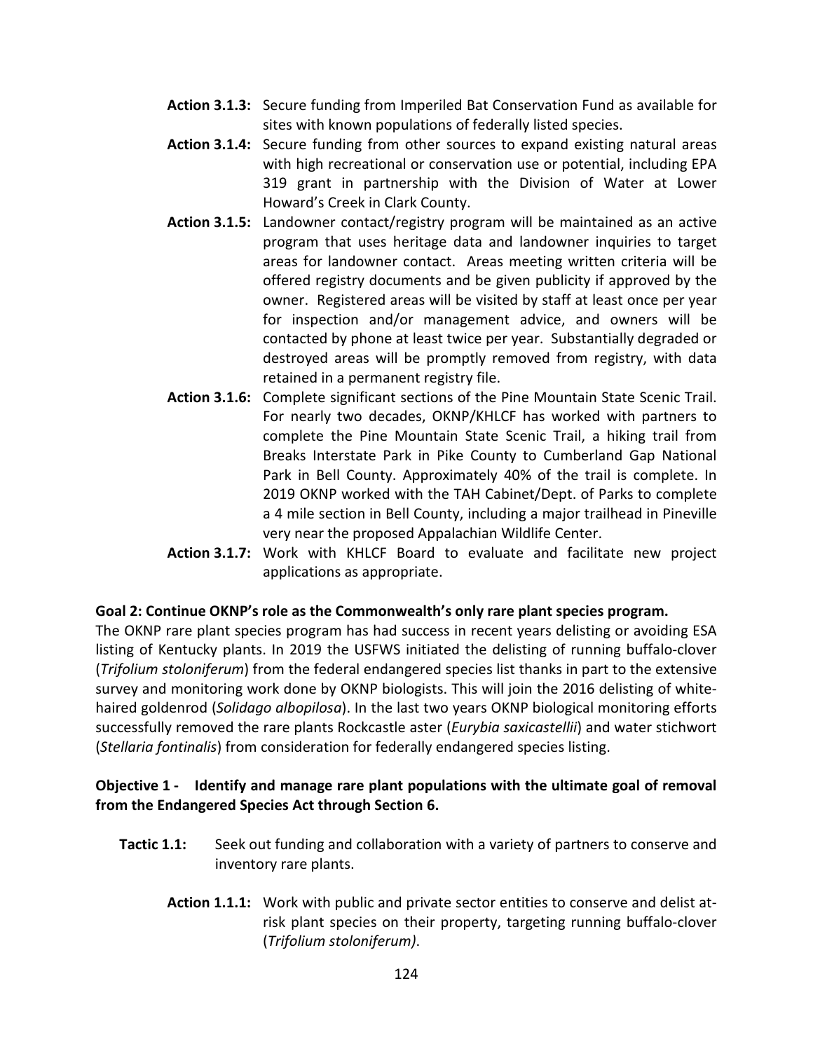**Action 3.1.3:** Secure funding from Imperiled Bat Conservation Fund as available for sites with known populations of federally listed species.

**Action 3.1.4:** Secure funding from other sources to expand existing natural areas with high recreational or conservation use or potential, including EPA 319 grant in partnership with the Division of Water at Lower Howard's Creek in Clark County.

**Action 3.1.5:** Landowner contact/registry program will be maintained as an active program that uses heritage data and landowner inquiries to target areas for landowner contact. Areas meeting written criteria will be offered registry documents and be given publicity if approved by the owner. Registered areas will be visited by staff at least once per year for inspection and/or management advice, and owners will be contacted by phone at least twice per year. Substantially degraded or destroyed areas will be promptly removed from registry, with data retained in a permanent registry file.

**Action 3.1.6:** Complete significant sections of the Pine Mountain State Scenic Trail. For nearly two decades, OKNP/KHLCF has worked with partners to complete the Pine Mountain State Scenic Trail, a hiking trail from Breaks Interstate Park in Pike County to Cumberland Gap National Park in Bell County. Approximately 40% of the trail is complete. In 2019 OKNP worked with the TAH Cabinet/Dept. of Parks to complete a 4 mile section in Bell County, including a major trailhead in Pineville very near the proposed Appalachian Wildlife Center.

**Action 3.1.7:** Work with KHLCF Board to evaluate and facilitate new project applications as appropriate.

**Goal 2: Continue OKNP's role as the Commonwealth's only rare plant species program.**

The OKNP rare plant species program has had success in recent years delisting or avoiding ESA listing of Kentucky plants. In 2019 the USFWS initiated the delisting of running buffalo-clover (*Trifolium stoloniferum*) from the federal endangered species list thanks in part to the extensive survey and monitoring work done by OKNP biologists. This will join the 2016 delisting of white-haired goldenrod (*Solidago albopilosa*). In the last two years OKNP biological monitoring efforts successfully removed the rare plants Rockcastle aster (*Eurybia saxicastellii*) and water stichwort (*Stellaria fontinalis*) from consideration for federally endangered species listing.

**Objective 1 - Identify and manage rare plant populations with the ultimate goal of removal from the Endangered Species Act through Section 6.**

**Tactic 1.1:** Seek out funding and collaboration with a variety of partners to conserve and inventory rare plants.

**Action 1.1.1:** Work with public and private sector entities to conserve and delist at-risk plant species on their property, targeting running buffalo-clover (*Trifolium stoloniferum)*.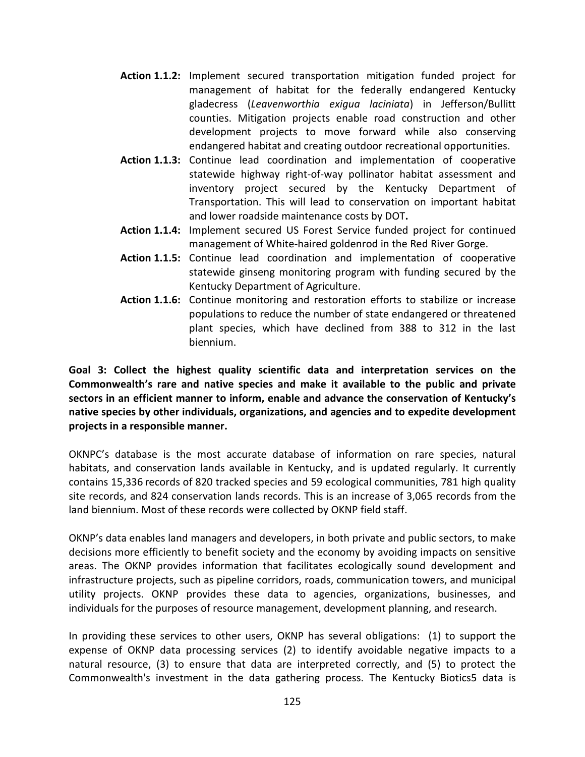**Action 1.1.2:** Implement secured transportation mitigation funded project for management of habitat for the federally endangered Kentucky gladecress (*Leavenworthia exigua laciniata*) in Jefferson/Bullitt counties. Mitigation projects enable road construction and other development projects to move forward while also conserving endangered habitat and creating outdoor recreational opportunities.

**Action 1.1.3:** Continue lead coordination and implementation of cooperative statewide highway right-of-way pollinator habitat assessment and inventory project secured by the Kentucky Department of Transportation. This will lead to conservation on important habitat and lower roadside maintenance costs by DOT**.**

**Action 1.1.4:** Implement secured US Forest Service funded project for continued management of White-haired goldenrod in the Red River Gorge.

**Action 1.1.5:** Continue lead coordination and implementation of cooperative statewide ginseng monitoring program with funding secured by the Kentucky Department of Agriculture.

**Action 1.1.6:** Continue monitoring and restoration efforts to stabilize or increase populations to reduce the number of state endangered or threatened plant species, which have declined from 388 to 312 in the last biennium.

**Goal 3: Collect the highest quality scientific data and interpretation services on the Commonwealth's rare and native species and make it available to the public and private sectors in an efficient manner to inform, enable and advance the conservation of Kentucky's native species by other individuals, organizations, and agencies and to expedite development projects in a responsible manner.**

OKNPC's database is the most accurate database of information on rare species, natural habitats, and conservation lands available in Kentucky, and is updated regularly. It currently contains 15,336 records of 820 tracked species and 59 ecological communities, 781 high quality site records, and 824 conservation lands records. This is an increase of 3,065 records from the land biennium. Most of these records were collected by OKNP field staff.

OKNP's data enables land managers and developers, in both private and public sectors, to make decisions more efficiently to benefit society and the economy by avoiding impacts on sensitive areas. The OKNP provides information that facilitates ecologically sound development and infrastructure projects, such as pipeline corridors, roads, communication towers, and municipal utility projects. OKNP provides these data to agencies, organizations, businesses, and individuals for the purposes of resource management, development planning, and research.

In providing these services to other users, OKNP has several obligations: (1) to support the expense of OKNP data processing services (2) to identify avoidable negative impacts to a natural resource, (3) to ensure that data are interpreted correctly, and (5) to protect the Commonwealth's investment in the data gathering process. The Kentucky Biotics5 data is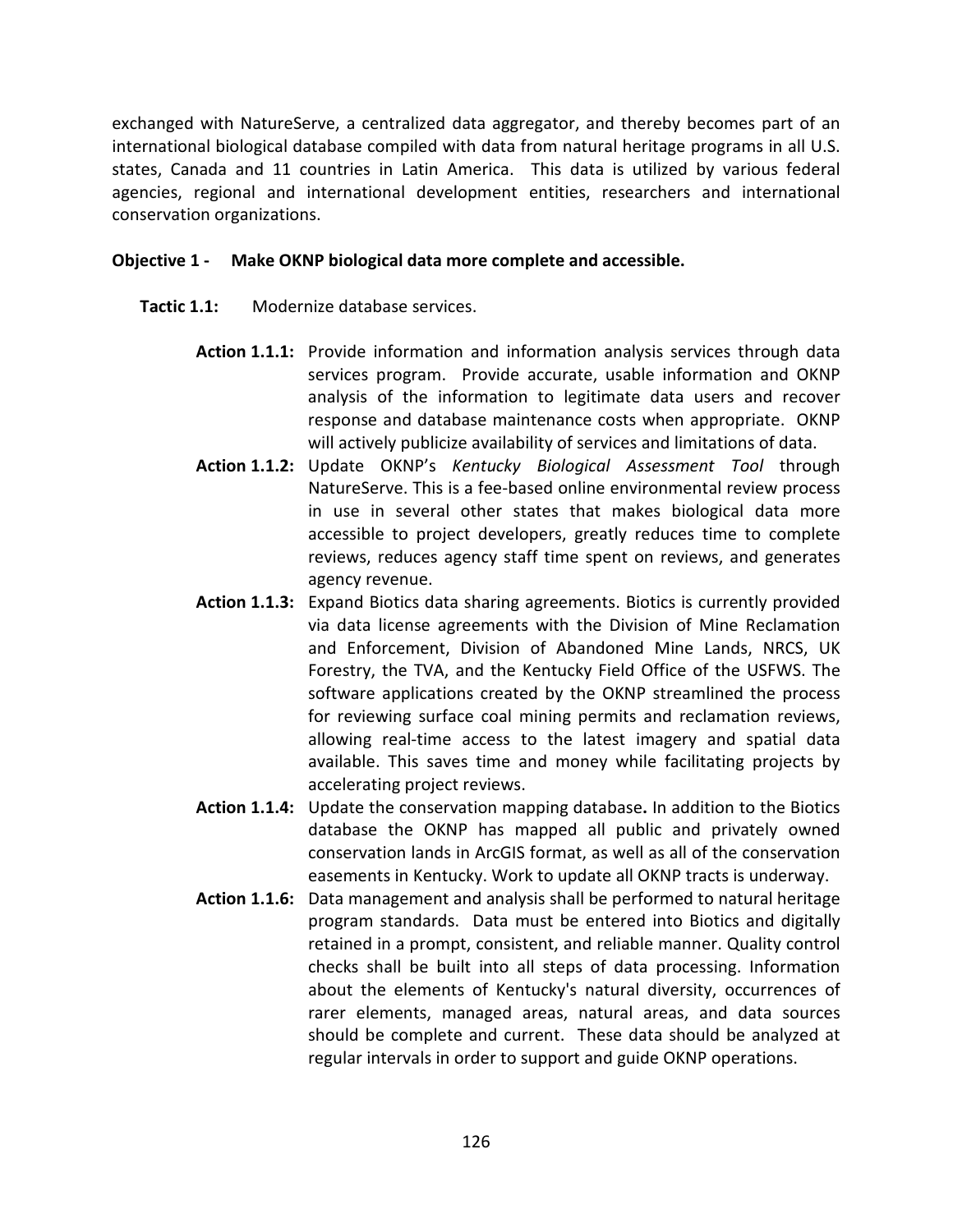exchanged with NatureServe, a centralized data aggregator, and thereby becomes part of an international biological database compiled with data from natural heritage programs in all U.S. states, Canada and 11 countries in Latin America. This data is utilized by various federal agencies, regional and international development entities, researchers and international conservation organizations.

**Objective 1 - Make OKNP biological data more complete and accessible.**

**Tactic 1.1:** Modernize database services.

**Action 1.1.1:** Provide information and information analysis services through data services program. Provide accurate, usable information and OKNP analysis of the information to legitimate data users and recover response and database maintenance costs when appropriate. OKNP will actively publicize availability of services and limitations of data.

**Action 1.1.2:** Update OKNP's *Kentucky Biological Assessment Tool* through NatureServe. This is a fee-based online environmental review process in use in several other states that makes biological data more accessible to project developers, greatly reduces time to complete reviews, reduces agency staff time spent on reviews, and generates agency revenue.

**Action 1.1.3:** Expand Biotics data sharing agreements. Biotics is currently provided via data license agreements with the Division of Mine Reclamation and Enforcement, Division of Abandoned Mine Lands, NRCS, UK Forestry, the TVA, and the Kentucky Field Office of the USFWS. The software applications created by the OKNP streamlined the process for reviewing surface coal mining permits and reclamation reviews, allowing real-time access to the latest imagery and spatial data available. This saves time and money while facilitating projects by accelerating project reviews.

**Action 1.1.4:** Update the conservation mapping database**.** In addition to the Biotics database the OKNP has mapped all public and privately owned conservation lands in ArcGIS format, as well as all of the conservation easements in Kentucky. Work to update all OKNP tracts is underway.

**Action 1.1.6:** Data management and analysis shall be performed to natural heritage program standards. Data must be entered into Biotics and digitally retained in a prompt, consistent, and reliable manner. Quality control checks shall be built into all steps of data processing. Information about the elements of Kentucky's natural diversity, occurrences of rarer elements, managed areas, natural areas, and data sources should be complete and current. These data should be analyzed at regular intervals in order to support and guide OKNP operations.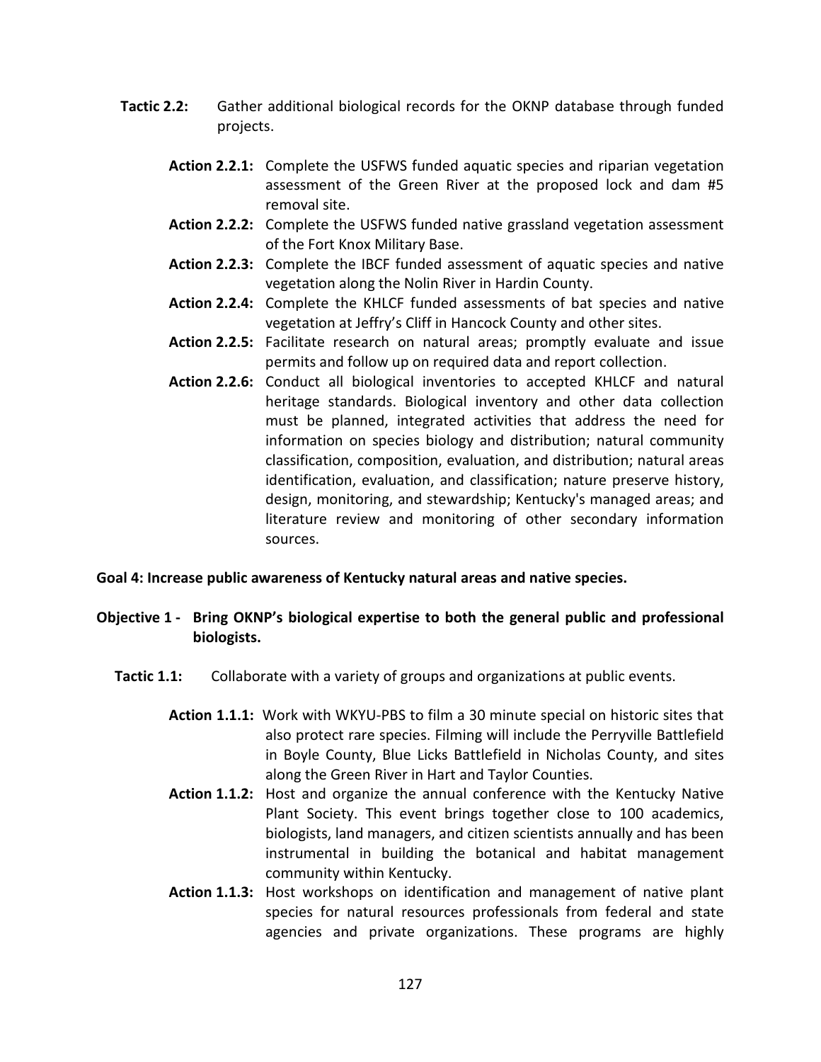**Tactic 2.2:** Gather additional biological records for the OKNP database through funded projects.

- **Action 2.2.1:** Complete the USFWS funded aquatic species and riparian vegetation assessment of the Green River at the proposed lock and dam #5 removal site.
- **Action 2.2.2:** Complete the USFWS funded native grassland vegetation assessment of the Fort Knox Military Base.
- **Action 2.2.3:** Complete the IBCF funded assessment of aquatic species and native vegetation along the Nolin River in Hardin County.
- **Action 2.2.4:** Complete the KHLCF funded assessments of bat species and native vegetation at Jeffry's Cliff in Hancock County and other sites.
- **Action 2.2.5:** Facilitate research on natural areas; promptly evaluate and issue permits and follow up on required data and report collection.
- **Action 2.2.6:** Conduct all biological inventories to accepted KHLCF and natural heritage standards. Biological inventory and other data collection must be planned, integrated activities that address the need for information on species biology and distribution; natural community classification, composition, evaluation, and distribution; natural areas identification, evaluation, and classification; nature preserve history, design, monitoring, and stewardship; Kentucky's managed areas; and literature review and monitoring of other secondary information sources.

**Goal 4: Increase public awareness of Kentucky natural areas and native species.**

**Objective 1 - Bring OKNP's biological expertise to both the general public and professional biologists.**

**Tactic 1.1:** Collaborate with a variety of groups and organizations at public events.

- **Action 1.1.1:** Work with WKYU-PBS to film a 30 minute special on historic sites that also protect rare species. Filming will include the Perryville Battlefield in Boyle County, Blue Licks Battlefield in Nicholas County, and sites along the Green River in Hart and Taylor Counties.
- **Action 1.1.2:** Host and organize the annual conference with the Kentucky Native Plant Society. This event brings together close to 100 academics, biologists, land managers, and citizen scientists annually and has been instrumental in building the botanical and habitat management community within Kentucky.
- **Action 1.1.3:** Host workshops on identification and management of native plant species for natural resources professionals from federal and state agencies and private organizations. These programs are highly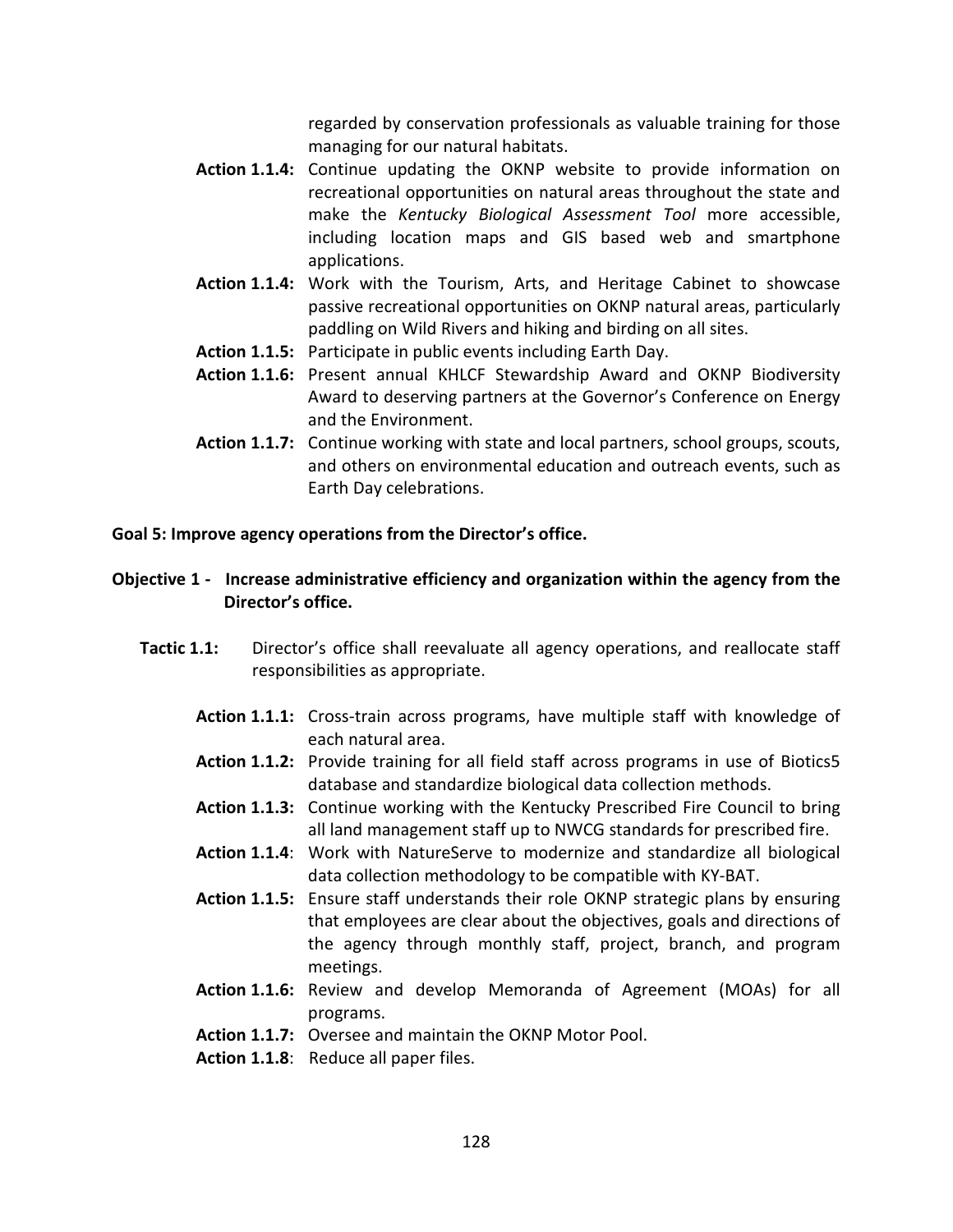regarded by conservation professionals as valuable training for those managing for our natural habitats.

**Action 1.1.4:** Continue updating the OKNP website to provide information on recreational opportunities on natural areas throughout the state and make the *Kentucky Biological Assessment Tool* more accessible, including location maps and GIS based web and smartphone applications.

**Action 1.1.4:** Work with the Tourism, Arts, and Heritage Cabinet to showcase passive recreational opportunities on OKNP natural areas, particularly paddling on Wild Rivers and hiking and birding on all sites.

**Action 1.1.5:** Participate in public events including Earth Day.

**Action 1.1.6:** Present annual KHLCF Stewardship Award and OKNP Biodiversity Award to deserving partners at the Governor's Conference on Energy and the Environment.

**Action 1.1.7:** Continue working with state and local partners, school groups, scouts, and others on environmental education and outreach events, such as Earth Day celebrations.

**Goal 5: Improve agency operations from the Director's office.**

**Objective 1 - Increase administrative efficiency and organization within the agency from the Director's office.**

**Tactic 1.1:** Director's office shall reevaluate all agency operations, and reallocate staff responsibilities as appropriate.

**Action 1.1.1:** Cross-train across programs, have multiple staff with knowledge of each natural area.

**Action 1.1.2:** Provide training for all field staff across programs in use of Biotics5 database and standardize biological data collection methods.

**Action 1.1.3:** Continue working with the Kentucky Prescribed Fire Council to bring all land management staff up to NWCG standards for prescribed fire.

**Action 1.1.4**: Work with NatureServe to modernize and standardize all biological data collection methodology to be compatible with KY-BAT.

**Action 1.1.5:** Ensure staff understands their role OKNP strategic plans by ensuring that employees are clear about the objectives, goals and directions of the agency through monthly staff, project, branch, and program meetings.

**Action 1.1.6:** Review and develop Memoranda of Agreement (MOAs) for all programs.

**Action 1.1.7:** Oversee and maintain the OKNP Motor Pool.

**Action 1.1.8**: Reduce all paper files.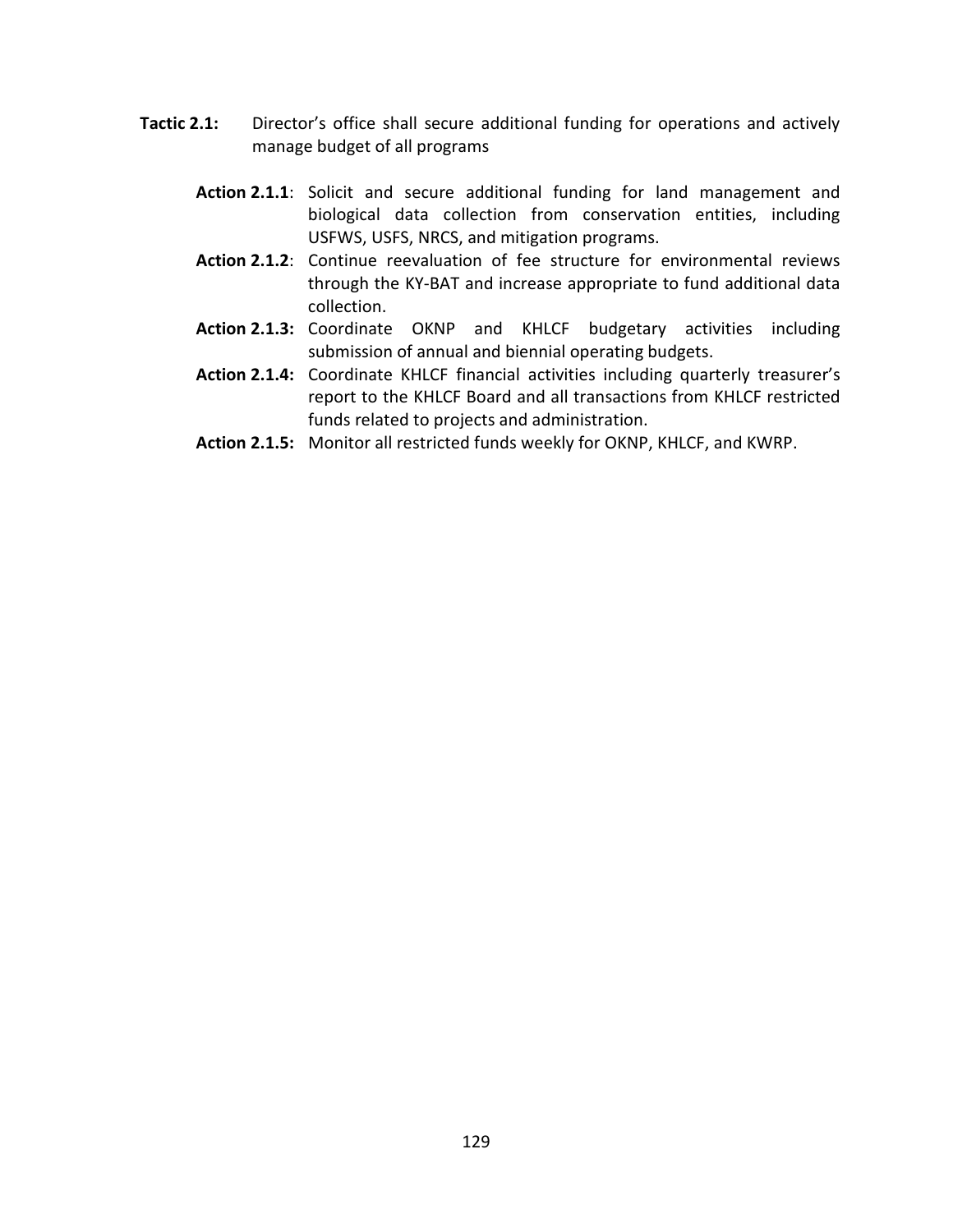**Tactic 2.1:** Director's office shall secure additional funding for operations and actively manage budget of all programs

- **Action 2.1.1**: Solicit and secure additional funding for land management and biological data collection from conservation entities, including USFWS, USFS, NRCS, and mitigation programs.
- **Action 2.1.2**: Continue reevaluation of fee structure for environmental reviews through the KY-BAT and increase appropriate to fund additional data collection.
- **Action 2.1.3:** Coordinate OKNP and KHLCF budgetary activities including submission of annual and biennial operating budgets.
- **Action 2.1.4:** Coordinate KHLCF financial activities including quarterly treasurer's report to the KHLCF Board and all transactions from KHLCF restricted funds related to projects and administration.
- **Action 2.1.5:** Monitor all restricted funds weekly for OKNP, KHLCF, and KWRP.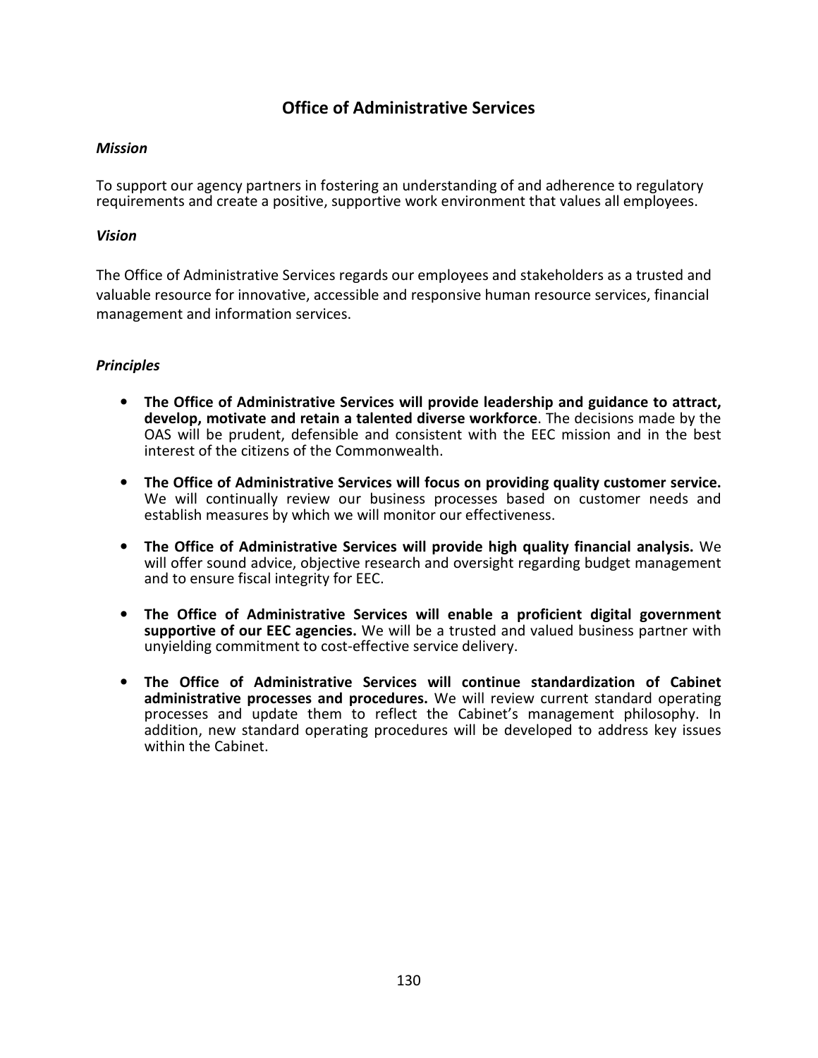# Office of Administrative Services

***Mission***

To support our agency partners in fostering an understanding of and adherence to regulatory requirements and create a positive, supportive work environment that values all employees.

***Vision***

The Office of Administrative Services regards our employees and stakeholders as a trusted and valuable resource for innovative, accessible and responsive human resource services, financial management and information services.

***Principles***

- **The Office of Administrative Services will provide leadership and guidance to attract, develop, motivate and retain a talented diverse workforce**. The decisions made by the OAS will be prudent, defensible and consistent with the EEC mission and in the best interest of the citizens of the Commonwealth.

- **The Office of Administrative Services will focus on providing quality customer service.** We will continually review our business processes based on customer needs and establish measures by which we will monitor our effectiveness.

- **The Office of Administrative Services will provide high quality financial analysis.** We will offer sound advice, objective research and oversight regarding budget management and to ensure fiscal integrity for EEC.

- **The Office of Administrative Services will enable a proficient digital government supportive of our EEC agencies.** We will be a trusted and valued business partner with unyielding commitment to cost-effective service delivery.

- **The Office of Administrative Services will continue standardization of Cabinet administrative processes and procedures.** We will review current standard operating processes and update them to reflect the Cabinet's management philosophy. In addition, new standard operating procedures will be developed to address key issues within the Cabinet.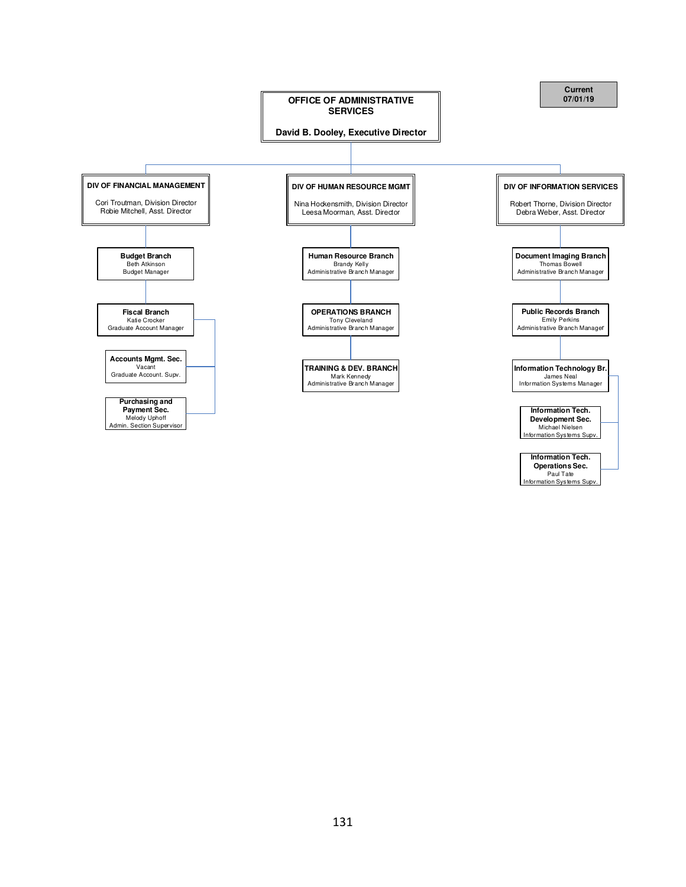**Current 07/01/19**

# OFFICE OF ADMINISTRATIVE SERVICES

**David B. Dooley, Executive Director**

## DIV OF FINANCIAL MANAGEMENT

Cori Troutman, Division Director
Robie Mitchell, Asst. Director

- **Budget Branch**
  Beth Atkinson
  Budget Manager
- **Fiscal Branch**
  Katie Crocker
  Graduate Account Manager
  - **Accounts Mgmt. Sec.**
    Vacant
    Graduate Account. Supv.
  - **Purchasing and Payment Sec.**
    Melody Uphoff
    Admin. Section Supervisor

## DIV OF HUMAN RESOURCE MGMT

Nina Hockensmith, Division Director
Leesa Moorman, Asst. Director

- **Human Resource Branch**
  Brandy Kelly
  Administrative Branch Manager
- **OPERATIONS BRANCH**
  Tony Cleveland
  Administrative Branch Manager
- **TRAINING & DEV. BRANCH**
  Mark Kennedy
  Administrative Branch Manager

## DIV OF INFORMATION SERVICES

Robert Thorne, Division Director
Debra Weber, Asst. Director

- **Document Imaging Branch**
  Thomas Bowell
  Administrative Branch Manager
- **Public Records Branch**
  Emily Perkins
  Administrative Branch Manager
- **Information Technology Br.**
  James Neal
  Information Systems Manager
  - **Information Tech. Development Sec.**
    Michael Nielsen
    Information Systems Supv.
  - **Information Tech. Operations Sec.**
    Paul Tate
    Information Systems Supv.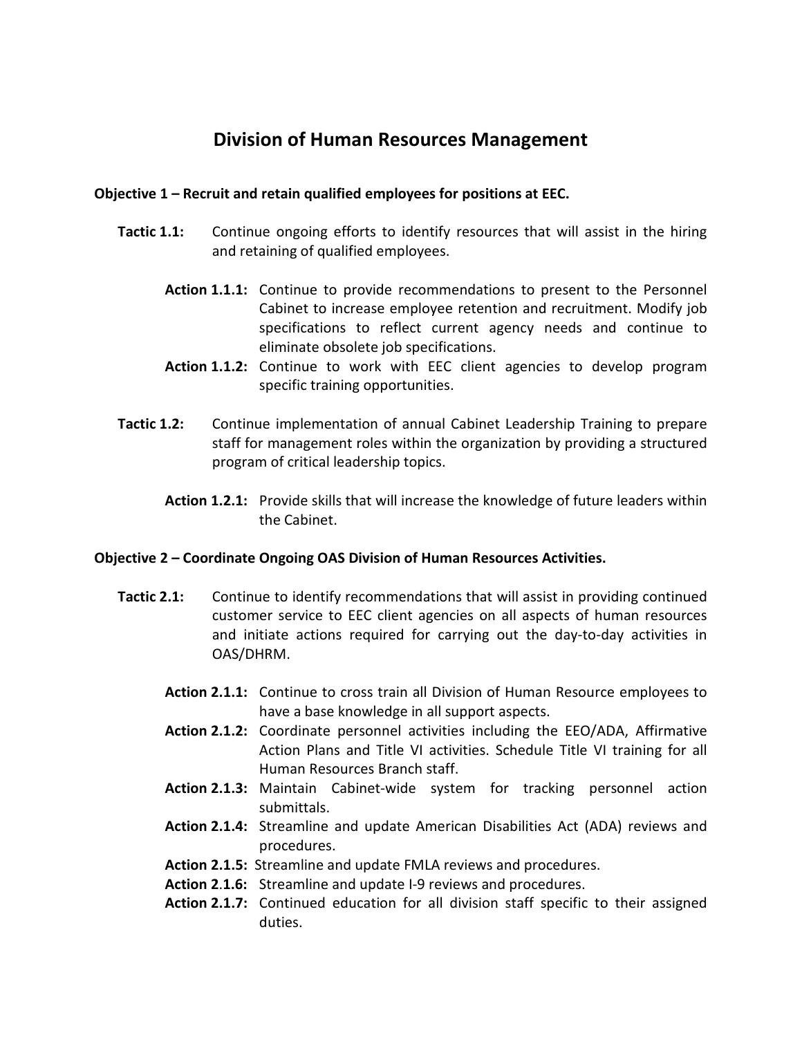# Division of Human Resources Management

**Objective 1 – Recruit and retain qualified employees for positions at EEC.**

**Tactic 1.1:** Continue ongoing efforts to identify resources that will assist in the hiring and retaining of qualified employees.

- **Action 1.1.1:** Continue to provide recommendations to present to the Personnel Cabinet to increase employee retention and recruitment. Modify job specifications to reflect current agency needs and continue to eliminate obsolete job specifications.
- **Action 1.1.2:** Continue to work with EEC client agencies to develop program specific training opportunities.

**Tactic 1.2:** Continue implementation of annual Cabinet Leadership Training to prepare staff for management roles within the organization by providing a structured program of critical leadership topics.

- **Action 1.2.1:** Provide skills that will increase the knowledge of future leaders within the Cabinet.

**Objective 2 – Coordinate Ongoing OAS Division of Human Resources Activities.**

**Tactic 2.1:** Continue to identify recommendations that will assist in providing continued customer service to EEC client agencies on all aspects of human resources and initiate actions required for carrying out the day-to-day activities in OAS/DHRM.

- **Action 2.1.1:** Continue to cross train all Division of Human Resource employees to have a base knowledge in all support aspects.
- **Action 2.1.2:** Coordinate personnel activities including the EEO/ADA, Affirmative Action Plans and Title VI activities. Schedule Title VI training for all Human Resources Branch staff.
- **Action 2.1.3:** Maintain Cabinet-wide system for tracking personnel action submittals.
- **Action 2.1.4:** Streamline and update American Disabilities Act (ADA) reviews and procedures.
- **Action 2.1.5:** Streamline and update FMLA reviews and procedures.
- **Action 2.1.6:** Streamline and update I-9 reviews and procedures.
- **Action 2.1.7:** Continued education for all division staff specific to their assigned duties.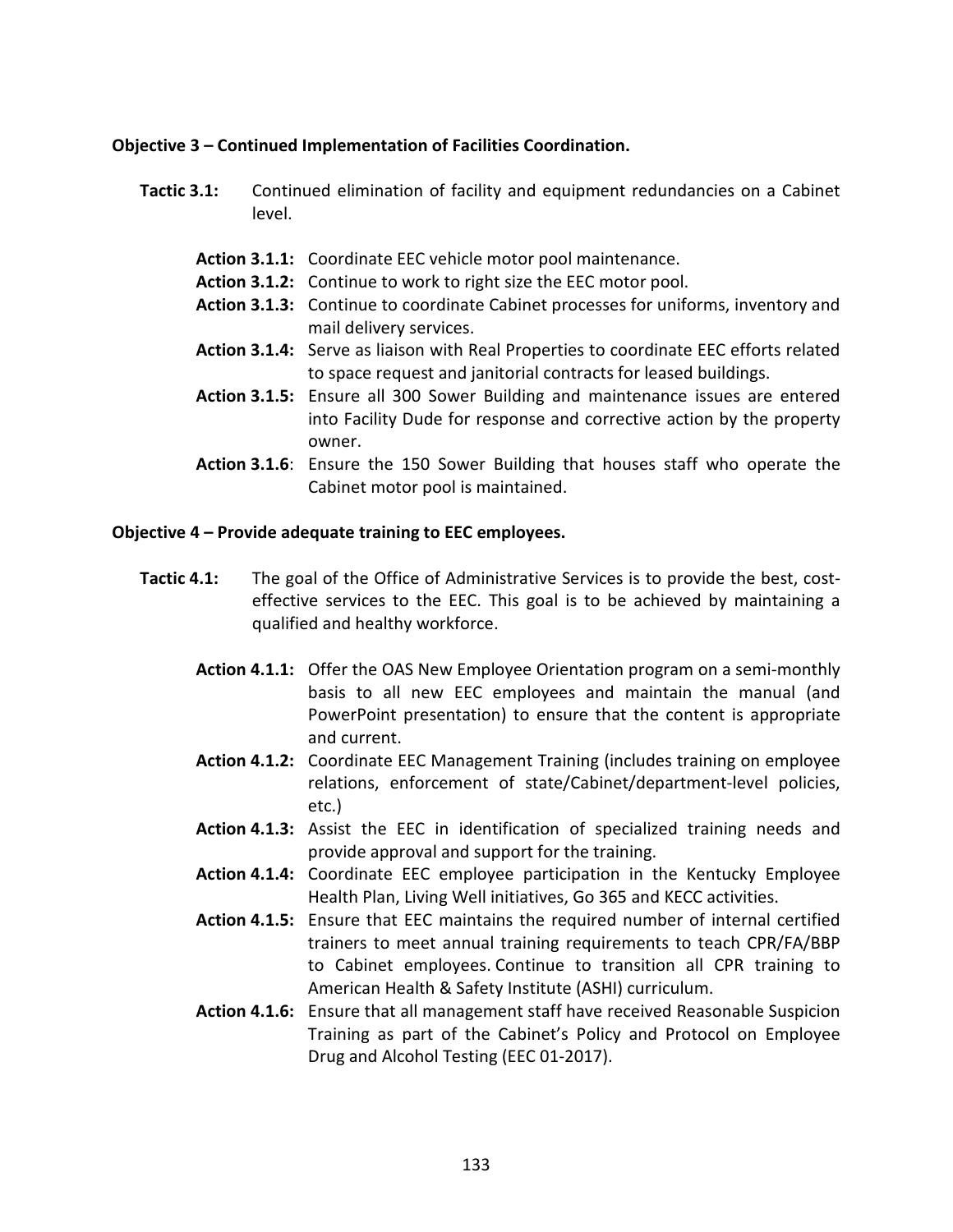**Objective 3 – Continued Implementation of Facilities Coordination.**

**Tactic 3.1:** Continued elimination of facility and equipment redundancies on a Cabinet level.

**Action 3.1.1:** Coordinate EEC vehicle motor pool maintenance.
**Action 3.1.2:** Continue to work to right size the EEC motor pool.
**Action 3.1.3:** Continue to coordinate Cabinet processes for uniforms, inventory and mail delivery services.
**Action 3.1.4:** Serve as liaison with Real Properties to coordinate EEC efforts related to space request and janitorial contracts for leased buildings.
**Action 3.1.5:** Ensure all 300 Sower Building and maintenance issues are entered into Facility Dude for response and corrective action by the property owner.
**Action 3.1.6**: Ensure the 150 Sower Building that houses staff who operate the Cabinet motor pool is maintained.

**Objective 4 – Provide adequate training to EEC employees.**

**Tactic 4.1:** The goal of the Office of Administrative Services is to provide the best, cost-effective services to the EEC. This goal is to be achieved by maintaining a qualified and healthy workforce.

**Action 4.1.1:** Offer the OAS New Employee Orientation program on a semi-monthly basis to all new EEC employees and maintain the manual (and PowerPoint presentation) to ensure that the content is appropriate and current.
**Action 4.1.2:** Coordinate EEC Management Training (includes training on employee relations, enforcement of state/Cabinet/department-level policies, etc.)
**Action 4.1.3:** Assist the EEC in identification of specialized training needs and provide approval and support for the training.
**Action 4.1.4:** Coordinate EEC employee participation in the Kentucky Employee Health Plan, Living Well initiatives, Go 365 and KECC activities.
**Action 4.1.5:** Ensure that EEC maintains the required number of internal certified trainers to meet annual training requirements to teach CPR/FA/BBP to Cabinet employees. Continue to transition all CPR training to American Health & Safety Institute (ASHI) curriculum.
**Action 4.1.6:** Ensure that all management staff have received Reasonable Suspicion Training as part of the Cabinet's Policy and Protocol on Employee Drug and Alcohol Testing (EEC 01-2017).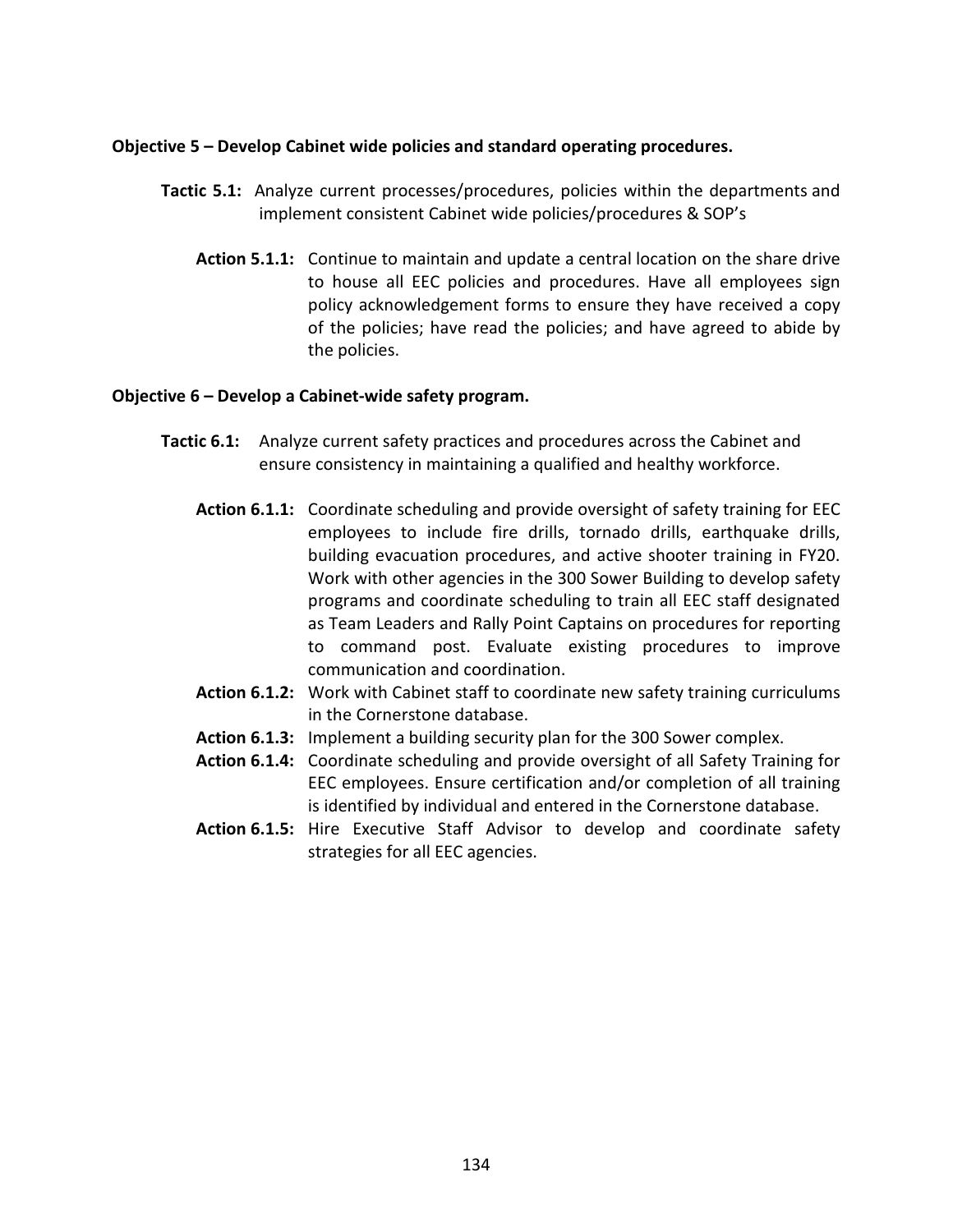**Objective 5 – Develop Cabinet wide policies and standard operating procedures.**

**Tactic 5.1:** Analyze current processes/procedures, policies within the departments and implement consistent Cabinet wide policies/procedures & SOP's

**Action 5.1.1:** Continue to maintain and update a central location on the share drive to house all EEC policies and procedures. Have all employees sign policy acknowledgement forms to ensure they have received a copy of the policies; have read the policies; and have agreed to abide by the policies.

**Objective 6 – Develop a Cabinet-wide safety program.**

**Tactic 6.1:** Analyze current safety practices and procedures across the Cabinet and ensure consistency in maintaining a qualified and healthy workforce.

**Action 6.1.1:** Coordinate scheduling and provide oversight of safety training for EEC employees to include fire drills, tornado drills, earthquake drills, building evacuation procedures, and active shooter training in FY20. Work with other agencies in the 300 Sower Building to develop safety programs and coordinate scheduling to train all EEC staff designated as Team Leaders and Rally Point Captains on procedures for reporting to command post. Evaluate existing procedures to improve communication and coordination.

**Action 6.1.2:** Work with Cabinet staff to coordinate new safety training curriculums in the Cornerstone database.

**Action 6.1.3:** Implement a building security plan for the 300 Sower complex.

**Action 6.1.4:** Coordinate scheduling and provide oversight of all Safety Training for EEC employees. Ensure certification and/or completion of all training is identified by individual and entered in the Cornerstone database.

**Action 6.1.5:** Hire Executive Staff Advisor to develop and coordinate safety strategies for all EEC agencies.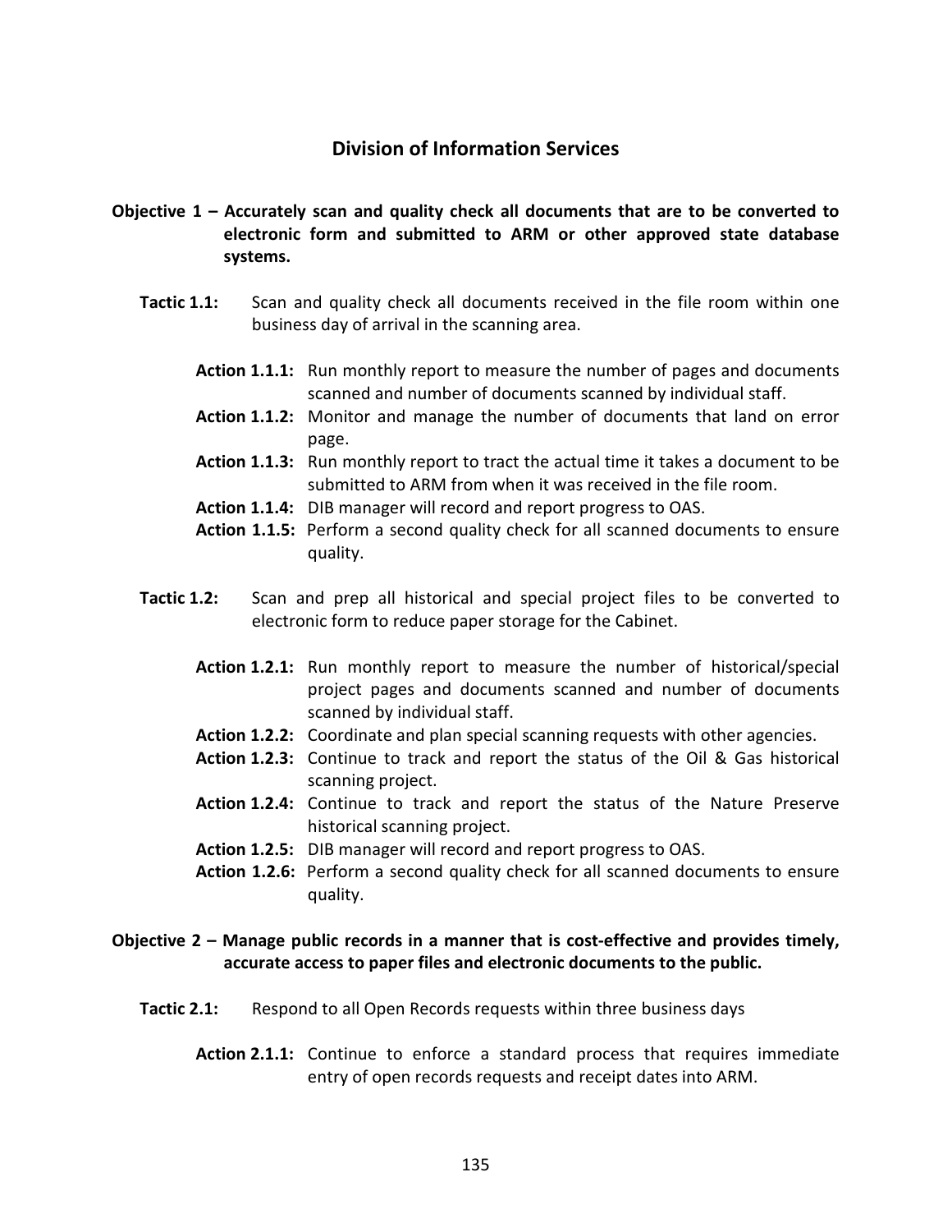## Division of Information Services

**Objective 1 – Accurately scan and quality check all documents that are to be converted to electronic form and submitted to ARM or other approved state database systems.**

**Tactic 1.1:** Scan and quality check all documents received in the file room within one business day of arrival in the scanning area.

- **Action 1.1.1:** Run monthly report to measure the number of pages and documents scanned and number of documents scanned by individual staff.
- **Action 1.1.2:** Monitor and manage the number of documents that land on error page.
- **Action 1.1.3:** Run monthly report to tract the actual time it takes a document to be submitted to ARM from when it was received in the file room.
- **Action 1.1.4:** DIB manager will record and report progress to OAS.
- **Action 1.1.5:** Perform a second quality check for all scanned documents to ensure quality.

**Tactic 1.2:** Scan and prep all historical and special project files to be converted to electronic form to reduce paper storage for the Cabinet.

- **Action 1.2.1:** Run monthly report to measure the number of historical/special project pages and documents scanned and number of documents scanned by individual staff.
- **Action 1.2.2:** Coordinate and plan special scanning requests with other agencies.
- **Action 1.2.3:** Continue to track and report the status of the Oil & Gas historical scanning project.
- **Action 1.2.4:** Continue to track and report the status of the Nature Preserve historical scanning project.
- **Action 1.2.5:** DIB manager will record and report progress to OAS.
- **Action 1.2.6:** Perform a second quality check for all scanned documents to ensure quality.

**Objective 2 – Manage public records in a manner that is cost-effective and provides timely, accurate access to paper files and electronic documents to the public.**

**Tactic 2.1:** Respond to all Open Records requests within three business days

- **Action 2.1.1:** Continue to enforce a standard process that requires immediate entry of open records requests and receipt dates into ARM.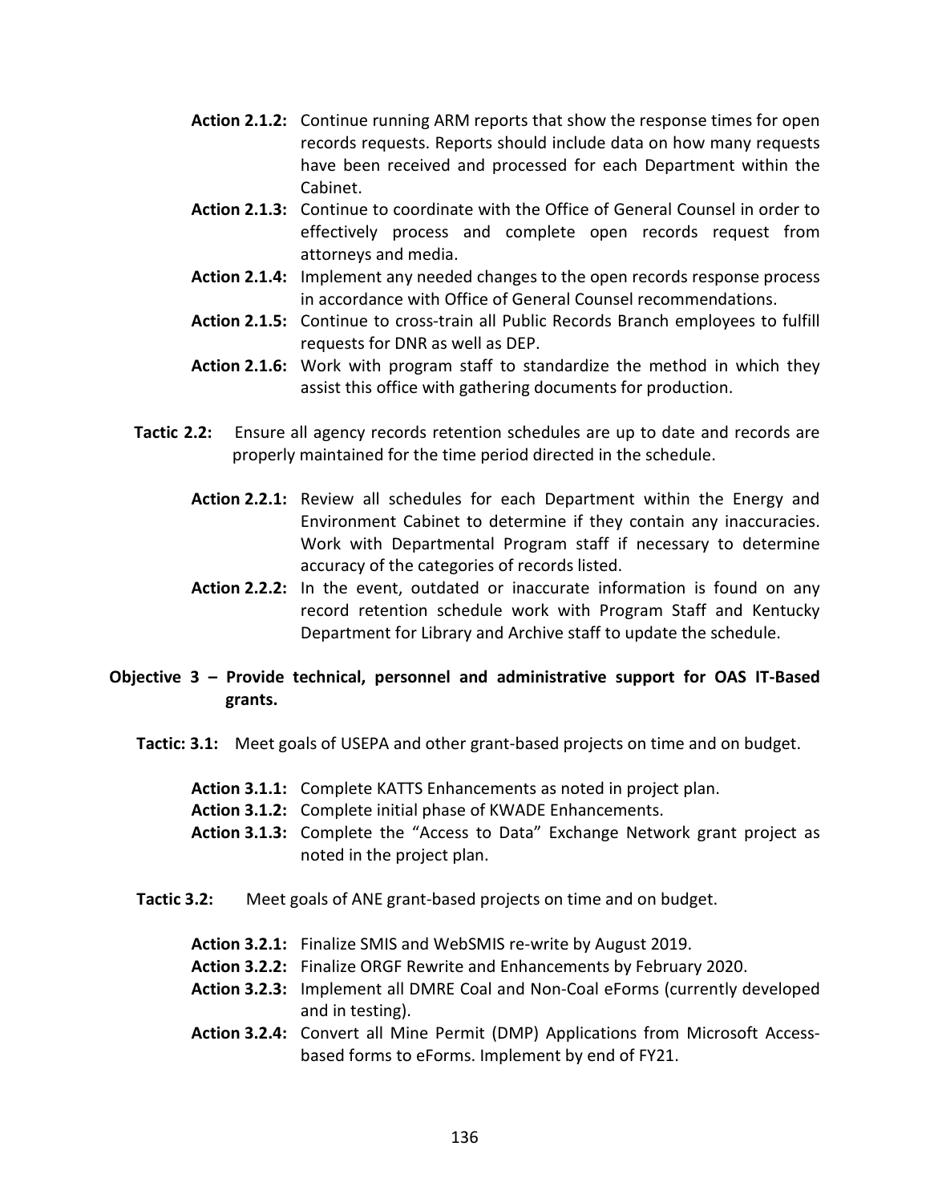**Action 2.1.2:** Continue running ARM reports that show the response times for open records requests. Reports should include data on how many requests have been received and processed for each Department within the Cabinet.

**Action 2.1.3:** Continue to coordinate with the Office of General Counsel in order to effectively process and complete open records request from attorneys and media.

**Action 2.1.4:** Implement any needed changes to the open records response process in accordance with Office of General Counsel recommendations.

**Action 2.1.5:** Continue to cross-train all Public Records Branch employees to fulfill requests for DNR as well as DEP.

**Action 2.1.6:** Work with program staff to standardize the method in which they assist this office with gathering documents for production.

**Tactic 2.2:** Ensure all agency records retention schedules are up to date and records are properly maintained for the time period directed in the schedule.

**Action 2.2.1:** Review all schedules for each Department within the Energy and Environment Cabinet to determine if they contain any inaccuracies. Work with Departmental Program staff if necessary to determine accuracy of the categories of records listed.

**Action 2.2.2:** In the event, outdated or inaccurate information is found on any record retention schedule work with Program Staff and Kentucky Department for Library and Archive staff to update the schedule.

**Objective 3 – Provide technical, personnel and administrative support for OAS IT-Based grants.**

**Tactic: 3.1:** Meet goals of USEPA and other grant-based projects on time and on budget.

**Action 3.1.1:** Complete KATTS Enhancements as noted in project plan.

**Action 3.1.2:** Complete initial phase of KWADE Enhancements.

**Action 3.1.3:** Complete the "Access to Data" Exchange Network grant project as noted in the project plan.

**Tactic 3.2:** Meet goals of ANE grant-based projects on time and on budget.

**Action 3.2.1:** Finalize SMIS and WebSMIS re-write by August 2019.

**Action 3.2.2:** Finalize ORGF Rewrite and Enhancements by February 2020.

**Action 3.2.3:** Implement all DMRE Coal and Non-Coal eForms (currently developed and in testing).

**Action 3.2.4:** Convert all Mine Permit (DMP) Applications from Microsoft Access-based forms to eForms. Implement by end of FY21.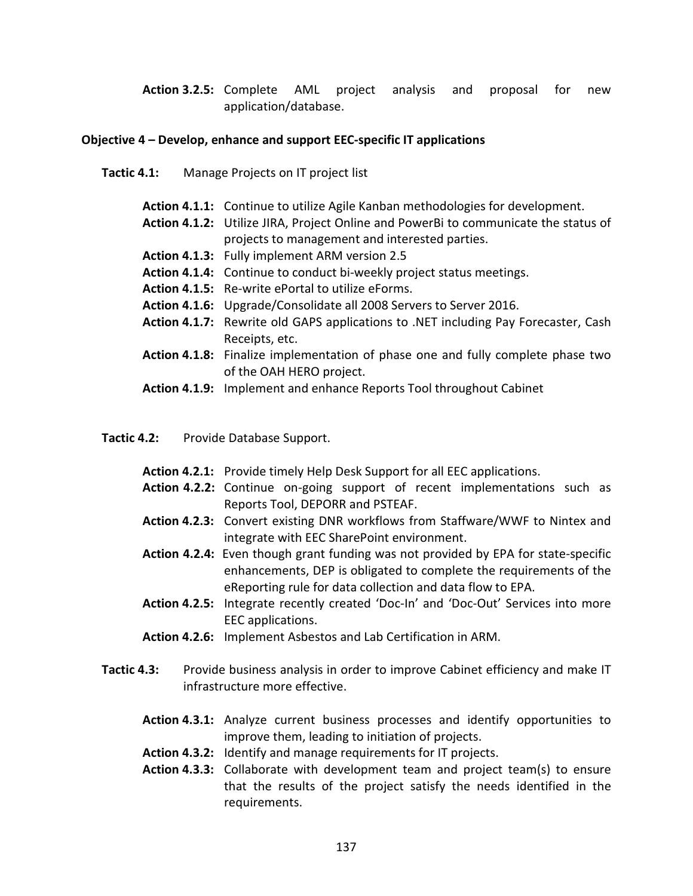**Action 3.2.5:** Complete AML project analysis and proposal for new application/database.

**Objective 4 – Develop, enhance and support EEC-specific IT applications**

**Tactic 4.1:** Manage Projects on IT project list

**Action 4.1.1:** Continue to utilize Agile Kanban methodologies for development.
**Action 4.1.2:** Utilize JIRA, Project Online and PowerBi to communicate the status of projects to management and interested parties.
**Action 4.1.3:** Fully implement ARM version 2.5
**Action 4.1.4:** Continue to conduct bi-weekly project status meetings.
**Action 4.1.5:** Re-write ePortal to utilize eForms.
**Action 4.1.6:** Upgrade/Consolidate all 2008 Servers to Server 2016.
**Action 4.1.7:** Rewrite old GAPS applications to .NET including Pay Forecaster, Cash Receipts, etc.
**Action 4.1.8:** Finalize implementation of phase one and fully complete phase two of the OAH HERO project.
**Action 4.1.9:** Implement and enhance Reports Tool throughout Cabinet

**Tactic 4.2:** Provide Database Support.

**Action 4.2.1:** Provide timely Help Desk Support for all EEC applications.
**Action 4.2.2:** Continue on-going support of recent implementations such as Reports Tool, DEPORR and PSTEAF.
**Action 4.2.3:** Convert existing DNR workflows from Staffware/WWF to Nintex and integrate with EEC SharePoint environment.
**Action 4.2.4:** Even though grant funding was not provided by EPA for state-specific enhancements, DEP is obligated to complete the requirements of the eReporting rule for data collection and data flow to EPA.
**Action 4.2.5:** Integrate recently created 'Doc-In' and 'Doc-Out' Services into more EEC applications.
**Action 4.2.6:** Implement Asbestos and Lab Certification in ARM.

**Tactic 4.3:** Provide business analysis in order to improve Cabinet efficiency and make IT infrastructure more effective.

**Action 4.3.1:** Analyze current business processes and identify opportunities to improve them, leading to initiation of projects.
**Action 4.3.2:** Identify and manage requirements for IT projects.
**Action 4.3.3:** Collaborate with development team and project team(s) to ensure that the results of the project satisfy the needs identified in the requirements.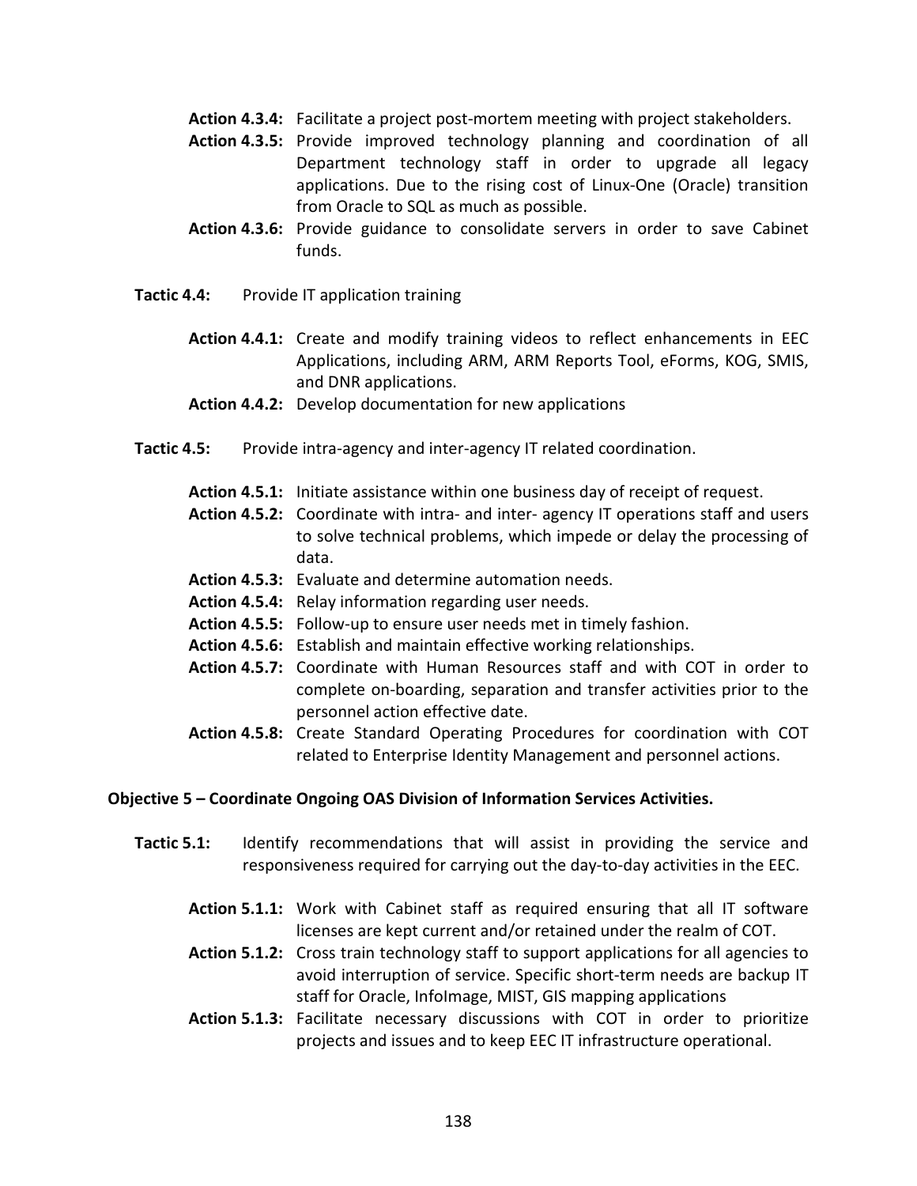**Action 4.3.4:** Facilitate a project post-mortem meeting with project stakeholders.

**Action 4.3.5:** Provide improved technology planning and coordination of all Department technology staff in order to upgrade all legacy applications. Due to the rising cost of Linux-One (Oracle) transition from Oracle to SQL as much as possible.

**Action 4.3.6:** Provide guidance to consolidate servers in order to save Cabinet funds.

**Tactic 4.4:** Provide IT application training

**Action 4.4.1:** Create and modify training videos to reflect enhancements in EEC Applications, including ARM, ARM Reports Tool, eForms, KOG, SMIS, and DNR applications.

**Action 4.4.2:** Develop documentation for new applications

**Tactic 4.5:** Provide intra-agency and inter-agency IT related coordination.

**Action 4.5.1:** Initiate assistance within one business day of receipt of request.

**Action 4.5.2:** Coordinate with intra- and inter- agency IT operations staff and users to solve technical problems, which impede or delay the processing of data.

**Action 4.5.3:** Evaluate and determine automation needs.

**Action 4.5.4:** Relay information regarding user needs.

**Action 4.5.5:** Follow-up to ensure user needs met in timely fashion.

**Action 4.5.6:** Establish and maintain effective working relationships.

**Action 4.5.7:** Coordinate with Human Resources staff and with COT in order to complete on-boarding, separation and transfer activities prior to the personnel action effective date.

**Action 4.5.8:** Create Standard Operating Procedures for coordination with COT related to Enterprise Identity Management and personnel actions.

**Objective 5 – Coordinate Ongoing OAS Division of Information Services Activities.**

**Tactic 5.1:** Identify recommendations that will assist in providing the service and responsiveness required for carrying out the day-to-day activities in the EEC.

**Action 5.1.1:** Work with Cabinet staff as required ensuring that all IT software licenses are kept current and/or retained under the realm of COT.

**Action 5.1.2:** Cross train technology staff to support applications for all agencies to avoid interruption of service. Specific short-term needs are backup IT staff for Oracle, InfoImage, MIST, GIS mapping applications

**Action 5.1.3:** Facilitate necessary discussions with COT in order to prioritize projects and issues and to keep EEC IT infrastructure operational.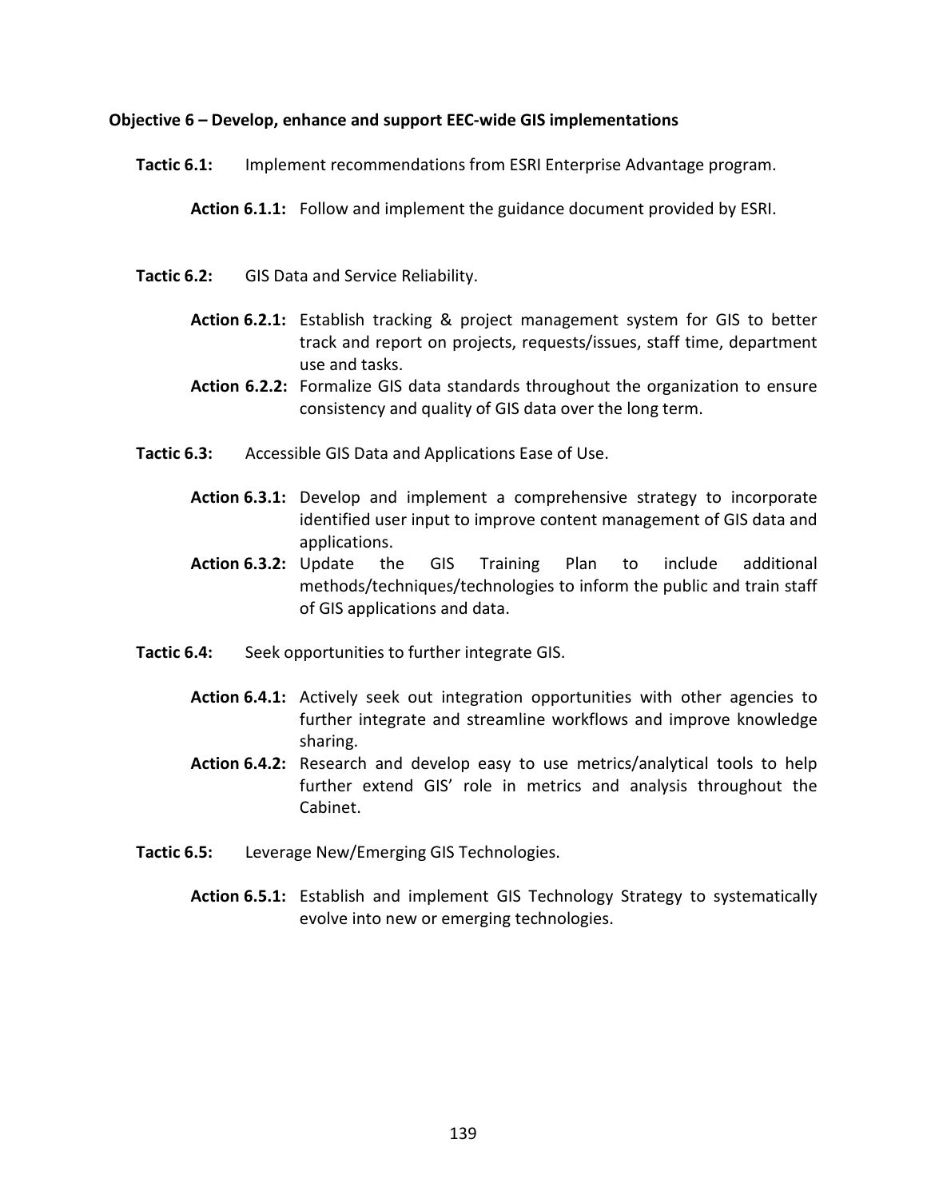**Objective 6 – Develop, enhance and support EEC-wide GIS implementations**

**Tactic 6.1:** Implement recommendations from ESRI Enterprise Advantage program.

**Action 6.1.1:** Follow and implement the guidance document provided by ESRI.

**Tactic 6.2:** GIS Data and Service Reliability.

**Action 6.2.1:** Establish tracking & project management system for GIS to better track and report on projects, requests/issues, staff time, department use and tasks.

**Action 6.2.2:** Formalize GIS data standards throughout the organization to ensure consistency and quality of GIS data over the long term.

**Tactic 6.3:** Accessible GIS Data and Applications Ease of Use.

**Action 6.3.1:** Develop and implement a comprehensive strategy to incorporate identified user input to improve content management of GIS data and applications.

**Action 6.3.2:** Update the GIS Training Plan to include additional methods/techniques/technologies to inform the public and train staff of GIS applications and data.

**Tactic 6.4:** Seek opportunities to further integrate GIS.

**Action 6.4.1:** Actively seek out integration opportunities with other agencies to further integrate and streamline workflows and improve knowledge sharing.

**Action 6.4.2:** Research and develop easy to use metrics/analytical tools to help further extend GIS' role in metrics and analysis throughout the Cabinet.

**Tactic 6.5:** Leverage New/Emerging GIS Technologies.

**Action 6.5.1:** Establish and implement GIS Technology Strategy to systematically evolve into new or emerging technologies.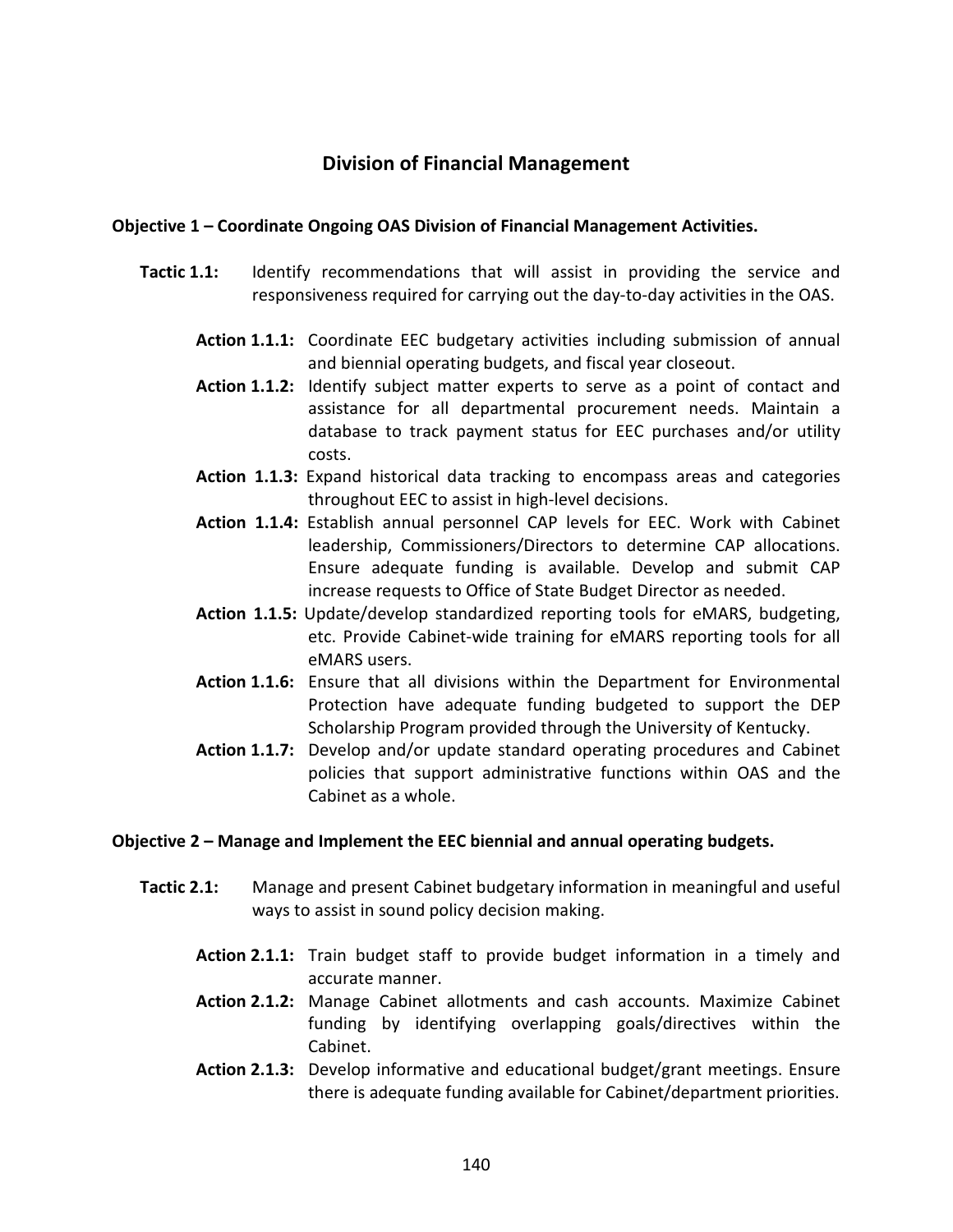## Division of Financial Management

**Objective 1 – Coordinate Ongoing OAS Division of Financial Management Activities.**

**Tactic 1.1:** Identify recommendations that will assist in providing the service and responsiveness required for carrying out the day-to-day activities in the OAS.

- **Action 1.1.1:** Coordinate EEC budgetary activities including submission of annual and biennial operating budgets, and fiscal year closeout.
- **Action 1.1.2:** Identify subject matter experts to serve as a point of contact and assistance for all departmental procurement needs. Maintain a database to track payment status for EEC purchases and/or utility costs.
- **Action 1.1.3:** Expand historical data tracking to encompass areas and categories throughout EEC to assist in high-level decisions.
- **Action 1.1.4:** Establish annual personnel CAP levels for EEC. Work with Cabinet leadership, Commissioners/Directors to determine CAP allocations. Ensure adequate funding is available. Develop and submit CAP increase requests to Office of State Budget Director as needed.
- **Action 1.1.5:** Update/develop standardized reporting tools for eMARS, budgeting, etc. Provide Cabinet-wide training for eMARS reporting tools for all eMARS users.
- **Action 1.1.6:** Ensure that all divisions within the Department for Environmental Protection have adequate funding budgeted to support the DEP Scholarship Program provided through the University of Kentucky.
- **Action 1.1.7:** Develop and/or update standard operating procedures and Cabinet policies that support administrative functions within OAS and the Cabinet as a whole.

**Objective 2 – Manage and Implement the EEC biennial and annual operating budgets.**

**Tactic 2.1:** Manage and present Cabinet budgetary information in meaningful and useful ways to assist in sound policy decision making.

- **Action 2.1.1:** Train budget staff to provide budget information in a timely and accurate manner.
- **Action 2.1.2:** Manage Cabinet allotments and cash accounts. Maximize Cabinet funding by identifying overlapping goals/directives within the Cabinet.
- **Action 2.1.3:** Develop informative and educational budget/grant meetings. Ensure there is adequate funding available for Cabinet/department priorities.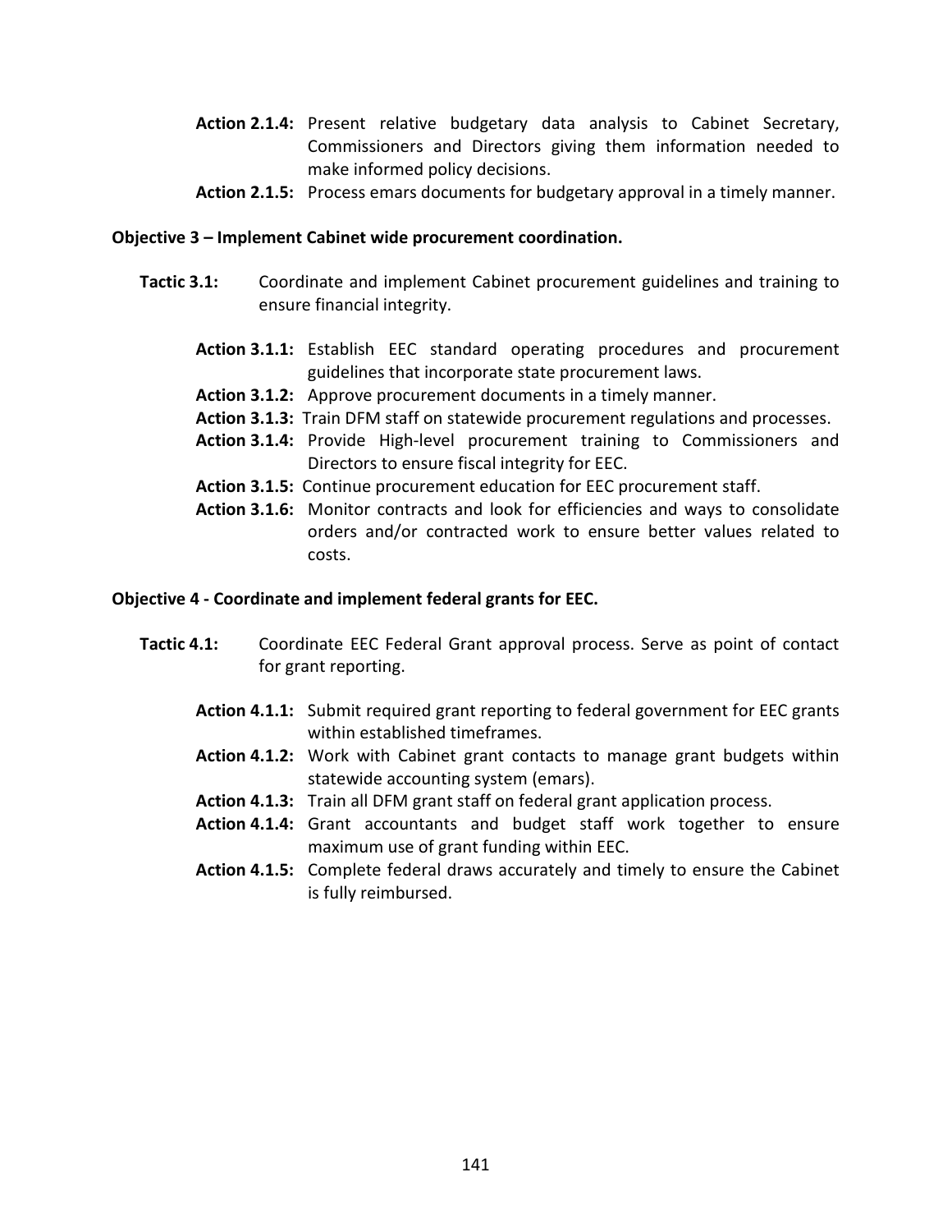**Action 2.1.4:** Present relative budgetary data analysis to Cabinet Secretary, Commissioners and Directors giving them information needed to make informed policy decisions.

**Action 2.1.5:** Process emars documents for budgetary approval in a timely manner.

**Objective 3 – Implement Cabinet wide procurement coordination.**

**Tactic 3.1:** Coordinate and implement Cabinet procurement guidelines and training to ensure financial integrity.

**Action 3.1.1:** Establish EEC standard operating procedures and procurement guidelines that incorporate state procurement laws.

**Action 3.1.2:** Approve procurement documents in a timely manner.

**Action 3.1.3:** Train DFM staff on statewide procurement regulations and processes.

**Action 3.1.4:** Provide High-level procurement training to Commissioners and Directors to ensure fiscal integrity for EEC.

**Action 3.1.5:** Continue procurement education for EEC procurement staff.

**Action 3.1.6:** Monitor contracts and look for efficiencies and ways to consolidate orders and/or contracted work to ensure better values related to costs.

**Objective 4 - Coordinate and implement federal grants for EEC.**

**Tactic 4.1:** Coordinate EEC Federal Grant approval process. Serve as point of contact for grant reporting.

**Action 4.1.1:** Submit required grant reporting to federal government for EEC grants within established timeframes.

**Action 4.1.2:** Work with Cabinet grant contacts to manage grant budgets within statewide accounting system (emars).

**Action 4.1.3:** Train all DFM grant staff on federal grant application process.

**Action 4.1.4:** Grant accountants and budget staff work together to ensure maximum use of grant funding within EEC.

**Action 4.1.5:** Complete federal draws accurately and timely to ensure the Cabinet is fully reimbursed.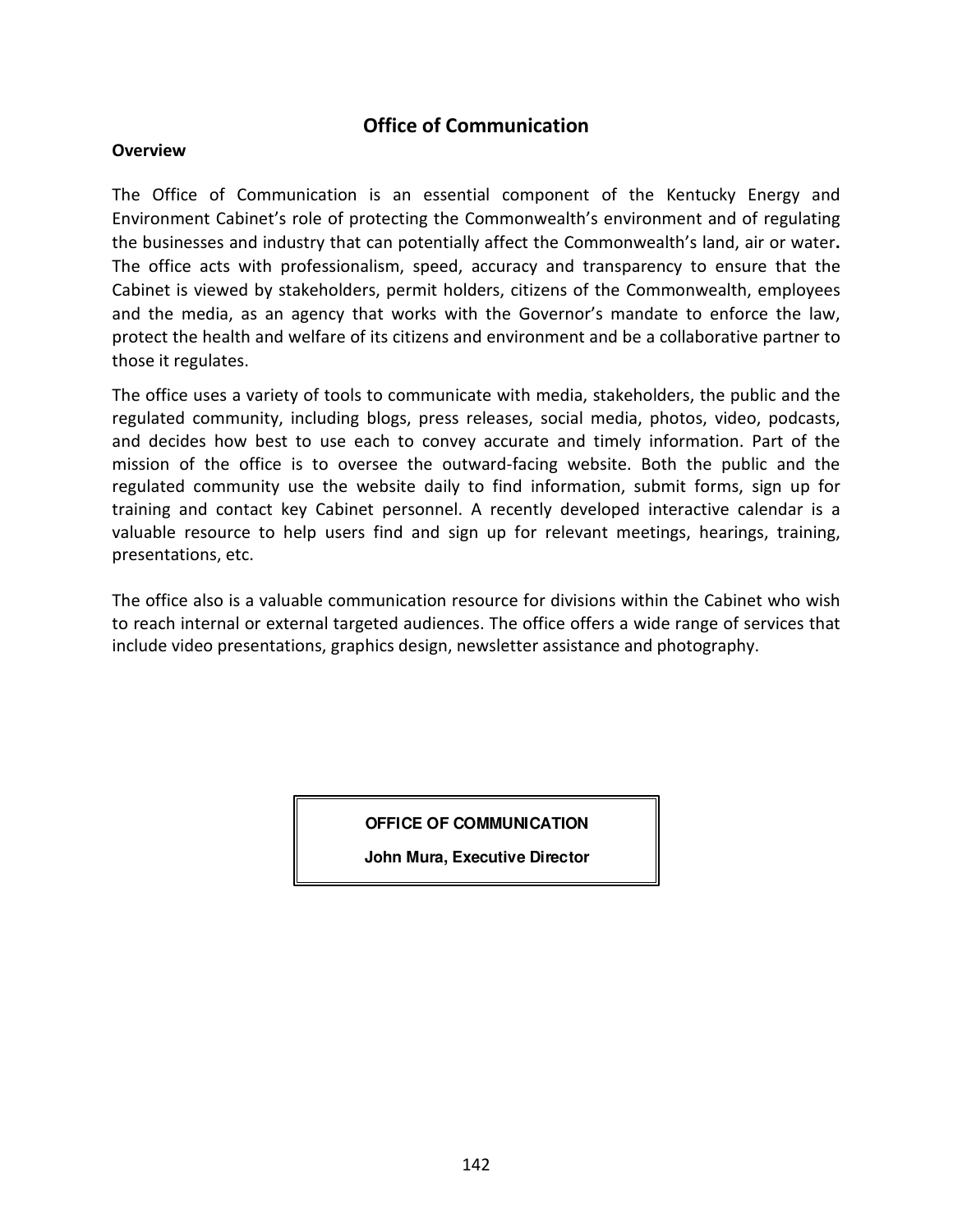## Office of Communication

**Overview**

The Office of Communication is an essential component of the Kentucky Energy and Environment Cabinet's role of protecting the Commonwealth's environment and of regulating the businesses and industry that can potentially affect the Commonwealth's land, air or water**.** The office acts with professionalism, speed, accuracy and transparency to ensure that the Cabinet is viewed by stakeholders, permit holders, citizens of the Commonwealth, employees and the media, as an agency that works with the Governor's mandate to enforce the law, protect the health and welfare of its citizens and environment and be a collaborative partner to those it regulates.

The office uses a variety of tools to communicate with media, stakeholders, the public and the regulated community, including blogs, press releases, social media, photos, video, podcasts, and decides how best to use each to convey accurate and timely information. Part of the mission of the office is to oversee the outward-facing website. Both the public and the regulated community use the website daily to find information, submit forms, sign up for training and contact key Cabinet personnel. A recently developed interactive calendar is a valuable resource to help users find and sign up for relevant meetings, hearings, training, presentations, etc.

The office also is a valuable communication resource for divisions within the Cabinet who wish to reach internal or external targeted audiences. The office offers a wide range of services that include video presentations, graphics design, newsletter assistance and photography.

**OFFICE OF COMMUNICATION**

**John Mura, Executive Director**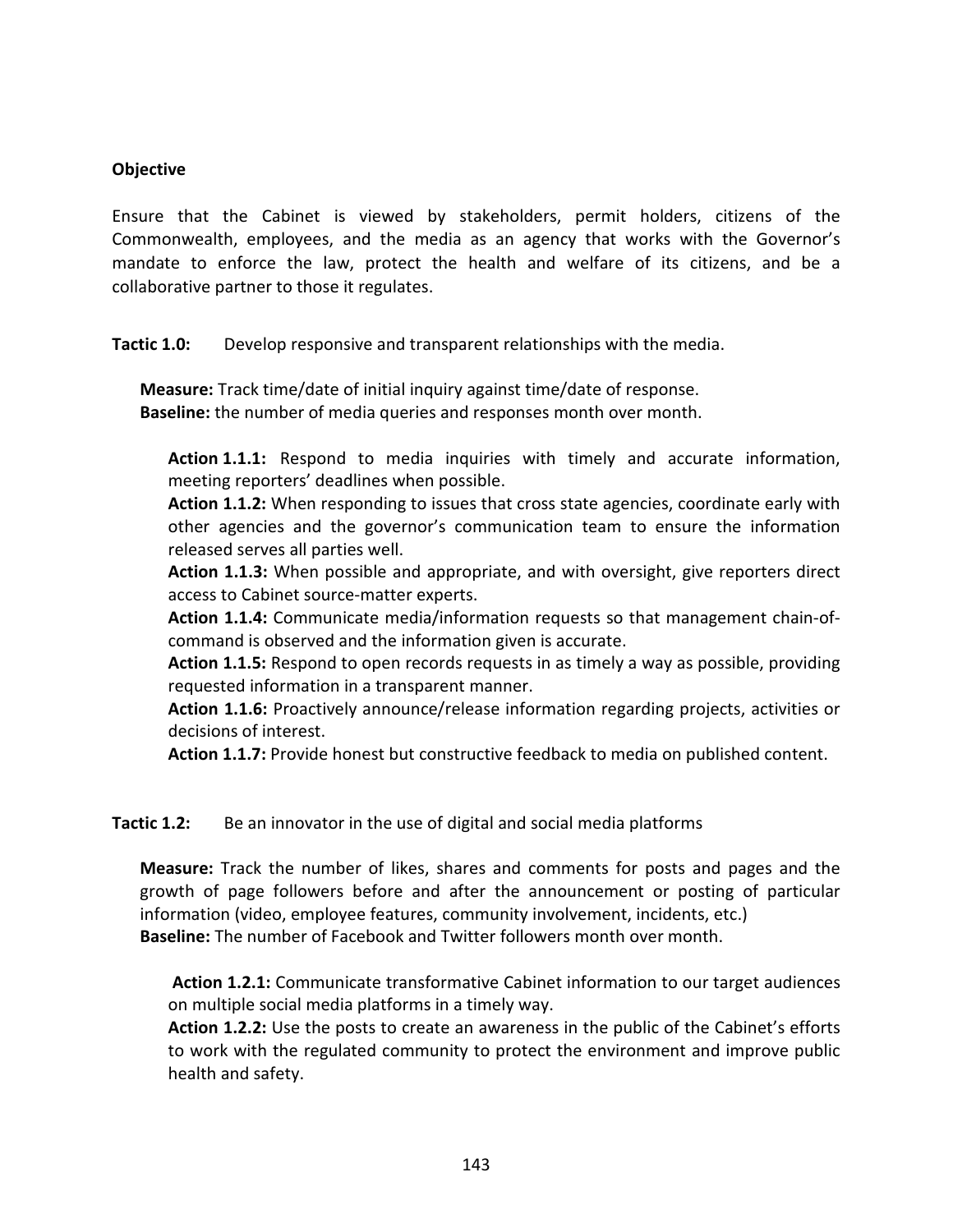**Objective**

Ensure that the Cabinet is viewed by stakeholders, permit holders, citizens of the Commonwealth, employees, and the media as an agency that works with the Governor's mandate to enforce the law, protect the health and welfare of its citizens, and be a collaborative partner to those it regulates.

**Tactic 1.0:** Develop responsive and transparent relationships with the media.

**Measure:** Track time/date of initial inquiry against time/date of response.
**Baseline:** the number of media queries and responses month over month.

**Action 1.1.1:** Respond to media inquiries with timely and accurate information, meeting reporters' deadlines when possible.
**Action 1.1.2:** When responding to issues that cross state agencies, coordinate early with other agencies and the governor's communication team to ensure the information released serves all parties well.
**Action 1.1.3:** When possible and appropriate, and with oversight, give reporters direct access to Cabinet source-matter experts.
**Action 1.1.4:** Communicate media/information requests so that management chain-of-command is observed and the information given is accurate.
**Action 1.1.5:** Respond to open records requests in as timely a way as possible, providing requested information in a transparent manner.
**Action 1.1.6:** Proactively announce/release information regarding projects, activities or decisions of interest.
**Action 1.1.7:** Provide honest but constructive feedback to media on published content.

**Tactic 1.2:** Be an innovator in the use of digital and social media platforms

**Measure:** Track the number of likes, shares and comments for posts and pages and the growth of page followers before and after the announcement or posting of particular information (video, employee features, community involvement, incidents, etc.)
**Baseline:** The number of Facebook and Twitter followers month over month.

**Action 1.2.1:** Communicate transformative Cabinet information to our target audiences on multiple social media platforms in a timely way.
**Action 1.2.2:** Use the posts to create an awareness in the public of the Cabinet's efforts to work with the regulated community to protect the environment and improve public health and safety.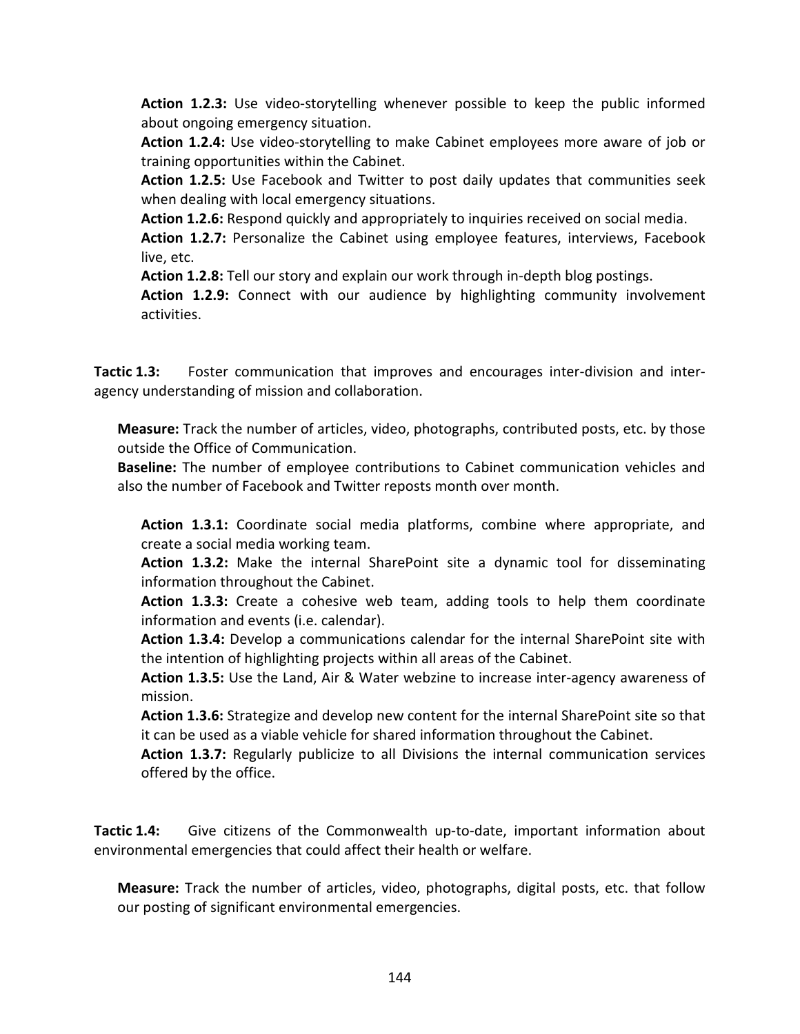**Action 1.2.3:** Use video-storytelling whenever possible to keep the public informed about ongoing emergency situation.

**Action 1.2.4:** Use video-storytelling to make Cabinet employees more aware of job or training opportunities within the Cabinet.

**Action 1.2.5:** Use Facebook and Twitter to post daily updates that communities seek when dealing with local emergency situations.

**Action 1.2.6:** Respond quickly and appropriately to inquiries received on social media.

**Action 1.2.7:** Personalize the Cabinet using employee features, interviews, Facebook live, etc.

**Action 1.2.8:** Tell our story and explain our work through in-depth blog postings.

**Action 1.2.9:** Connect with our audience by highlighting community involvement activities.

**Tactic 1.3:** Foster communication that improves and encourages inter-division and inter-agency understanding of mission and collaboration.

**Measure:** Track the number of articles, video, photographs, contributed posts, etc. by those outside the Office of Communication.

**Baseline:** The number of employee contributions to Cabinet communication vehicles and also the number of Facebook and Twitter reposts month over month.

**Action 1.3.1:** Coordinate social media platforms, combine where appropriate, and create a social media working team.

**Action 1.3.2:** Make the internal SharePoint site a dynamic tool for disseminating information throughout the Cabinet.

**Action 1.3.3:** Create a cohesive web team, adding tools to help them coordinate information and events (i.e. calendar).

**Action 1.3.4:** Develop a communications calendar for the internal SharePoint site with the intention of highlighting projects within all areas of the Cabinet.

**Action 1.3.5:** Use the Land, Air & Water webzine to increase inter-agency awareness of mission.

**Action 1.3.6:** Strategize and develop new content for the internal SharePoint site so that it can be used as a viable vehicle for shared information throughout the Cabinet.

**Action 1.3.7:** Regularly publicize to all Divisions the internal communication services offered by the office.

**Tactic 1.4:** Give citizens of the Commonwealth up-to-date, important information about environmental emergencies that could affect their health or welfare.

**Measure:** Track the number of articles, video, photographs, digital posts, etc. that follow our posting of significant environmental emergencies.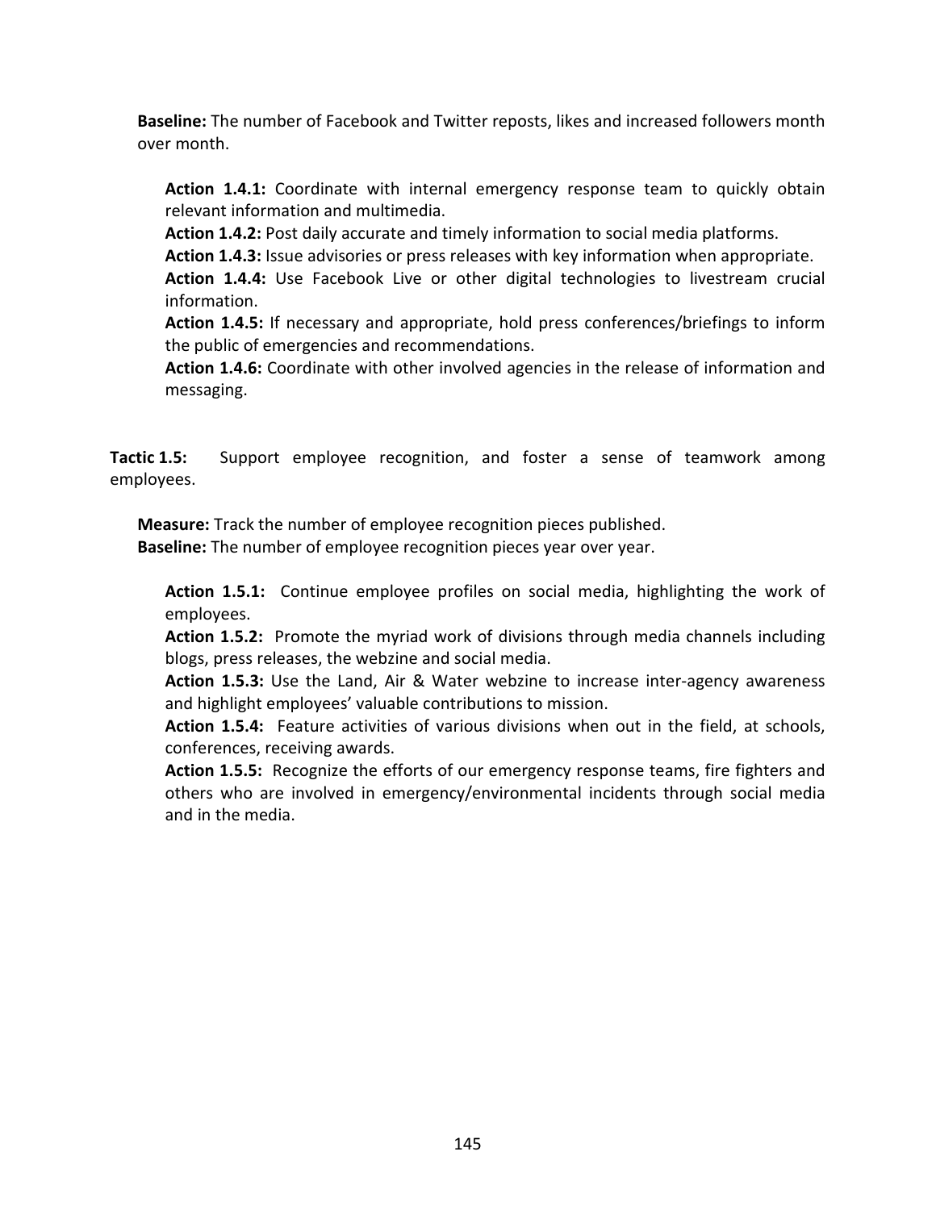**Baseline:** The number of Facebook and Twitter reposts, likes and increased followers month over month.

**Action 1.4.1:** Coordinate with internal emergency response team to quickly obtain relevant information and multimedia.
**Action 1.4.2:** Post daily accurate and timely information to social media platforms.
**Action 1.4.3:** Issue advisories or press releases with key information when appropriate.
**Action 1.4.4:** Use Facebook Live or other digital technologies to livestream crucial information.
**Action 1.4.5:** If necessary and appropriate, hold press conferences/briefings to inform the public of emergencies and recommendations.
**Action 1.4.6:** Coordinate with other involved agencies in the release of information and messaging.

**Tactic 1.5:** Support employee recognition, and foster a sense of teamwork among employees.

**Measure:** Track the number of employee recognition pieces published.
**Baseline:** The number of employee recognition pieces year over year.

**Action 1.5.1:** Continue employee profiles on social media, highlighting the work of employees.
**Action 1.5.2:** Promote the myriad work of divisions through media channels including blogs, press releases, the webzine and social media.
**Action 1.5.3:** Use the Land, Air & Water webzine to increase inter-agency awareness and highlight employees' valuable contributions to mission.
**Action 1.5.4:** Feature activities of various divisions when out in the field, at schools, conferences, receiving awards.
**Action 1.5.5:** Recognize the efforts of our emergency response teams, fire fighters and others who are involved in emergency/environmental incidents through social media and in the media.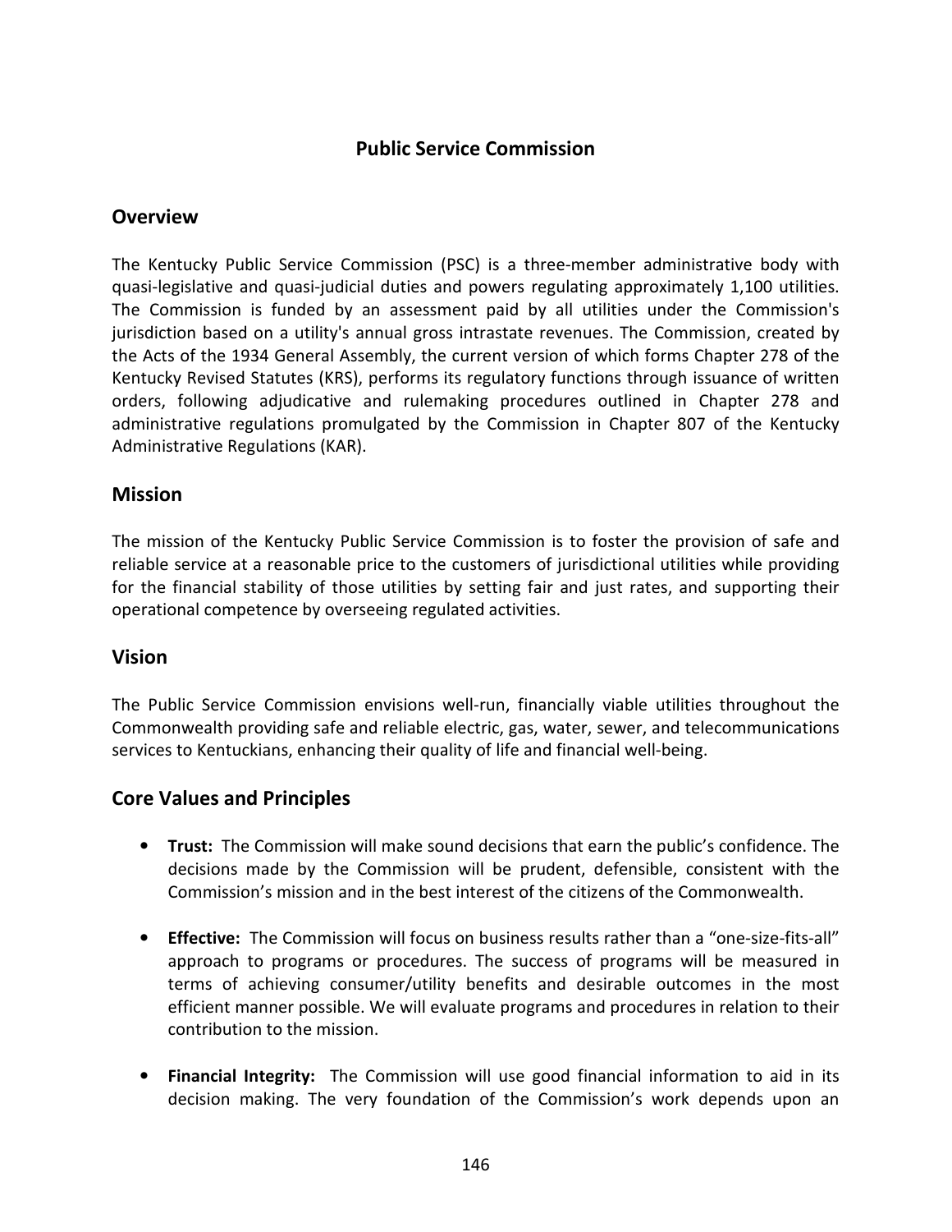# Public Service Commission

## Overview

The Kentucky Public Service Commission (PSC) is a three-member administrative body with quasi-legislative and quasi-judicial duties and powers regulating approximately 1,100 utilities. The Commission is funded by an assessment paid by all utilities under the Commission's jurisdiction based on a utility's annual gross intrastate revenues. The Commission, created by the Acts of the 1934 General Assembly, the current version of which forms Chapter 278 of the Kentucky Revised Statutes (KRS), performs its regulatory functions through issuance of written orders, following adjudicative and rulemaking procedures outlined in Chapter 278 and administrative regulations promulgated by the Commission in Chapter 807 of the Kentucky Administrative Regulations (KAR).

## Mission

The mission of the Kentucky Public Service Commission is to foster the provision of safe and reliable service at a reasonable price to the customers of jurisdictional utilities while providing for the financial stability of those utilities by setting fair and just rates, and supporting their operational competence by overseeing regulated activities.

## Vision

The Public Service Commission envisions well-run, financially viable utilities throughout the Commonwealth providing safe and reliable electric, gas, water, sewer, and telecommunications services to Kentuckians, enhancing their quality of life and financial well-being.

## Core Values and Principles

- **Trust:** The Commission will make sound decisions that earn the public's confidence. The decisions made by the Commission will be prudent, defensible, consistent with the Commission's mission and in the best interest of the citizens of the Commonwealth.

- **Effective:** The Commission will focus on business results rather than a "one-size-fits-all" approach to programs or procedures. The success of programs will be measured in terms of achieving consumer/utility benefits and desirable outcomes in the most efficient manner possible. We will evaluate programs and procedures in relation to their contribution to the mission.

- **Financial Integrity:** The Commission will use good financial information to aid in its decision making. The very foundation of the Commission's work depends upon an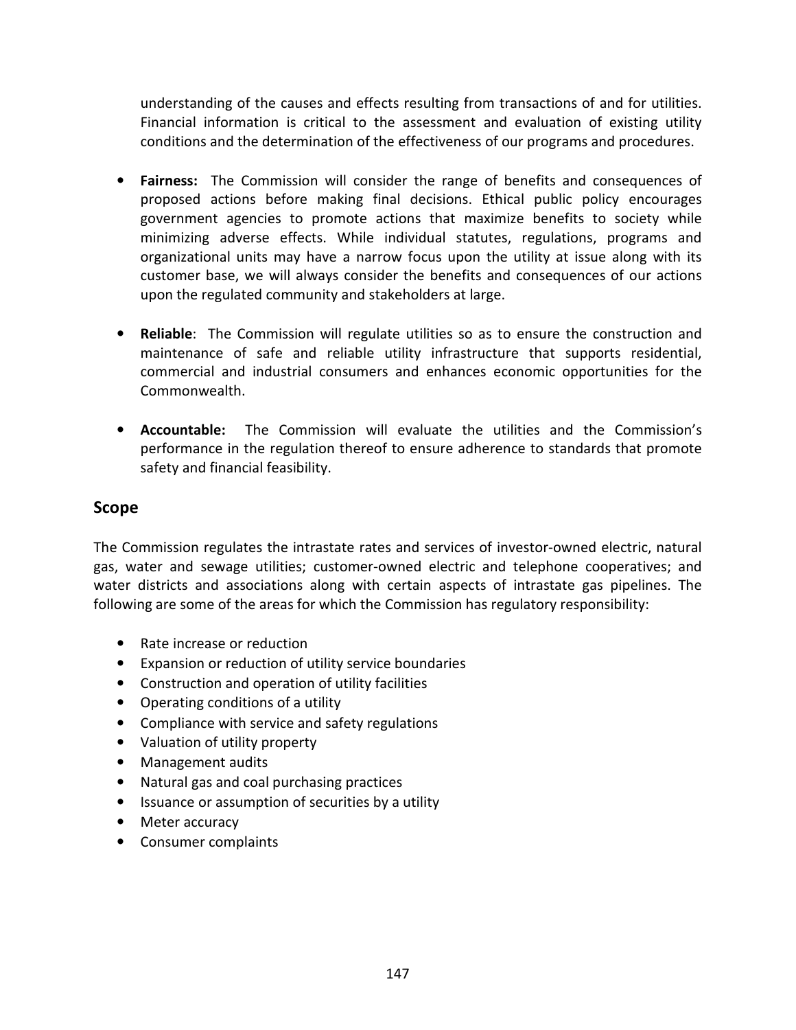understanding of the causes and effects resulting from transactions of and for utilities. Financial information is critical to the assessment and evaluation of existing utility conditions and the determination of the effectiveness of our programs and procedures.

- **Fairness:** The Commission will consider the range of benefits and consequences of proposed actions before making final decisions. Ethical public policy encourages government agencies to promote actions that maximize benefits to society while minimizing adverse effects. While individual statutes, regulations, programs and organizational units may have a narrow focus upon the utility at issue along with its customer base, we will always consider the benefits and consequences of our actions upon the regulated community and stakeholders at large.

- **Reliable**: The Commission will regulate utilities so as to ensure the construction and maintenance of safe and reliable utility infrastructure that supports residential, commercial and industrial consumers and enhances economic opportunities for the Commonwealth.

- **Accountable:** The Commission will evaluate the utilities and the Commission's performance in the regulation thereof to ensure adherence to standards that promote safety and financial feasibility.

## Scope

The Commission regulates the intrastate rates and services of investor-owned electric, natural gas, water and sewage utilities; customer-owned electric and telephone cooperatives; and water districts and associations along with certain aspects of intrastate gas pipelines. The following are some of the areas for which the Commission has regulatory responsibility:

- Rate increase or reduction
- Expansion or reduction of utility service boundaries
- Construction and operation of utility facilities
- Operating conditions of a utility
- Compliance with service and safety regulations
- Valuation of utility property
- Management audits
- Natural gas and coal purchasing practices
- Issuance or assumption of securities by a utility
- Meter accuracy
- Consumer complaints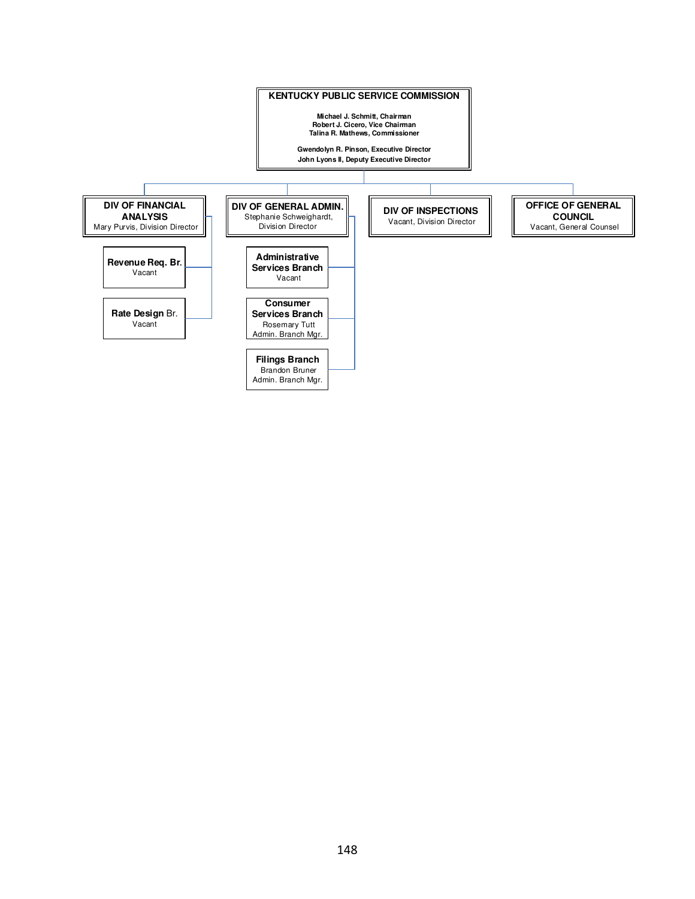# KENTUCKY PUBLIC SERVICE COMMISSION

**Michael J. Schmitt, Chairman**
**Robert J. Cicero, Vice Chairman**
**Talina R. Mathews, Commissioner**

**Gwendolyn R. Pinson, Executive Director**
**John Lyons II, Deputy Executive Director**

## DIV OF FINANCIAL ANALYSIS
Mary Purvis, Division Director

- **Revenue Req. Br.** — Vacant
- **Rate Design Br.** — Vacant

## DIV OF GENERAL ADMIN.
Stephanie Schweighardt, Division Director

- **Administrative Services Branch** — Vacant
- **Consumer Services Branch** — Rosemary Tutt, Admin. Branch Mgr.
- **Filings Branch** — Brandon Bruner, Admin. Branch Mgr.

## DIV OF INSPECTIONS
Vacant, Division Director

## OFFICE OF GENERAL COUNCIL
Vacant, General Counsel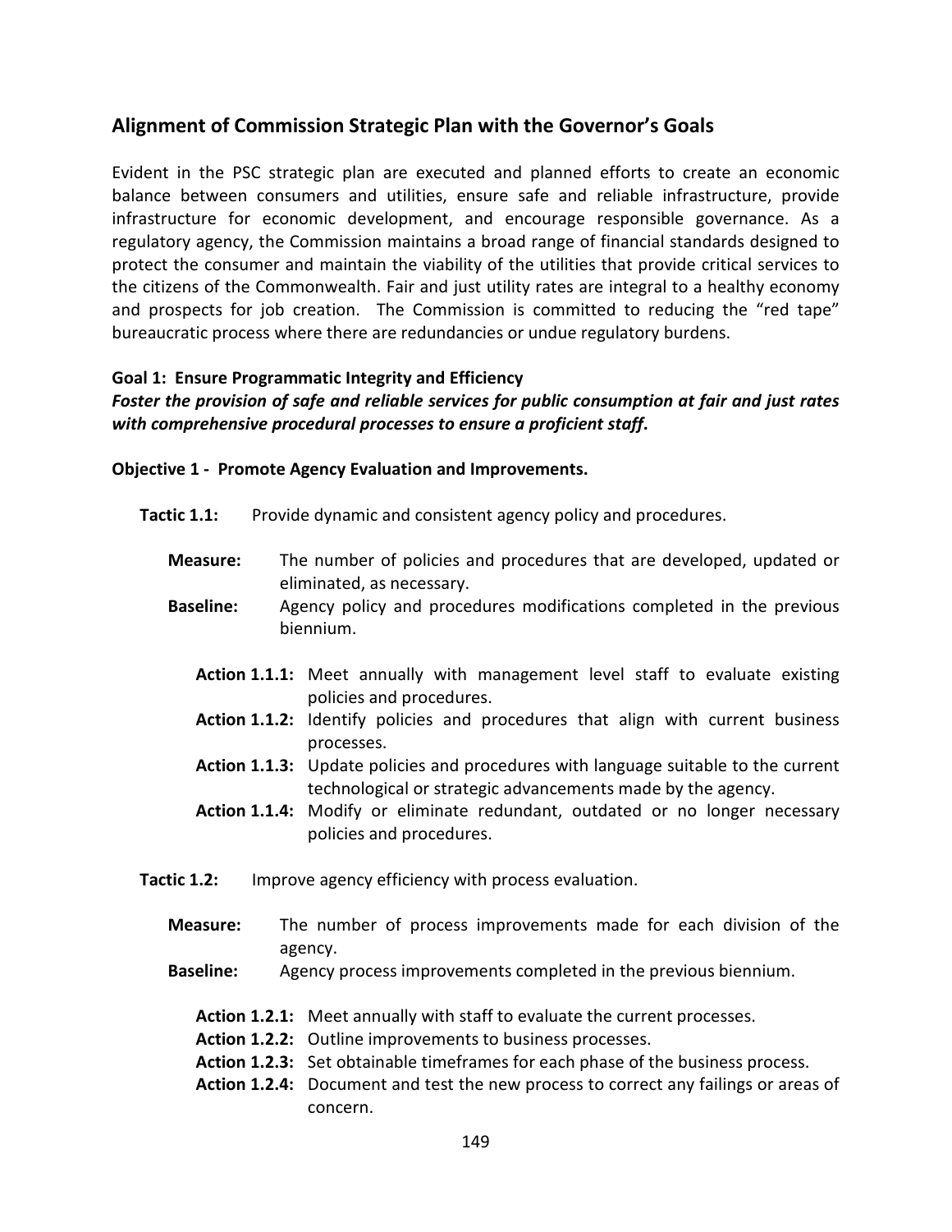## Alignment of Commission Strategic Plan with the Governor's Goals

Evident in the PSC strategic plan are executed and planned efforts to create an economic balance between consumers and utilities, ensure safe and reliable infrastructure, provide infrastructure for economic development, and encourage responsible governance. As a regulatory agency, the Commission maintains a broad range of financial standards designed to protect the consumer and maintain the viability of the utilities that provide critical services to the citizens of the Commonwealth. Fair and just utility rates are integral to a healthy economy and prospects for job creation. The Commission is committed to reducing the "red tape" bureaucratic process where there are redundancies or undue regulatory burdens.

**Goal 1: Ensure Programmatic Integrity and Efficiency**

***Foster the provision of safe and reliable services for public consumption at fair and just rates with comprehensive procedural processes to ensure a proficient staff*.**

**Objective 1 - Promote Agency Evaluation and Improvements.**

**Tactic 1.1:** Provide dynamic and consistent agency policy and procedures.

**Measure:** The number of policies and procedures that are developed, updated or eliminated, as necessary.

**Baseline:** Agency policy and procedures modifications completed in the previous biennium.

- **Action 1.1.1:** Meet annually with management level staff to evaluate existing policies and procedures.
- **Action 1.1.2:** Identify policies and procedures that align with current business processes.
- **Action 1.1.3:** Update policies and procedures with language suitable to the current technological or strategic advancements made by the agency.
- **Action 1.1.4:** Modify or eliminate redundant, outdated or no longer necessary policies and procedures.

**Tactic 1.2:** Improve agency efficiency with process evaluation.

**Measure:** The number of process improvements made for each division of the agency.

**Baseline:** Agency process improvements completed in the previous biennium.

- **Action 1.2.1:** Meet annually with staff to evaluate the current processes.
- **Action 1.2.2:** Outline improvements to business processes.
- **Action 1.2.3:** Set obtainable timeframes for each phase of the business process.
- **Action 1.2.4:** Document and test the new process to correct any failings or areas of concern.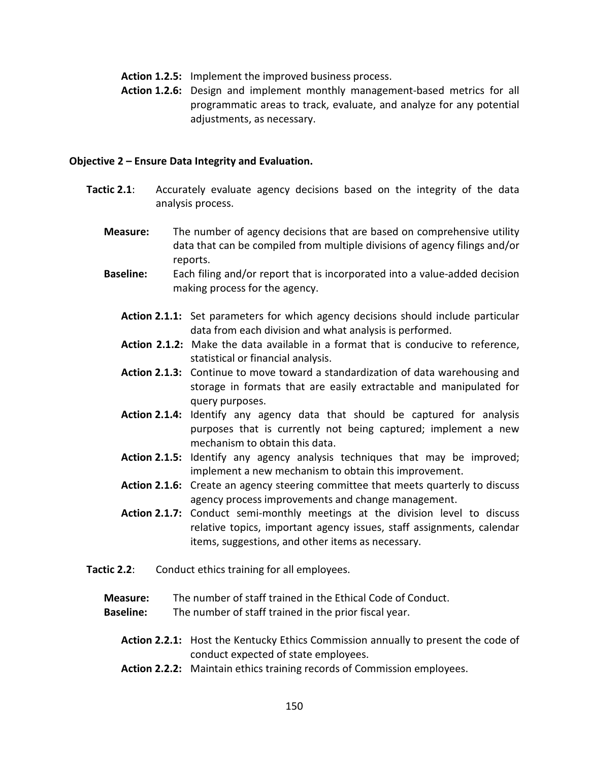**Action 1.2.5:** Implement the improved business process.

**Action 1.2.6:** Design and implement monthly management-based metrics for all programmatic areas to track, evaluate, and analyze for any potential adjustments, as necessary.

**Objective 2 – Ensure Data Integrity and Evaluation.**

**Tactic 2.1**: Accurately evaluate agency decisions based on the integrity of the data analysis process.

**Measure:** The number of agency decisions that are based on comprehensive utility data that can be compiled from multiple divisions of agency filings and/or reports.

**Baseline:** Each filing and/or report that is incorporated into a value-added decision making process for the agency.

**Action 2.1.1:** Set parameters for which agency decisions should include particular data from each division and what analysis is performed.

**Action 2.1.2:** Make the data available in a format that is conducive to reference, statistical or financial analysis.

**Action 2.1.3:** Continue to move toward a standardization of data warehousing and storage in formats that are easily extractable and manipulated for query purposes.

**Action 2.1.4:** Identify any agency data that should be captured for analysis purposes that is currently not being captured; implement a new mechanism to obtain this data.

**Action 2.1.5:** Identify any agency analysis techniques that may be improved; implement a new mechanism to obtain this improvement.

**Action 2.1.6:** Create an agency steering committee that meets quarterly to discuss agency process improvements and change management.

**Action 2.1.7:** Conduct semi-monthly meetings at the division level to discuss relative topics, important agency issues, staff assignments, calendar items, suggestions, and other items as necessary.

**Tactic 2.2**: Conduct ethics training for all employees.

**Measure:** The number of staff trained in the Ethical Code of Conduct.

**Baseline:** The number of staff trained in the prior fiscal year.

**Action 2.2.1:** Host the Kentucky Ethics Commission annually to present the code of conduct expected of state employees.

**Action 2.2.2:** Maintain ethics training records of Commission employees.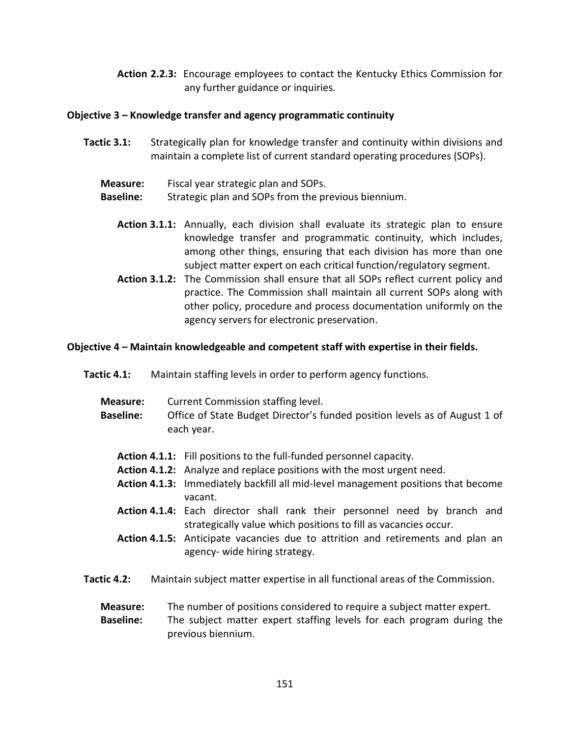**Action 2.2.3:** Encourage employees to contact the Kentucky Ethics Commission for any further guidance or inquiries.

**Objective 3 – Knowledge transfer and agency programmatic continuity**

**Tactic 3.1:** Strategically plan for knowledge transfer and continuity within divisions and maintain a complete list of current standard operating procedures (SOPs).

**Measure:** Fiscal year strategic plan and SOPs.
**Baseline:** Strategic plan and SOPs from the previous biennium.

**Action 3.1.1:** Annually, each division shall evaluate its strategic plan to ensure knowledge transfer and programmatic continuity, which includes, among other things, ensuring that each division has more than one subject matter expert on each critical function/regulatory segment.
**Action 3.1.2:** The Commission shall ensure that all SOPs reflect current policy and practice. The Commission shall maintain all current SOPs along with other policy, procedure and process documentation uniformly on the agency servers for electronic preservation.

**Objective 4 – Maintain knowledgeable and competent staff with expertise in their fields.**

**Tactic 4.1:** Maintain staffing levels in order to perform agency functions.

**Measure:** Current Commission staffing level.
**Baseline:** Office of State Budget Director's funded position levels as of August 1 of each year.

**Action 4.1.1:** Fill positions to the full-funded personnel capacity.
**Action 4.1.2:** Analyze and replace positions with the most urgent need.
**Action 4.1.3:** Immediately backfill all mid-level management positions that become vacant.
**Action 4.1.4:** Each director shall rank their personnel need by branch and strategically value which positions to fill as vacancies occur.
**Action 4.1.5:** Anticipate vacancies due to attrition and retirements and plan an agency- wide hiring strategy.

**Tactic 4.2:** Maintain subject matter expertise in all functional areas of the Commission.

**Measure:** The number of positions considered to require a subject matter expert.
**Baseline:** The subject matter expert staffing levels for each program during the previous biennium.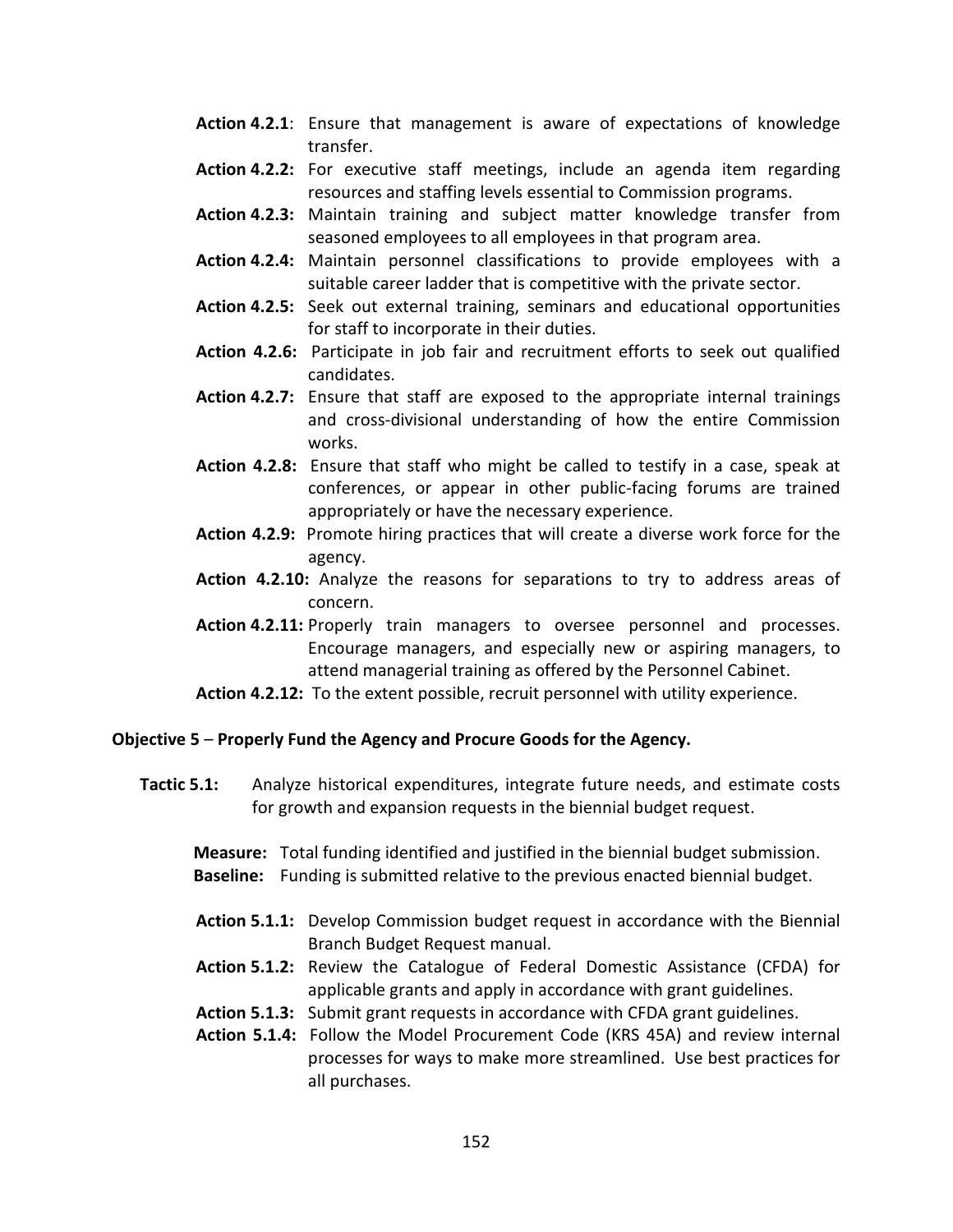**Action 4.2.1**: Ensure that management is aware of expectations of knowledge transfer.

**Action 4.2.2:** For executive staff meetings, include an agenda item regarding resources and staffing levels essential to Commission programs.

**Action 4.2.3:** Maintain training and subject matter knowledge transfer from seasoned employees to all employees in that program area.

**Action 4.2.4:** Maintain personnel classifications to provide employees with a suitable career ladder that is competitive with the private sector.

**Action 4.2.5:** Seek out external training, seminars and educational opportunities for staff to incorporate in their duties.

**Action 4.2.6:** Participate in job fair and recruitment efforts to seek out qualified candidates.

**Action 4.2.7:** Ensure that staff are exposed to the appropriate internal trainings and cross-divisional understanding of how the entire Commission works.

**Action 4.2.8:** Ensure that staff who might be called to testify in a case, speak at conferences, or appear in other public-facing forums are trained appropriately or have the necessary experience.

**Action 4.2.9:** Promote hiring practices that will create a diverse work force for the agency.

**Action 4.2.10:** Analyze the reasons for separations to try to address areas of concern.

**Action 4.2.11:** Properly train managers to oversee personnel and processes. Encourage managers, and especially new or aspiring managers, to attend managerial training as offered by the Personnel Cabinet.

**Action 4.2.12:** To the extent possible, recruit personnel with utility experience.

**Objective 5** – **Properly Fund the Agency and Procure Goods for the Agency.**

**Tactic 5.1:** Analyze historical expenditures, integrate future needs, and estimate costs for growth and expansion requests in the biennial budget request.

**Measure:** Total funding identified and justified in the biennial budget submission.
**Baseline:** Funding is submitted relative to the previous enacted biennial budget.

**Action 5.1.1:** Develop Commission budget request in accordance with the Biennial Branch Budget Request manual.

**Action 5.1.2:** Review the Catalogue of Federal Domestic Assistance (CFDA) for applicable grants and apply in accordance with grant guidelines.

**Action 5.1.3:** Submit grant requests in accordance with CFDA grant guidelines.

**Action 5.1.4:** Follow the Model Procurement Code (KRS 45A) and review internal processes for ways to make more streamlined. Use best practices for all purchases.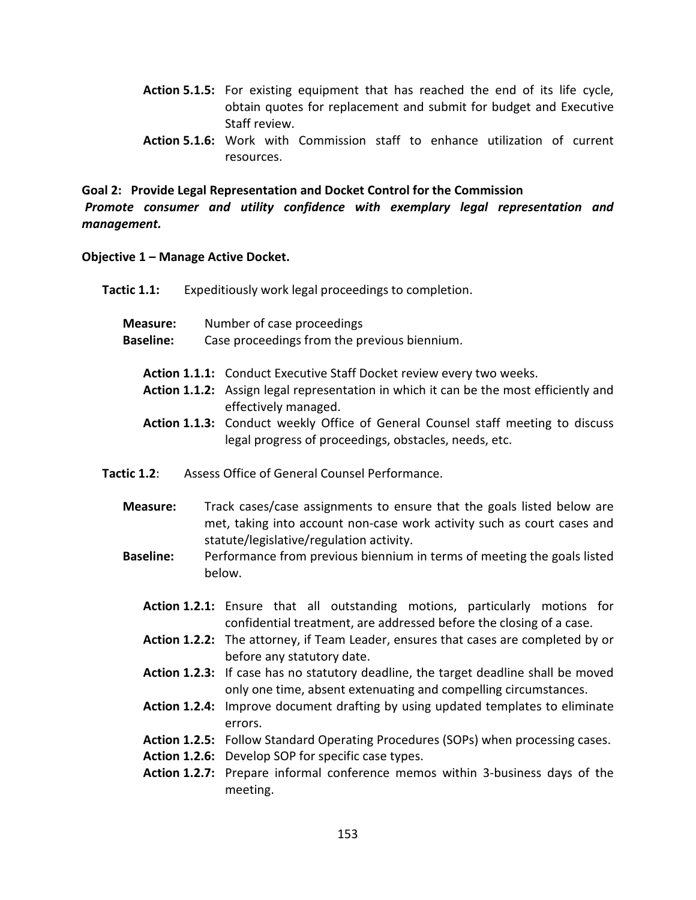**Action 5.1.5:** For existing equipment that has reached the end of its life cycle, obtain quotes for replacement and submit for budget and Executive Staff review.

**Action 5.1.6:** Work with Commission staff to enhance utilization of current resources.

**Goal 2: Provide Legal Representation and Docket Control for the Commission**

***Promote consumer and utility confidence with exemplary legal representation and management.***

**Objective 1 – Manage Active Docket.**

**Tactic 1.1:** Expeditiously work legal proceedings to completion.

**Measure:** Number of case proceedings

**Baseline:** Case proceedings from the previous biennium.

**Action 1.1.1:** Conduct Executive Staff Docket review every two weeks.

**Action 1.1.2:** Assign legal representation in which it can be the most efficiently and effectively managed.

**Action 1.1.3:** Conduct weekly Office of General Counsel staff meeting to discuss legal progress of proceedings, obstacles, needs, etc.

**Tactic 1.2**: Assess Office of General Counsel Performance.

**Measure:** Track cases/case assignments to ensure that the goals listed below are met, taking into account non-case work activity such as court cases and statute/legislative/regulation activity.

**Baseline:** Performance from previous biennium in terms of meeting the goals listed below.

**Action 1.2.1:** Ensure that all outstanding motions, particularly motions for confidential treatment, are addressed before the closing of a case.

**Action 1.2.2:** The attorney, if Team Leader, ensures that cases are completed by or before any statutory date.

**Action 1.2.3:** If case has no statutory deadline, the target deadline shall be moved only one time, absent extenuating and compelling circumstances.

**Action 1.2.4:** Improve document drafting by using updated templates to eliminate errors.

**Action 1.2.5:** Follow Standard Operating Procedures (SOPs) when processing cases.

**Action 1.2.6:** Develop SOP for specific case types.

**Action 1.2.7:** Prepare informal conference memos within 3-business days of the meeting.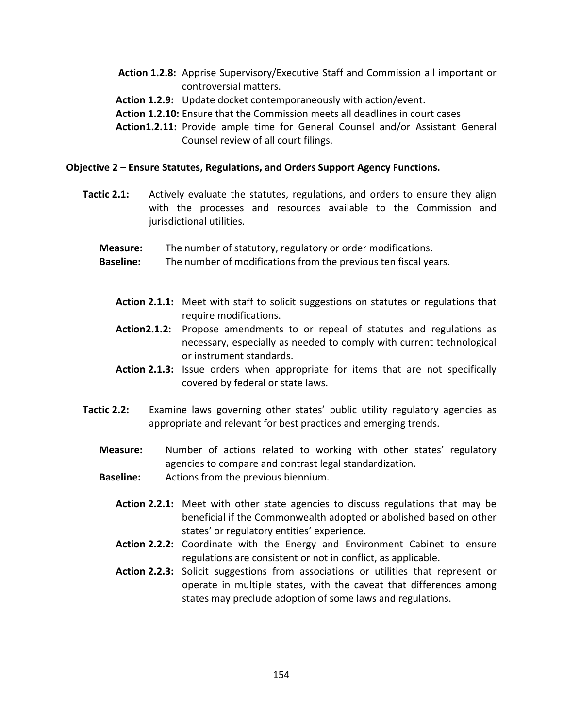**Action 1.2.8:** Apprise Supervisory/Executive Staff and Commission all important or controversial matters.

**Action 1.2.9:** Update docket contemporaneously with action/event.

**Action 1.2.10:** Ensure that the Commission meets all deadlines in court cases

**Action1.2.11:** Provide ample time for General Counsel and/or Assistant General Counsel review of all court filings.

**Objective 2 – Ensure Statutes, Regulations, and Orders Support Agency Functions.**

**Tactic 2.1:** Actively evaluate the statutes, regulations, and orders to ensure they align with the processes and resources available to the Commission and jurisdictional utilities.

**Measure:** The number of statutory, regulatory or order modifications.

**Baseline:** The number of modifications from the previous ten fiscal years.

**Action 2.1.1:** Meet with staff to solicit suggestions on statutes or regulations that require modifications.

**Action2.1.2:** Propose amendments to or repeal of statutes and regulations as necessary, especially as needed to comply with current technological or instrument standards.

**Action 2.1.3:** Issue orders when appropriate for items that are not specifically covered by federal or state laws.

**Tactic 2.2:** Examine laws governing other states' public utility regulatory agencies as appropriate and relevant for best practices and emerging trends.

**Measure:** Number of actions related to working with other states' regulatory agencies to compare and contrast legal standardization.

**Baseline:** Actions from the previous biennium.

**Action 2.2.1:** Meet with other state agencies to discuss regulations that may be beneficial if the Commonwealth adopted or abolished based on other states' or regulatory entities' experience.

**Action 2.2.2:** Coordinate with the Energy and Environment Cabinet to ensure regulations are consistent or not in conflict, as applicable.

**Action 2.2.3:** Solicit suggestions from associations or utilities that represent or operate in multiple states, with the caveat that differences among states may preclude adoption of some laws and regulations.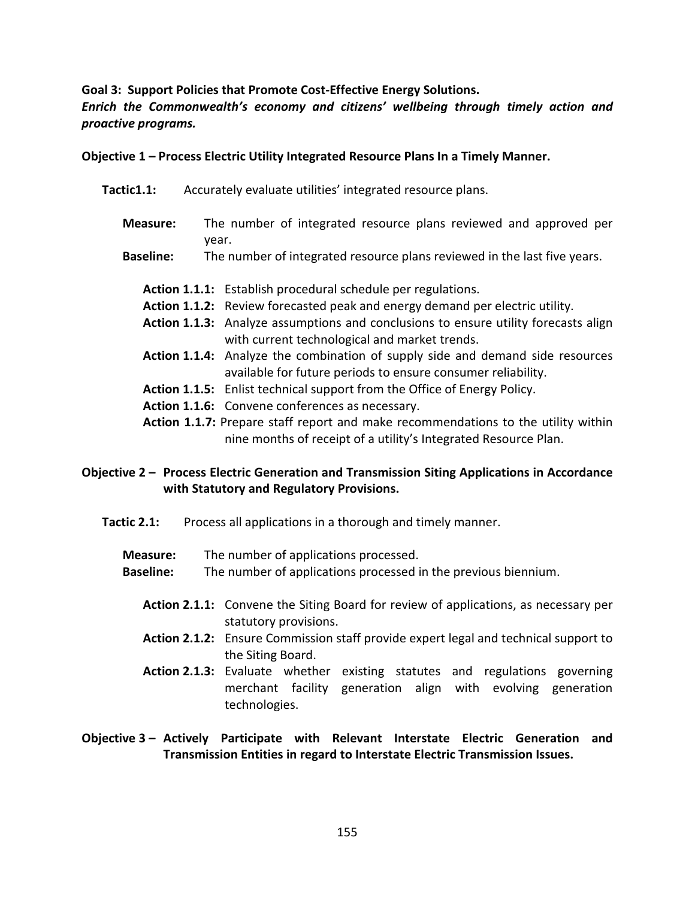**Goal 3: Support Policies that Promote Cost-Effective Energy Solutions.**
***Enrich the Commonwealth's economy and citizens' wellbeing through timely action and proactive programs.***

**Objective 1 – Process Electric Utility Integrated Resource Plans In a Timely Manner.**

**Tactic1.1:** Accurately evaluate utilities' integrated resource plans.

**Measure:** The number of integrated resource plans reviewed and approved per year.
**Baseline:** The number of integrated resource plans reviewed in the last five years.

**Action 1.1.1:** Establish procedural schedule per regulations.
**Action 1.1.2:** Review forecasted peak and energy demand per electric utility.
**Action 1.1.3:** Analyze assumptions and conclusions to ensure utility forecasts align with current technological and market trends.
**Action 1.1.4:** Analyze the combination of supply side and demand side resources available for future periods to ensure consumer reliability.
**Action 1.1.5:** Enlist technical support from the Office of Energy Policy.
**Action 1.1.6:** Convene conferences as necessary.
**Action 1.1.7:** Prepare staff report and make recommendations to the utility within nine months of receipt of a utility's Integrated Resource Plan.

**Objective 2 – Process Electric Generation and Transmission Siting Applications in Accordance with Statutory and Regulatory Provisions.**

**Tactic 2.1:** Process all applications in a thorough and timely manner.

**Measure:** The number of applications processed.
**Baseline:** The number of applications processed in the previous biennium.

**Action 2.1.1:** Convene the Siting Board for review of applications, as necessary per statutory provisions.
**Action 2.1.2:** Ensure Commission staff provide expert legal and technical support to the Siting Board.
**Action 2.1.3:** Evaluate whether existing statutes and regulations governing merchant facility generation align with evolving generation technologies.

**Objective 3 – Actively Participate with Relevant Interstate Electric Generation and Transmission Entities in regard to Interstate Electric Transmission Issues.**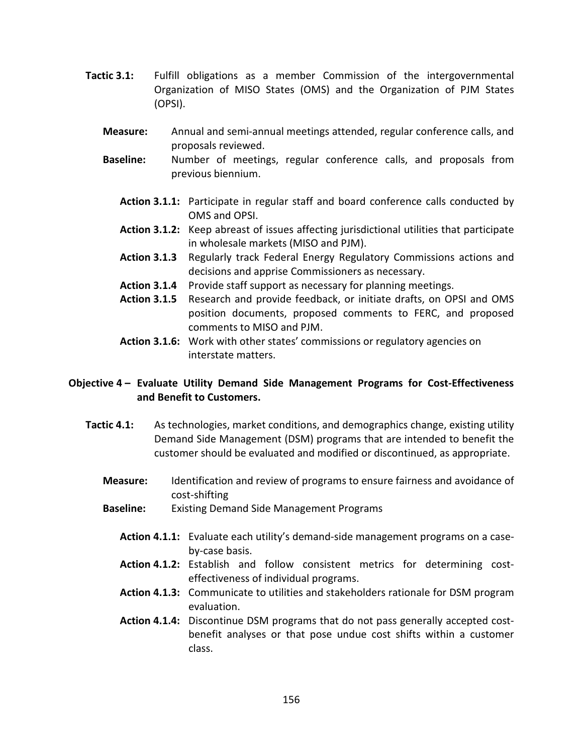**Tactic 3.1:** Fulfill obligations as a member Commission of the intergovernmental Organization of MISO States (OMS) and the Organization of PJM States (OPSI).

**Measure:** Annual and semi-annual meetings attended, regular conference calls, and proposals reviewed.

**Baseline:** Number of meetings, regular conference calls, and proposals from previous biennium.

**Action 3.1.1:** Participate in regular staff and board conference calls conducted by OMS and OPSI.

**Action 3.1.2:** Keep abreast of issues affecting jurisdictional utilities that participate in wholesale markets (MISO and PJM).

**Action 3.1.3** Regularly track Federal Energy Regulatory Commissions actions and decisions and apprise Commissioners as necessary.

**Action 3.1.4** Provide staff support as necessary for planning meetings.

**Action 3.1.5** Research and provide feedback, or initiate drafts, on OPSI and OMS position documents, proposed comments to FERC, and proposed comments to MISO and PJM.

**Action 3.1.6:** Work with other states' commissions or regulatory agencies on interstate matters.

**Objective 4 – Evaluate Utility Demand Side Management Programs for Cost-Effectiveness and Benefit to Customers.**

**Tactic 4.1:** As technologies, market conditions, and demographics change, existing utility Demand Side Management (DSM) programs that are intended to benefit the customer should be evaluated and modified or discontinued, as appropriate.

**Measure:** Identification and review of programs to ensure fairness and avoidance of cost-shifting

**Baseline:** Existing Demand Side Management Programs

**Action 4.1.1:** Evaluate each utility's demand-side management programs on a case-by-case basis.

**Action 4.1.2:** Establish and follow consistent metrics for determining cost-effectiveness of individual programs.

**Action 4.1.3:** Communicate to utilities and stakeholders rationale for DSM program evaluation.

**Action 4.1.4:** Discontinue DSM programs that do not pass generally accepted cost-benefit analyses or that pose undue cost shifts within a customer class.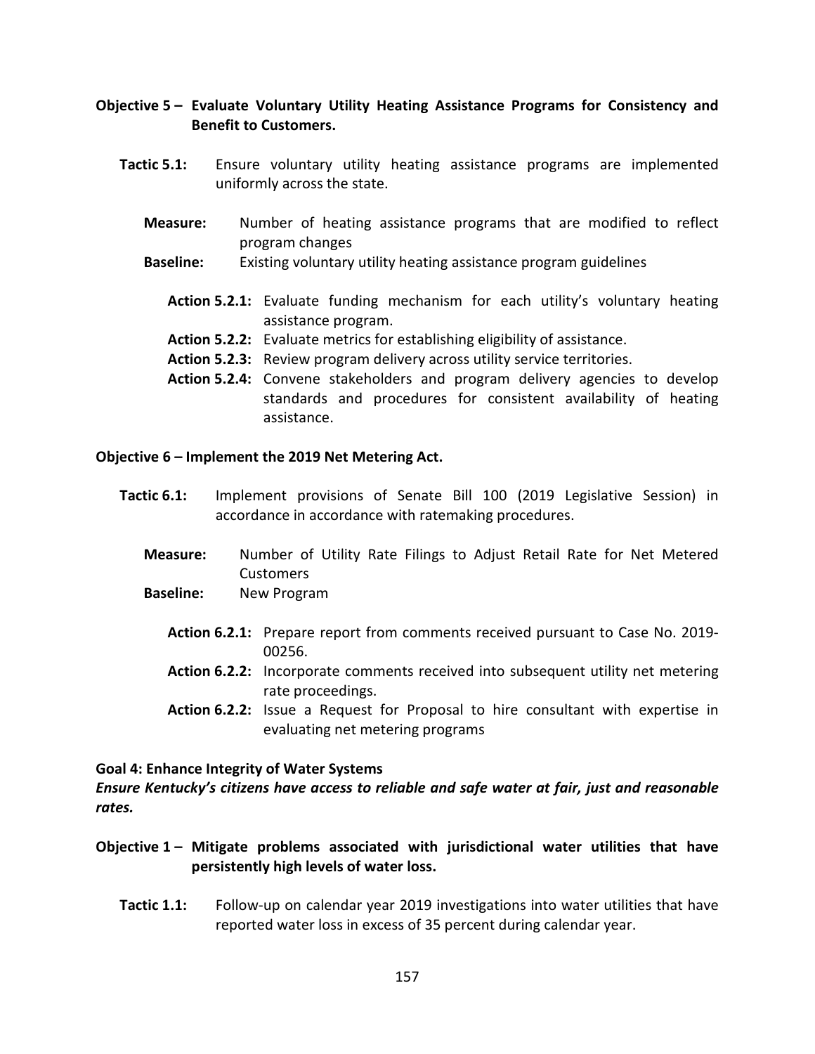**Objective 5 – Evaluate Voluntary Utility Heating Assistance Programs for Consistency and Benefit to Customers.**

**Tactic 5.1:** Ensure voluntary utility heating assistance programs are implemented uniformly across the state.

**Measure:** Number of heating assistance programs that are modified to reflect program changes

**Baseline:** Existing voluntary utility heating assistance program guidelines

**Action 5.2.1:** Evaluate funding mechanism for each utility's voluntary heating assistance program.

**Action 5.2.2:** Evaluate metrics for establishing eligibility of assistance.

**Action 5.2.3:** Review program delivery across utility service territories.

**Action 5.2.4:** Convene stakeholders and program delivery agencies to develop standards and procedures for consistent availability of heating assistance.

**Objective 6 – Implement the 2019 Net Metering Act.**

**Tactic 6.1:** Implement provisions of Senate Bill 100 (2019 Legislative Session) in accordance in accordance with ratemaking procedures.

**Measure:** Number of Utility Rate Filings to Adjust Retail Rate for Net Metered Customers

**Baseline:** New Program

**Action 6.2.1:** Prepare report from comments received pursuant to Case No. 2019-00256.

**Action 6.2.2:** Incorporate comments received into subsequent utility net metering rate proceedings.

**Action 6.2.2:** Issue a Request for Proposal to hire consultant with expertise in evaluating net metering programs

**Goal 4: Enhance Integrity of Water Systems**

***Ensure Kentucky's citizens have access to reliable and safe water at fair, just and reasonable rates.***

**Objective 1 – Mitigate problems associated with jurisdictional water utilities that have persistently high levels of water loss.**

**Tactic 1.1:** Follow-up on calendar year 2019 investigations into water utilities that have reported water loss in excess of 35 percent during calendar year.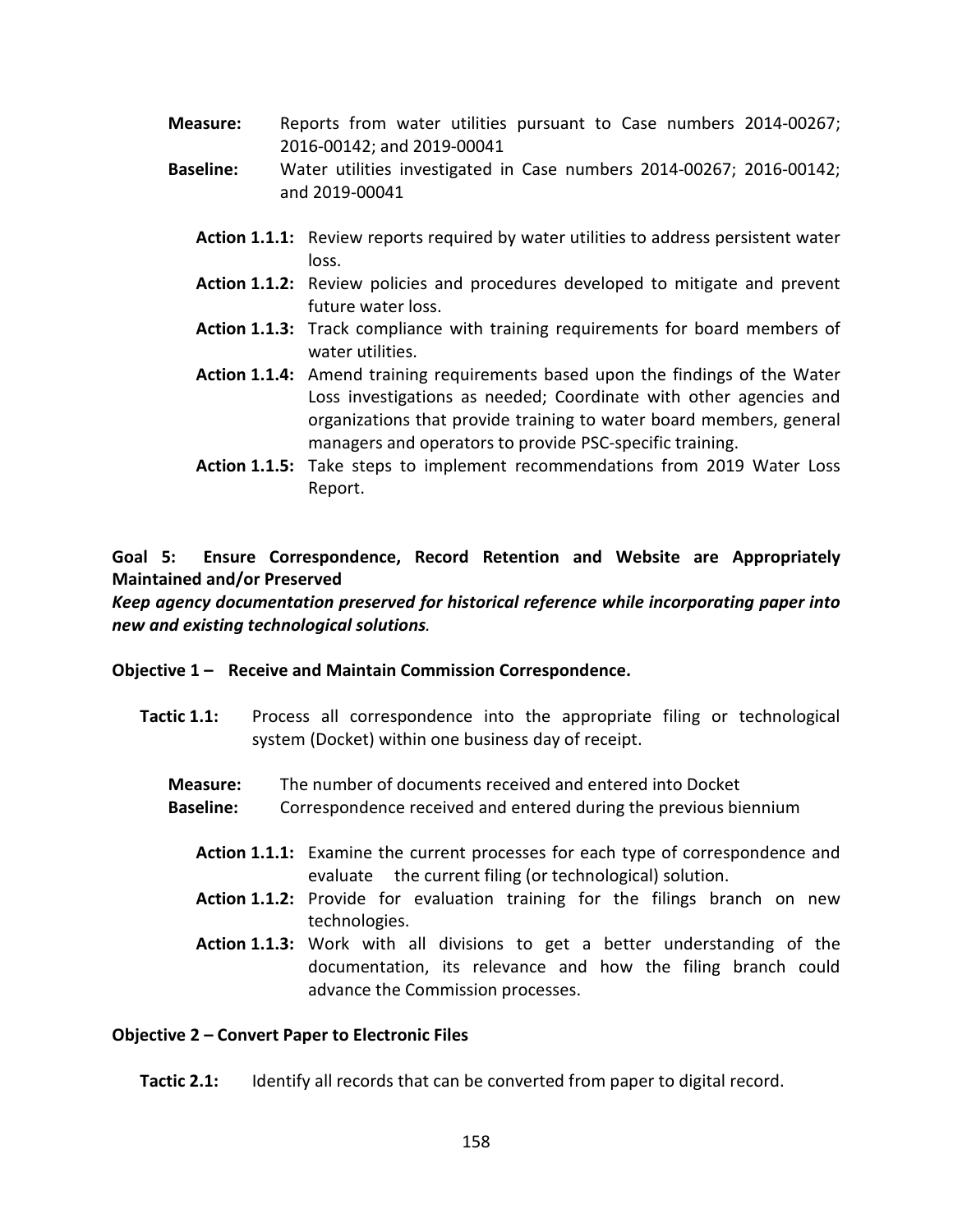**Measure:** Reports from water utilities pursuant to Case numbers 2014-00267; 2016-00142; and 2019-00041

**Baseline:** Water utilities investigated in Case numbers 2014-00267; 2016-00142; and 2019-00041

- **Action 1.1.1:** Review reports required by water utilities to address persistent water loss.
- **Action 1.1.2:** Review policies and procedures developed to mitigate and prevent future water loss.
- **Action 1.1.3:** Track compliance with training requirements for board members of water utilities.
- **Action 1.1.4:** Amend training requirements based upon the findings of the Water Loss investigations as needed; Coordinate with other agencies and organizations that provide training to water board members, general managers and operators to provide PSC-specific training.
- **Action 1.1.5:** Take steps to implement recommendations from 2019 Water Loss Report.

**Goal 5: Ensure Correspondence, Record Retention and Website are Appropriately Maintained and/or Preserved**

***Keep agency documentation preserved for historical reference while incorporating paper into new and existing technological solutions.***

**Objective 1 – Receive and Maintain Commission Correspondence.**

**Tactic 1.1:** Process all correspondence into the appropriate filing or technological system (Docket) within one business day of receipt.

**Measure:** The number of documents received and entered into Docket

**Baseline:** Correspondence received and entered during the previous biennium

- **Action 1.1.1:** Examine the current processes for each type of correspondence and evaluate the current filing (or technological) solution.
- **Action 1.1.2:** Provide for evaluation training for the filings branch on new technologies.
- **Action 1.1.3:** Work with all divisions to get a better understanding of the documentation, its relevance and how the filing branch could advance the Commission processes.

**Objective 2 – Convert Paper to Electronic Files**

**Tactic 2.1:** Identify all records that can be converted from paper to digital record.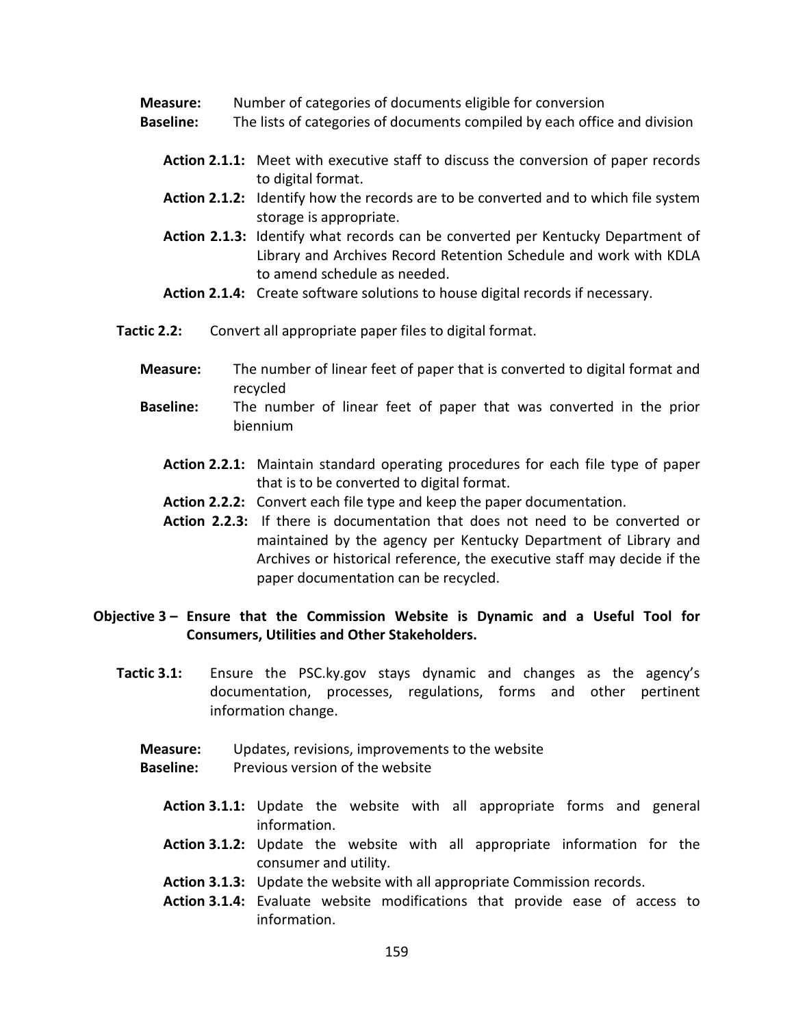**Measure:** Number of categories of documents eligible for conversion
**Baseline:** The lists of categories of documents compiled by each office and division

**Action 2.1.1:** Meet with executive staff to discuss the conversion of paper records to digital format.
**Action 2.1.2:** Identify how the records are to be converted and to which file system storage is appropriate.
**Action 2.1.3:** Identify what records can be converted per Kentucky Department of Library and Archives Record Retention Schedule and work with KDLA to amend schedule as needed.
**Action 2.1.4:** Create software solutions to house digital records if necessary.

**Tactic 2.2:** Convert all appropriate paper files to digital format.

**Measure:** The number of linear feet of paper that is converted to digital format and recycled
**Baseline:** The number of linear feet of paper that was converted in the prior biennium

**Action 2.2.1:** Maintain standard operating procedures for each file type of paper that is to be converted to digital format.
**Action 2.2.2:** Convert each file type and keep the paper documentation.
**Action 2.2.3:** If there is documentation that does not need to be converted or maintained by the agency per Kentucky Department of Library and Archives or historical reference, the executive staff may decide if the paper documentation can be recycled.

**Objective 3 – Ensure that the Commission Website is Dynamic and a Useful Tool for Consumers, Utilities and Other Stakeholders.**

**Tactic 3.1:** Ensure the PSC.ky.gov stays dynamic and changes as the agency's documentation, processes, regulations, forms and other pertinent information change.

**Measure:** Updates, revisions, improvements to the website
**Baseline:** Previous version of the website

**Action 3.1.1:** Update the website with all appropriate forms and general information.
**Action 3.1.2:** Update the website with all appropriate information for the consumer and utility.
**Action 3.1.3:** Update the website with all appropriate Commission records.
**Action 3.1.4:** Evaluate website modifications that provide ease of access to information.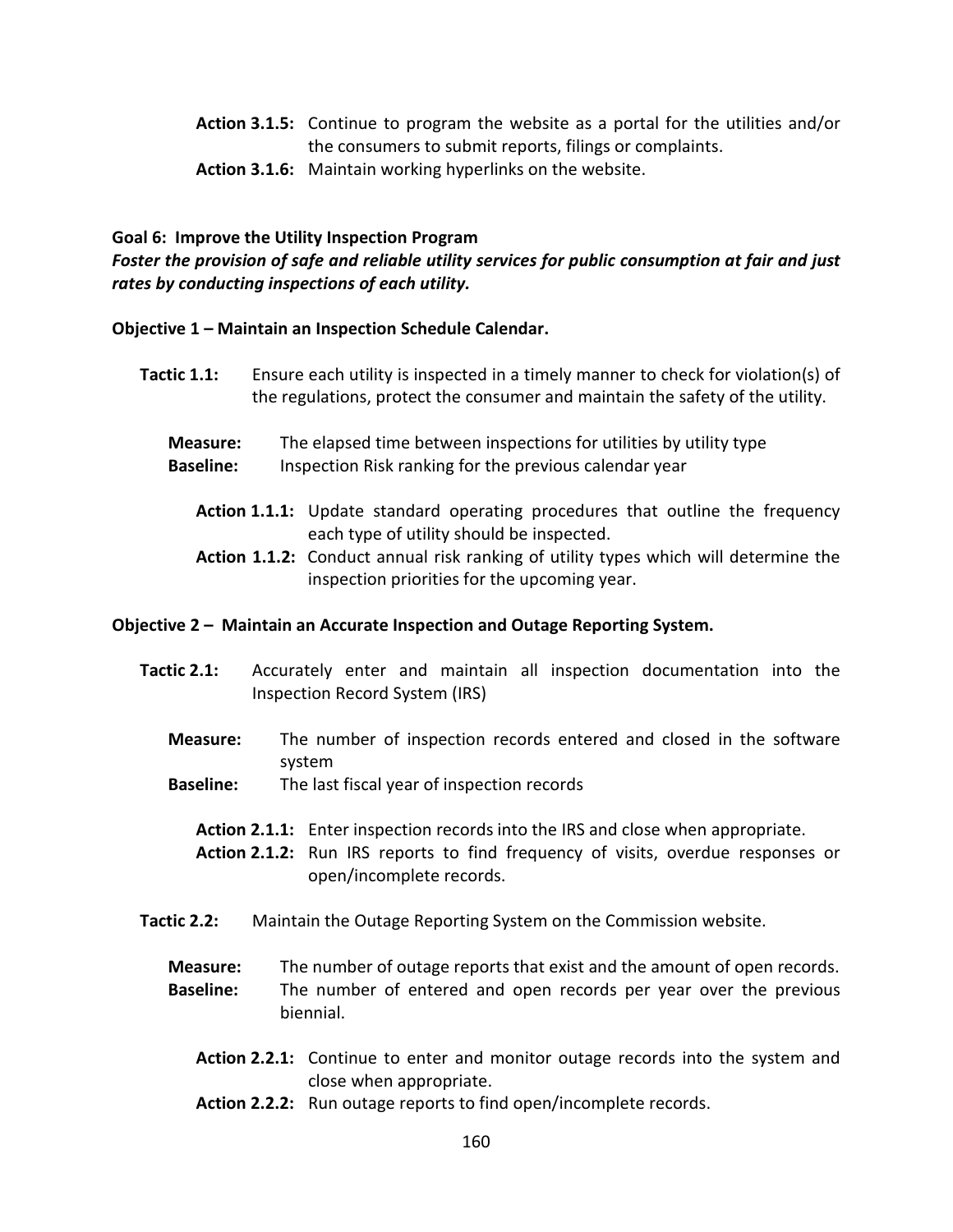**Action 3.1.5:** Continue to program the website as a portal for the utilities and/or the consumers to submit reports, filings or complaints.

**Action 3.1.6:** Maintain working hyperlinks on the website.

**Goal 6: Improve the Utility Inspection Program**

***Foster the provision of safe and reliable utility services for public consumption at fair and just rates by conducting inspections of each utility.***

**Objective 1 – Maintain an Inspection Schedule Calendar.**

**Tactic 1.1:** Ensure each utility is inspected in a timely manner to check for violation(s) of the regulations, protect the consumer and maintain the safety of the utility.

**Measure:** The elapsed time between inspections for utilities by utility type

**Baseline:** Inspection Risk ranking for the previous calendar year

**Action 1.1.1:** Update standard operating procedures that outline the frequency each type of utility should be inspected.

**Action 1.1.2:** Conduct annual risk ranking of utility types which will determine the inspection priorities for the upcoming year.

**Objective 2 – Maintain an Accurate Inspection and Outage Reporting System.**

**Tactic 2.1:** Accurately enter and maintain all inspection documentation into the Inspection Record System (IRS)

**Measure:** The number of inspection records entered and closed in the software system

**Baseline:** The last fiscal year of inspection records

**Action 2.1.1:** Enter inspection records into the IRS and close when appropriate.

**Action 2.1.2:** Run IRS reports to find frequency of visits, overdue responses or open/incomplete records.

**Tactic 2.2:** Maintain the Outage Reporting System on the Commission website.

**Measure:** The number of outage reports that exist and the amount of open records.

**Baseline:** The number of entered and open records per year over the previous biennial.

**Action 2.2.1:** Continue to enter and monitor outage records into the system and close when appropriate.

**Action 2.2.2:** Run outage reports to find open/incomplete records.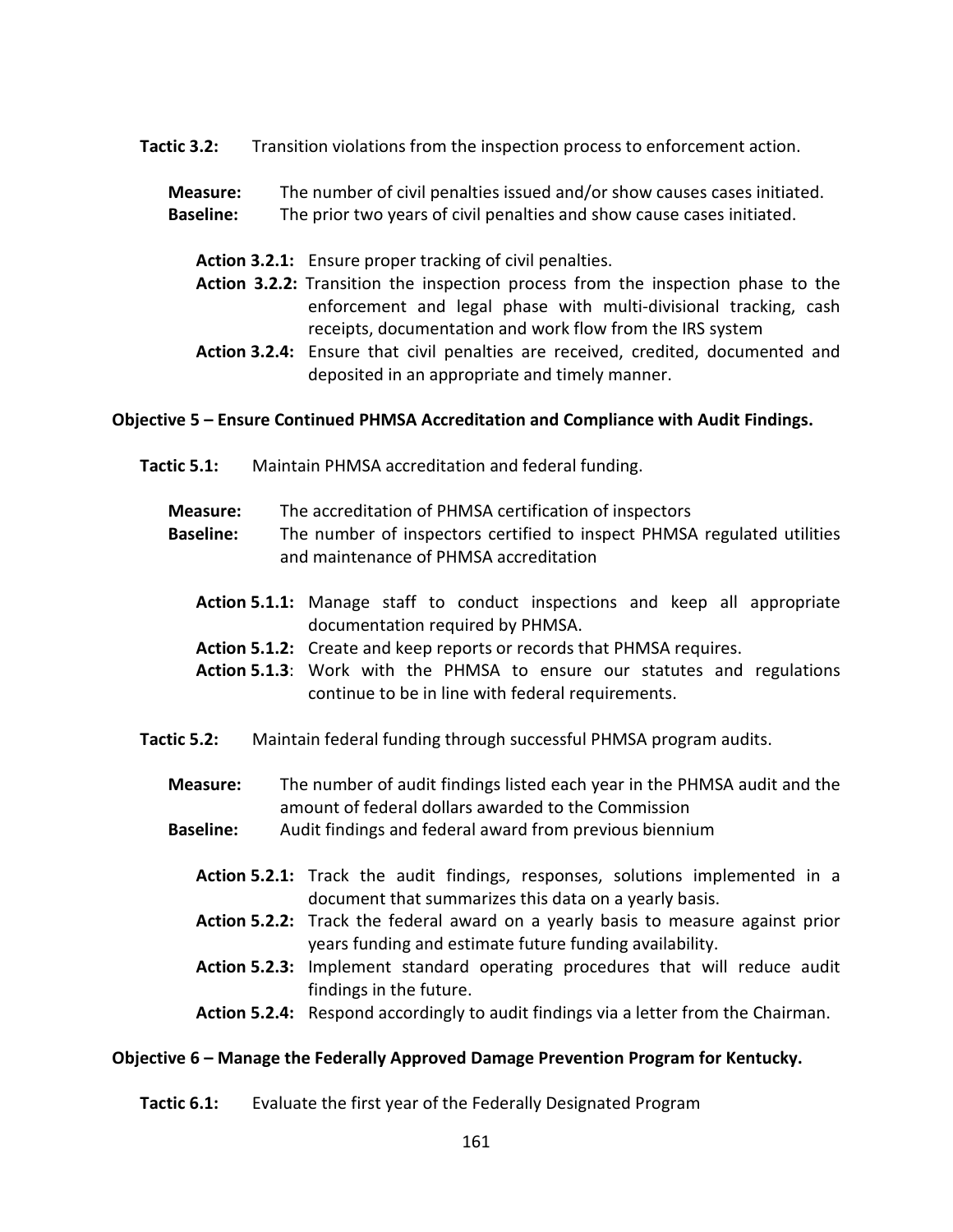**Tactic 3.2:** Transition violations from the inspection process to enforcement action.

**Measure:** The number of civil penalties issued and/or show causes cases initiated.
**Baseline:** The prior two years of civil penalties and show cause cases initiated.

**Action 3.2.1:** Ensure proper tracking of civil penalties.
**Action 3.2.2:** Transition the inspection process from the inspection phase to the enforcement and legal phase with multi-divisional tracking, cash receipts, documentation and work flow from the IRS system
**Action 3.2.4:** Ensure that civil penalties are received, credited, documented and deposited in an appropriate and timely manner.

**Objective 5 – Ensure Continued PHMSA Accreditation and Compliance with Audit Findings.**

**Tactic 5.1:** Maintain PHMSA accreditation and federal funding.

**Measure:** The accreditation of PHMSA certification of inspectors
**Baseline:** The number of inspectors certified to inspect PHMSA regulated utilities and maintenance of PHMSA accreditation

**Action 5.1.1:** Manage staff to conduct inspections and keep all appropriate documentation required by PHMSA.
**Action 5.1.2:** Create and keep reports or records that PHMSA requires.
**Action 5.1.3**: Work with the PHMSA to ensure our statutes and regulations continue to be in line with federal requirements.

**Tactic 5.2:** Maintain federal funding through successful PHMSA program audits.

**Measure:** The number of audit findings listed each year in the PHMSA audit and the amount of federal dollars awarded to the Commission
**Baseline:** Audit findings and federal award from previous biennium

**Action 5.2.1:** Track the audit findings, responses, solutions implemented in a document that summarizes this data on a yearly basis.
**Action 5.2.2:** Track the federal award on a yearly basis to measure against prior years funding and estimate future funding availability.
**Action 5.2.3:** Implement standard operating procedures that will reduce audit findings in the future.
**Action 5.2.4:** Respond accordingly to audit findings via a letter from the Chairman.

**Objective 6 – Manage the Federally Approved Damage Prevention Program for Kentucky.**

**Tactic 6.1:** Evaluate the first year of the Federally Designated Program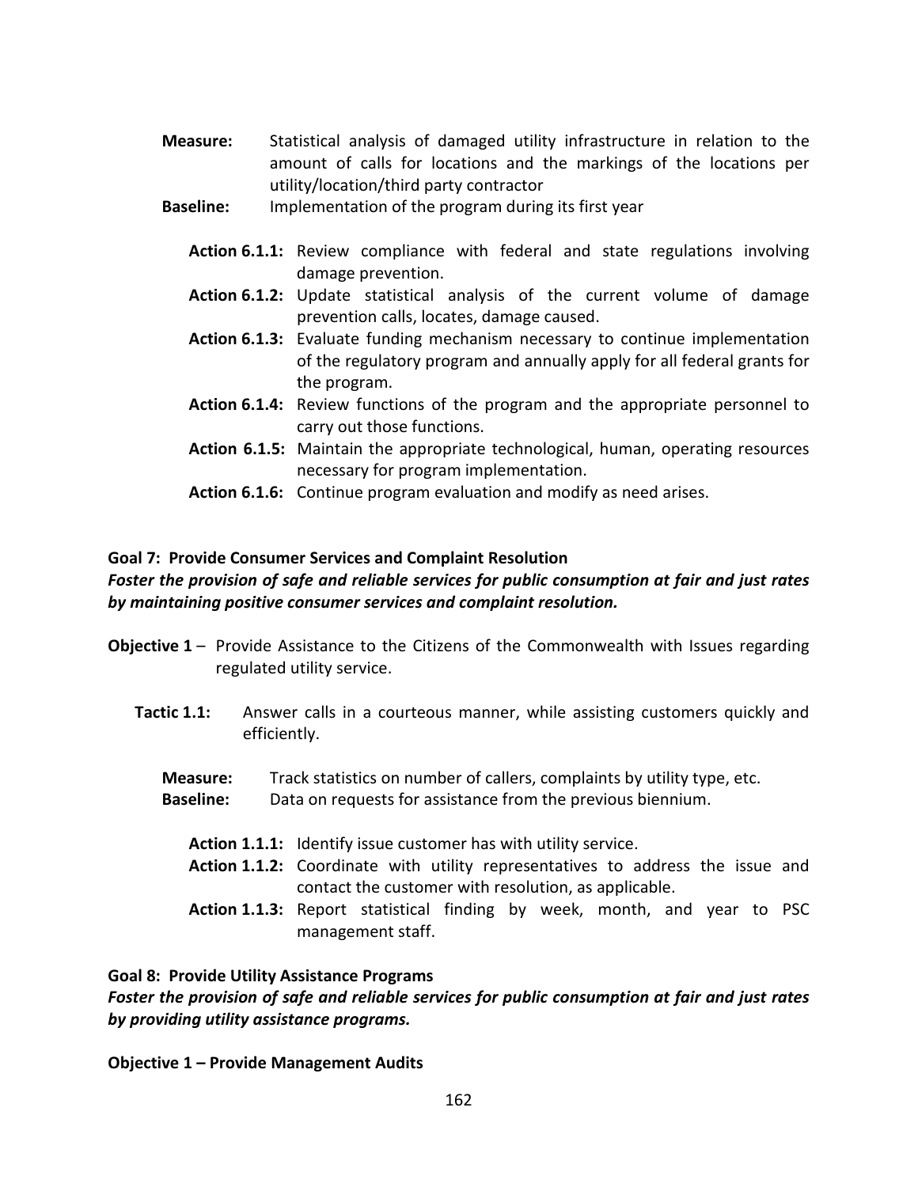**Measure:** Statistical analysis of damaged utility infrastructure in relation to the amount of calls for locations and the markings of the locations per utility/location/third party contractor

**Baseline:** Implementation of the program during its first year

**Action 6.1.1:** Review compliance with federal and state regulations involving damage prevention.

**Action 6.1.2:** Update statistical analysis of the current volume of damage prevention calls, locates, damage caused.

**Action 6.1.3:** Evaluate funding mechanism necessary to continue implementation of the regulatory program and annually apply for all federal grants for the program.

**Action 6.1.4:** Review functions of the program and the appropriate personnel to carry out those functions.

**Action 6.1.5:** Maintain the appropriate technological, human, operating resources necessary for program implementation.

**Action 6.1.6:** Continue program evaluation and modify as need arises.

**Goal 7: Provide Consumer Services and Complaint Resolution**

***Foster the provision of safe and reliable services for public consumption at fair and just rates by maintaining positive consumer services and complaint resolution.***

**Objective 1** – Provide Assistance to the Citizens of the Commonwealth with Issues regarding regulated utility service.

**Tactic 1.1:** Answer calls in a courteous manner, while assisting customers quickly and efficiently.

**Measure:** Track statistics on number of callers, complaints by utility type, etc.

**Baseline:** Data on requests for assistance from the previous biennium.

**Action 1.1.1:** Identify issue customer has with utility service.

**Action 1.1.2:** Coordinate with utility representatives to address the issue and contact the customer with resolution, as applicable.

**Action 1.1.3:** Report statistical finding by week, month, and year to PSC management staff.

**Goal 8: Provide Utility Assistance Programs**

***Foster the provision of safe and reliable services for public consumption at fair and just rates by providing utility assistance programs.***

**Objective 1 – Provide Management Audits**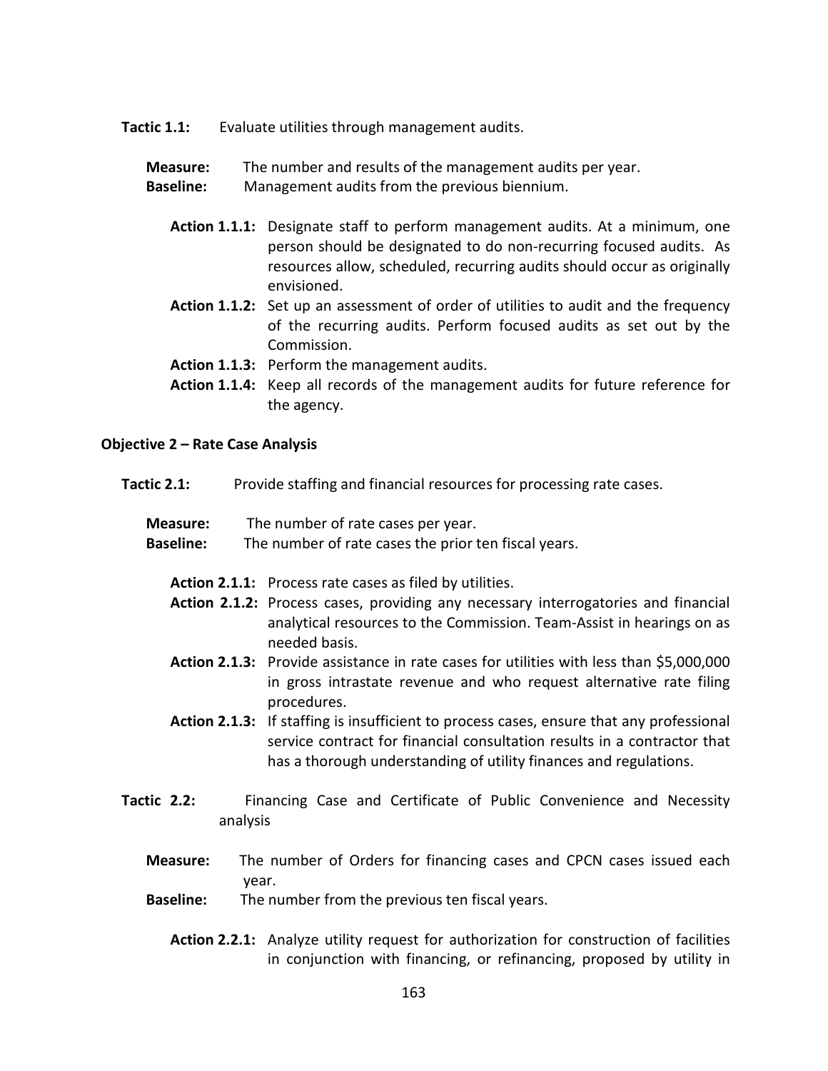**Tactic 1.1:** Evaluate utilities through management audits.

**Measure:** The number and results of the management audits per year.
**Baseline:** Management audits from the previous biennium.

**Action 1.1.1:** Designate staff to perform management audits. At a minimum, one person should be designated to do non-recurring focused audits. As resources allow, scheduled, recurring audits should occur as originally envisioned.
**Action 1.1.2:** Set up an assessment of order of utilities to audit and the frequency of the recurring audits. Perform focused audits as set out by the Commission.
**Action 1.1.3:** Perform the management audits.
**Action 1.1.4:** Keep all records of the management audits for future reference for the agency.

**Objective 2 – Rate Case Analysis**

**Tactic 2.1:** Provide staffing and financial resources for processing rate cases.

**Measure:** The number of rate cases per year.
**Baseline:** The number of rate cases the prior ten fiscal years.

**Action 2.1.1:** Process rate cases as filed by utilities.
**Action 2.1.2:** Process cases, providing any necessary interrogatories and financial analytical resources to the Commission. Team-Assist in hearings on as needed basis.
**Action 2.1.3:** Provide assistance in rate cases for utilities with less than $5,000,000 in gross intrastate revenue and who request alternative rate filing procedures.
**Action 2.1.3:** If staffing is insufficient to process cases, ensure that any professional service contract for financial consultation results in a contractor that has a thorough understanding of utility finances and regulations.

**Tactic 2.2:** Financing Case and Certificate of Public Convenience and Necessity analysis

**Measure:** The number of Orders for financing cases and CPCN cases issued each year.
**Baseline:** The number from the previous ten fiscal years.

**Action 2.2.1:** Analyze utility request for authorization for construction of facilities in conjunction with financing, or refinancing, proposed by utility in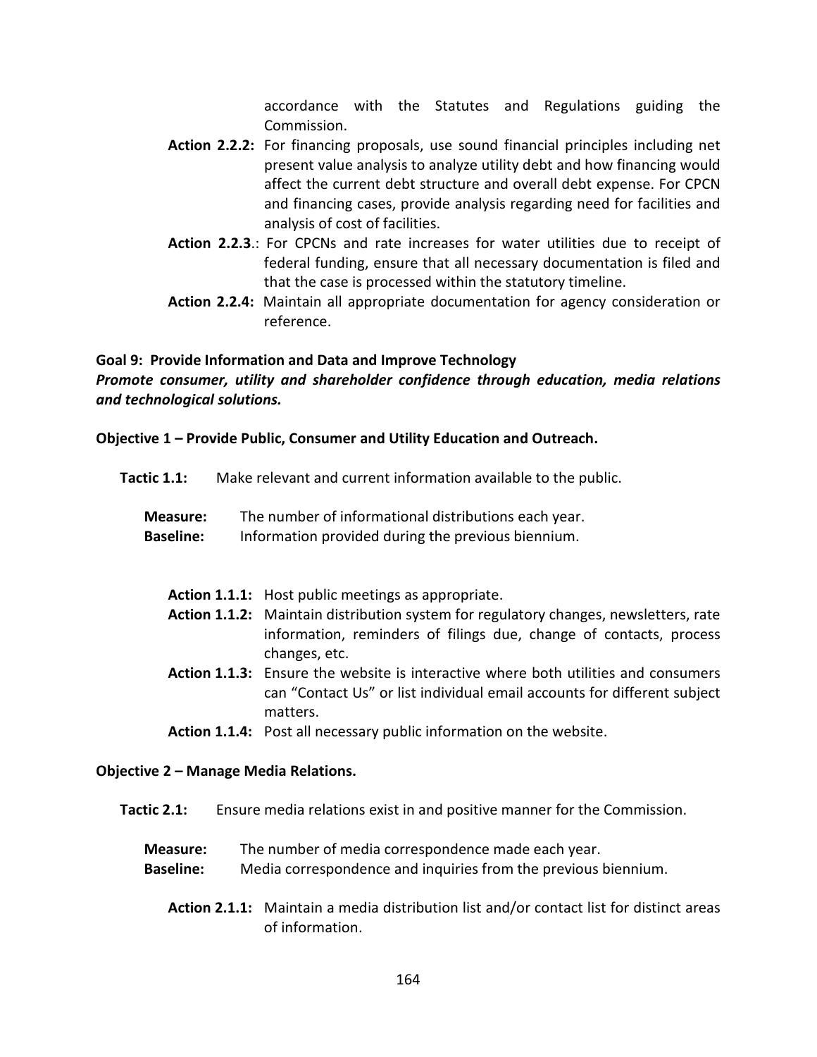accordance with the Statutes and Regulations guiding the Commission.

**Action 2.2.2:** For financing proposals, use sound financial principles including net present value analysis to analyze utility debt and how financing would affect the current debt structure and overall debt expense. For CPCN and financing cases, provide analysis regarding need for facilities and analysis of cost of facilities.

**Action 2.2.3**.: For CPCNs and rate increases for water utilities due to receipt of federal funding, ensure that all necessary documentation is filed and that the case is processed within the statutory timeline.

**Action 2.2.4:** Maintain all appropriate documentation for agency consideration or reference.

**Goal 9: Provide Information and Data and Improve Technology**

***Promote consumer, utility and shareholder confidence through education, media relations and technological solutions.***

**Objective 1 – Provide Public, Consumer and Utility Education and Outreach.**

**Tactic 1.1:** Make relevant and current information available to the public.

**Measure:** The number of informational distributions each year.
**Baseline:** Information provided during the previous biennium.

**Action 1.1.1:** Host public meetings as appropriate.

**Action 1.1.2:** Maintain distribution system for regulatory changes, newsletters, rate information, reminders of filings due, change of contacts, process changes, etc.

**Action 1.1.3:** Ensure the website is interactive where both utilities and consumers can "Contact Us" or list individual email accounts for different subject matters.

**Action 1.1.4:** Post all necessary public information on the website.

**Objective 2 – Manage Media Relations.**

**Tactic 2.1:** Ensure media relations exist in and positive manner for the Commission.

**Measure:** The number of media correspondence made each year.
**Baseline:** Media correspondence and inquiries from the previous biennium.

**Action 2.1.1:** Maintain a media distribution list and/or contact list for distinct areas of information.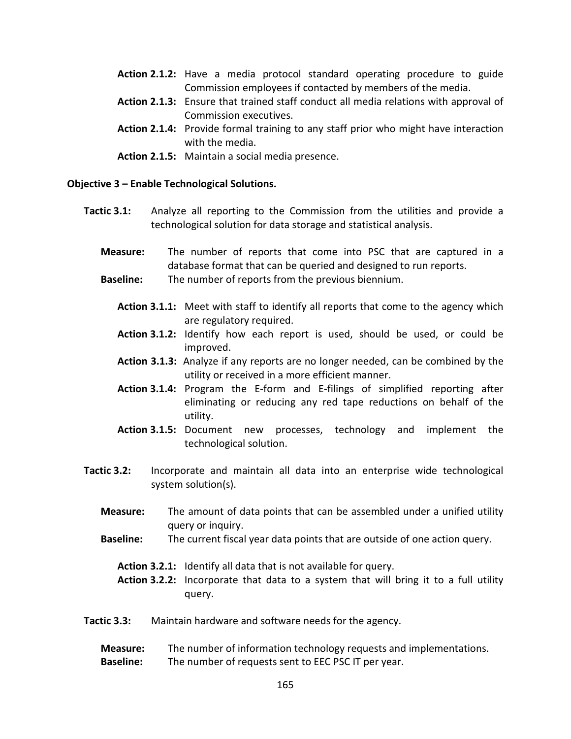**Action 2.1.2:** Have a media protocol standard operating procedure to guide Commission employees if contacted by members of the media.

**Action 2.1.3:** Ensure that trained staff conduct all media relations with approval of Commission executives.

**Action 2.1.4:** Provide formal training to any staff prior who might have interaction with the media.

**Action 2.1.5:** Maintain a social media presence.

**Objective 3 – Enable Technological Solutions.**

**Tactic 3.1:** Analyze all reporting to the Commission from the utilities and provide a technological solution for data storage and statistical analysis.

**Measure:** The number of reports that come into PSC that are captured in a database format that can be queried and designed to run reports.

**Baseline:** The number of reports from the previous biennium.

**Action 3.1.1:** Meet with staff to identify all reports that come to the agency which are regulatory required.

**Action 3.1.2:** Identify how each report is used, should be used, or could be improved.

**Action 3.1.3:** Analyze if any reports are no longer needed, can be combined by the utility or received in a more efficient manner.

**Action 3.1.4:** Program the E-form and E-filings of simplified reporting after eliminating or reducing any red tape reductions on behalf of the utility.

**Action 3.1.5:** Document new processes, technology and implement the technological solution.

**Tactic 3.2:** Incorporate and maintain all data into an enterprise wide technological system solution(s).

**Measure:** The amount of data points that can be assembled under a unified utility query or inquiry.

**Baseline:** The current fiscal year data points that are outside of one action query.

**Action 3.2.1:** Identify all data that is not available for query.

**Action 3.2.2:** Incorporate that data to a system that will bring it to a full utility query.

**Tactic 3.3:** Maintain hardware and software needs for the agency.

**Measure:** The number of information technology requests and implementations.

**Baseline:** The number of requests sent to EEC PSC IT per year.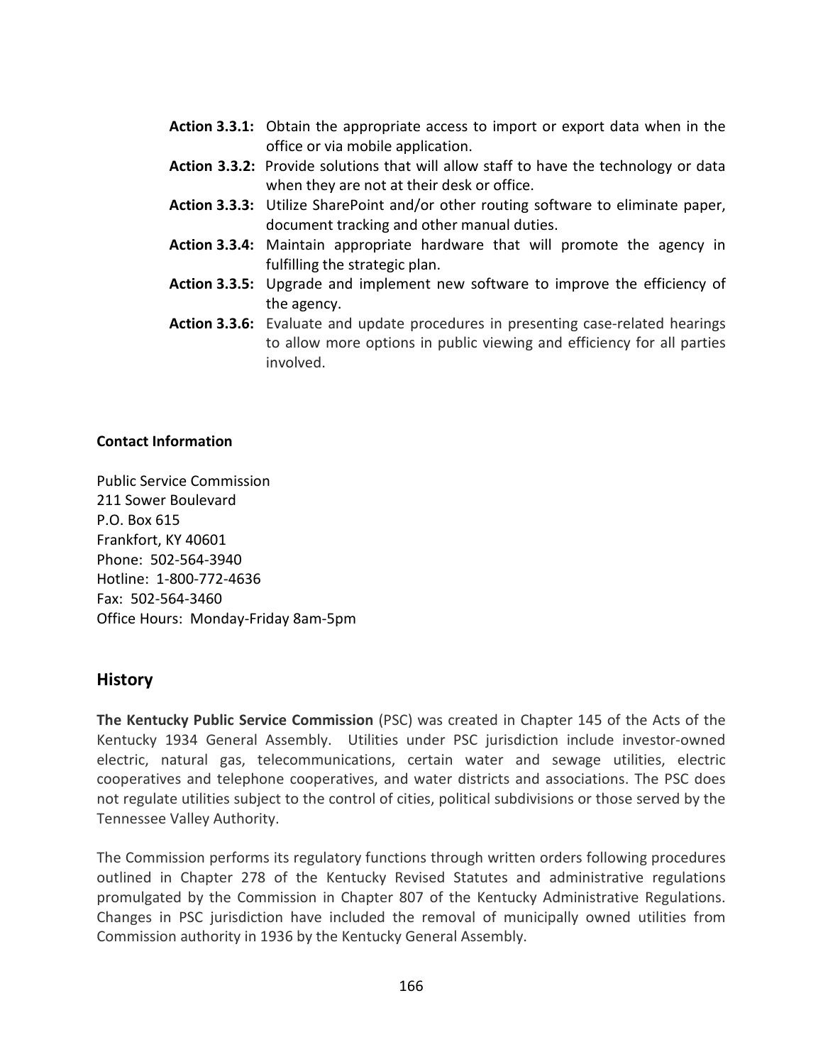**Action 3.3.1:** Obtain the appropriate access to import or export data when in the office or via mobile application.

**Action 3.3.2:** Provide solutions that will allow staff to have the technology or data when they are not at their desk or office.

**Action 3.3.3:** Utilize SharePoint and/or other routing software to eliminate paper, document tracking and other manual duties.

**Action 3.3.4:** Maintain appropriate hardware that will promote the agency in fulfilling the strategic plan.

**Action 3.3.5:** Upgrade and implement new software to improve the efficiency of the agency.

**Action 3.3.6:** Evaluate and update procedures in presenting case-related hearings to allow more options in public viewing and efficiency for all parties involved.

**Contact Information**

Public Service Commission
211 Sower Boulevard
P.O. Box 615
Frankfort, KY 40601
Phone: 502-564-3940
Hotline: 1-800-772-4636
Fax: 502-564-3460
Office Hours: Monday-Friday 8am-5pm

## History

**The Kentucky Public Service Commission** (PSC) was created in Chapter 145 of the Acts of the Kentucky 1934 General Assembly. Utilities under PSC jurisdiction include investor-owned electric, natural gas, telecommunications, certain water and sewage utilities, electric cooperatives and telephone cooperatives, and water districts and associations. The PSC does not regulate utilities subject to the control of cities, political subdivisions or those served by the Tennessee Valley Authority.

The Commission performs its regulatory functions through written orders following procedures outlined in Chapter 278 of the Kentucky Revised Statutes and administrative regulations promulgated by the Commission in Chapter 807 of the Kentucky Administrative Regulations. Changes in PSC jurisdiction have included the removal of municipally owned utilities from Commission authority in 1936 by the Kentucky General Assembly.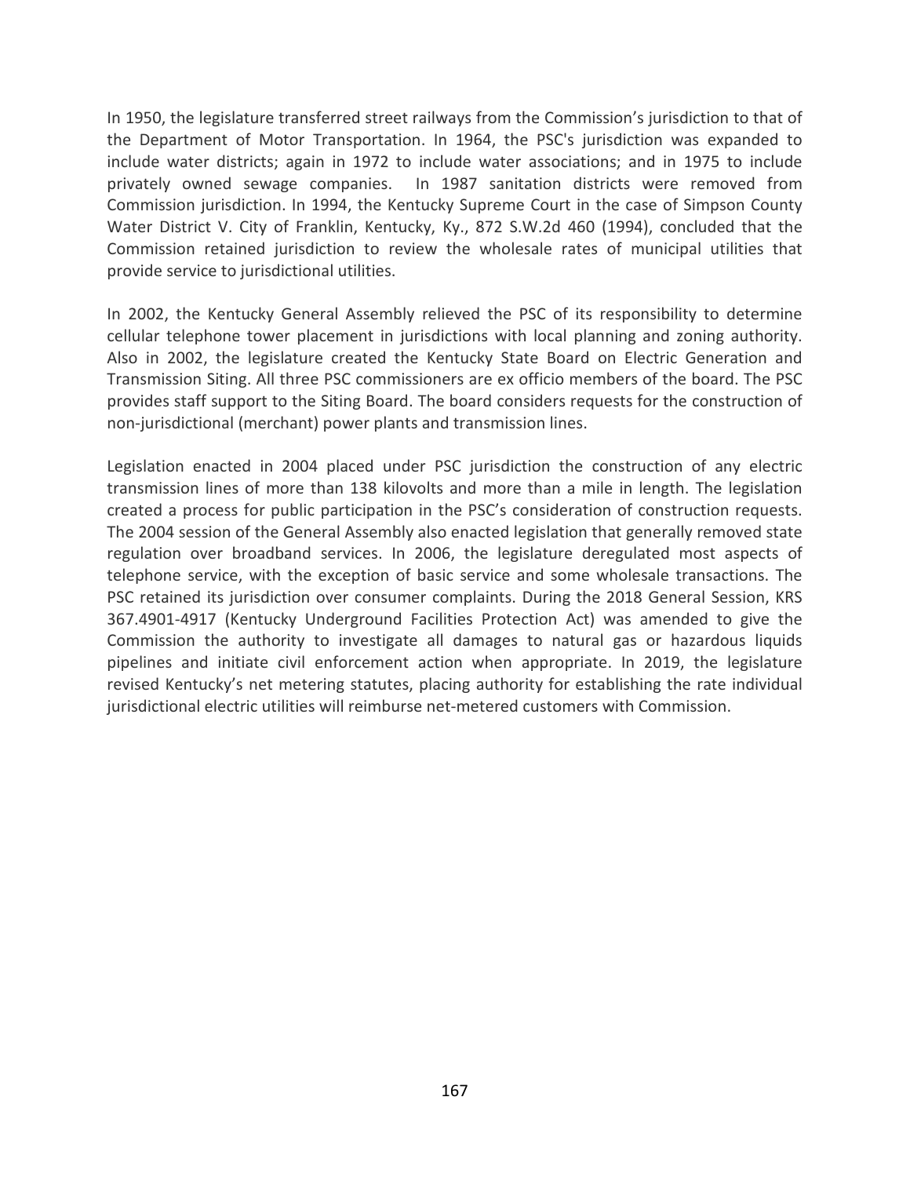In 1950, the legislature transferred street railways from the Commission's jurisdiction to that of the Department of Motor Transportation. In 1964, the PSC's jurisdiction was expanded to include water districts; again in 1972 to include water associations; and in 1975 to include privately owned sewage companies.  In 1987 sanitation districts were removed from Commission jurisdiction. In 1994, the Kentucky Supreme Court in the case of Simpson County Water District V. City of Franklin, Kentucky, Ky., 872 S.W.2d 460 (1994), concluded that the Commission retained jurisdiction to review the wholesale rates of municipal utilities that provide service to jurisdictional utilities.

In 2002, the Kentucky General Assembly relieved the PSC of its responsibility to determine cellular telephone tower placement in jurisdictions with local planning and zoning authority. Also in 2002, the legislature created the Kentucky State Board on Electric Generation and Transmission Siting. All three PSC commissioners are ex officio members of the board. The PSC provides staff support to the Siting Board. The board considers requests for the construction of non-jurisdictional (merchant) power plants and transmission lines.

Legislation enacted in 2004 placed under PSC jurisdiction the construction of any electric transmission lines of more than 138 kilovolts and more than a mile in length. The legislation created a process for public participation in the PSC's consideration of construction requests. The 2004 session of the General Assembly also enacted legislation that generally removed state regulation over broadband services. In 2006, the legislature deregulated most aspects of telephone service, with the exception of basic service and some wholesale transactions. The PSC retained its jurisdiction over consumer complaints. During the 2018 General Session, KRS 367.4901-4917 (Kentucky Underground Facilities Protection Act) was amended to give the Commission the authority to investigate all damages to natural gas or hazardous liquids pipelines and initiate civil enforcement action when appropriate. In 2019, the legislature revised Kentucky's net metering statutes, placing authority for establishing the rate individual jurisdictional electric utilities will reimburse net-metered customers with Commission.